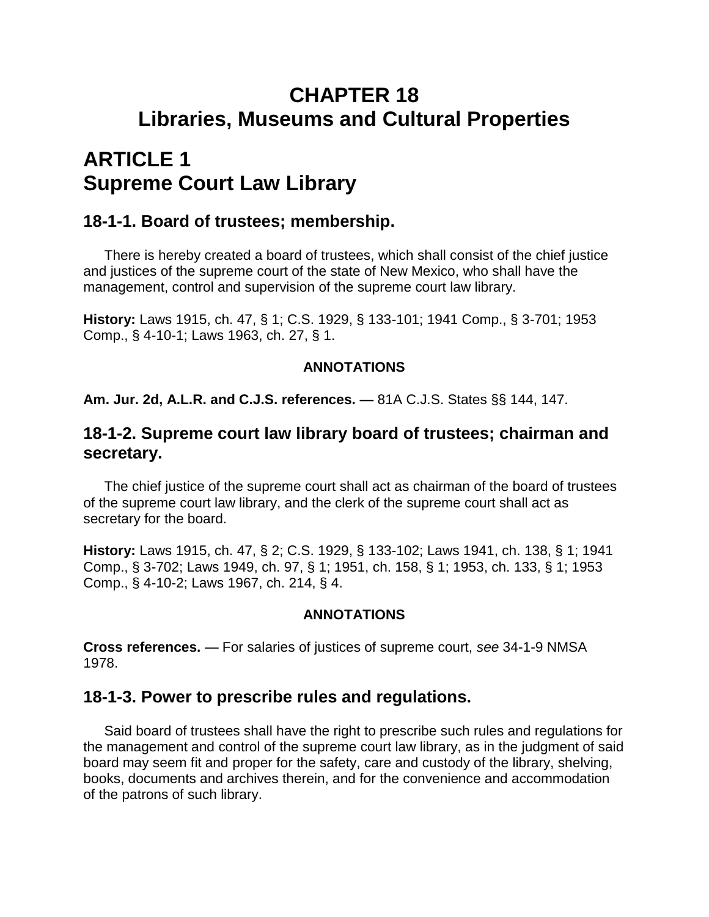# CHAPTER 18
# Libraries, Museums and Cultural Properties

## ARTICLE 1
## Supreme Court Law Library

### 18-1-1. Board of trustees; membership.

There is hereby created a board of trustees, which shall consist of the chief justice and justices of the supreme court of the state of New Mexico, who shall have the management, control and supervision of the supreme court law library.

**History:** Laws 1915, ch. 47, § 1; C.S. 1929, § 133-101; 1941 Comp., § 3-701; 1953 Comp., § 4-10-1; Laws 1963, ch. 27, § 1.

**ANNOTATIONS**

**Am. Jur. 2d, A.L.R. and C.J.S. references. —** 81A C.J.S. States §§ 144, 147.

### 18-1-2. Supreme court law library board of trustees; chairman and secretary.

The chief justice of the supreme court shall act as chairman of the board of trustees of the supreme court law library, and the clerk of the supreme court shall act as secretary for the board.

**History:** Laws 1915, ch. 47, § 2; C.S. 1929, § 133-102; Laws 1941, ch. 138, § 1; 1941 Comp., § 3-702; Laws 1949, ch. 97, § 1; 1951, ch. 158, § 1; 1953, ch. 133, § 1; 1953 Comp., § 4-10-2; Laws 1967, ch. 214, § 4.

**ANNOTATIONS**

**Cross references.** — For salaries of justices of supreme court, *see* 34-1-9 NMSA 1978.

### 18-1-3. Power to prescribe rules and regulations.

Said board of trustees shall have the right to prescribe such rules and regulations for the management and control of the supreme court law library, as in the judgment of said board may seem fit and proper for the safety, care and custody of the library, shelving, books, documents and archives therein, and for the convenience and accommodation of the patrons of such library.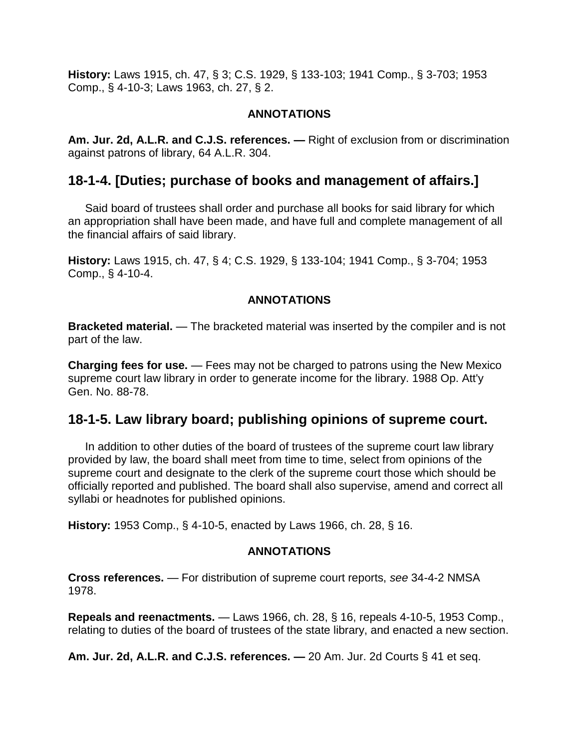**History:** Laws 1915, ch. 47, § 3; C.S. 1929, § 133-103; 1941 Comp., § 3-703; 1953 Comp., § 4-10-3; Laws 1963, ch. 27, § 2.

**ANNOTATIONS**

**Am. Jur. 2d, A.L.R. and C.J.S. references. —** Right of exclusion from or discrimination against patrons of library, 64 A.L.R. 304.

## 18-1-4. [Duties; purchase of books and management of affairs.]

Said board of trustees shall order and purchase all books for said library for which an appropriation shall have been made, and have full and complete management of all the financial affairs of said library.

**History:** Laws 1915, ch. 47, § 4; C.S. 1929, § 133-104; 1941 Comp., § 3-704; 1953 Comp., § 4-10-4.

**ANNOTATIONS**

**Bracketed material.** — The bracketed material was inserted by the compiler and is not part of the law.

**Charging fees for use.** — Fees may not be charged to patrons using the New Mexico supreme court law library in order to generate income for the library. 1988 Op. Att'y Gen. No. 88-78.

## 18-1-5. Law library board; publishing opinions of supreme court.

In addition to other duties of the board of trustees of the supreme court law library provided by law, the board shall meet from time to time, select from opinions of the supreme court and designate to the clerk of the supreme court those which should be officially reported and published. The board shall also supervise, amend and correct all syllabi or headnotes for published opinions.

**History:** 1953 Comp., § 4-10-5, enacted by Laws 1966, ch. 28, § 16.

**ANNOTATIONS**

**Cross references.** — For distribution of supreme court reports, *see* 34-4-2 NMSA 1978.

**Repeals and reenactments.** — Laws 1966, ch. 28, § 16, repeals 4-10-5, 1953 Comp., relating to duties of the board of trustees of the state library, and enacted a new section.

**Am. Jur. 2d, A.L.R. and C.J.S. references. —** 20 Am. Jur. 2d Courts § 41 et seq.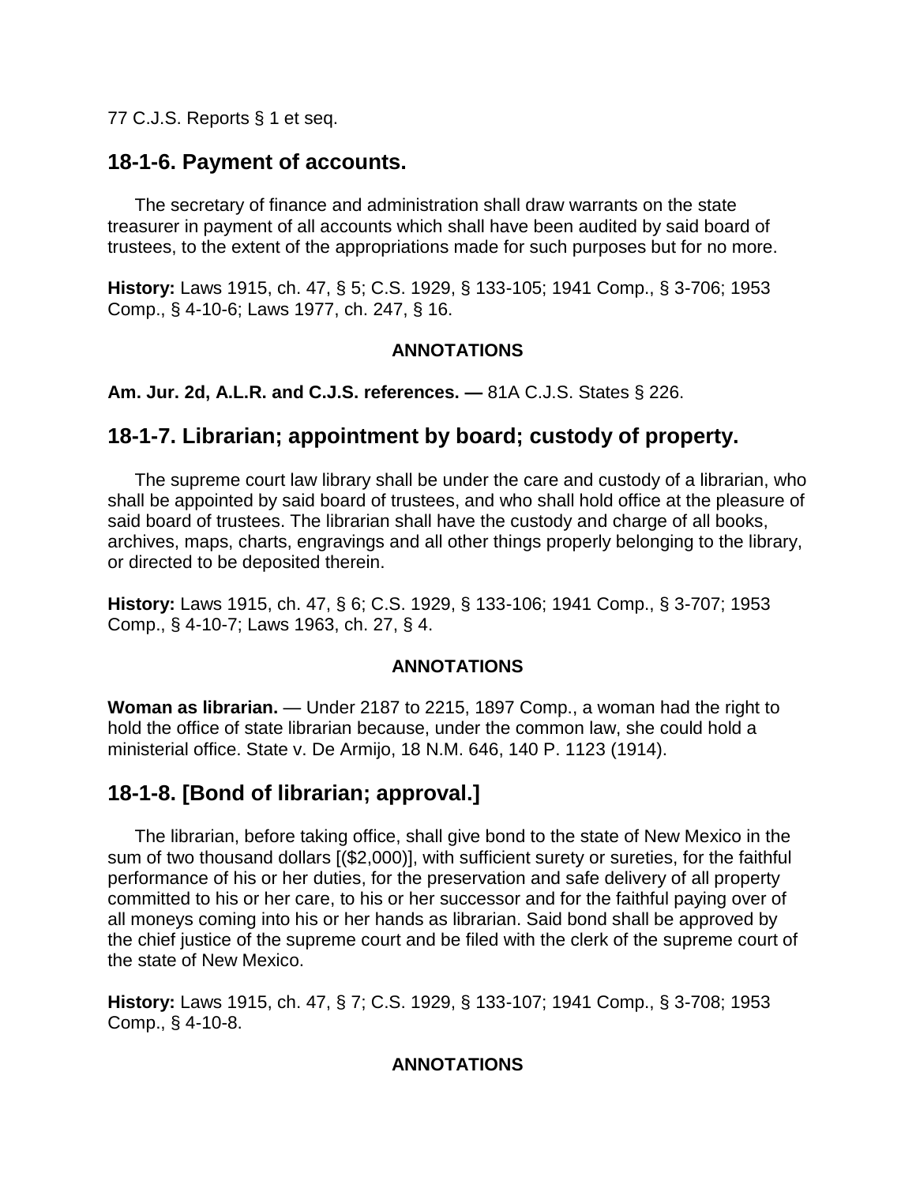77 C.J.S. Reports § 1 et seq.

## 18-1-6. Payment of accounts.

The secretary of finance and administration shall draw warrants on the state treasurer in payment of all accounts which shall have been audited by said board of trustees, to the extent of the appropriations made for such purposes but for no more.

**History:** Laws 1915, ch. 47, § 5; C.S. 1929, § 133-105; 1941 Comp., § 3-706; 1953 Comp., § 4-10-6; Laws 1977, ch. 247, § 16.

**ANNOTATIONS**

**Am. Jur. 2d, A.L.R. and C.J.S. references. —** 81A C.J.S. States § 226.

## 18-1-7. Librarian; appointment by board; custody of property.

The supreme court law library shall be under the care and custody of a librarian, who shall be appointed by said board of trustees, and who shall hold office at the pleasure of said board of trustees. The librarian shall have the custody and charge of all books, archives, maps, charts, engravings and all other things properly belonging to the library, or directed to be deposited therein.

**History:** Laws 1915, ch. 47, § 6; C.S. 1929, § 133-106; 1941 Comp., § 3-707; 1953 Comp., § 4-10-7; Laws 1963, ch. 27, § 4.

**ANNOTATIONS**

**Woman as librarian.** — Under 2187 to 2215, 1897 Comp., a woman had the right to hold the office of state librarian because, under the common law, she could hold a ministerial office. State v. De Armijo, 18 N.M. 646, 140 P. 1123 (1914).

## 18-1-8. [Bond of librarian; approval.]

The librarian, before taking office, shall give bond to the state of New Mexico in the sum of two thousand dollars [($2,000)], with sufficient surety or sureties, for the faithful performance of his or her duties, for the preservation and safe delivery of all property committed to his or her care, to his or her successor and for the faithful paying over of all moneys coming into his or her hands as librarian. Said bond shall be approved by the chief justice of the supreme court and be filed with the clerk of the supreme court of the state of New Mexico.

**History:** Laws 1915, ch. 47, § 7; C.S. 1929, § 133-107; 1941 Comp., § 3-708; 1953 Comp., § 4-10-8.

**ANNOTATIONS**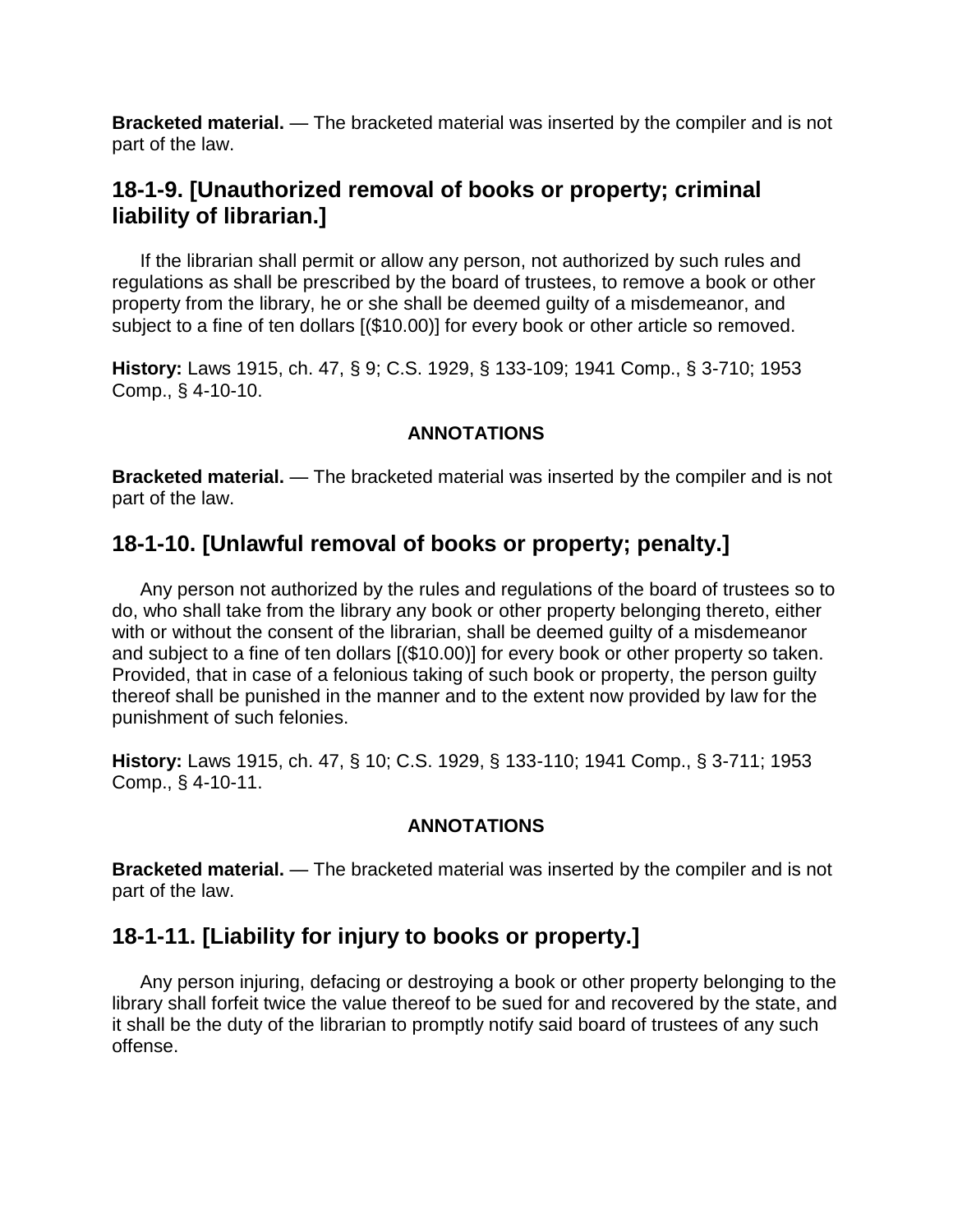**Bracketed material.** — The bracketed material was inserted by the compiler and is not part of the law.

## 18-1-9. [Unauthorized removal of books or property; criminal liability of librarian.]

If the librarian shall permit or allow any person, not authorized by such rules and regulations as shall be prescribed by the board of trustees, to remove a book or other property from the library, he or she shall be deemed guilty of a misdemeanor, and subject to a fine of ten dollars [($10.00)] for every book or other article so removed.

**History:** Laws 1915, ch. 47, § 9; C.S. 1929, § 133-109; 1941 Comp., § 3-710; 1953 Comp., § 4-10-10.

**ANNOTATIONS**

**Bracketed material.** — The bracketed material was inserted by the compiler and is not part of the law.

## 18-1-10. [Unlawful removal of books or property; penalty.]

Any person not authorized by the rules and regulations of the board of trustees so to do, who shall take from the library any book or other property belonging thereto, either with or without the consent of the librarian, shall be deemed guilty of a misdemeanor and subject to a fine of ten dollars [($10.00)] for every book or other property so taken. Provided, that in case of a felonious taking of such book or property, the person guilty thereof shall be punished in the manner and to the extent now provided by law for the punishment of such felonies.

**History:** Laws 1915, ch. 47, § 10; C.S. 1929, § 133-110; 1941 Comp., § 3-711; 1953 Comp., § 4-10-11.

**ANNOTATIONS**

**Bracketed material.** — The bracketed material was inserted by the compiler and is not part of the law.

## 18-1-11. [Liability for injury to books or property.]

Any person injuring, defacing or destroying a book or other property belonging to the library shall forfeit twice the value thereof to be sued for and recovered by the state, and it shall be the duty of the librarian to promptly notify said board of trustees of any such offense.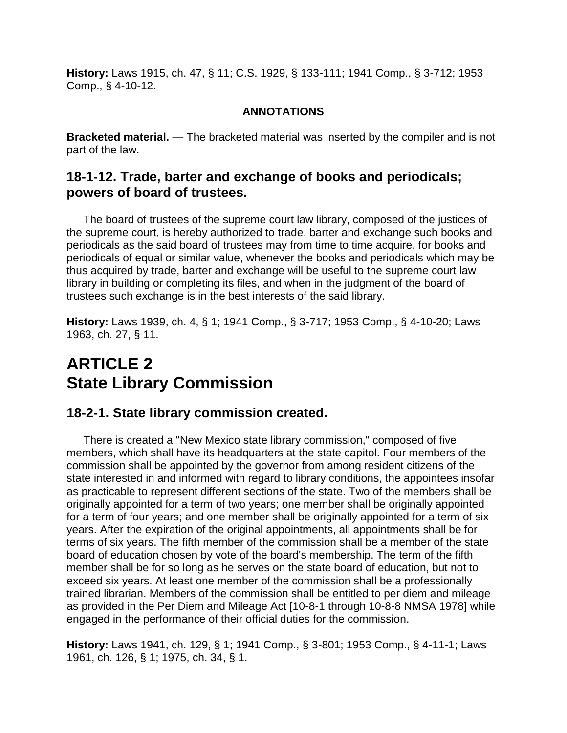**History:** Laws 1915, ch. 47, § 11; C.S. 1929, § 133-111; 1941 Comp., § 3-712; 1953 Comp., § 4-10-12.

**ANNOTATIONS**

**Bracketed material.** — The bracketed material was inserted by the compiler and is not part of the law.

## 18-1-12. Trade, barter and exchange of books and periodicals; powers of board of trustees.

The board of trustees of the supreme court law library, composed of the justices of the supreme court, is hereby authorized to trade, barter and exchange such books and periodicals as the said board of trustees may from time to time acquire, for books and periodicals of equal or similar value, whenever the books and periodicals which may be thus acquired by trade, barter and exchange will be useful to the supreme court law library in building or completing its files, and when in the judgment of the board of trustees such exchange is in the best interests of the said library.

**History:** Laws 1939, ch. 4, § 1; 1941 Comp., § 3-717; 1953 Comp., § 4-10-20; Laws 1963, ch. 27, § 11.

# ARTICLE 2 State Library Commission

## 18-2-1. State library commission created.

There is created a "New Mexico state library commission," composed of five members, which shall have its headquarters at the state capitol. Four members of the commission shall be appointed by the governor from among resident citizens of the state interested in and informed with regard to library conditions, the appointees insofar as practicable to represent different sections of the state. Two of the members shall be originally appointed for a term of two years; one member shall be originally appointed for a term of four years; and one member shall be originally appointed for a term of six years. After the expiration of the original appointments, all appointments shall be for terms of six years. The fifth member of the commission shall be a member of the state board of education chosen by vote of the board's membership. The term of the fifth member shall be for so long as he serves on the state board of education, but not to exceed six years. At least one member of the commission shall be a professionally trained librarian. Members of the commission shall be entitled to per diem and mileage as provided in the Per Diem and Mileage Act [10-8-1 through 10-8-8 NMSA 1978] while engaged in the performance of their official duties for the commission.

**History:** Laws 1941, ch. 129, § 1; 1941 Comp., § 3-801; 1953 Comp., § 4-11-1; Laws 1961, ch. 126, § 1; 1975, ch. 34, § 1.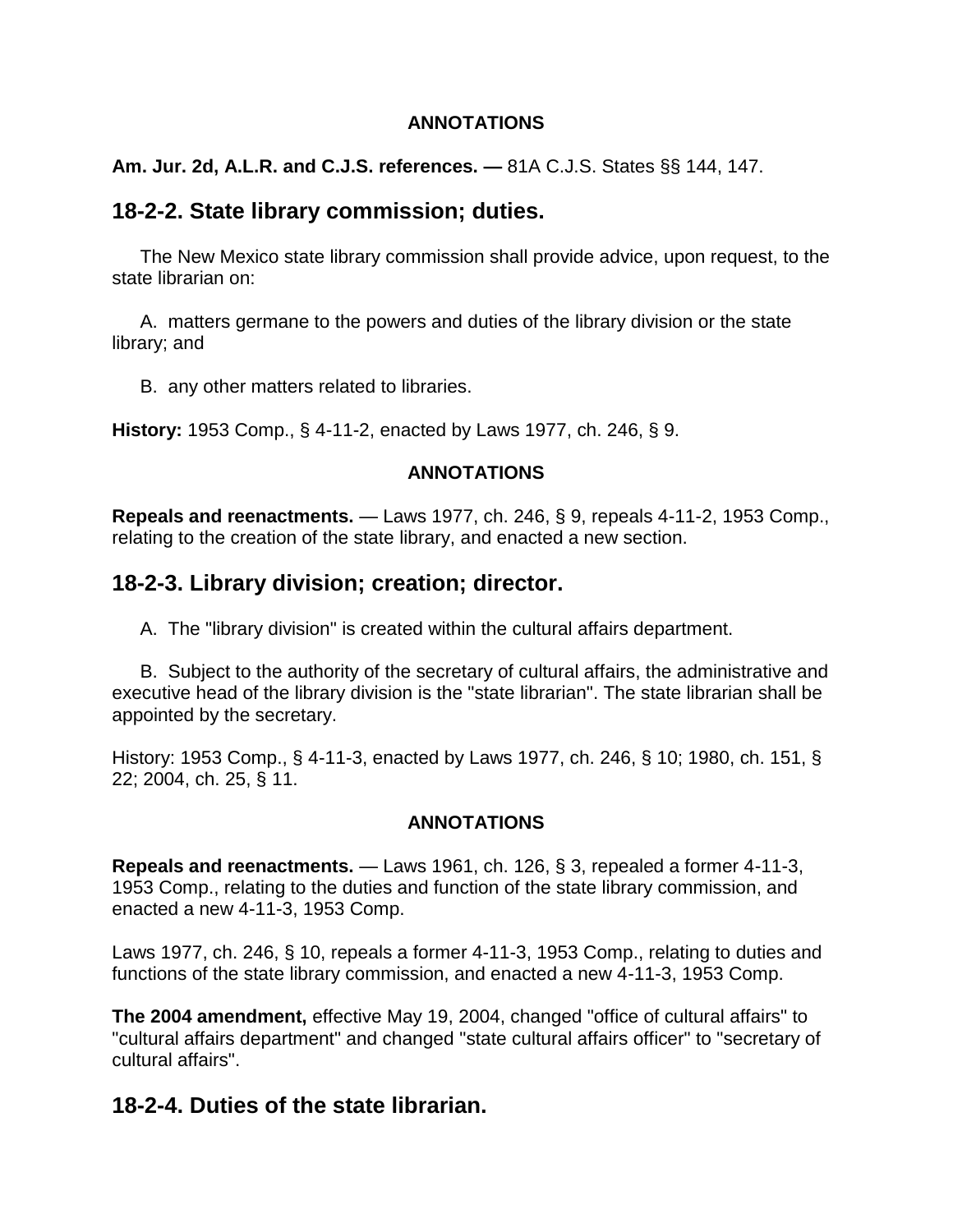**ANNOTATIONS**

**Am. Jur. 2d, A.L.R. and C.J.S. references. —** 81A C.J.S. States §§ 144, 147.

## 18-2-2. State library commission; duties.

The New Mexico state library commission shall provide advice, upon request, to the state librarian on:

A. matters germane to the powers and duties of the library division or the state library; and

B. any other matters related to libraries.

**History:** 1953 Comp., § 4-11-2, enacted by Laws 1977, ch. 246, § 9.

**ANNOTATIONS**

**Repeals and reenactments.** — Laws 1977, ch. 246, § 9, repeals 4-11-2, 1953 Comp., relating to the creation of the state library, and enacted a new section.

## 18-2-3. Library division; creation; director.

A. The "library division" is created within the cultural affairs department.

B. Subject to the authority of the secretary of cultural affairs, the administrative and executive head of the library division is the "state librarian". The state librarian shall be appointed by the secretary.

History: 1953 Comp., § 4-11-3, enacted by Laws 1977, ch. 246, § 10; 1980, ch. 151, § 22; 2004, ch. 25, § 11.

**ANNOTATIONS**

**Repeals and reenactments.** — Laws 1961, ch. 126, § 3, repealed a former 4-11-3, 1953 Comp., relating to the duties and function of the state library commission, and enacted a new 4-11-3, 1953 Comp.

Laws 1977, ch. 246, § 10, repeals a former 4-11-3, 1953 Comp., relating to duties and functions of the state library commission, and enacted a new 4-11-3, 1953 Comp.

**The 2004 amendment,** effective May 19, 2004, changed "office of cultural affairs" to "cultural affairs department" and changed "state cultural affairs officer" to "secretary of cultural affairs".

## 18-2-4. Duties of the state librarian.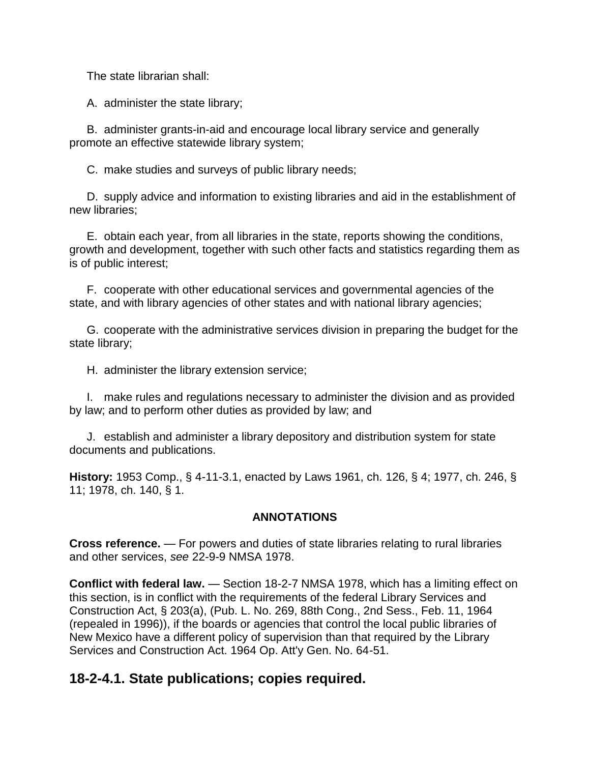The state librarian shall:

A. administer the state library;

B. administer grants-in-aid and encourage local library service and generally promote an effective statewide library system;

C. make studies and surveys of public library needs;

D. supply advice and information to existing libraries and aid in the establishment of new libraries;

E. obtain each year, from all libraries in the state, reports showing the conditions, growth and development, together with such other facts and statistics regarding them as is of public interest;

F. cooperate with other educational services and governmental agencies of the state, and with library agencies of other states and with national library agencies;

G. cooperate with the administrative services division in preparing the budget for the state library;

H. administer the library extension service;

I. make rules and regulations necessary to administer the division and as provided by law; and to perform other duties as provided by law; and

J. establish and administer a library depository and distribution system for state documents and publications.

**History:** 1953 Comp., § 4-11-3.1, enacted by Laws 1961, ch. 126, § 4; 1977, ch. 246, § 11; 1978, ch. 140, § 1.

**ANNOTATIONS**

**Cross reference.** — For powers and duties of state libraries relating to rural libraries and other services, *see* 22-9-9 NMSA 1978.

**Conflict with federal law.** — Section 18-2-7 NMSA 1978, which has a limiting effect on this section, is in conflict with the requirements of the federal Library Services and Construction Act, § 203(a), (Pub. L. No. 269, 88th Cong., 2nd Sess., Feb. 11, 1964 (repealed in 1996)), if the boards or agencies that control the local public libraries of New Mexico have a different policy of supervision than that required by the Library Services and Construction Act. 1964 Op. Att'y Gen. No. 64-51.

## 18-2-4.1. State publications; copies required.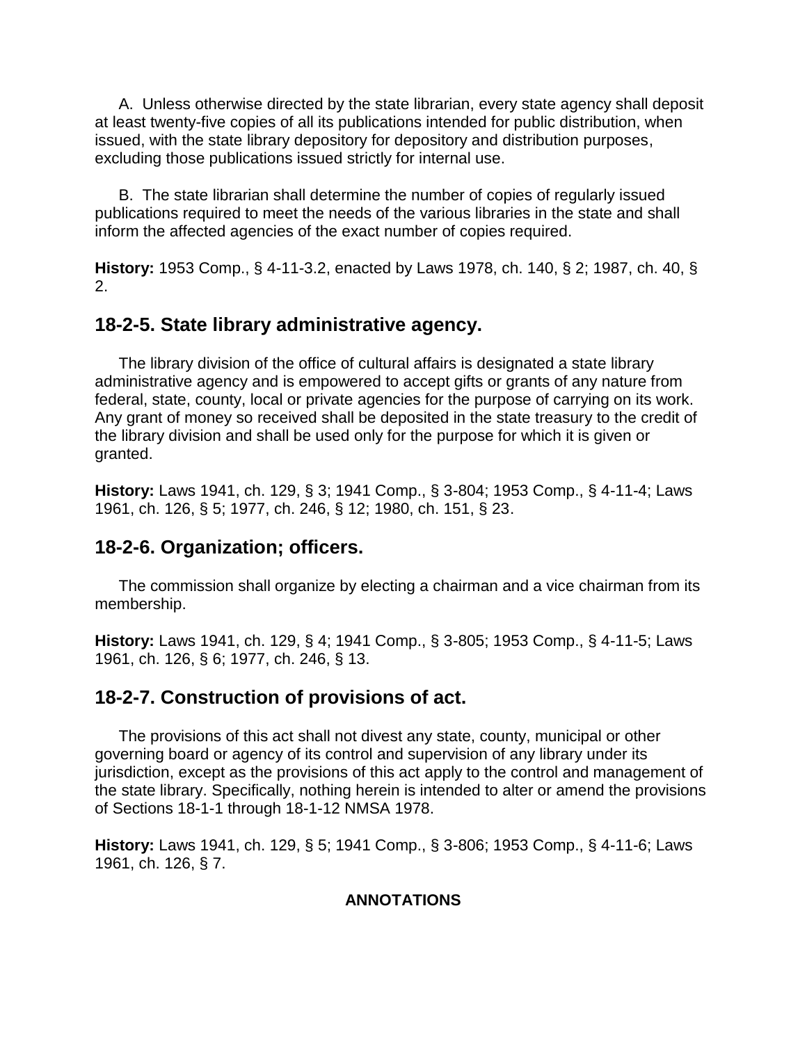A. Unless otherwise directed by the state librarian, every state agency shall deposit at least twenty-five copies of all its publications intended for public distribution, when issued, with the state library depository for depository and distribution purposes, excluding those publications issued strictly for internal use.

B. The state librarian shall determine the number of copies of regularly issued publications required to meet the needs of the various libraries in the state and shall inform the affected agencies of the exact number of copies required.

**History:** 1953 Comp., § 4-11-3.2, enacted by Laws 1978, ch. 140, § 2; 1987, ch. 40, § 2.

## 18-2-5. State library administrative agency.

The library division of the office of cultural affairs is designated a state library administrative agency and is empowered to accept gifts or grants of any nature from federal, state, county, local or private agencies for the purpose of carrying on its work. Any grant of money so received shall be deposited in the state treasury to the credit of the library division and shall be used only for the purpose for which it is given or granted.

**History:** Laws 1941, ch. 129, § 3; 1941 Comp., § 3-804; 1953 Comp., § 4-11-4; Laws 1961, ch. 126, § 5; 1977, ch. 246, § 12; 1980, ch. 151, § 23.

## 18-2-6. Organization; officers.

The commission shall organize by electing a chairman and a vice chairman from its membership.

**History:** Laws 1941, ch. 129, § 4; 1941 Comp., § 3-805; 1953 Comp., § 4-11-5; Laws 1961, ch. 126, § 6; 1977, ch. 246, § 13.

## 18-2-7. Construction of provisions of act.

The provisions of this act shall not divest any state, county, municipal or other governing board or agency of its control and supervision of any library under its jurisdiction, except as the provisions of this act apply to the control and management of the state library. Specifically, nothing herein is intended to alter or amend the provisions of Sections 18-1-1 through 18-1-12 NMSA 1978.

**History:** Laws 1941, ch. 129, § 5; 1941 Comp., § 3-806; 1953 Comp., § 4-11-6; Laws 1961, ch. 126, § 7.

**ANNOTATIONS**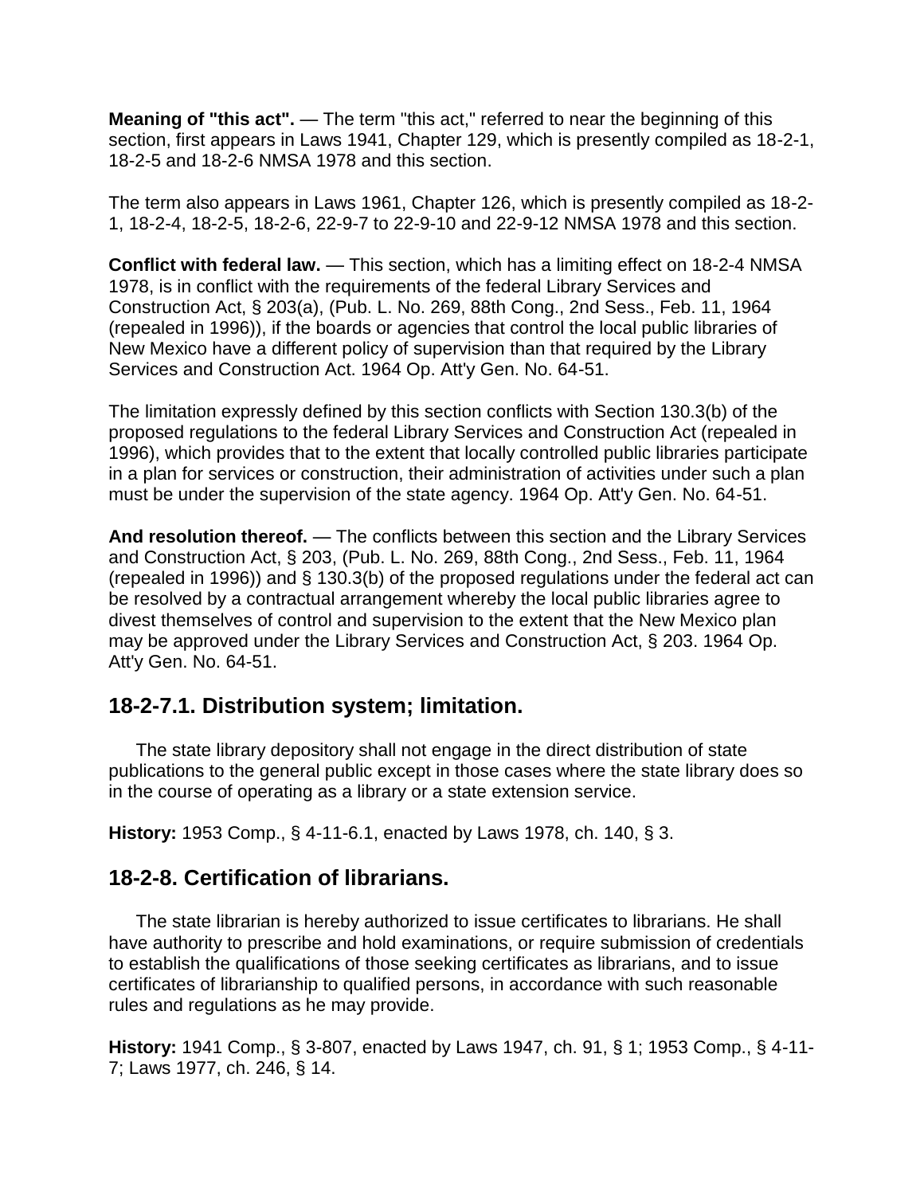**Meaning of "this act".** — The term "this act," referred to near the beginning of this section, first appears in Laws 1941, Chapter 129, which is presently compiled as 18-2-1, 18-2-5 and 18-2-6 NMSA 1978 and this section.

The term also appears in Laws 1961, Chapter 126, which is presently compiled as 18-2-1, 18-2-4, 18-2-5, 18-2-6, 22-9-7 to 22-9-10 and 22-9-12 NMSA 1978 and this section.

**Conflict with federal law.** — This section, which has a limiting effect on 18-2-4 NMSA 1978, is in conflict with the requirements of the federal Library Services and Construction Act, § 203(a), (Pub. L. No. 269, 88th Cong., 2nd Sess., Feb. 11, 1964 (repealed in 1996)), if the boards or agencies that control the local public libraries of New Mexico have a different policy of supervision than that required by the Library Services and Construction Act. 1964 Op. Att'y Gen. No. 64-51.

The limitation expressly defined by this section conflicts with Section 130.3(b) of the proposed regulations to the federal Library Services and Construction Act (repealed in 1996), which provides that to the extent that locally controlled public libraries participate in a plan for services or construction, their administration of activities under such a plan must be under the supervision of the state agency. 1964 Op. Att'y Gen. No. 64-51.

**And resolution thereof.** — The conflicts between this section and the Library Services and Construction Act, § 203, (Pub. L. No. 269, 88th Cong., 2nd Sess., Feb. 11, 1964 (repealed in 1996)) and § 130.3(b) of the proposed regulations under the federal act can be resolved by a contractual arrangement whereby the local public libraries agree to divest themselves of control and supervision to the extent that the New Mexico plan may be approved under the Library Services and Construction Act, § 203. 1964 Op. Att'y Gen. No. 64-51.

## 18-2-7.1. Distribution system; limitation.

The state library depository shall not engage in the direct distribution of state publications to the general public except in those cases where the state library does so in the course of operating as a library or a state extension service.

**History:** 1953 Comp., § 4-11-6.1, enacted by Laws 1978, ch. 140, § 3.

## 18-2-8. Certification of librarians.

The state librarian is hereby authorized to issue certificates to librarians. He shall have authority to prescribe and hold examinations, or require submission of credentials to establish the qualifications of those seeking certificates as librarians, and to issue certificates of librarianship to qualified persons, in accordance with such reasonable rules and regulations as he may provide.

**History:** 1941 Comp., § 3-807, enacted by Laws 1947, ch. 91, § 1; 1953 Comp., § 4-11-7; Laws 1977, ch. 246, § 14.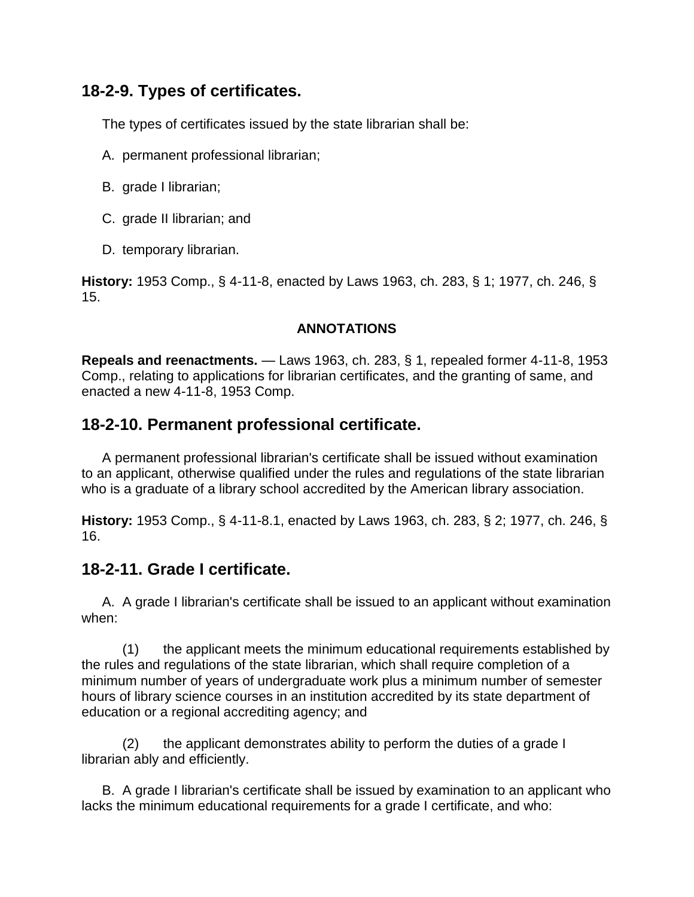## 18-2-9. Types of certificates.

The types of certificates issued by the state librarian shall be:

A. permanent professional librarian;

B. grade I librarian;

C. grade II librarian; and

D. temporary librarian.

**History:** 1953 Comp., § 4-11-8, enacted by Laws 1963, ch. 283, § 1; 1977, ch. 246, § 15.

**ANNOTATIONS**

**Repeals and reenactments.** — Laws 1963, ch. 283, § 1, repealed former 4-11-8, 1953 Comp., relating to applications for librarian certificates, and the granting of same, and enacted a new 4-11-8, 1953 Comp.

## 18-2-10. Permanent professional certificate.

A permanent professional librarian's certificate shall be issued without examination to an applicant, otherwise qualified under the rules and regulations of the state librarian who is a graduate of a library school accredited by the American library association.

**History:** 1953 Comp., § 4-11-8.1, enacted by Laws 1963, ch. 283, § 2; 1977, ch. 246, § 16.

## 18-2-11. Grade I certificate.

A. A grade I librarian's certificate shall be issued to an applicant without examination when:

(1) the applicant meets the minimum educational requirements established by the rules and regulations of the state librarian, which shall require completion of a minimum number of years of undergraduate work plus a minimum number of semester hours of library science courses in an institution accredited by its state department of education or a regional accrediting agency; and

(2) the applicant demonstrates ability to perform the duties of a grade I librarian ably and efficiently.

B. A grade I librarian's certificate shall be issued by examination to an applicant who lacks the minimum educational requirements for a grade I certificate, and who: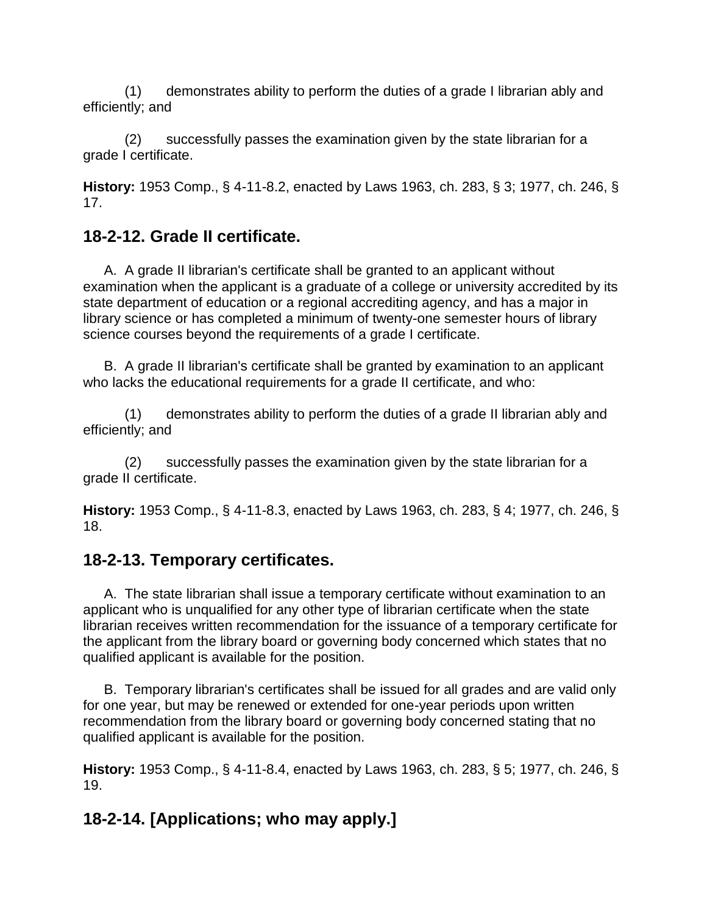(1) demonstrates ability to perform the duties of a grade I librarian ably and efficiently; and

(2) successfully passes the examination given by the state librarian for a grade I certificate.

**History:** 1953 Comp., § 4-11-8.2, enacted by Laws 1963, ch. 283, § 3; 1977, ch. 246, § 17.

## 18-2-12. Grade II certificate.

A. A grade II librarian's certificate shall be granted to an applicant without examination when the applicant is a graduate of a college or university accredited by its state department of education or a regional accrediting agency, and has a major in library science or has completed a minimum of twenty-one semester hours of library science courses beyond the requirements of a grade I certificate.

B. A grade II librarian's certificate shall be granted by examination to an applicant who lacks the educational requirements for a grade II certificate, and who:

(1) demonstrates ability to perform the duties of a grade II librarian ably and efficiently; and

(2) successfully passes the examination given by the state librarian for a grade II certificate.

**History:** 1953 Comp., § 4-11-8.3, enacted by Laws 1963, ch. 283, § 4; 1977, ch. 246, § 18.

## 18-2-13. Temporary certificates.

A. The state librarian shall issue a temporary certificate without examination to an applicant who is unqualified for any other type of librarian certificate when the state librarian receives written recommendation for the issuance of a temporary certificate for the applicant from the library board or governing body concerned which states that no qualified applicant is available for the position.

B. Temporary librarian's certificates shall be issued for all grades and are valid only for one year, but may be renewed or extended for one-year periods upon written recommendation from the library board or governing body concerned stating that no qualified applicant is available for the position.

**History:** 1953 Comp., § 4-11-8.4, enacted by Laws 1963, ch. 283, § 5; 1977, ch. 246, § 19.

## 18-2-14. [Applications; who may apply.]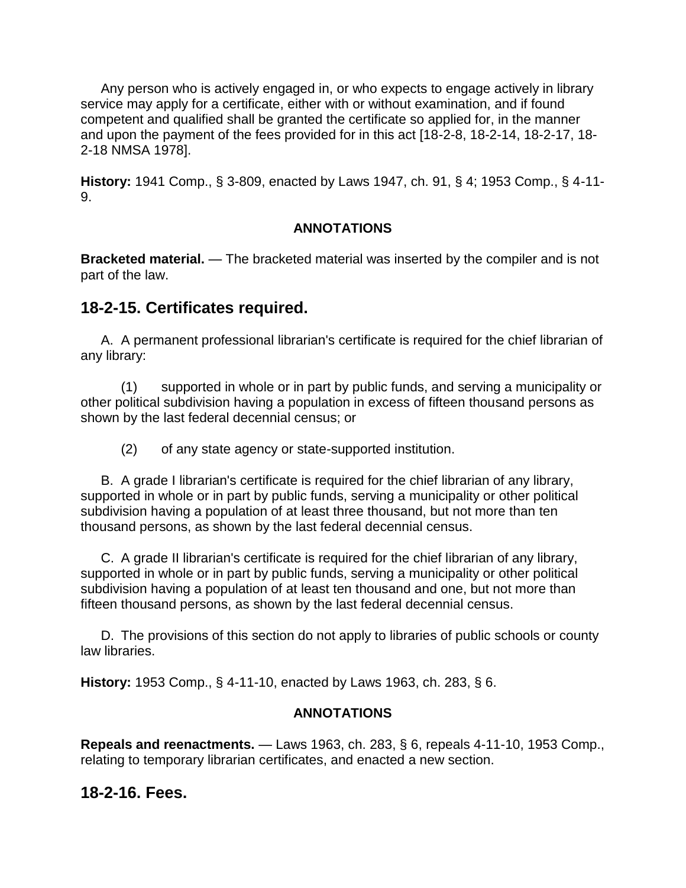Any person who is actively engaged in, or who expects to engage actively in library service may apply for a certificate, either with or without examination, and if found competent and qualified shall be granted the certificate so applied for, in the manner and upon the payment of the fees provided for in this act [18-2-8, 18-2-14, 18-2-17, 18-2-18 NMSA 1978].

**History:** 1941 Comp., § 3-809, enacted by Laws 1947, ch. 91, § 4; 1953 Comp., § 4-11-9.

**ANNOTATIONS**

**Bracketed material.** — The bracketed material was inserted by the compiler and is not part of the law.

## 18-2-15. Certificates required.

A. A permanent professional librarian's certificate is required for the chief librarian of any library:

(1) supported in whole or in part by public funds, and serving a municipality or other political subdivision having a population in excess of fifteen thousand persons as shown by the last federal decennial census; or

(2) of any state agency or state-supported institution.

B. A grade I librarian's certificate is required for the chief librarian of any library, supported in whole or in part by public funds, serving a municipality or other political subdivision having a population of at least three thousand, but not more than ten thousand persons, as shown by the last federal decennial census.

C. A grade II librarian's certificate is required for the chief librarian of any library, supported in whole or in part by public funds, serving a municipality or other political subdivision having a population of at least ten thousand and one, but not more than fifteen thousand persons, as shown by the last federal decennial census.

D. The provisions of this section do not apply to libraries of public schools or county law libraries.

**History:** 1953 Comp., § 4-11-10, enacted by Laws 1963, ch. 283, § 6.

**ANNOTATIONS**

**Repeals and reenactments.** — Laws 1963, ch. 283, § 6, repeals 4-11-10, 1953 Comp., relating to temporary librarian certificates, and enacted a new section.

## 18-2-16. Fees.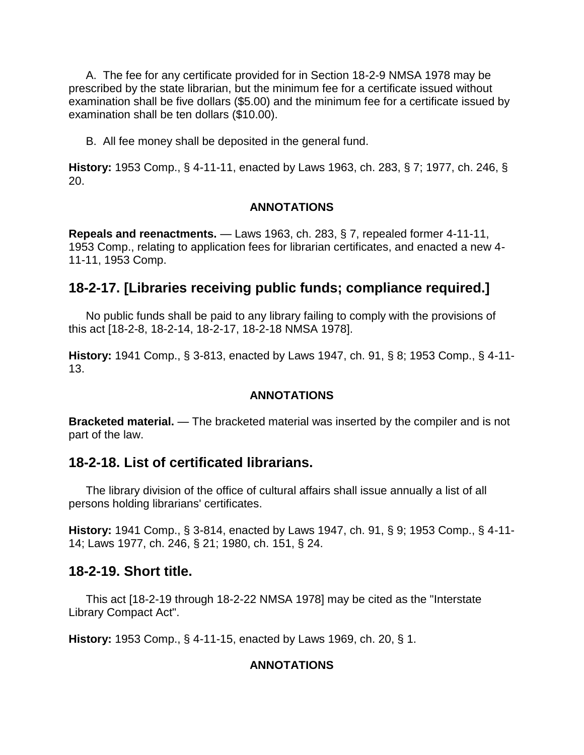A. The fee for any certificate provided for in Section 18-2-9 NMSA 1978 may be prescribed by the state librarian, but the minimum fee for a certificate issued without examination shall be five dollars ($5.00) and the minimum fee for a certificate issued by examination shall be ten dollars ($10.00).

B. All fee money shall be deposited in the general fund.

**History:** 1953 Comp., § 4-11-11, enacted by Laws 1963, ch. 283, § 7; 1977, ch. 246, § 20.

**ANNOTATIONS**

**Repeals and reenactments.** — Laws 1963, ch. 283, § 7, repealed former 4-11-11, 1953 Comp., relating to application fees for librarian certificates, and enacted a new 4-11-11, 1953 Comp.

## 18-2-17. [Libraries receiving public funds; compliance required.]

No public funds shall be paid to any library failing to comply with the provisions of this act [18-2-8, 18-2-14, 18-2-17, 18-2-18 NMSA 1978].

**History:** 1941 Comp., § 3-813, enacted by Laws 1947, ch. 91, § 8; 1953 Comp., § 4-11-13.

**ANNOTATIONS**

**Bracketed material.** — The bracketed material was inserted by the compiler and is not part of the law.

## 18-2-18. List of certificated librarians.

The library division of the office of cultural affairs shall issue annually a list of all persons holding librarians' certificates.

**History:** 1941 Comp., § 3-814, enacted by Laws 1947, ch. 91, § 9; 1953 Comp., § 4-11-14; Laws 1977, ch. 246, § 21; 1980, ch. 151, § 24.

## 18-2-19. Short title.

This act [18-2-19 through 18-2-22 NMSA 1978] may be cited as the "Interstate Library Compact Act".

**History:** 1953 Comp., § 4-11-15, enacted by Laws 1969, ch. 20, § 1.

**ANNOTATIONS**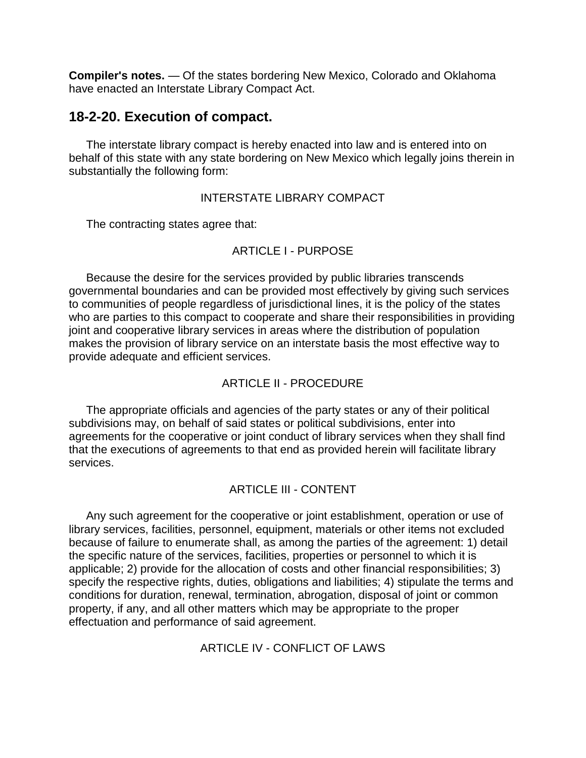**Compiler's notes.** — Of the states bordering New Mexico, Colorado and Oklahoma have enacted an Interstate Library Compact Act.

## 18-2-20. Execution of compact.

The interstate library compact is hereby enacted into law and is entered into on behalf of this state with any state bordering on New Mexico which legally joins therein in substantially the following form:

INTERSTATE LIBRARY COMPACT

The contracting states agree that:

ARTICLE I - PURPOSE

Because the desire for the services provided by public libraries transcends governmental boundaries and can be provided most effectively by giving such services to communities of people regardless of jurisdictional lines, it is the policy of the states who are parties to this compact to cooperate and share their responsibilities in providing joint and cooperative library services in areas where the distribution of population makes the provision of library service on an interstate basis the most effective way to provide adequate and efficient services.

ARTICLE II - PROCEDURE

The appropriate officials and agencies of the party states or any of their political subdivisions may, on behalf of said states or political subdivisions, enter into agreements for the cooperative or joint conduct of library services when they shall find that the executions of agreements to that end as provided herein will facilitate library services.

ARTICLE III - CONTENT

Any such agreement for the cooperative or joint establishment, operation or use of library services, facilities, personnel, equipment, materials or other items not excluded because of failure to enumerate shall, as among the parties of the agreement: 1) detail the specific nature of the services, facilities, properties or personnel to which it is applicable; 2) provide for the allocation of costs and other financial responsibilities; 3) specify the respective rights, duties, obligations and liabilities; 4) stipulate the terms and conditions for duration, renewal, termination, abrogation, disposal of joint or common property, if any, and all other matters which may be appropriate to the proper effectuation and performance of said agreement.

ARTICLE IV - CONFLICT OF LAWS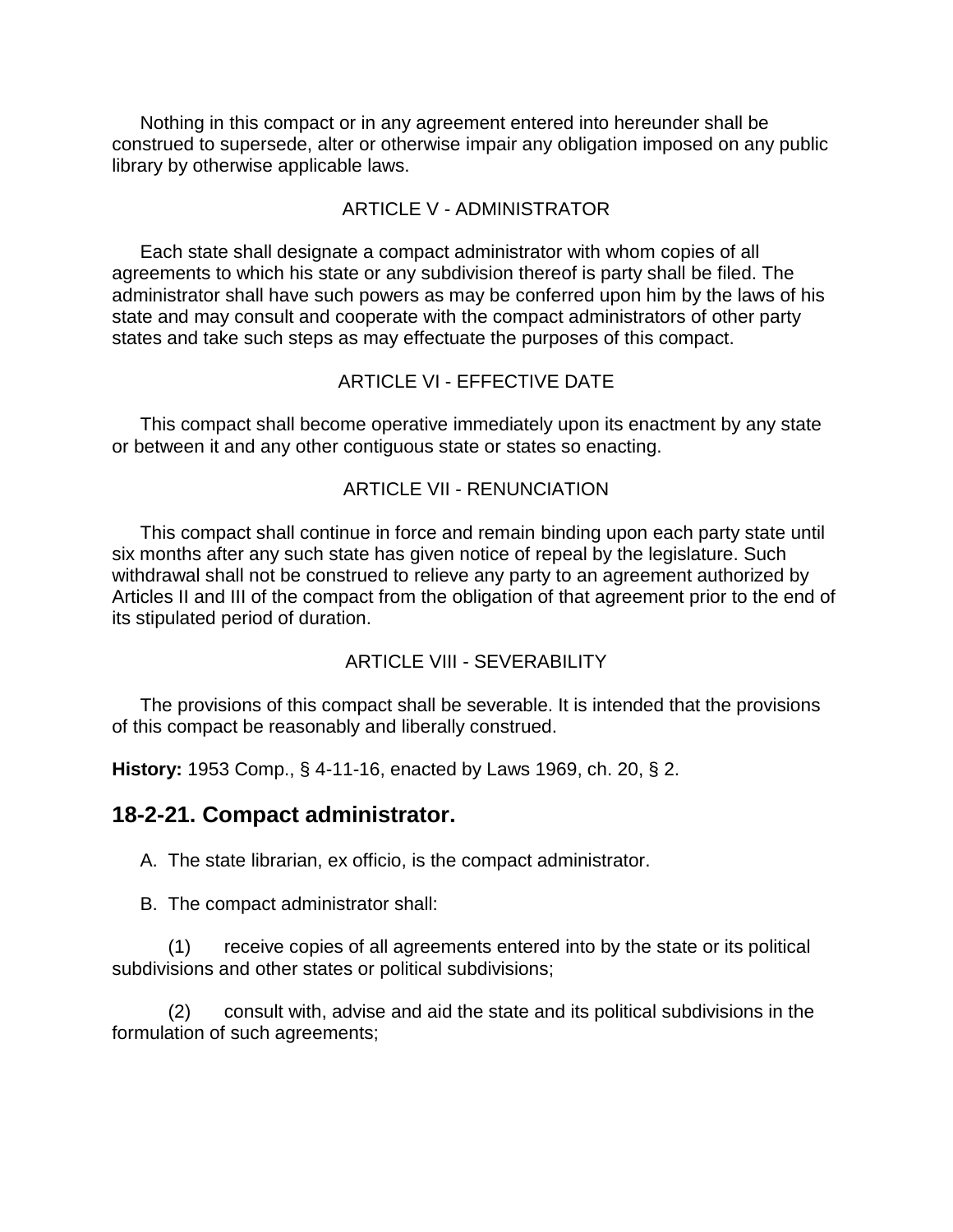Nothing in this compact or in any agreement entered into hereunder shall be construed to supersede, alter or otherwise impair any obligation imposed on any public library by otherwise applicable laws.

ARTICLE V - ADMINISTRATOR

Each state shall designate a compact administrator with whom copies of all agreements to which his state or any subdivision thereof is party shall be filed. The administrator shall have such powers as may be conferred upon him by the laws of his state and may consult and cooperate with the compact administrators of other party states and take such steps as may effectuate the purposes of this compact.

ARTICLE VI - EFFECTIVE DATE

This compact shall become operative immediately upon its enactment by any state or between it and any other contiguous state or states so enacting.

ARTICLE VII - RENUNCIATION

This compact shall continue in force and remain binding upon each party state until six months after any such state has given notice of repeal by the legislature. Such withdrawal shall not be construed to relieve any party to an agreement authorized by Articles II and III of the compact from the obligation of that agreement prior to the end of its stipulated period of duration.

ARTICLE VIII - SEVERABILITY

The provisions of this compact shall be severable. It is intended that the provisions of this compact be reasonably and liberally construed.

**History:** 1953 Comp., § 4-11-16, enacted by Laws 1969, ch. 20, § 2.

## 18-2-21. Compact administrator.

A. The state librarian, ex officio, is the compact administrator.

B. The compact administrator shall:

(1) receive copies of all agreements entered into by the state or its political subdivisions and other states or political subdivisions;

(2) consult with, advise and aid the state and its political subdivisions in the formulation of such agreements;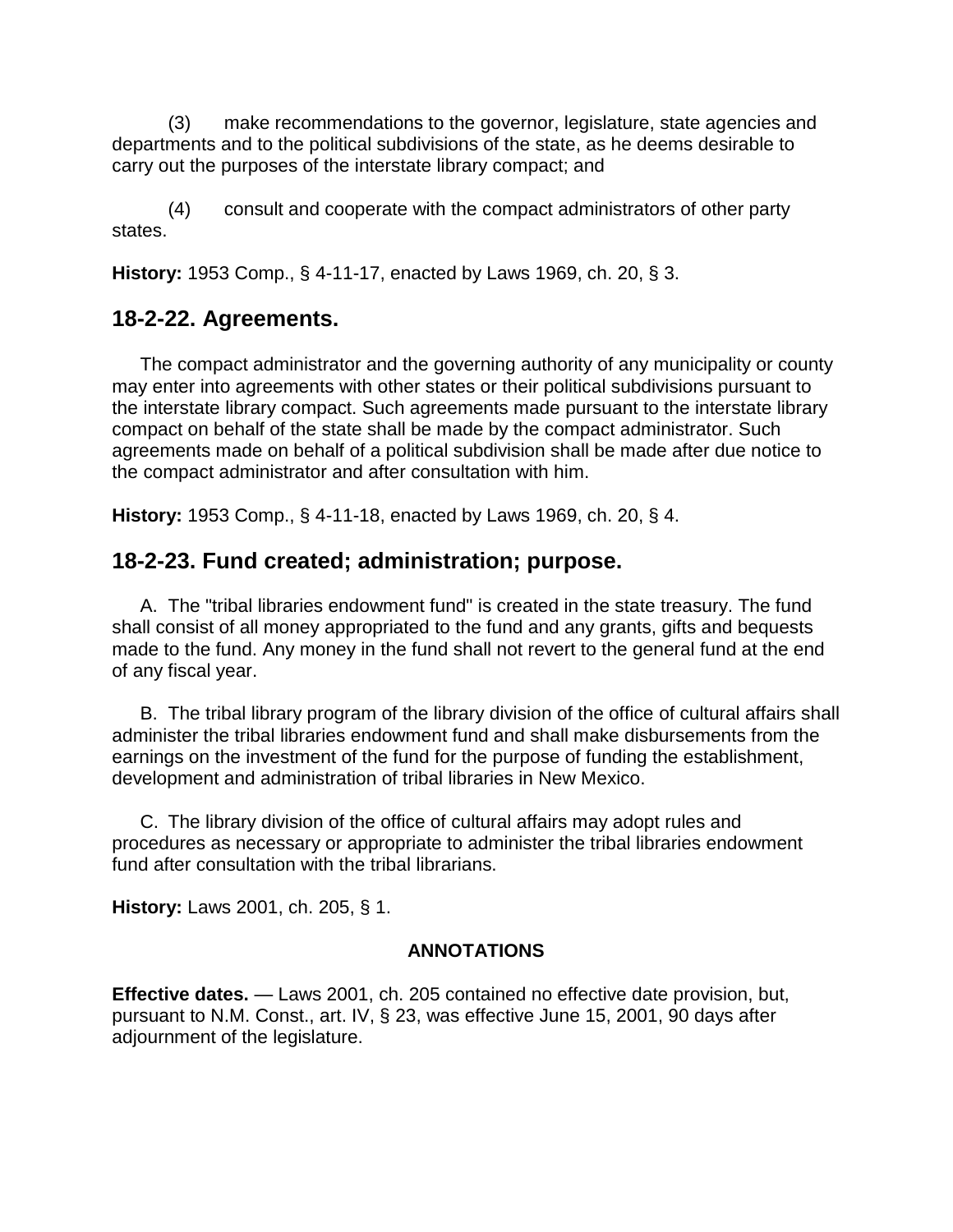(3) make recommendations to the governor, legislature, state agencies and departments and to the political subdivisions of the state, as he deems desirable to carry out the purposes of the interstate library compact; and

(4) consult and cooperate with the compact administrators of other party states.

**History:** 1953 Comp., § 4-11-17, enacted by Laws 1969, ch. 20, § 3.

## 18-2-22. Agreements.

The compact administrator and the governing authority of any municipality or county may enter into agreements with other states or their political subdivisions pursuant to the interstate library compact. Such agreements made pursuant to the interstate library compact on behalf of the state shall be made by the compact administrator. Such agreements made on behalf of a political subdivision shall be made after due notice to the compact administrator and after consultation with him.

**History:** 1953 Comp., § 4-11-18, enacted by Laws 1969, ch. 20, § 4.

## 18-2-23. Fund created; administration; purpose.

A. The "tribal libraries endowment fund" is created in the state treasury. The fund shall consist of all money appropriated to the fund and any grants, gifts and bequests made to the fund. Any money in the fund shall not revert to the general fund at the end of any fiscal year.

B. The tribal library program of the library division of the office of cultural affairs shall administer the tribal libraries endowment fund and shall make disbursements from the earnings on the investment of the fund for the purpose of funding the establishment, development and administration of tribal libraries in New Mexico.

C. The library division of the office of cultural affairs may adopt rules and procedures as necessary or appropriate to administer the tribal libraries endowment fund after consultation with the tribal librarians.

**History:** Laws 2001, ch. 205, § 1.

**ANNOTATIONS**

**Effective dates.** — Laws 2001, ch. 205 contained no effective date provision, but, pursuant to N.M. Const., art. IV, § 23, was effective June 15, 2001, 90 days after adjournment of the legislature.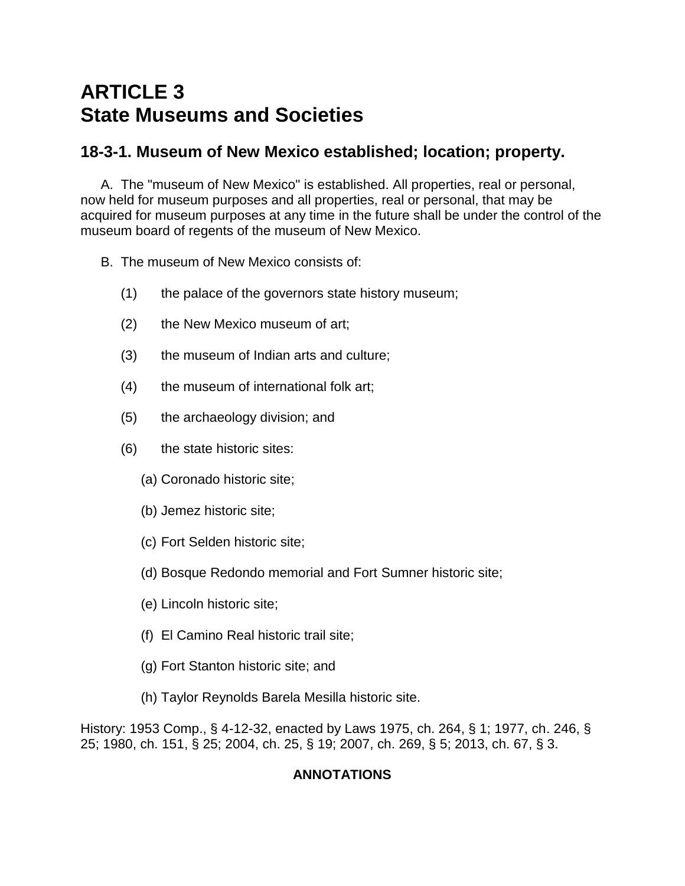# ARTICLE 3
# State Museums and Societies

## 18-3-1. Museum of New Mexico established; location; property.

A. The "museum of New Mexico" is established. All properties, real or personal, now held for museum purposes and all properties, real or personal, that may be acquired for museum purposes at any time in the future shall be under the control of the museum board of regents of the museum of New Mexico.

B. The museum of New Mexico consists of:

(1) the palace of the governors state history museum;

(2) the New Mexico museum of art;

(3) the museum of Indian arts and culture;

(4) the museum of international folk art;

(5) the archaeology division; and

(6) the state historic sites:

(a) Coronado historic site;

(b) Jemez historic site;

(c) Fort Selden historic site;

(d) Bosque Redondo memorial and Fort Sumner historic site;

(e) Lincoln historic site;

(f) El Camino Real historic trail site;

(g) Fort Stanton historic site; and

(h) Taylor Reynolds Barela Mesilla historic site.

History: 1953 Comp., § 4-12-32, enacted by Laws 1975, ch. 264, § 1; 1977, ch. 246, § 25; 1980, ch. 151, § 25; 2004, ch. 25, § 19; 2007, ch. 269, § 5; 2013, ch. 67, § 3.

**ANNOTATIONS**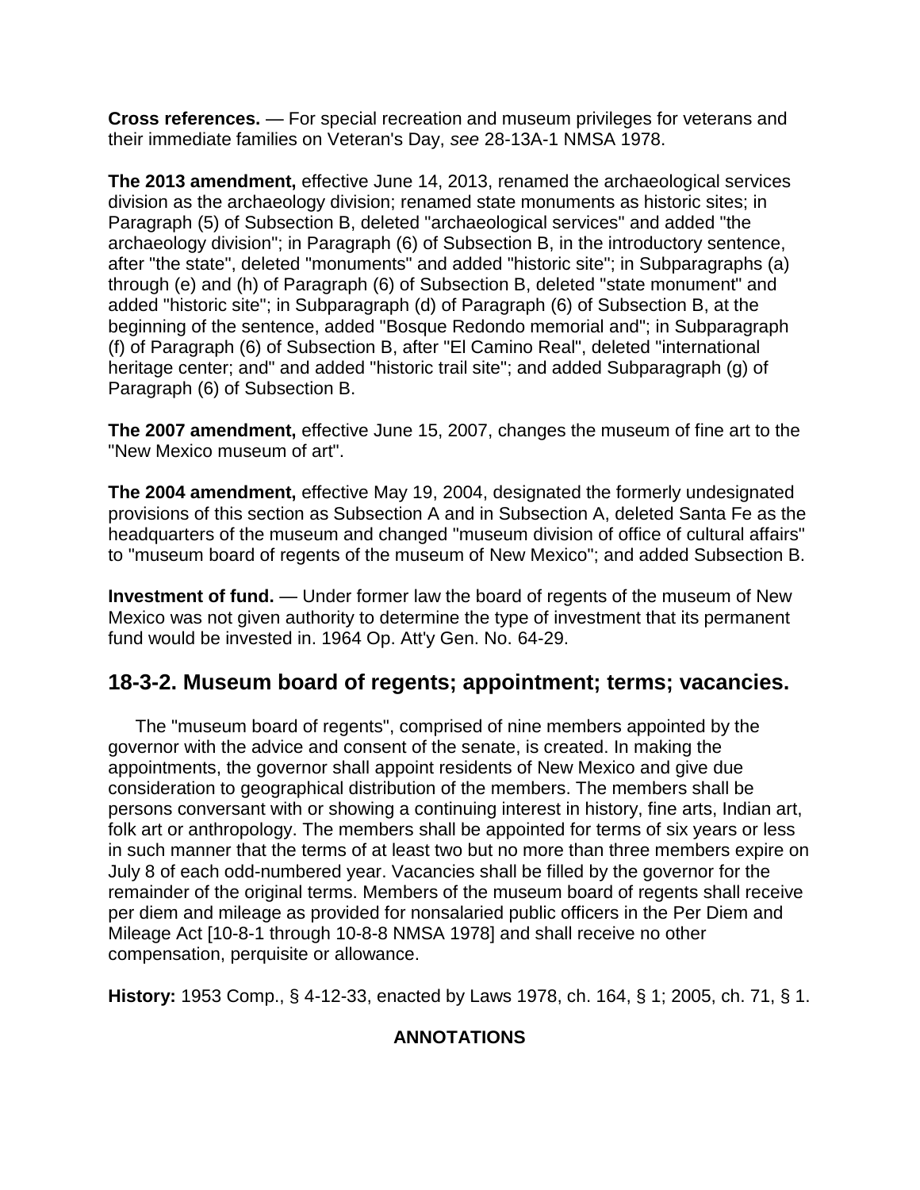**Cross references.** — For special recreation and museum privileges for veterans and their immediate families on Veteran's Day, *see* 28-13A-1 NMSA 1978.

**The 2013 amendment,** effective June 14, 2013, renamed the archaeological services division as the archaeology division; renamed state monuments as historic sites; in Paragraph (5) of Subsection B, deleted "archaeological services" and added "the archaeology division"; in Paragraph (6) of Subsection B, in the introductory sentence, after "the state", deleted "monuments" and added "historic site"; in Subparagraphs (a) through (e) and (h) of Paragraph (6) of Subsection B, deleted "state monument" and added "historic site"; in Subparagraph (d) of Paragraph (6) of Subsection B, at the beginning of the sentence, added "Bosque Redondo memorial and"; in Subparagraph (f) of Paragraph (6) of Subsection B, after "El Camino Real", deleted "international heritage center; and" and added "historic trail site"; and added Subparagraph (g) of Paragraph (6) of Subsection B.

**The 2007 amendment,** effective June 15, 2007, changes the museum of fine art to the "New Mexico museum of art".

**The 2004 amendment,** effective May 19, 2004, designated the formerly undesignated provisions of this section as Subsection A and in Subsection A, deleted Santa Fe as the headquarters of the museum and changed "museum division of office of cultural affairs" to "museum board of regents of the museum of New Mexico"; and added Subsection B.

**Investment of fund.** — Under former law the board of regents of the museum of New Mexico was not given authority to determine the type of investment that its permanent fund would be invested in. 1964 Op. Att'y Gen. No. 64-29.

## 18-3-2. Museum board of regents; appointment; terms; vacancies.

The "museum board of regents", comprised of nine members appointed by the governor with the advice and consent of the senate, is created. In making the appointments, the governor shall appoint residents of New Mexico and give due consideration to geographical distribution of the members. The members shall be persons conversant with or showing a continuing interest in history, fine arts, Indian art, folk art or anthropology. The members shall be appointed for terms of six years or less in such manner that the terms of at least two but no more than three members expire on July 8 of each odd-numbered year. Vacancies shall be filled by the governor for the remainder of the original terms. Members of the museum board of regents shall receive per diem and mileage as provided for nonsalaried public officers in the Per Diem and Mileage Act [10-8-1 through 10-8-8 NMSA 1978] and shall receive no other compensation, perquisite or allowance.

**History:** 1953 Comp., § 4-12-33, enacted by Laws 1978, ch. 164, § 1; 2005, ch. 71, § 1.

**ANNOTATIONS**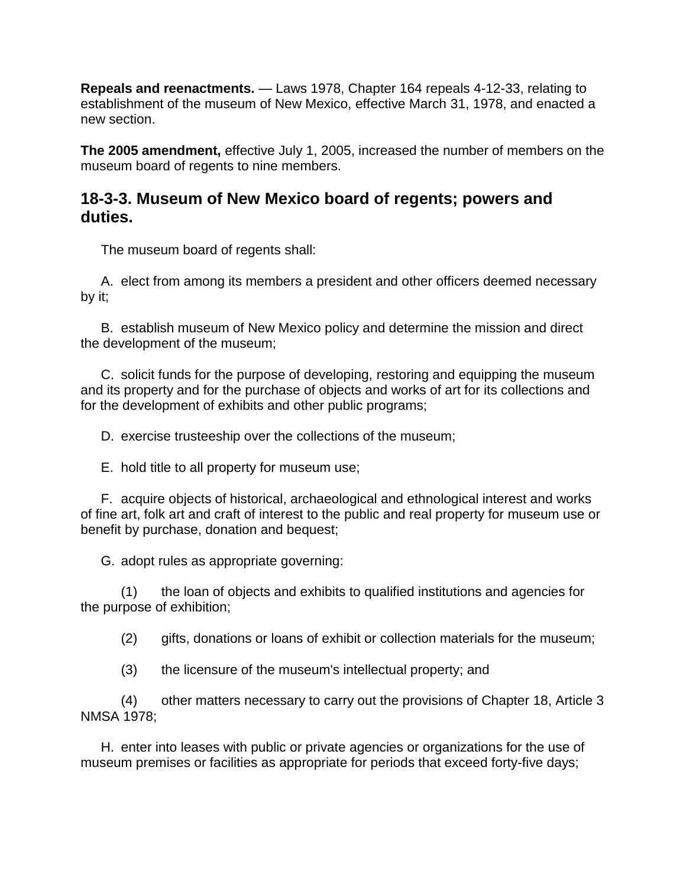**Repeals and reenactments.** — Laws 1978, Chapter 164 repeals 4-12-33, relating to establishment of the museum of New Mexico, effective March 31, 1978, and enacted a new section.

**The 2005 amendment,** effective July 1, 2005, increased the number of members on the museum board of regents to nine members.

## 18-3-3. Museum of New Mexico board of regents; powers and duties.

The museum board of regents shall:

A. elect from among its members a president and other officers deemed necessary by it;

B. establish museum of New Mexico policy and determine the mission and direct the development of the museum;

C. solicit funds for the purpose of developing, restoring and equipping the museum and its property and for the purchase of objects and works of art for its collections and for the development of exhibits and other public programs;

D. exercise trusteeship over the collections of the museum;

E. hold title to all property for museum use;

F. acquire objects of historical, archaeological and ethnological interest and works of fine art, folk art and craft of interest to the public and real property for museum use or benefit by purchase, donation and bequest;

G. adopt rules as appropriate governing:

(1) the loan of objects and exhibits to qualified institutions and agencies for the purpose of exhibition;

(2) gifts, donations or loans of exhibit or collection materials for the museum;

(3) the licensure of the museum's intellectual property; and

(4) other matters necessary to carry out the provisions of Chapter 18, Article 3 NMSA 1978;

H. enter into leases with public or private agencies or organizations for the use of museum premises or facilities as appropriate for periods that exceed forty-five days;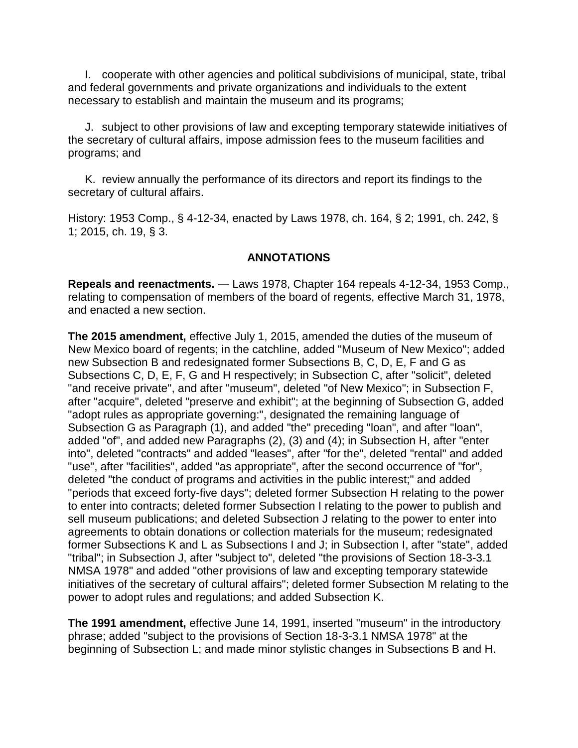I. cooperate with other agencies and political subdivisions of municipal, state, tribal and federal governments and private organizations and individuals to the extent necessary to establish and maintain the museum and its programs;

J. subject to other provisions of law and excepting temporary statewide initiatives of the secretary of cultural affairs, impose admission fees to the museum facilities and programs; and

K. review annually the performance of its directors and report its findings to the secretary of cultural affairs.

History: 1953 Comp., § 4-12-34, enacted by Laws 1978, ch. 164, § 2; 1991, ch. 242, § 1; 2015, ch. 19, § 3.

## ANNOTATIONS

**Repeals and reenactments.** — Laws 1978, Chapter 164 repeals 4-12-34, 1953 Comp., relating to compensation of members of the board of regents, effective March 31, 1978, and enacted a new section.

**The 2015 amendment,** effective July 1, 2015, amended the duties of the museum of New Mexico board of regents; in the catchline, added "Museum of New Mexico"; added new Subsection B and redesignated former Subsections B, C, D, E, F and G as Subsections C, D, E, F, G and H respectively; in Subsection C, after "solicit", deleted "and receive private", and after "museum", deleted "of New Mexico"; in Subsection F, after "acquire", deleted "preserve and exhibit"; at the beginning of Subsection G, added "adopt rules as appropriate governing:", designated the remaining language of Subsection G as Paragraph (1), and added "the" preceding "loan", and after "loan", added "of", and added new Paragraphs (2), (3) and (4); in Subsection H, after "enter into", deleted "contracts" and added "leases", after "for the", deleted "rental" and added "use", after "facilities", added "as appropriate", after the second occurrence of "for", deleted "the conduct of programs and activities in the public interest;" and added "periods that exceed forty-five days"; deleted former Subsection H relating to the power to enter into contracts; deleted former Subsection I relating to the power to publish and sell museum publications; and deleted Subsection J relating to the power to enter into agreements to obtain donations or collection materials for the museum; redesignated former Subsections K and L as Subsections I and J; in Subsection I, after "state", added "tribal"; in Subsection J, after "subject to", deleted "the provisions of Section 18-3-3.1 NMSA 1978" and added "other provisions of law and excepting temporary statewide initiatives of the secretary of cultural affairs"; deleted former Subsection M relating to the power to adopt rules and regulations; and added Subsection K.

**The 1991 amendment,** effective June 14, 1991, inserted "museum" in the introductory phrase; added "subject to the provisions of Section 18-3-3.1 NMSA 1978" at the beginning of Subsection L; and made minor stylistic changes in Subsections B and H.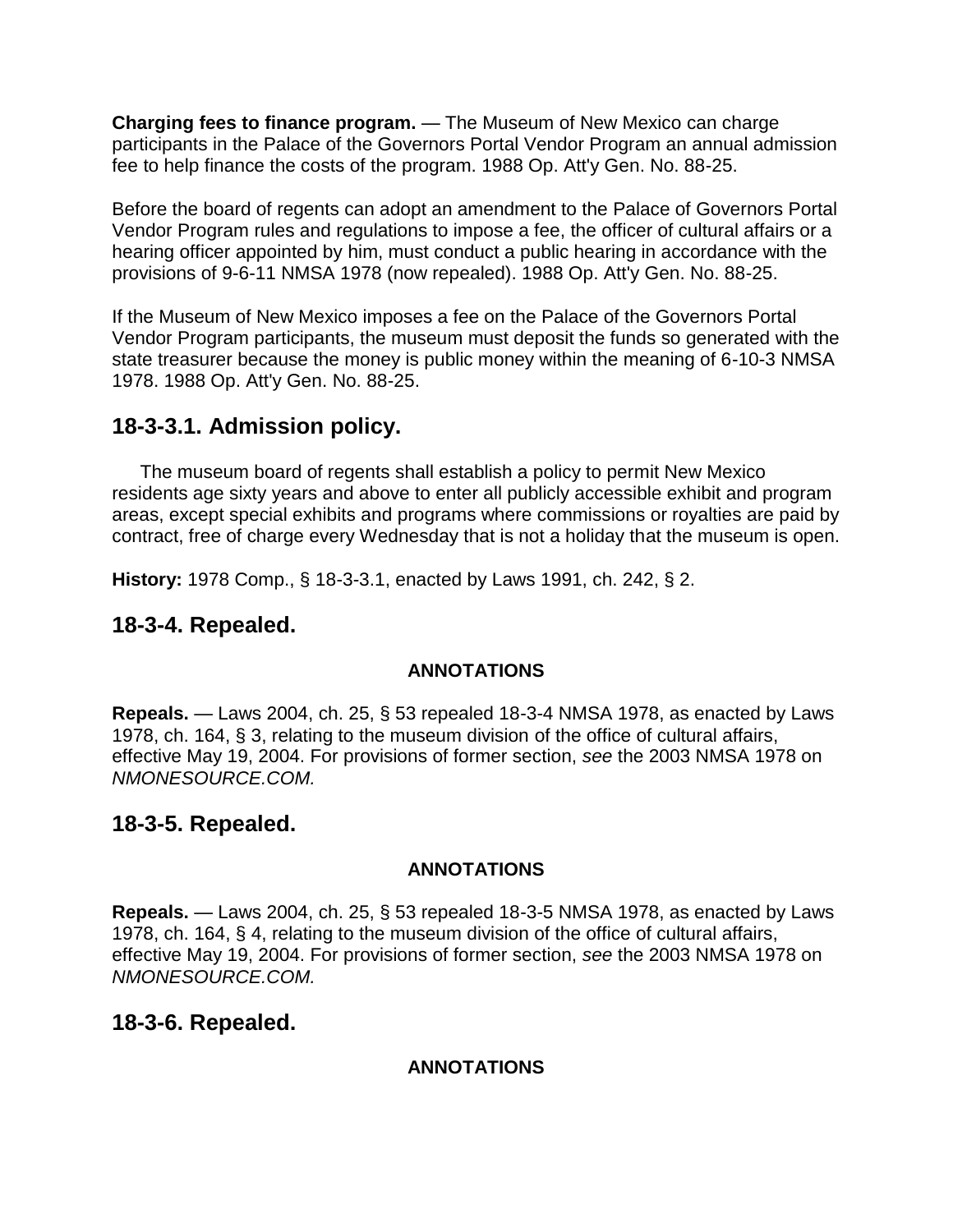**Charging fees to finance program.** — The Museum of New Mexico can charge participants in the Palace of the Governors Portal Vendor Program an annual admission fee to help finance the costs of the program. 1988 Op. Att'y Gen. No. 88-25.

Before the board of regents can adopt an amendment to the Palace of Governors Portal Vendor Program rules and regulations to impose a fee, the officer of cultural affairs or a hearing officer appointed by him, must conduct a public hearing in accordance with the provisions of 9-6-11 NMSA 1978 (now repealed). 1988 Op. Att'y Gen. No. 88-25.

If the Museum of New Mexico imposes a fee on the Palace of the Governors Portal Vendor Program participants, the museum must deposit the funds so generated with the state treasurer because the money is public money within the meaning of 6-10-3 NMSA 1978. 1988 Op. Att'y Gen. No. 88-25.

## 18-3-3.1. Admission policy.

The museum board of regents shall establish a policy to permit New Mexico residents age sixty years and above to enter all publicly accessible exhibit and program areas, except special exhibits and programs where commissions or royalties are paid by contract, free of charge every Wednesday that is not a holiday that the museum is open.

**History:** 1978 Comp., § 18-3-3.1, enacted by Laws 1991, ch. 242, § 2.

## 18-3-4. Repealed.

**ANNOTATIONS**

**Repeals.** — Laws 2004, ch. 25, § 53 repealed 18-3-4 NMSA 1978, as enacted by Laws 1978, ch. 164, § 3, relating to the museum division of the office of cultural affairs, effective May 19, 2004. For provisions of former section, *see* the 2003 NMSA 1978 on *NMONESOURCE.COM.*

## 18-3-5. Repealed.

**ANNOTATIONS**

**Repeals.** — Laws 2004, ch. 25, § 53 repealed 18-3-5 NMSA 1978, as enacted by Laws 1978, ch. 164, § 4, relating to the museum division of the office of cultural affairs, effective May 19, 2004. For provisions of former section, *see* the 2003 NMSA 1978 on *NMONESOURCE.COM.*

## 18-3-6. Repealed.

**ANNOTATIONS**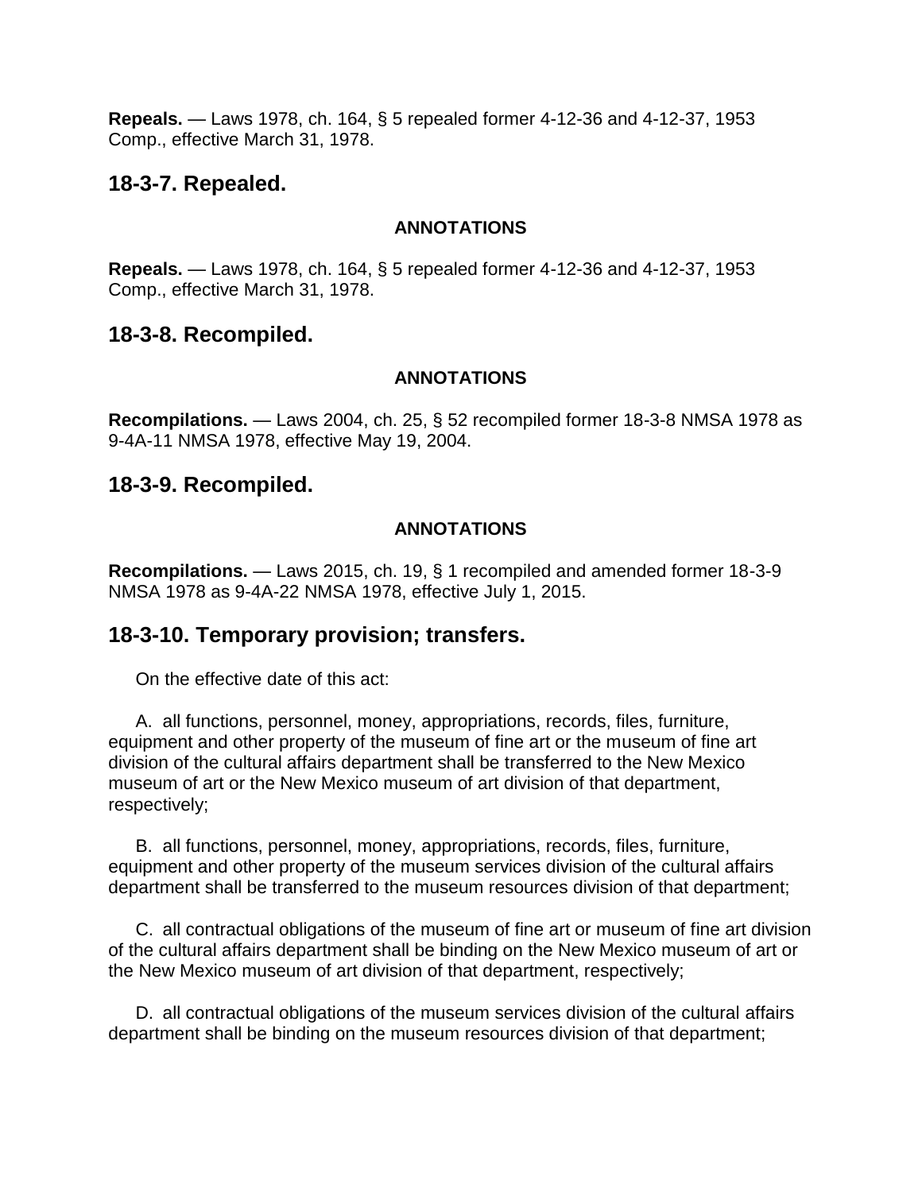**Repeals.** — Laws 1978, ch. 164, § 5 repealed former 4-12-36 and 4-12-37, 1953 Comp., effective March 31, 1978.

## 18-3-7. Repealed.

#### ANNOTATIONS

**Repeals.** — Laws 1978, ch. 164, § 5 repealed former 4-12-36 and 4-12-37, 1953 Comp., effective March 31, 1978.

## 18-3-8. Recompiled.

#### ANNOTATIONS

**Recompilations.** — Laws 2004, ch. 25, § 52 recompiled former 18-3-8 NMSA 1978 as 9-4A-11 NMSA 1978, effective May 19, 2004.

## 18-3-9. Recompiled.

#### ANNOTATIONS

**Recompilations.** — Laws 2015, ch. 19, § 1 recompiled and amended former 18-3-9 NMSA 1978 as 9-4A-22 NMSA 1978, effective July 1, 2015.

## 18-3-10. Temporary provision; transfers.

On the effective date of this act:

A. all functions, personnel, money, appropriations, records, files, furniture, equipment and other property of the museum of fine art or the museum of fine art division of the cultural affairs department shall be transferred to the New Mexico museum of art or the New Mexico museum of art division of that department, respectively;

B. all functions, personnel, money, appropriations, records, files, furniture, equipment and other property of the museum services division of the cultural affairs department shall be transferred to the museum resources division of that department;

C. all contractual obligations of the museum of fine art or museum of fine art division of the cultural affairs department shall be binding on the New Mexico museum of art or the New Mexico museum of art division of that department, respectively;

D. all contractual obligations of the museum services division of the cultural affairs department shall be binding on the museum resources division of that department;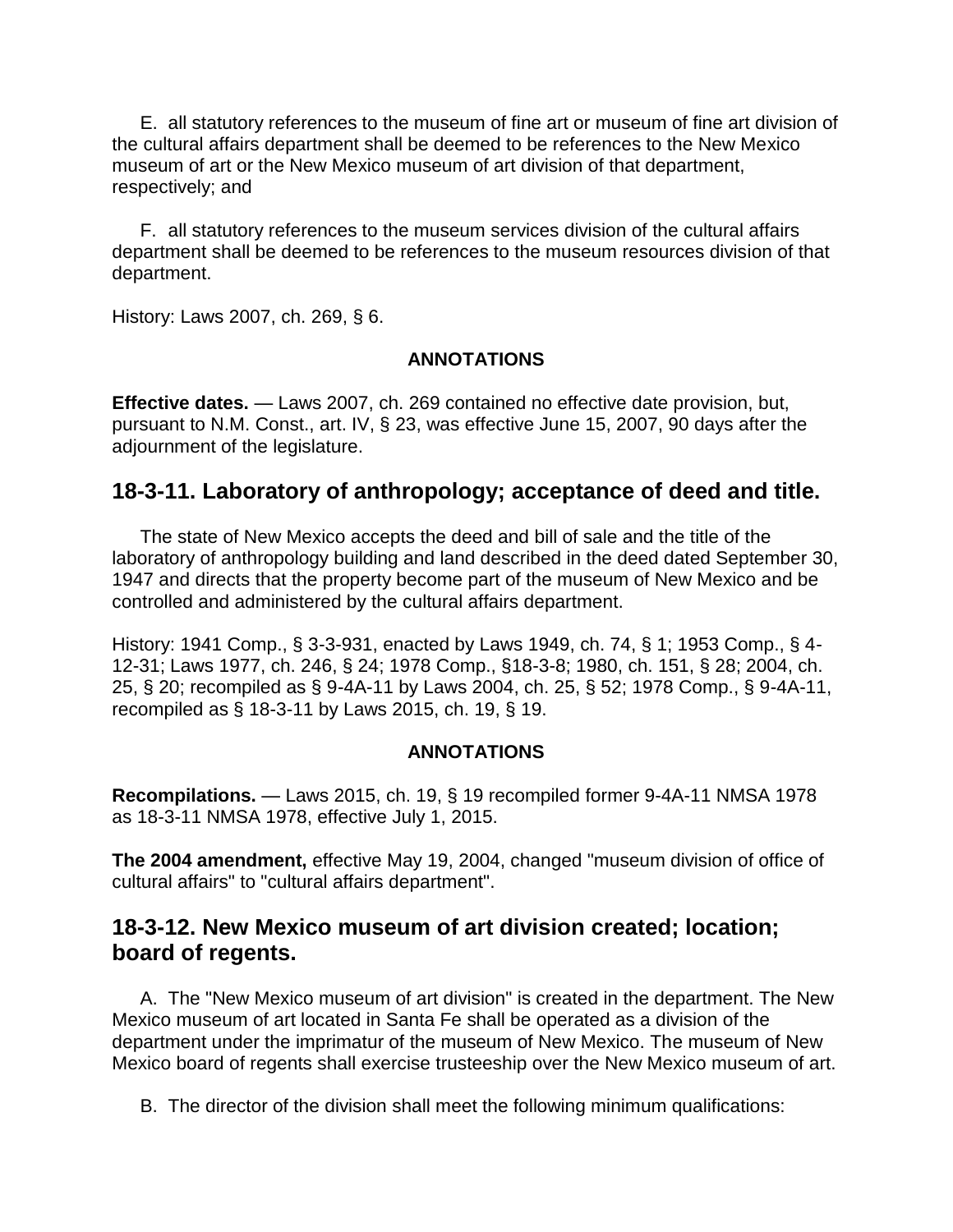E. all statutory references to the museum of fine art or museum of fine art division of the cultural affairs department shall be deemed to be references to the New Mexico museum of art or the New Mexico museum of art division of that department, respectively; and

F. all statutory references to the museum services division of the cultural affairs department shall be deemed to be references to the museum resources division of that department.

History: Laws 2007, ch. 269, § 6.

**ANNOTATIONS**

**Effective dates.** — Laws 2007, ch. 269 contained no effective date provision, but, pursuant to N.M. Const., art. IV, § 23, was effective June 15, 2007, 90 days after the adjournment of the legislature.

## 18-3-11. Laboratory of anthropology; acceptance of deed and title.

The state of New Mexico accepts the deed and bill of sale and the title of the laboratory of anthropology building and land described in the deed dated September 30, 1947 and directs that the property become part of the museum of New Mexico and be controlled and administered by the cultural affairs department.

History: 1941 Comp., § 3-3-931, enacted by Laws 1949, ch. 74, § 1; 1953 Comp., § 4-12-31; Laws 1977, ch. 246, § 24; 1978 Comp., §18-3-8; 1980, ch. 151, § 28; 2004, ch. 25, § 20; recompiled as § 9-4A-11 by Laws 2004, ch. 25, § 52; 1978 Comp., § 9-4A-11, recompiled as § 18-3-11 by Laws 2015, ch. 19, § 19.

**ANNOTATIONS**

**Recompilations.** — Laws 2015, ch. 19, § 19 recompiled former 9-4A-11 NMSA 1978 as 18-3-11 NMSA 1978, effective July 1, 2015.

**The 2004 amendment,** effective May 19, 2004, changed "museum division of office of cultural affairs" to "cultural affairs department".

## 18-3-12. New Mexico museum of art division created; location; board of regents.

A. The "New Mexico museum of art division" is created in the department. The New Mexico museum of art located in Santa Fe shall be operated as a division of the department under the imprimatur of the museum of New Mexico. The museum of New Mexico board of regents shall exercise trusteeship over the New Mexico museum of art.

B. The director of the division shall meet the following minimum qualifications: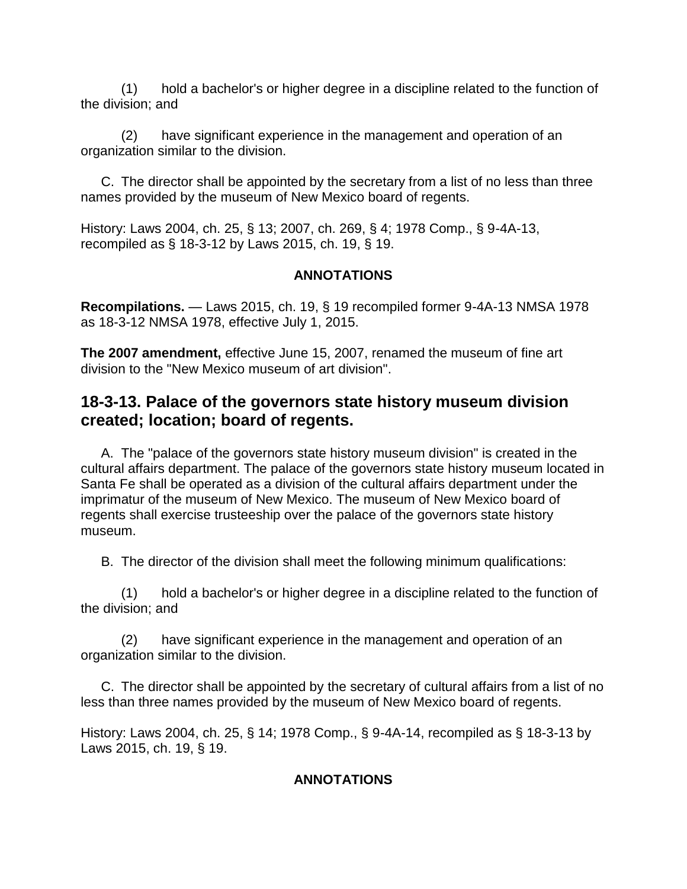(1) hold a bachelor's or higher degree in a discipline related to the function of the division; and

(2) have significant experience in the management and operation of an organization similar to the division.

C. The director shall be appointed by the secretary from a list of no less than three names provided by the museum of New Mexico board of regents.

History: Laws 2004, ch. 25, § 13; 2007, ch. 269, § 4; 1978 Comp., § 9-4A-13, recompiled as § 18-3-12 by Laws 2015, ch. 19, § 19.

**ANNOTATIONS**

**Recompilations.** — Laws 2015, ch. 19, § 19 recompiled former 9-4A-13 NMSA 1978 as 18-3-12 NMSA 1978, effective July 1, 2015.

**The 2007 amendment,** effective June 15, 2007, renamed the museum of fine art division to the "New Mexico museum of art division".

## 18-3-13. Palace of the governors state history museum division created; location; board of regents.

A. The "palace of the governors state history museum division" is created in the cultural affairs department. The palace of the governors state history museum located in Santa Fe shall be operated as a division of the cultural affairs department under the imprimatur of the museum of New Mexico. The museum of New Mexico board of regents shall exercise trusteeship over the palace of the governors state history museum.

B. The director of the division shall meet the following minimum qualifications:

(1) hold a bachelor's or higher degree in a discipline related to the function of the division; and

(2) have significant experience in the management and operation of an organization similar to the division.

C. The director shall be appointed by the secretary of cultural affairs from a list of no less than three names provided by the museum of New Mexico board of regents.

History: Laws 2004, ch. 25, § 14; 1978 Comp., § 9-4A-14, recompiled as § 18-3-13 by Laws 2015, ch. 19, § 19.

**ANNOTATIONS**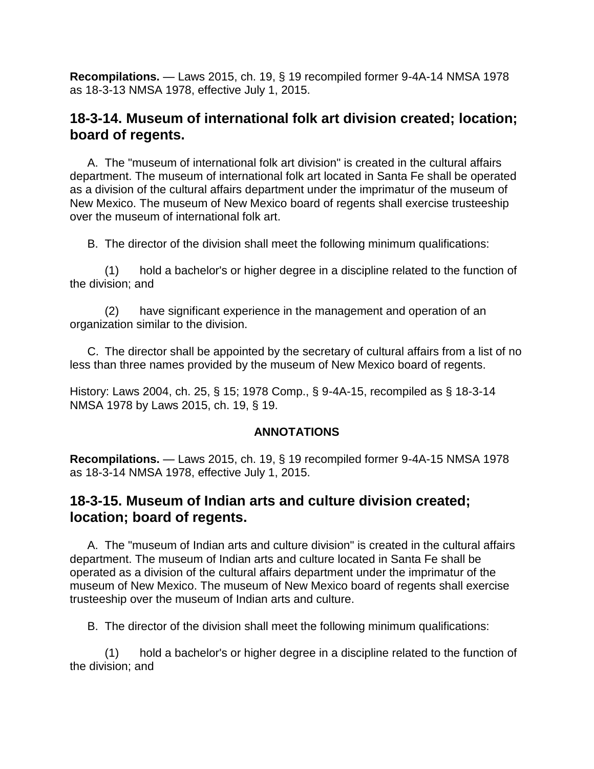**Recompilations.** — Laws 2015, ch. 19, § 19 recompiled former 9-4A-14 NMSA 1978 as 18-3-13 NMSA 1978, effective July 1, 2015.

## 18-3-14. Museum of international folk art division created; location; board of regents.

A. The "museum of international folk art division" is created in the cultural affairs department. The museum of international folk art located in Santa Fe shall be operated as a division of the cultural affairs department under the imprimatur of the museum of New Mexico. The museum of New Mexico board of regents shall exercise trusteeship over the museum of international folk art.

B. The director of the division shall meet the following minimum qualifications:

(1) hold a bachelor's or higher degree in a discipline related to the function of the division; and

(2) have significant experience in the management and operation of an organization similar to the division.

C. The director shall be appointed by the secretary of cultural affairs from a list of no less than three names provided by the museum of New Mexico board of regents.

History: Laws 2004, ch. 25, § 15; 1978 Comp., § 9-4A-15, recompiled as § 18-3-14 NMSA 1978 by Laws 2015, ch. 19, § 19.

**ANNOTATIONS**

**Recompilations.** — Laws 2015, ch. 19, § 19 recompiled former 9-4A-15 NMSA 1978 as 18-3-14 NMSA 1978, effective July 1, 2015.

## 18-3-15. Museum of Indian arts and culture division created; location; board of regents.

A. The "museum of Indian arts and culture division" is created in the cultural affairs department. The museum of Indian arts and culture located in Santa Fe shall be operated as a division of the cultural affairs department under the imprimatur of the museum of New Mexico. The museum of New Mexico board of regents shall exercise trusteeship over the museum of Indian arts and culture.

B. The director of the division shall meet the following minimum qualifications:

(1) hold a bachelor's or higher degree in a discipline related to the function of the division; and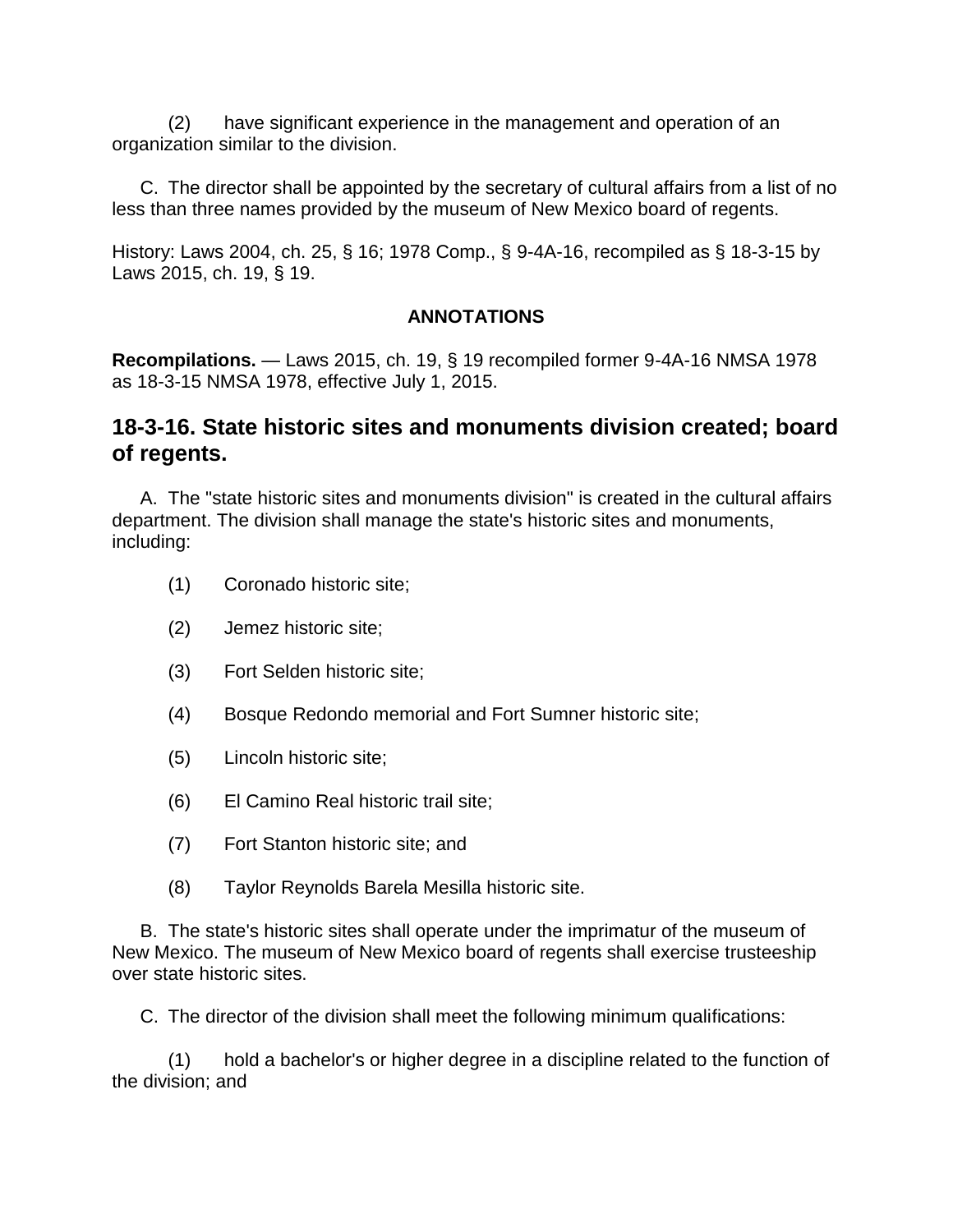(2) have significant experience in the management and operation of an organization similar to the division.

C. The director shall be appointed by the secretary of cultural affairs from a list of no less than three names provided by the museum of New Mexico board of regents.

History: Laws 2004, ch. 25, § 16; 1978 Comp., § 9-4A-16, recompiled as § 18-3-15 by Laws 2015, ch. 19, § 19.

**ANNOTATIONS**

**Recompilations.** — Laws 2015, ch. 19, § 19 recompiled former 9-4A-16 NMSA 1978 as 18-3-15 NMSA 1978, effective July 1, 2015.

## 18-3-16. State historic sites and monuments division created; board of regents.

A. The "state historic sites and monuments division" is created in the cultural affairs department. The division shall manage the state's historic sites and monuments, including:

(1) Coronado historic site;

(2) Jemez historic site;

(3) Fort Selden historic site;

(4) Bosque Redondo memorial and Fort Sumner historic site;

(5) Lincoln historic site;

(6) El Camino Real historic trail site;

(7) Fort Stanton historic site; and

(8) Taylor Reynolds Barela Mesilla historic site.

B. The state's historic sites shall operate under the imprimatur of the museum of New Mexico. The museum of New Mexico board of regents shall exercise trusteeship over state historic sites.

C. The director of the division shall meet the following minimum qualifications:

(1) hold a bachelor's or higher degree in a discipline related to the function of the division; and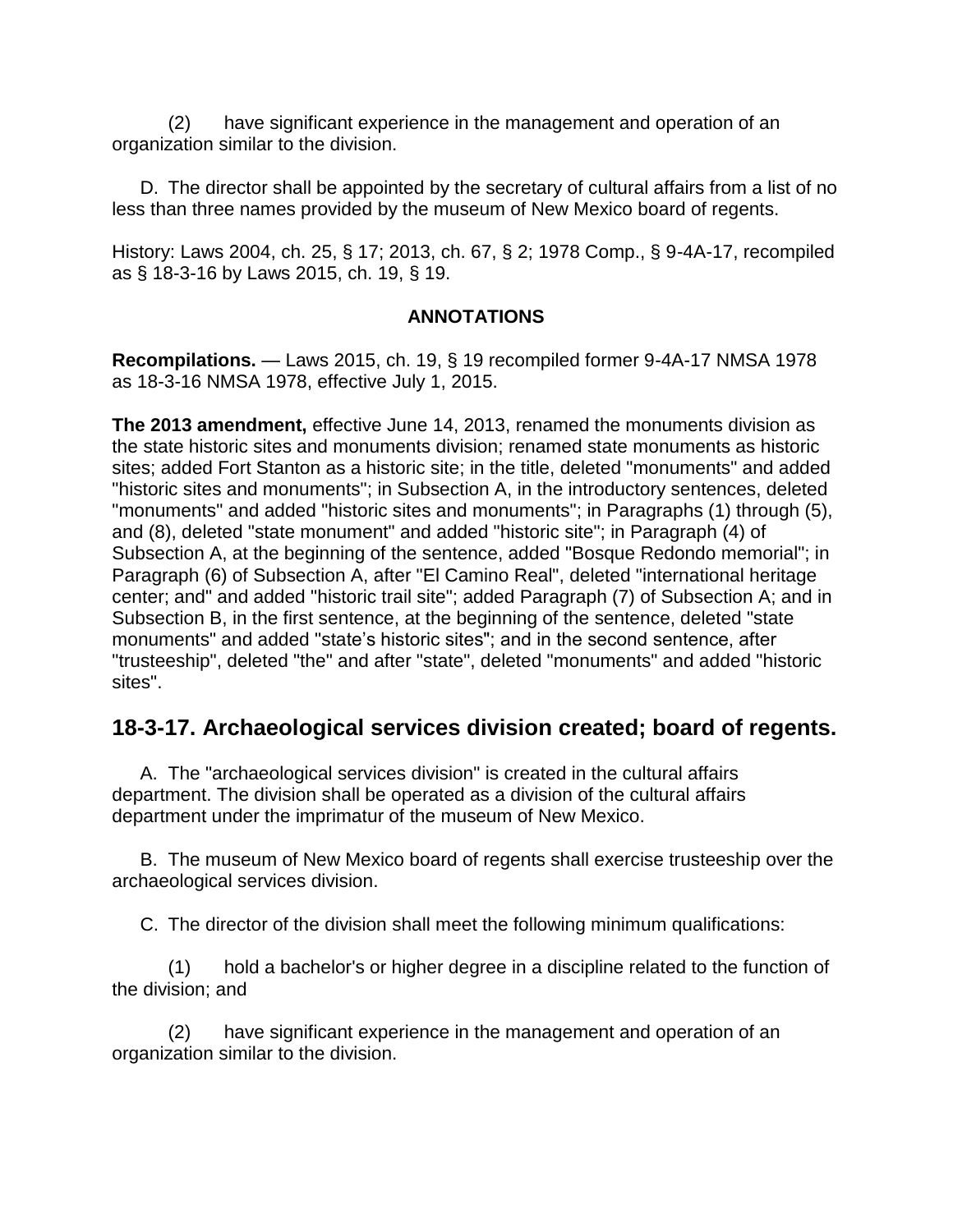(2) have significant experience in the management and operation of an organization similar to the division.

D. The director shall be appointed by the secretary of cultural affairs from a list of no less than three names provided by the museum of New Mexico board of regents.

History: Laws 2004, ch. 25, § 17; 2013, ch. 67, § 2; 1978 Comp., § 9-4A-17, recompiled as § 18-3-16 by Laws 2015, ch. 19, § 19.

**ANNOTATIONS**

**Recompilations.** — Laws 2015, ch. 19, § 19 recompiled former 9-4A-17 NMSA 1978 as 18-3-16 NMSA 1978, effective July 1, 2015.

**The 2013 amendment,** effective June 14, 2013, renamed the monuments division as the state historic sites and monuments division; renamed state monuments as historic sites; added Fort Stanton as a historic site; in the title, deleted "monuments" and added "historic sites and monuments"; in Subsection A, in the introductory sentences, deleted "monuments" and added "historic sites and monuments"; in Paragraphs (1) through (5), and (8), deleted "state monument" and added "historic site"; in Paragraph (4) of Subsection A, at the beginning of the sentence, added "Bosque Redondo memorial"; in Paragraph (6) of Subsection A, after "El Camino Real", deleted "international heritage center; and" and added "historic trail site"; added Paragraph (7) of Subsection A; and in Subsection B, in the first sentence, at the beginning of the sentence, deleted "state monuments" and added "state's historic sites"; and in the second sentence, after "trusteeship", deleted "the" and after "state", deleted "monuments" and added "historic sites".

## 18-3-17. Archaeological services division created; board of regents.

A. The "archaeological services division" is created in the cultural affairs department. The division shall be operated as a division of the cultural affairs department under the imprimatur of the museum of New Mexico.

B. The museum of New Mexico board of regents shall exercise trusteeship over the archaeological services division.

C. The director of the division shall meet the following minimum qualifications:

(1) hold a bachelor's or higher degree in a discipline related to the function of the division; and

(2) have significant experience in the management and operation of an organization similar to the division.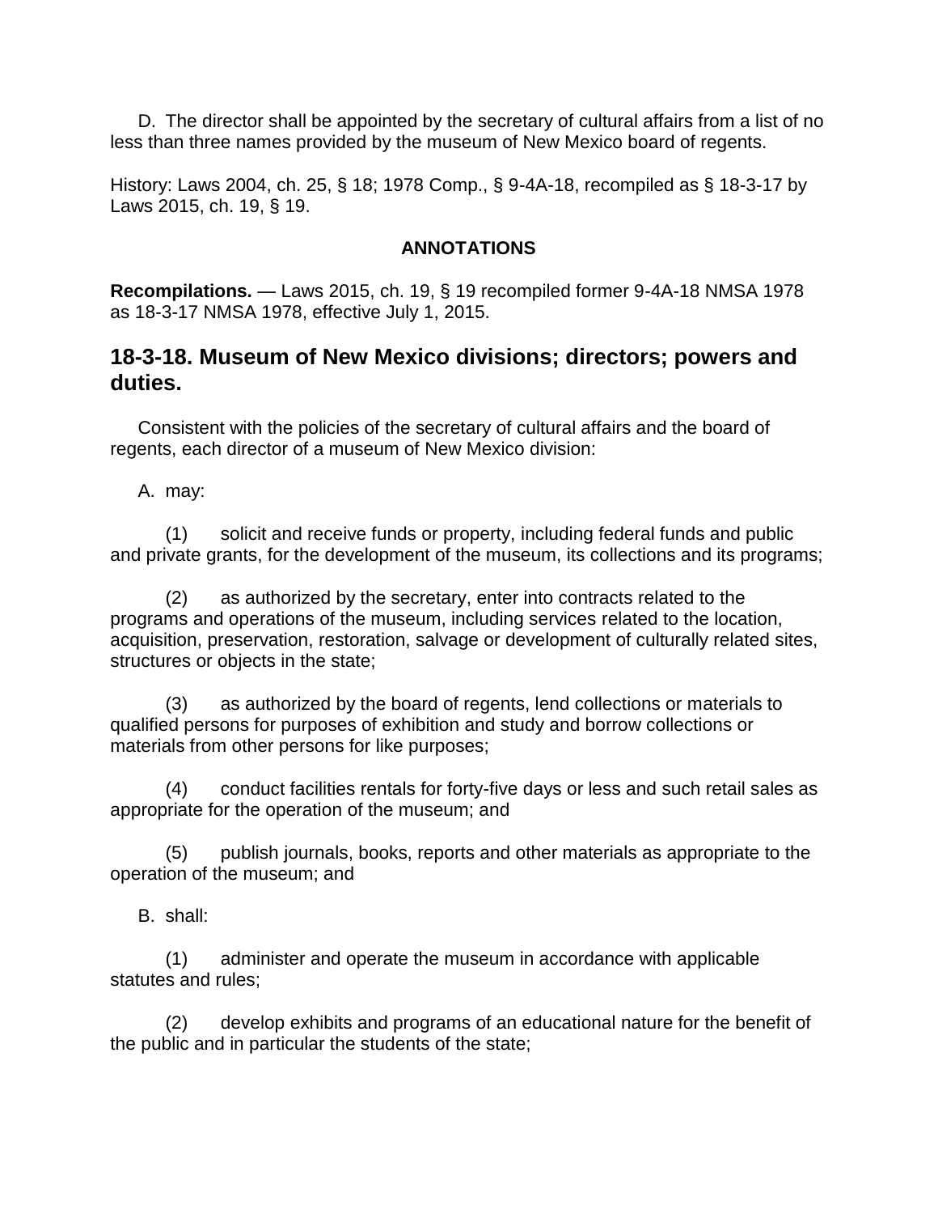D. The director shall be appointed by the secretary of cultural affairs from a list of no less than three names provided by the museum of New Mexico board of regents.

History: Laws 2004, ch. 25, § 18; 1978 Comp., § 9-4A-18, recompiled as § 18-3-17 by Laws 2015, ch. 19, § 19.

**ANNOTATIONS**

**Recompilations.** — Laws 2015, ch. 19, § 19 recompiled former 9-4A-18 NMSA 1978 as 18-3-17 NMSA 1978, effective July 1, 2015.

## 18-3-18. Museum of New Mexico divisions; directors; powers and duties.

Consistent with the policies of the secretary of cultural affairs and the board of regents, each director of a museum of New Mexico division:

A. may:

(1) solicit and receive funds or property, including federal funds and public and private grants, for the development of the museum, its collections and its programs;

(2) as authorized by the secretary, enter into contracts related to the programs and operations of the museum, including services related to the location, acquisition, preservation, restoration, salvage or development of culturally related sites, structures or objects in the state;

(3) as authorized by the board of regents, lend collections or materials to qualified persons for purposes of exhibition and study and borrow collections or materials from other persons for like purposes;

(4) conduct facilities rentals for forty-five days or less and such retail sales as appropriate for the operation of the museum; and

(5) publish journals, books, reports and other materials as appropriate to the operation of the museum; and

B. shall:

(1) administer and operate the museum in accordance with applicable statutes and rules;

(2) develop exhibits and programs of an educational nature for the benefit of the public and in particular the students of the state;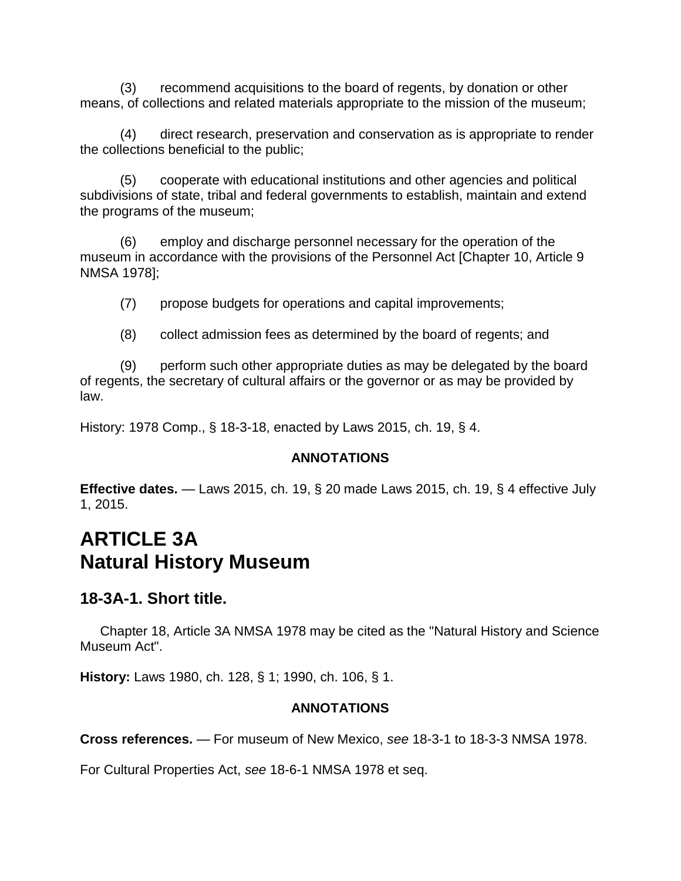(3) recommend acquisitions to the board of regents, by donation or other means, of collections and related materials appropriate to the mission of the museum;

(4) direct research, preservation and conservation as is appropriate to render the collections beneficial to the public;

(5) cooperate with educational institutions and other agencies and political subdivisions of state, tribal and federal governments to establish, maintain and extend the programs of the museum;

(6) employ and discharge personnel necessary for the operation of the museum in accordance with the provisions of the Personnel Act [Chapter 10, Article 9 NMSA 1978];

(7) propose budgets for operations and capital improvements;

(8) collect admission fees as determined by the board of regents; and

(9) perform such other appropriate duties as may be delegated by the board of regents, the secretary of cultural affairs or the governor or as may be provided by law.

History: 1978 Comp., § 18-3-18, enacted by Laws 2015, ch. 19, § 4.

**ANNOTATIONS**

**Effective dates.** — Laws 2015, ch. 19, § 20 made Laws 2015, ch. 19, § 4 effective July 1, 2015.

# ARTICLE 3A
# Natural History Museum

## 18-3A-1. Short title.

Chapter 18, Article 3A NMSA 1978 may be cited as the "Natural History and Science Museum Act".

**History:** Laws 1980, ch. 128, § 1; 1990, ch. 106, § 1.

**ANNOTATIONS**

**Cross references.** — For museum of New Mexico, *see* 18-3-1 to 18-3-3 NMSA 1978.

For Cultural Properties Act, *see* 18-6-1 NMSA 1978 et seq.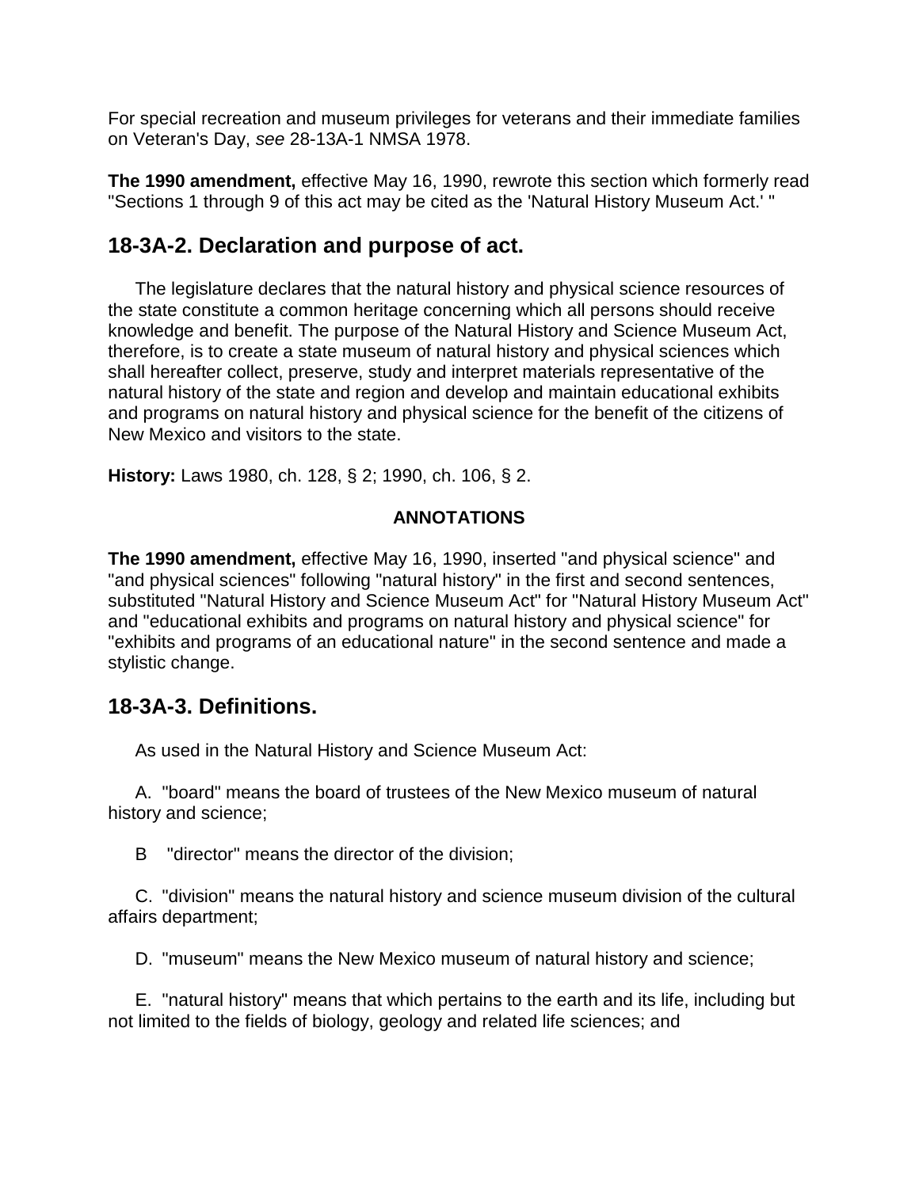For special recreation and museum privileges for veterans and their immediate families on Veteran's Day, *see* 28-13A-1 NMSA 1978.

**The 1990 amendment,** effective May 16, 1990, rewrote this section which formerly read "Sections 1 through 9 of this act may be cited as the 'Natural History Museum Act.' "

## 18-3A-2. Declaration and purpose of act.

The legislature declares that the natural history and physical science resources of the state constitute a common heritage concerning which all persons should receive knowledge and benefit. The purpose of the Natural History and Science Museum Act, therefore, is to create a state museum of natural history and physical sciences which shall hereafter collect, preserve, study and interpret materials representative of the natural history of the state and region and develop and maintain educational exhibits and programs on natural history and physical science for the benefit of the citizens of New Mexico and visitors to the state.

**History:** Laws 1980, ch. 128, § 2; 1990, ch. 106, § 2.

**ANNOTATIONS**

**The 1990 amendment,** effective May 16, 1990, inserted "and physical science" and "and physical sciences" following "natural history" in the first and second sentences, substituted "Natural History and Science Museum Act" for "Natural History Museum Act" and "educational exhibits and programs on natural history and physical science" for "exhibits and programs of an educational nature" in the second sentence and made a stylistic change.

## 18-3A-3. Definitions.

As used in the Natural History and Science Museum Act:

A. "board" means the board of trustees of the New Mexico museum of natural history and science;

B "director" means the director of the division;

C. "division" means the natural history and science museum division of the cultural affairs department;

D. "museum" means the New Mexico museum of natural history and science;

E. "natural history" means that which pertains to the earth and its life, including but not limited to the fields of biology, geology and related life sciences; and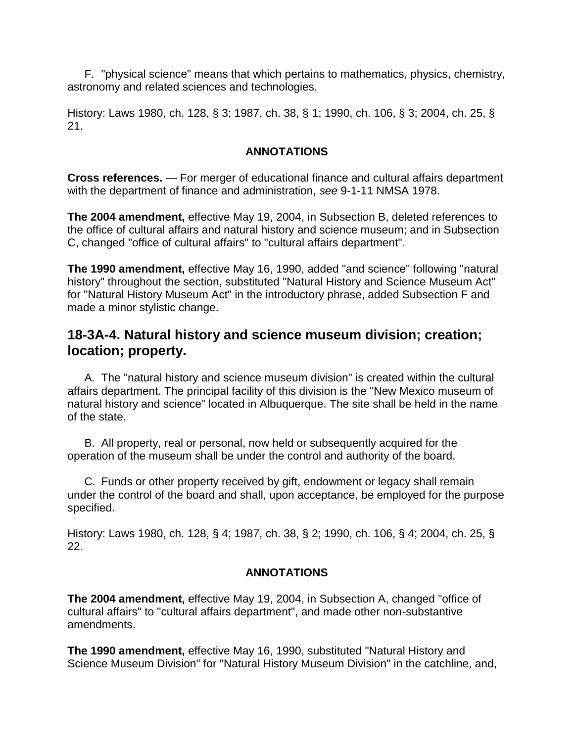F. "physical science" means that which pertains to mathematics, physics, chemistry, astronomy and related sciences and technologies.

History: Laws 1980, ch. 128, § 3; 1987, ch. 38, § 1; 1990, ch. 106, § 3; 2004, ch. 25, § 21.

**ANNOTATIONS**

**Cross references.** — For merger of educational finance and cultural affairs department with the department of finance and administration, *see* 9-1-11 NMSA 1978.

**The 2004 amendment,** effective May 19, 2004, in Subsection B, deleted references to the office of cultural affairs and natural history and science museum; and in Subsection C, changed "office of cultural affairs" to "cultural affairs department".

**The 1990 amendment,** effective May 16, 1990, added "and science" following "natural history" throughout the section, substituted "Natural History and Science Museum Act" for "Natural History Museum Act" in the introductory phrase, added Subsection F and made a minor stylistic change.

## 18-3A-4. Natural history and science museum division; creation; location; property.

A. The "natural history and science museum division" is created within the cultural affairs department. The principal facility of this division is the "New Mexico museum of natural history and science" located in Albuquerque. The site shall be held in the name of the state.

B. All property, real or personal, now held or subsequently acquired for the operation of the museum shall be under the control and authority of the board.

C. Funds or other property received by gift, endowment or legacy shall remain under the control of the board and shall, upon acceptance, be employed for the purpose specified.

History: Laws 1980, ch. 128, § 4; 1987, ch. 38, § 2; 1990, ch. 106, § 4; 2004, ch. 25, § 22.

**ANNOTATIONS**

**The 2004 amendment,** effective May 19, 2004, in Subsection A, changed "office of cultural affairs" to "cultural affairs department", and made other non-substantive amendments.

**The 1990 amendment,** effective May 16, 1990, substituted "Natural History and Science Museum Division" for "Natural History Museum Division" in the catchline, and,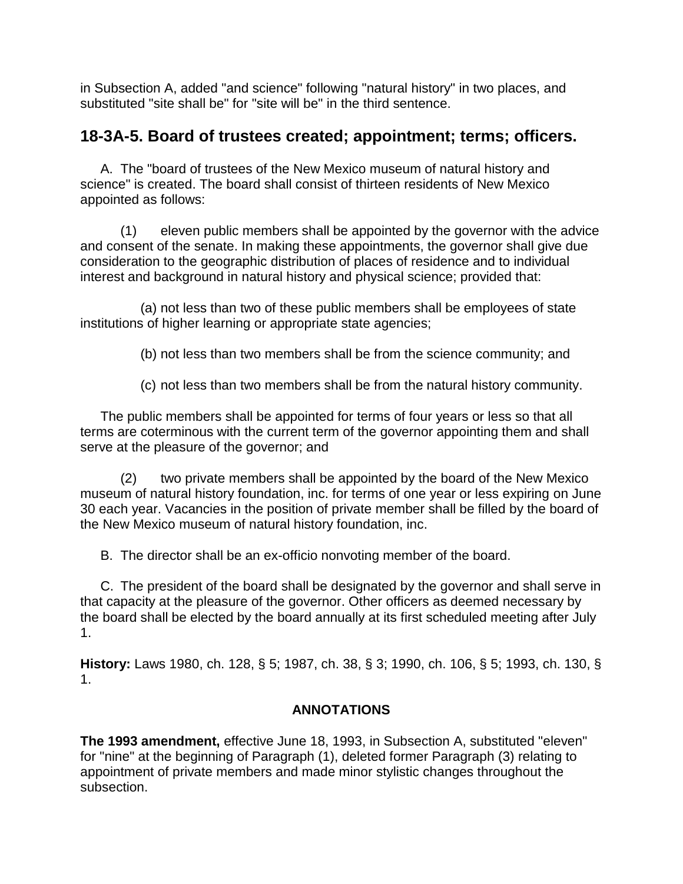in Subsection A, added "and science" following "natural history" in two places, and substituted "site shall be" for "site will be" in the third sentence.

## 18-3A-5. Board of trustees created; appointment; terms; officers.

A. The "board of trustees of the New Mexico museum of natural history and science" is created. The board shall consist of thirteen residents of New Mexico appointed as follows:

(1) eleven public members shall be appointed by the governor with the advice and consent of the senate. In making these appointments, the governor shall give due consideration to the geographic distribution of places of residence and to individual interest and background in natural history and physical science; provided that:

(a) not less than two of these public members shall be employees of state institutions of higher learning or appropriate state agencies;

(b) not less than two members shall be from the science community; and

(c) not less than two members shall be from the natural history community.

The public members shall be appointed for terms of four years or less so that all terms are coterminous with the current term of the governor appointing them and shall serve at the pleasure of the governor; and

(2) two private members shall be appointed by the board of the New Mexico museum of natural history foundation, inc. for terms of one year or less expiring on June 30 each year. Vacancies in the position of private member shall be filled by the board of the New Mexico museum of natural history foundation, inc.

B. The director shall be an ex-officio nonvoting member of the board.

C. The president of the board shall be designated by the governor and shall serve in that capacity at the pleasure of the governor. Other officers as deemed necessary by the board shall be elected by the board annually at its first scheduled meeting after July 1.

**History:** Laws 1980, ch. 128, § 5; 1987, ch. 38, § 3; 1990, ch. 106, § 5; 1993, ch. 130, § 1.

**ANNOTATIONS**

**The 1993 amendment,** effective June 18, 1993, in Subsection A, substituted "eleven" for "nine" at the beginning of Paragraph (1), deleted former Paragraph (3) relating to appointment of private members and made minor stylistic changes throughout the subsection.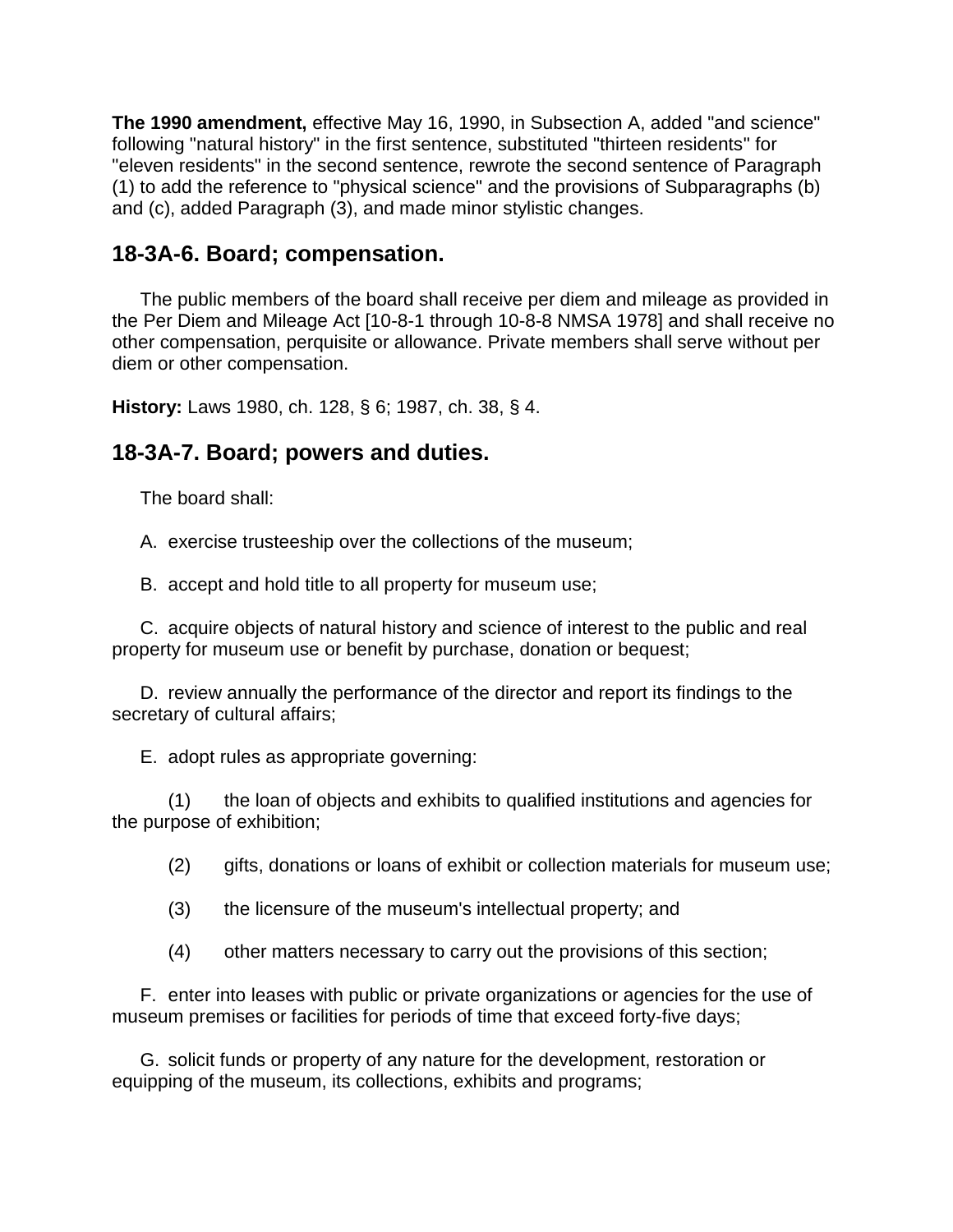**The 1990 amendment,** effective May 16, 1990, in Subsection A, added "and science" following "natural history" in the first sentence, substituted "thirteen residents" for "eleven residents" in the second sentence, rewrote the second sentence of Paragraph (1) to add the reference to "physical science" and the provisions of Subparagraphs (b) and (c), added Paragraph (3), and made minor stylistic changes.

## 18-3A-6. Board; compensation.

The public members of the board shall receive per diem and mileage as provided in the Per Diem and Mileage Act [10-8-1 through 10-8-8 NMSA 1978] and shall receive no other compensation, perquisite or allowance. Private members shall serve without per diem or other compensation.

**History:** Laws 1980, ch. 128, § 6; 1987, ch. 38, § 4.

## 18-3A-7. Board; powers and duties.

The board shall:

A. exercise trusteeship over the collections of the museum;

B. accept and hold title to all property for museum use;

C. acquire objects of natural history and science of interest to the public and real property for museum use or benefit by purchase, donation or bequest;

D. review annually the performance of the director and report its findings to the secretary of cultural affairs;

E. adopt rules as appropriate governing:

(1) the loan of objects and exhibits to qualified institutions and agencies for the purpose of exhibition;

(2) gifts, donations or loans of exhibit or collection materials for museum use;

(3) the licensure of the museum's intellectual property; and

(4) other matters necessary to carry out the provisions of this section;

F. enter into leases with public or private organizations or agencies for the use of museum premises or facilities for periods of time that exceed forty-five days;

G. solicit funds or property of any nature for the development, restoration or equipping of the museum, its collections, exhibits and programs;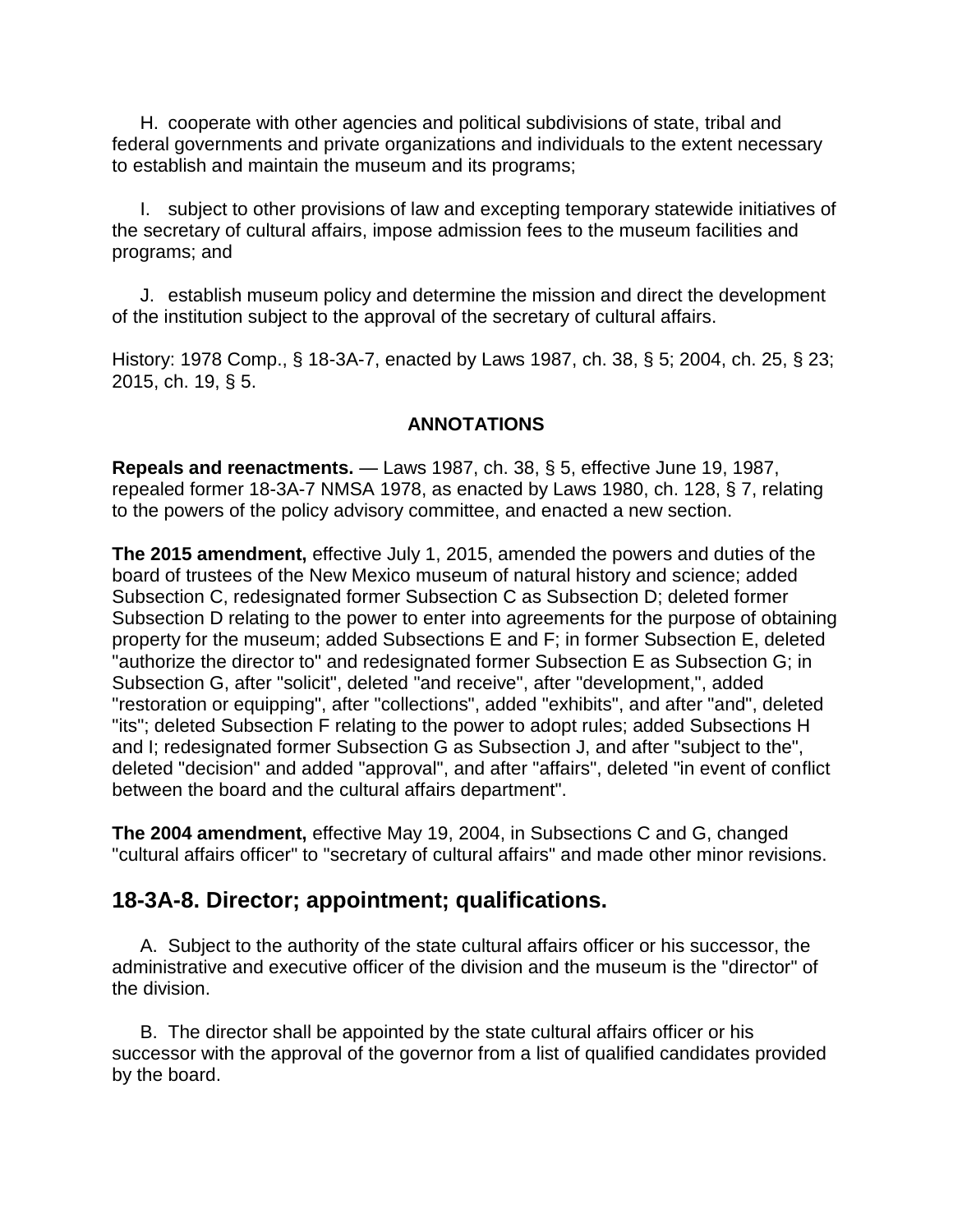H. cooperate with other agencies and political subdivisions of state, tribal and federal governments and private organizations and individuals to the extent necessary to establish and maintain the museum and its programs;

I. subject to other provisions of law and excepting temporary statewide initiatives of the secretary of cultural affairs, impose admission fees to the museum facilities and programs; and

J. establish museum policy and determine the mission and direct the development of the institution subject to the approval of the secretary of cultural affairs.

History: 1978 Comp., § 18-3A-7, enacted by Laws 1987, ch. 38, § 5; 2004, ch. 25, § 23; 2015, ch. 19, § 5.

**ANNOTATIONS**

**Repeals and reenactments.** — Laws 1987, ch. 38, § 5, effective June 19, 1987, repealed former 18-3A-7 NMSA 1978, as enacted by Laws 1980, ch. 128, § 7, relating to the powers of the policy advisory committee, and enacted a new section.

**The 2015 amendment,** effective July 1, 2015, amended the powers and duties of the board of trustees of the New Mexico museum of natural history and science; added Subsection C, redesignated former Subsection C as Subsection D; deleted former Subsection D relating to the power to enter into agreements for the purpose of obtaining property for the museum; added Subsections E and F; in former Subsection E, deleted "authorize the director to" and redesignated former Subsection E as Subsection G; in Subsection G, after "solicit", deleted "and receive", after "development,", added "restoration or equipping", after "collections", added "exhibits", and after "and", deleted "its"; deleted Subsection F relating to the power to adopt rules; added Subsections H and I; redesignated former Subsection G as Subsection J, and after "subject to the", deleted "decision" and added "approval", and after "affairs", deleted "in event of conflict between the board and the cultural affairs department".

**The 2004 amendment,** effective May 19, 2004, in Subsections C and G, changed "cultural affairs officer" to "secretary of cultural affairs" and made other minor revisions.

## 18-3A-8. Director; appointment; qualifications.

A. Subject to the authority of the state cultural affairs officer or his successor, the administrative and executive officer of the division and the museum is the "director" of the division.

B. The director shall be appointed by the state cultural affairs officer or his successor with the approval of the governor from a list of qualified candidates provided by the board.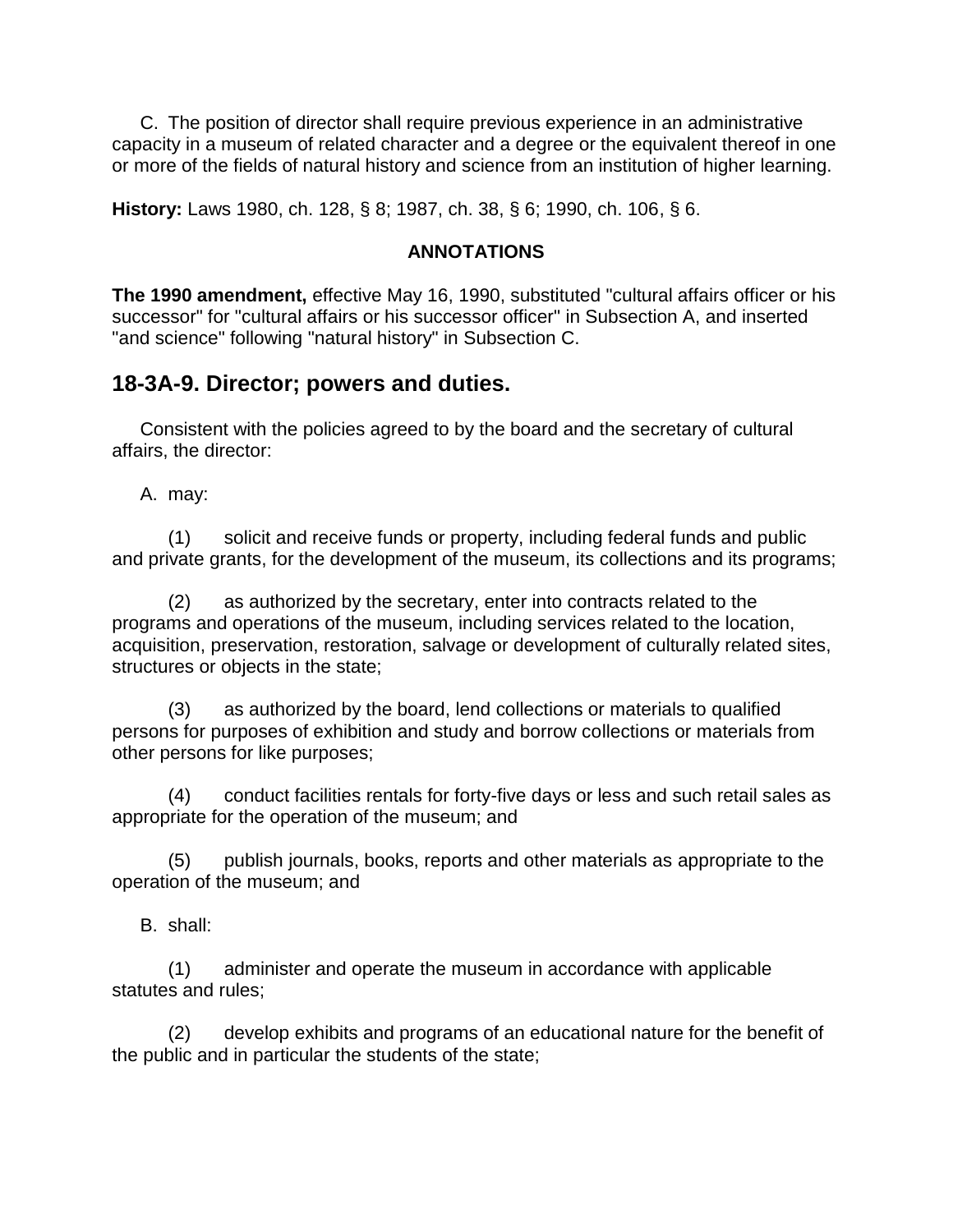C. The position of director shall require previous experience in an administrative capacity in a museum of related character and a degree or the equivalent thereof in one or more of the fields of natural history and science from an institution of higher learning.

**History:** Laws 1980, ch. 128, § 8; 1987, ch. 38, § 6; 1990, ch. 106, § 6.

**ANNOTATIONS**

**The 1990 amendment,** effective May 16, 1990, substituted "cultural affairs officer or his successor" for "cultural affairs or his successor officer" in Subsection A, and inserted "and science" following "natural history" in Subsection C.

## 18-3A-9. Director; powers and duties.

Consistent with the policies agreed to by the board and the secretary of cultural affairs, the director:

A. may:

(1) solicit and receive funds or property, including federal funds and public and private grants, for the development of the museum, its collections and its programs;

(2) as authorized by the secretary, enter into contracts related to the programs and operations of the museum, including services related to the location, acquisition, preservation, restoration, salvage or development of culturally related sites, structures or objects in the state;

(3) as authorized by the board, lend collections or materials to qualified persons for purposes of exhibition and study and borrow collections or materials from other persons for like purposes;

(4) conduct facilities rentals for forty-five days or less and such retail sales as appropriate for the operation of the museum; and

(5) publish journals, books, reports and other materials as appropriate to the operation of the museum; and

B. shall:

(1) administer and operate the museum in accordance with applicable statutes and rules;

(2) develop exhibits and programs of an educational nature for the benefit of the public and in particular the students of the state;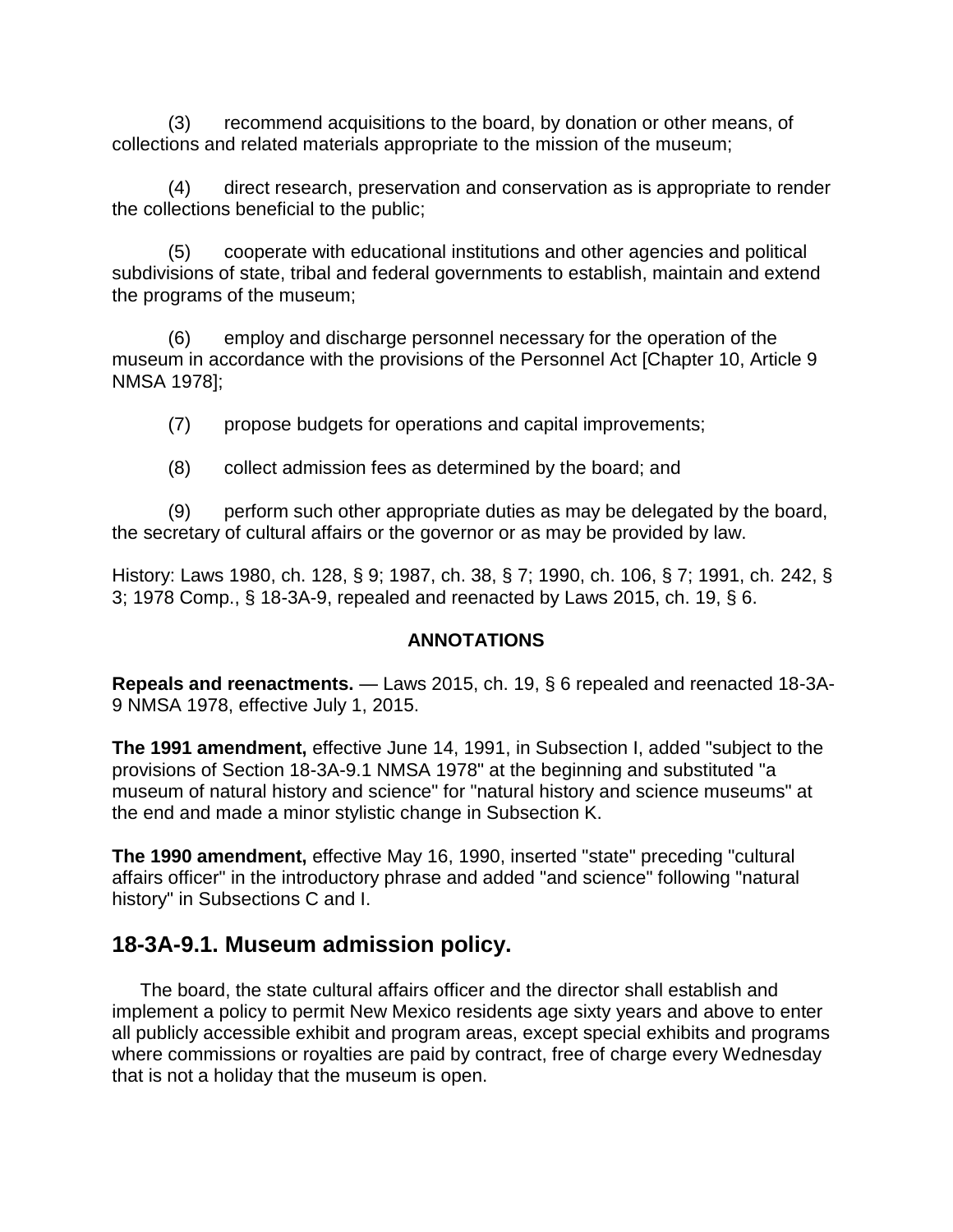(3) recommend acquisitions to the board, by donation or other means, of collections and related materials appropriate to the mission of the museum;

(4) direct research, preservation and conservation as is appropriate to render the collections beneficial to the public;

(5) cooperate with educational institutions and other agencies and political subdivisions of state, tribal and federal governments to establish, maintain and extend the programs of the museum;

(6) employ and discharge personnel necessary for the operation of the museum in accordance with the provisions of the Personnel Act [Chapter 10, Article 9 NMSA 1978];

(7) propose budgets for operations and capital improvements;

(8) collect admission fees as determined by the board; and

(9) perform such other appropriate duties as may be delegated by the board, the secretary of cultural affairs or the governor or as may be provided by law.

History: Laws 1980, ch. 128, § 9; 1987, ch. 38, § 7; 1990, ch. 106, § 7; 1991, ch. 242, § 3; 1978 Comp., § 18-3A-9, repealed and reenacted by Laws 2015, ch. 19, § 6.

**ANNOTATIONS**

**Repeals and reenactments.** — Laws 2015, ch. 19, § 6 repealed and reenacted 18-3A-9 NMSA 1978, effective July 1, 2015.

**The 1991 amendment,** effective June 14, 1991, in Subsection I, added "subject to the provisions of Section 18-3A-9.1 NMSA 1978" at the beginning and substituted "a museum of natural history and science" for "natural history and science museums" at the end and made a minor stylistic change in Subsection K.

**The 1990 amendment,** effective May 16, 1990, inserted "state" preceding "cultural affairs officer" in the introductory phrase and added "and science" following "natural history" in Subsections C and I.

## 18-3A-9.1. Museum admission policy.

The board, the state cultural affairs officer and the director shall establish and implement a policy to permit New Mexico residents age sixty years and above to enter all publicly accessible exhibit and program areas, except special exhibits and programs where commissions or royalties are paid by contract, free of charge every Wednesday that is not a holiday that the museum is open.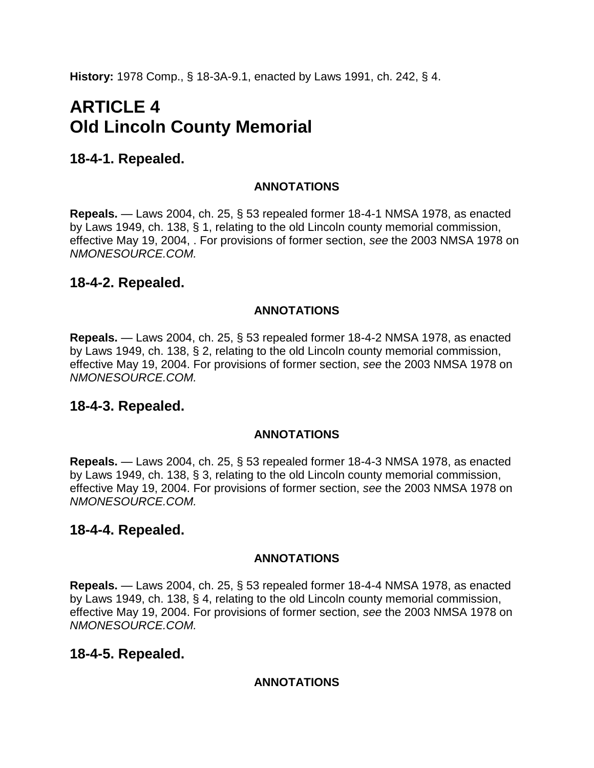**History:** 1978 Comp., § 18-3A-9.1, enacted by Laws 1991, ch. 242, § 4.

# ARTICLE 4
# Old Lincoln County Memorial

## 18-4-1. Repealed.

**ANNOTATIONS**

**Repeals.** — Laws 2004, ch. 25, § 53 repealed former 18-4-1 NMSA 1978, as enacted by Laws 1949, ch. 138, § 1, relating to the old Lincoln county memorial commission, effective May 19, 2004, . For provisions of former section, *see* the 2003 NMSA 1978 on *NMONESOURCE.COM.*

## 18-4-2. Repealed.

**ANNOTATIONS**

**Repeals.** — Laws 2004, ch. 25, § 53 repealed former 18-4-2 NMSA 1978, as enacted by Laws 1949, ch. 138, § 2, relating to the old Lincoln county memorial commission, effective May 19, 2004. For provisions of former section, *see* the 2003 NMSA 1978 on *NMONESOURCE.COM.*

## 18-4-3. Repealed.

**ANNOTATIONS**

**Repeals.** — Laws 2004, ch. 25, § 53 repealed former 18-4-3 NMSA 1978, as enacted by Laws 1949, ch. 138, § 3, relating to the old Lincoln county memorial commission, effective May 19, 2004. For provisions of former section, *see* the 2003 NMSA 1978 on *NMONESOURCE.COM.*

## 18-4-4. Repealed.

**ANNOTATIONS**

**Repeals.** — Laws 2004, ch. 25, § 53 repealed former 18-4-4 NMSA 1978, as enacted by Laws 1949, ch. 138, § 4, relating to the old Lincoln county memorial commission, effective May 19, 2004. For provisions of former section, *see* the 2003 NMSA 1978 on *NMONESOURCE.COM.*

## 18-4-5. Repealed.

**ANNOTATIONS**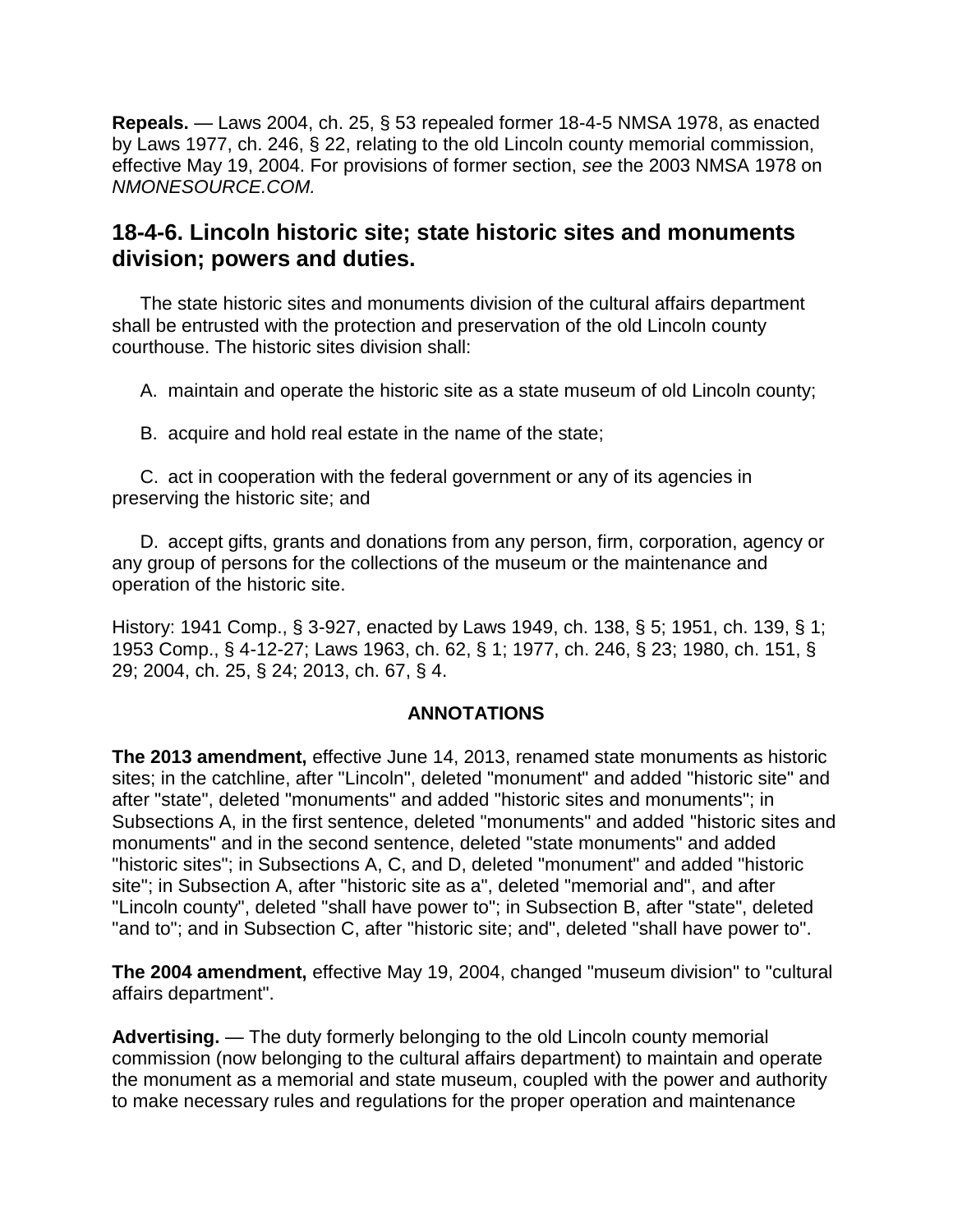**Repeals.** — Laws 2004, ch. 25, § 53 repealed former 18-4-5 NMSA 1978, as enacted by Laws 1977, ch. 246, § 22, relating to the old Lincoln county memorial commission, effective May 19, 2004. For provisions of former section, *see* the 2003 NMSA 1978 on *NMONESOURCE.COM.*

## 18-4-6. Lincoln historic site; state historic sites and monuments division; powers and duties.

The state historic sites and monuments division of the cultural affairs department shall be entrusted with the protection and preservation of the old Lincoln county courthouse. The historic sites division shall:

A. maintain and operate the historic site as a state museum of old Lincoln county;

B. acquire and hold real estate in the name of the state;

C. act in cooperation with the federal government or any of its agencies in preserving the historic site; and

D. accept gifts, grants and donations from any person, firm, corporation, agency or any group of persons for the collections of the museum or the maintenance and operation of the historic site.

History: 1941 Comp., § 3-927, enacted by Laws 1949, ch. 138, § 5; 1951, ch. 139, § 1; 1953 Comp., § 4-12-27; Laws 1963, ch. 62, § 1; 1977, ch. 246, § 23; 1980, ch. 151, § 29; 2004, ch. 25, § 24; 2013, ch. 67, § 4.

**ANNOTATIONS**

**The 2013 amendment,** effective June 14, 2013, renamed state monuments as historic sites; in the catchline, after "Lincoln", deleted "monument" and added "historic site" and after "state", deleted "monuments" and added "historic sites and monuments"; in Subsections A, in the first sentence, deleted "monuments" and added "historic sites and monuments" and in the second sentence, deleted "state monuments" and added "historic sites"; in Subsections A, C, and D, deleted "monument" and added "historic site"; in Subsection A, after "historic site as a", deleted "memorial and", and after "Lincoln county", deleted "shall have power to"; in Subsection B, after "state", deleted "and to"; and in Subsection C, after "historic site; and", deleted "shall have power to".

**The 2004 amendment,** effective May 19, 2004, changed "museum division" to "cultural affairs department".

**Advertising.** — The duty formerly belonging to the old Lincoln county memorial commission (now belonging to the cultural affairs department) to maintain and operate the monument as a memorial and state museum, coupled with the power and authority to make necessary rules and regulations for the proper operation and maintenance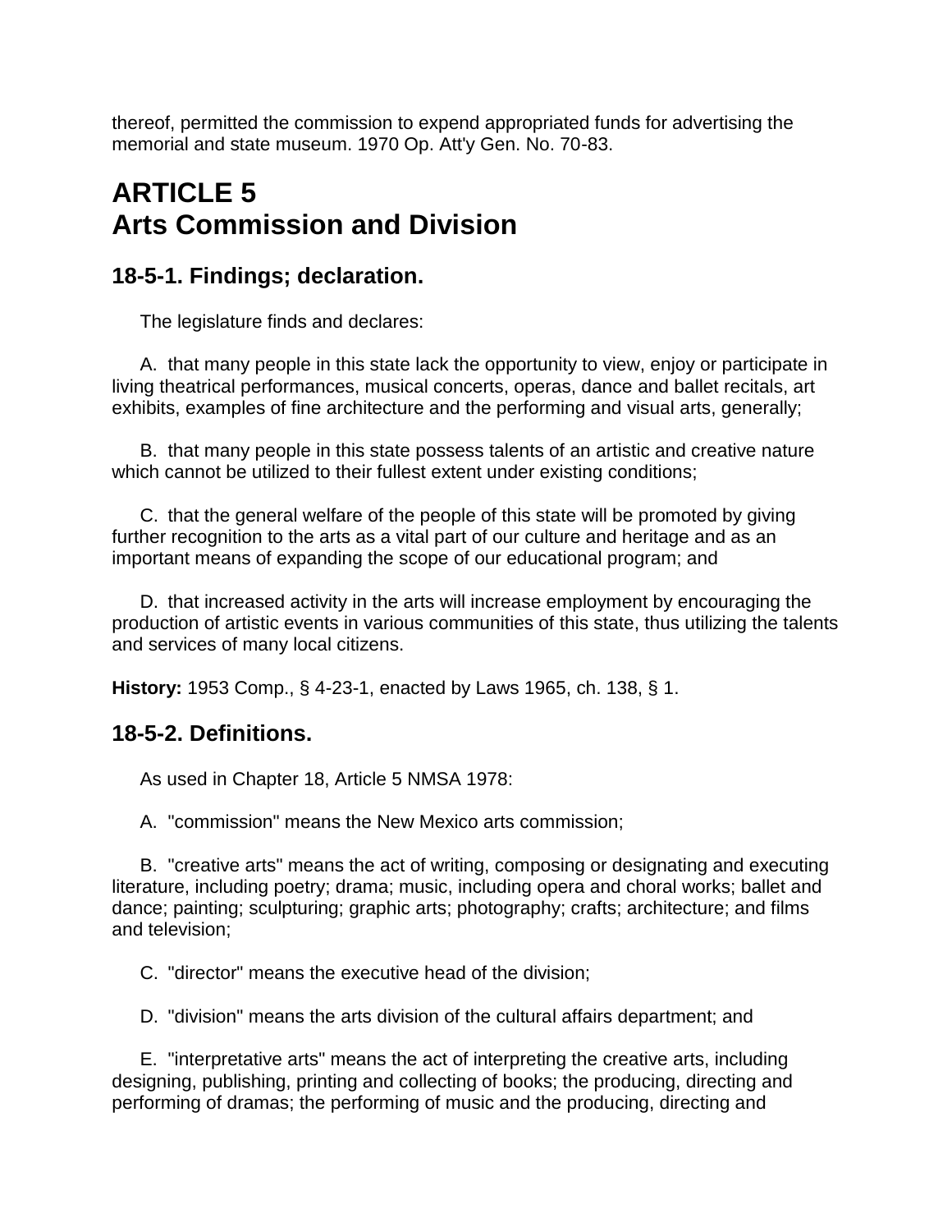thereof, permitted the commission to expend appropriated funds for advertising the memorial and state museum. 1970 Op. Att'y Gen. No. 70-83.

# ARTICLE 5
# Arts Commission and Division

## 18-5-1. Findings; declaration.

The legislature finds and declares:

A. that many people in this state lack the opportunity to view, enjoy or participate in living theatrical performances, musical concerts, operas, dance and ballet recitals, art exhibits, examples of fine architecture and the performing and visual arts, generally;

B. that many people in this state possess talents of an artistic and creative nature which cannot be utilized to their fullest extent under existing conditions;

C. that the general welfare of the people of this state will be promoted by giving further recognition to the arts as a vital part of our culture and heritage and as an important means of expanding the scope of our educational program; and

D. that increased activity in the arts will increase employment by encouraging the production of artistic events in various communities of this state, thus utilizing the talents and services of many local citizens.

**History:** 1953 Comp., § 4-23-1, enacted by Laws 1965, ch. 138, § 1.

## 18-5-2. Definitions.

As used in Chapter 18, Article 5 NMSA 1978:

A. "commission" means the New Mexico arts commission;

B. "creative arts" means the act of writing, composing or designating and executing literature, including poetry; drama; music, including opera and choral works; ballet and dance; painting; sculpturing; graphic arts; photography; crafts; architecture; and films and television;

C. "director" means the executive head of the division;

D. "division" means the arts division of the cultural affairs department; and

E. "interpretative arts" means the act of interpreting the creative arts, including designing, publishing, printing and collecting of books; the producing, directing and performing of dramas; the performing of music and the producing, directing and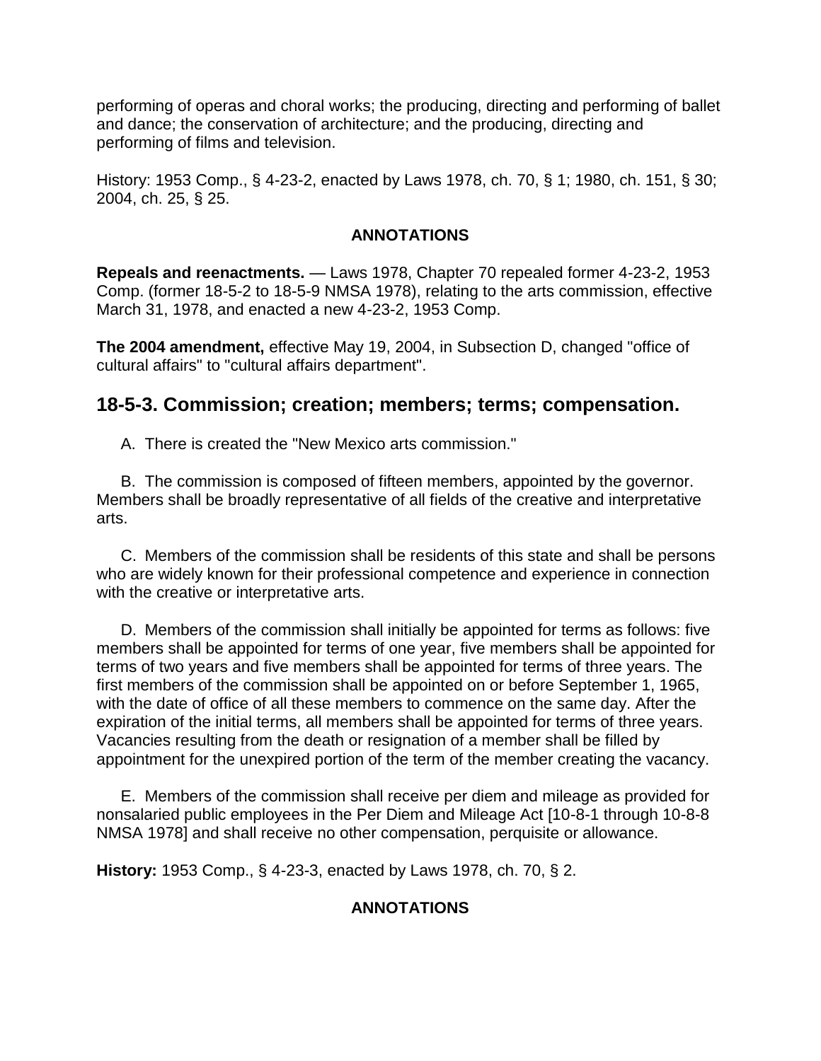performing of operas and choral works; the producing, directing and performing of ballet and dance; the conservation of architecture; and the producing, directing and performing of films and television.

History: 1953 Comp., § 4-23-2, enacted by Laws 1978, ch. 70, § 1; 1980, ch. 151, § 30; 2004, ch. 25, § 25.

**ANNOTATIONS**

**Repeals and reenactments.** — Laws 1978, Chapter 70 repealed former 4-23-2, 1953 Comp. (former 18-5-2 to 18-5-9 NMSA 1978), relating to the arts commission, effective March 31, 1978, and enacted a new 4-23-2, 1953 Comp.

**The 2004 amendment,** effective May 19, 2004, in Subsection D, changed "office of cultural affairs" to "cultural affairs department".

## 18-5-3. Commission; creation; members; terms; compensation.

A. There is created the "New Mexico arts commission."

B. The commission is composed of fifteen members, appointed by the governor. Members shall be broadly representative of all fields of the creative and interpretative arts.

C. Members of the commission shall be residents of this state and shall be persons who are widely known for their professional competence and experience in connection with the creative or interpretative arts.

D. Members of the commission shall initially be appointed for terms as follows: five members shall be appointed for terms of one year, five members shall be appointed for terms of two years and five members shall be appointed for terms of three years. The first members of the commission shall be appointed on or before September 1, 1965, with the date of office of all these members to commence on the same day. After the expiration of the initial terms, all members shall be appointed for terms of three years. Vacancies resulting from the death or resignation of a member shall be filled by appointment for the unexpired portion of the term of the member creating the vacancy.

E. Members of the commission shall receive per diem and mileage as provided for nonsalaried public employees in the Per Diem and Mileage Act [10-8-1 through 10-8-8 NMSA 1978] and shall receive no other compensation, perquisite or allowance.

**History:** 1953 Comp., § 4-23-3, enacted by Laws 1978, ch. 70, § 2.

**ANNOTATIONS**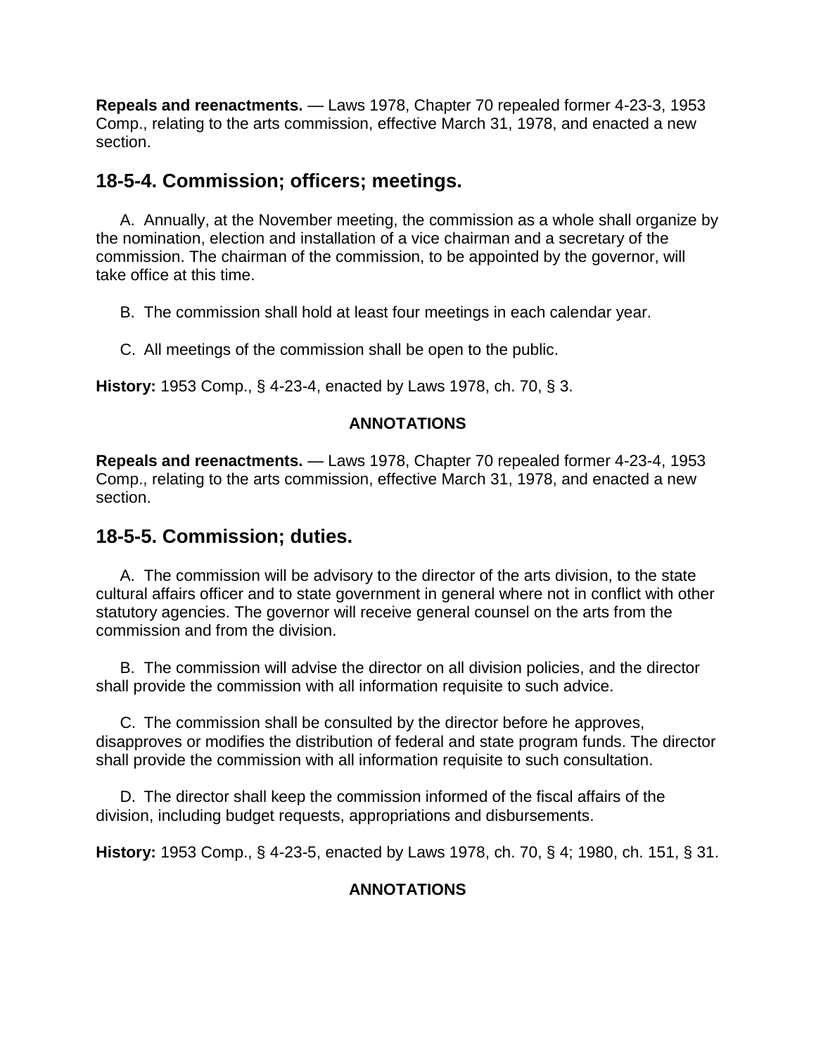**Repeals and reenactments.** — Laws 1978, Chapter 70 repealed former 4-23-3, 1953 Comp., relating to the arts commission, effective March 31, 1978, and enacted a new section.

## 18-5-4. Commission; officers; meetings.

A. Annually, at the November meeting, the commission as a whole shall organize by the nomination, election and installation of a vice chairman and a secretary of the commission. The chairman of the commission, to be appointed by the governor, will take office at this time.

B. The commission shall hold at least four meetings in each calendar year.

C. All meetings of the commission shall be open to the public.

**History:** 1953 Comp., § 4-23-4, enacted by Laws 1978, ch. 70, § 3.

**ANNOTATIONS**

**Repeals and reenactments.** — Laws 1978, Chapter 70 repealed former 4-23-4, 1953 Comp., relating to the arts commission, effective March 31, 1978, and enacted a new section.

## 18-5-5. Commission; duties.

A. The commission will be advisory to the director of the arts division, to the state cultural affairs officer and to state government in general where not in conflict with other statutory agencies. The governor will receive general counsel on the arts from the commission and from the division.

B. The commission will advise the director on all division policies, and the director shall provide the commission with all information requisite to such advice.

C. The commission shall be consulted by the director before he approves, disapproves or modifies the distribution of federal and state program funds. The director shall provide the commission with all information requisite to such consultation.

D. The director shall keep the commission informed of the fiscal affairs of the division, including budget requests, appropriations and disbursements.

**History:** 1953 Comp., § 4-23-5, enacted by Laws 1978, ch. 70, § 4; 1980, ch. 151, § 31.

**ANNOTATIONS**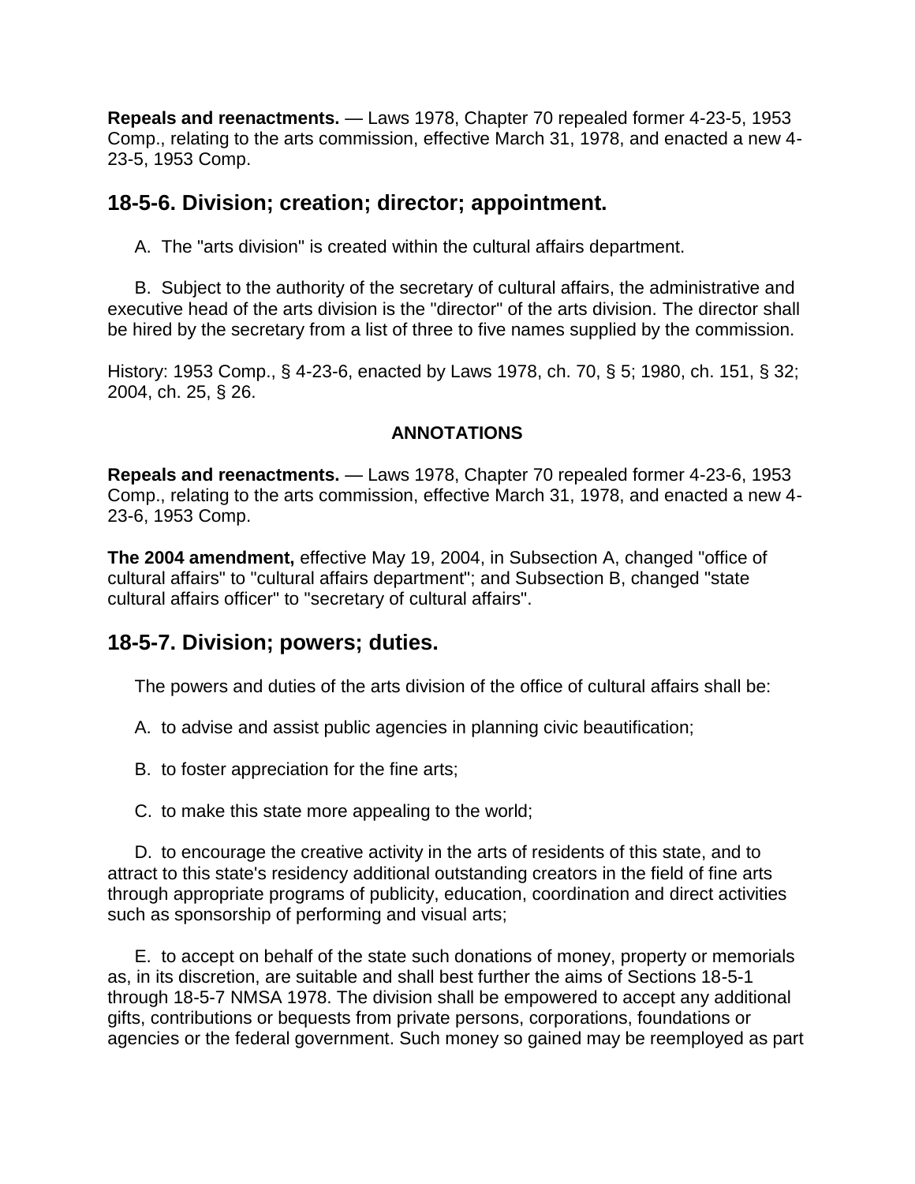**Repeals and reenactments.** — Laws 1978, Chapter 70 repealed former 4-23-5, 1953 Comp., relating to the arts commission, effective March 31, 1978, and enacted a new 4-23-5, 1953 Comp.

## 18-5-6. Division; creation; director; appointment.

A. The "arts division" is created within the cultural affairs department.

B. Subject to the authority of the secretary of cultural affairs, the administrative and executive head of the arts division is the "director" of the arts division. The director shall be hired by the secretary from a list of three to five names supplied by the commission.

History: 1953 Comp., § 4-23-6, enacted by Laws 1978, ch. 70, § 5; 1980, ch. 151, § 32; 2004, ch. 25, § 26.

**ANNOTATIONS**

**Repeals and reenactments.** — Laws 1978, Chapter 70 repealed former 4-23-6, 1953 Comp., relating to the arts commission, effective March 31, 1978, and enacted a new 4-23-6, 1953 Comp.

**The 2004 amendment,** effective May 19, 2004, in Subsection A, changed "office of cultural affairs" to "cultural affairs department"; and Subsection B, changed "state cultural affairs officer" to "secretary of cultural affairs".

## 18-5-7. Division; powers; duties.

The powers and duties of the arts division of the office of cultural affairs shall be:

A. to advise and assist public agencies in planning civic beautification;

B. to foster appreciation for the fine arts;

C. to make this state more appealing to the world;

D. to encourage the creative activity in the arts of residents of this state, and to attract to this state's residency additional outstanding creators in the field of fine arts through appropriate programs of publicity, education, coordination and direct activities such as sponsorship of performing and visual arts;

E. to accept on behalf of the state such donations of money, property or memorials as, in its discretion, are suitable and shall best further the aims of Sections 18-5-1 through 18-5-7 NMSA 1978. The division shall be empowered to accept any additional gifts, contributions or bequests from private persons, corporations, foundations or agencies or the federal government. Such money so gained may be reemployed as part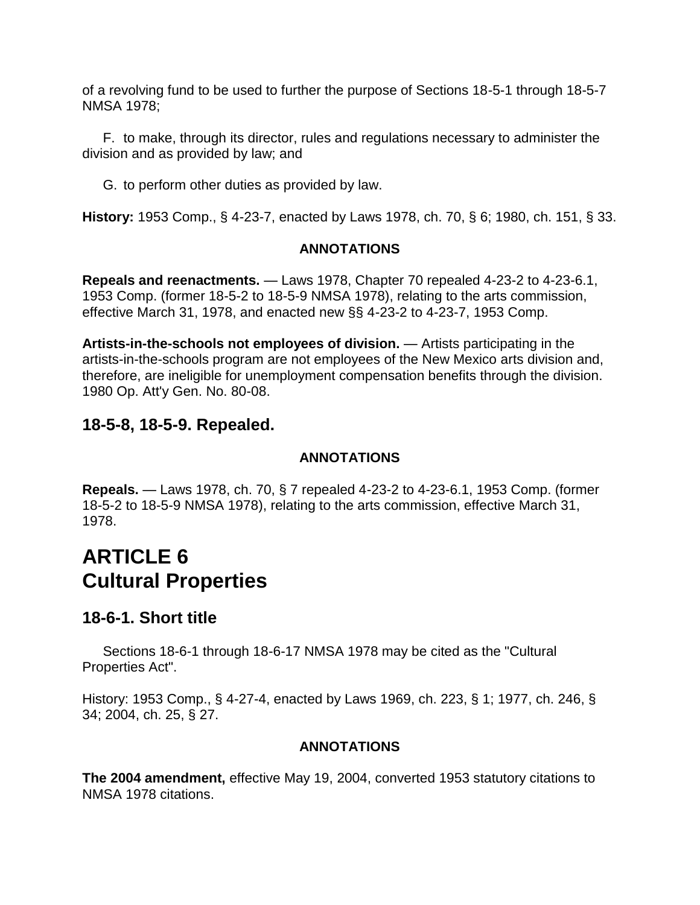of a revolving fund to be used to further the purpose of Sections 18-5-1 through 18-5-7 NMSA 1978;

F. to make, through its director, rules and regulations necessary to administer the division and as provided by law; and

G. to perform other duties as provided by law.

**History:** 1953 Comp., § 4-23-7, enacted by Laws 1978, ch. 70, § 6; 1980, ch. 151, § 33.

**ANNOTATIONS**

**Repeals and reenactments.** — Laws 1978, Chapter 70 repealed 4-23-2 to 4-23-6.1, 1953 Comp. (former 18-5-2 to 18-5-9 NMSA 1978), relating to the arts commission, effective March 31, 1978, and enacted new §§ 4-23-2 to 4-23-7, 1953 Comp.

**Artists-in-the-schools not employees of division.** — Artists participating in the artists-in-the-schools program are not employees of the New Mexico arts division and, therefore, are ineligible for unemployment compensation benefits through the division. 1980 Op. Att'y Gen. No. 80-08.

## 18-5-8, 18-5-9. Repealed.

**ANNOTATIONS**

**Repeals.** — Laws 1978, ch. 70, § 7 repealed 4-23-2 to 4-23-6.1, 1953 Comp. (former 18-5-2 to 18-5-9 NMSA 1978), relating to the arts commission, effective March 31, 1978.

# ARTICLE 6 Cultural Properties

## 18-6-1. Short title

Sections 18-6-1 through 18-6-17 NMSA 1978 may be cited as the "Cultural Properties Act".

History: 1953 Comp., § 4-27-4, enacted by Laws 1969, ch. 223, § 1; 1977, ch. 246, § 34; 2004, ch. 25, § 27.

**ANNOTATIONS**

**The 2004 amendment,** effective May 19, 2004, converted 1953 statutory citations to NMSA 1978 citations.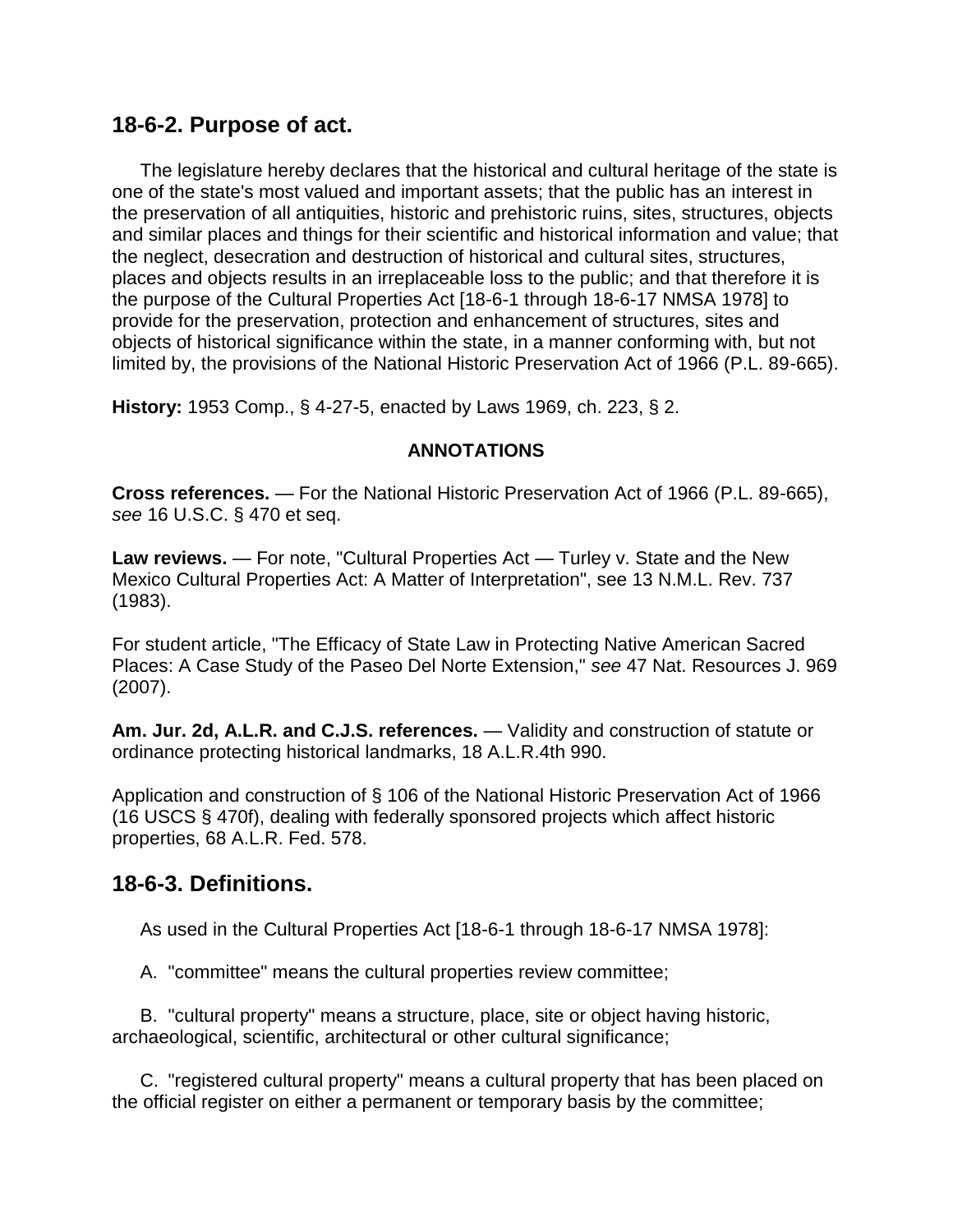## 18-6-2. Purpose of act.

The legislature hereby declares that the historical and cultural heritage of the state is one of the state's most valued and important assets; that the public has an interest in the preservation of all antiquities, historic and prehistoric ruins, sites, structures, objects and similar places and things for their scientific and historical information and value; that the neglect, desecration and destruction of historical and cultural sites, structures, places and objects results in an irreplaceable loss to the public; and that therefore it is the purpose of the Cultural Properties Act [18-6-1 through 18-6-17 NMSA 1978] to provide for the preservation, protection and enhancement of structures, sites and objects of historical significance within the state, in a manner conforming with, but not limited by, the provisions of the National Historic Preservation Act of 1966 (P.L. 89-665).

**History:** 1953 Comp., § 4-27-5, enacted by Laws 1969, ch. 223, § 2.

**ANNOTATIONS**

**Cross references.** — For the National Historic Preservation Act of 1966 (P.L. 89-665), *see* 16 U.S.C. § 470 et seq.

**Law reviews.** — For note, "Cultural Properties Act — Turley v. State and the New Mexico Cultural Properties Act: A Matter of Interpretation", see 13 N.M.L. Rev. 737 (1983).

For student article, "The Efficacy of State Law in Protecting Native American Sacred Places: A Case Study of the Paseo Del Norte Extension," *see* 47 Nat. Resources J. 969 (2007).

**Am. Jur. 2d, A.L.R. and C.J.S. references.** — Validity and construction of statute or ordinance protecting historical landmarks, 18 A.L.R.4th 990.

Application and construction of § 106 of the National Historic Preservation Act of 1966 (16 USCS § 470f), dealing with federally sponsored projects which affect historic properties, 68 A.L.R. Fed. 578.

## 18-6-3. Definitions.

As used in the Cultural Properties Act [18-6-1 through 18-6-17 NMSA 1978]:

A. "committee" means the cultural properties review committee;

B. "cultural property" means a structure, place, site or object having historic, archaeological, scientific, architectural or other cultural significance;

C. "registered cultural property" means a cultural property that has been placed on the official register on either a permanent or temporary basis by the committee;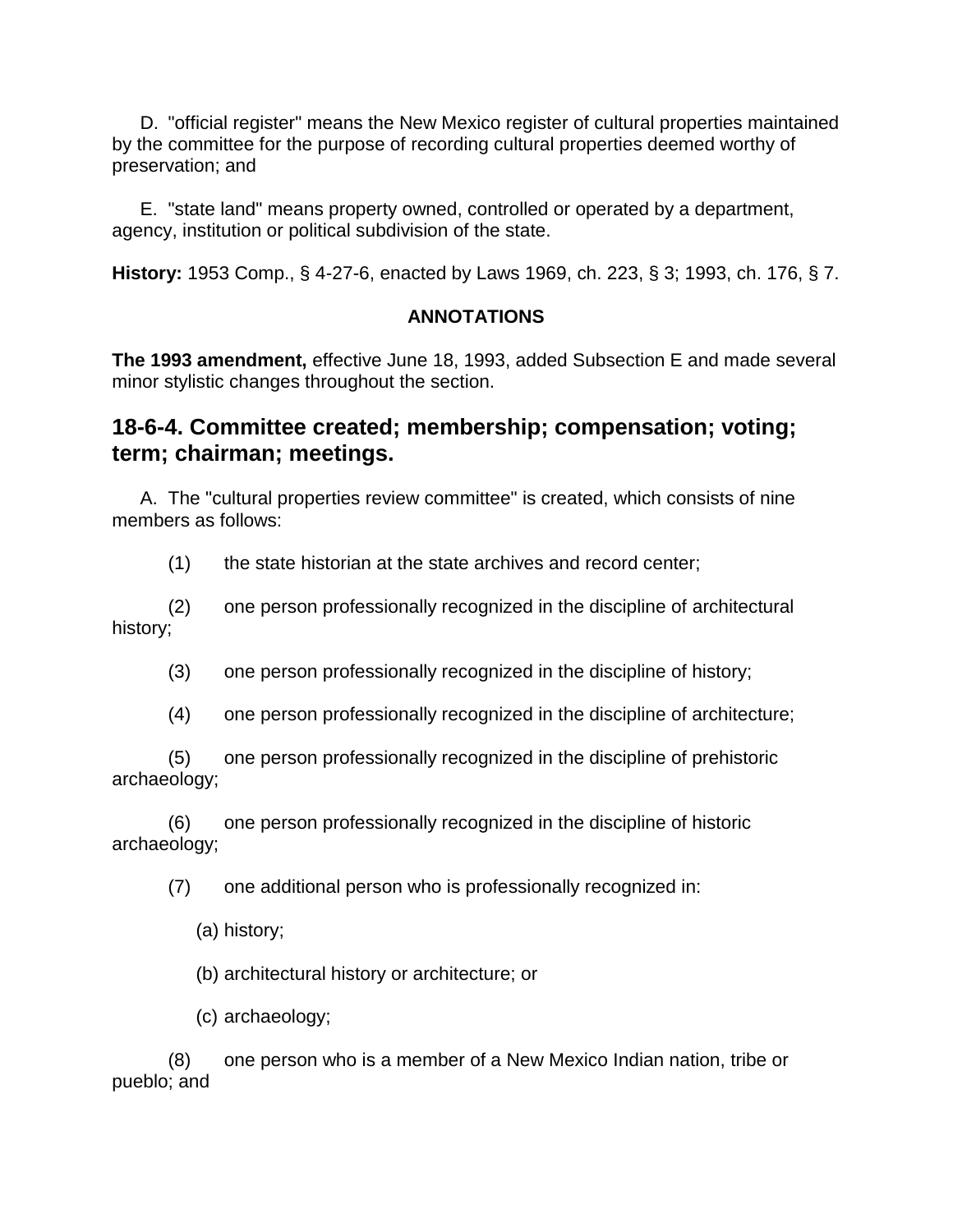D. "official register" means the New Mexico register of cultural properties maintained by the committee for the purpose of recording cultural properties deemed worthy of preservation; and

E. "state land" means property owned, controlled or operated by a department, agency, institution or political subdivision of the state.

**History:** 1953 Comp., § 4-27-6, enacted by Laws 1969, ch. 223, § 3; 1993, ch. 176, § 7.

**ANNOTATIONS**

**The 1993 amendment,** effective June 18, 1993, added Subsection E and made several minor stylistic changes throughout the section.

## 18-6-4. Committee created; membership; compensation; voting; term; chairman; meetings.

A. The "cultural properties review committee" is created, which consists of nine members as follows:

(1) the state historian at the state archives and record center;

(2) one person professionally recognized in the discipline of architectural history;

(3) one person professionally recognized in the discipline of history;

(4) one person professionally recognized in the discipline of architecture;

(5) one person professionally recognized in the discipline of prehistoric archaeology;

(6) one person professionally recognized in the discipline of historic archaeology;

(7) one additional person who is professionally recognized in:

(a) history;

(b) architectural history or architecture; or

(c) archaeology;

(8) one person who is a member of a New Mexico Indian nation, tribe or pueblo; and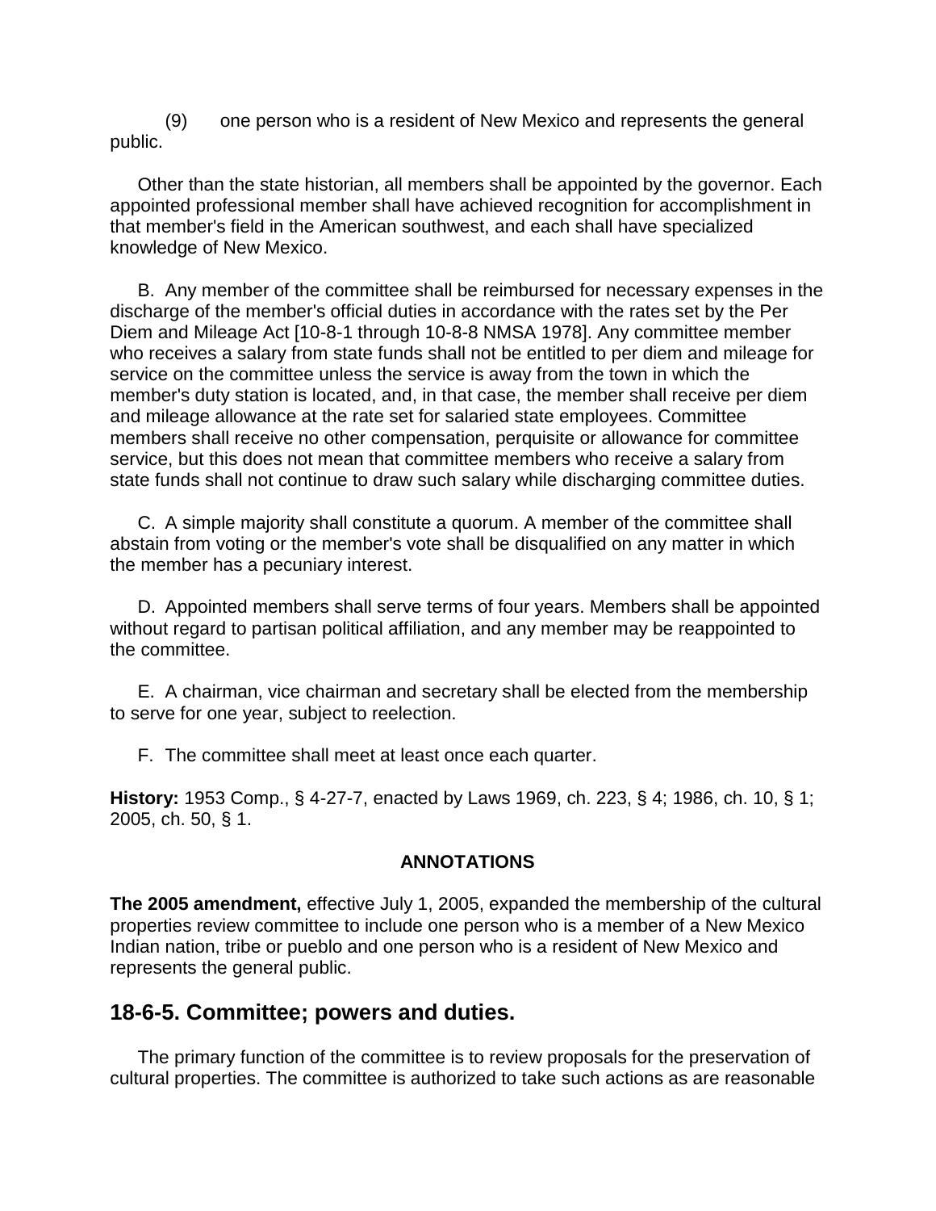(9) one person who is a resident of New Mexico and represents the general public.

Other than the state historian, all members shall be appointed by the governor. Each appointed professional member shall have achieved recognition for accomplishment in that member's field in the American southwest, and each shall have specialized knowledge of New Mexico.

B. Any member of the committee shall be reimbursed for necessary expenses in the discharge of the member's official duties in accordance with the rates set by the Per Diem and Mileage Act [10-8-1 through 10-8-8 NMSA 1978]. Any committee member who receives a salary from state funds shall not be entitled to per diem and mileage for service on the committee unless the service is away from the town in which the member's duty station is located, and, in that case, the member shall receive per diem and mileage allowance at the rate set for salaried state employees. Committee members shall receive no other compensation, perquisite or allowance for committee service, but this does not mean that committee members who receive a salary from state funds shall not continue to draw such salary while discharging committee duties.

C. A simple majority shall constitute a quorum. A member of the committee shall abstain from voting or the member's vote shall be disqualified on any matter in which the member has a pecuniary interest.

D. Appointed members shall serve terms of four years. Members shall be appointed without regard to partisan political affiliation, and any member may be reappointed to the committee.

E. A chairman, vice chairman and secretary shall be elected from the membership to serve for one year, subject to reelection.

F. The committee shall meet at least once each quarter.

**History:** 1953 Comp., § 4-27-7, enacted by Laws 1969, ch. 223, § 4; 1986, ch. 10, § 1; 2005, ch. 50, § 1.

**ANNOTATIONS**

**The 2005 amendment,** effective July 1, 2005, expanded the membership of the cultural properties review committee to include one person who is a member of a New Mexico Indian nation, tribe or pueblo and one person who is a resident of New Mexico and represents the general public.

## 18-6-5. Committee; powers and duties.

The primary function of the committee is to review proposals for the preservation of cultural properties. The committee is authorized to take such actions as are reasonable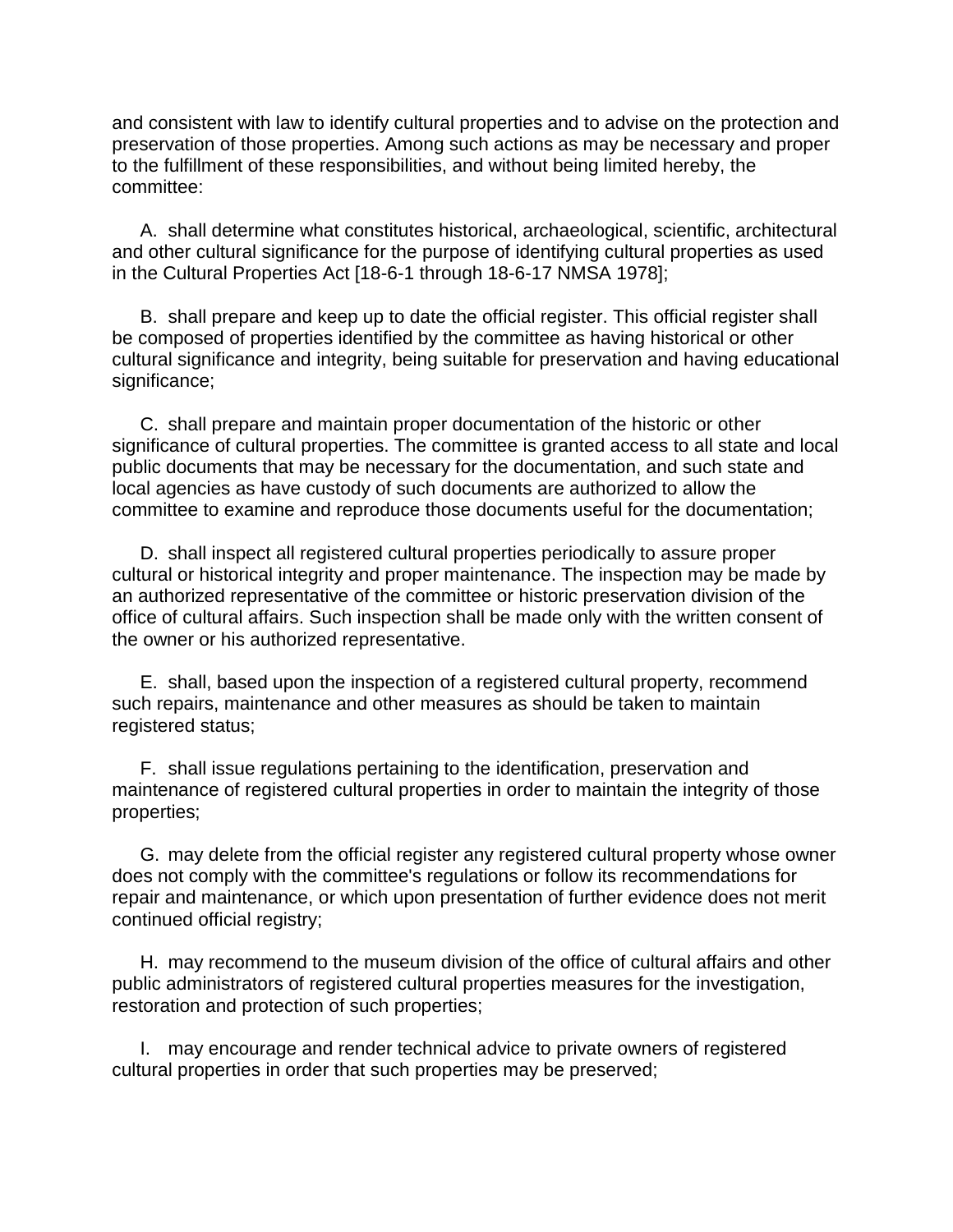and consistent with law to identify cultural properties and to advise on the protection and preservation of those properties. Among such actions as may be necessary and proper to the fulfillment of these responsibilities, and without being limited hereby, the committee:

A. shall determine what constitutes historical, archaeological, scientific, architectural and other cultural significance for the purpose of identifying cultural properties as used in the Cultural Properties Act [18-6-1 through 18-6-17 NMSA 1978];

B. shall prepare and keep up to date the official register. This official register shall be composed of properties identified by the committee as having historical or other cultural significance and integrity, being suitable for preservation and having educational significance;

C. shall prepare and maintain proper documentation of the historic or other significance of cultural properties. The committee is granted access to all state and local public documents that may be necessary for the documentation, and such state and local agencies as have custody of such documents are authorized to allow the committee to examine and reproduce those documents useful for the documentation;

D. shall inspect all registered cultural properties periodically to assure proper cultural or historical integrity and proper maintenance. The inspection may be made by an authorized representative of the committee or historic preservation division of the office of cultural affairs. Such inspection shall be made only with the written consent of the owner or his authorized representative.

E. shall, based upon the inspection of a registered cultural property, recommend such repairs, maintenance and other measures as should be taken to maintain registered status;

F. shall issue regulations pertaining to the identification, preservation and maintenance of registered cultural properties in order to maintain the integrity of those properties;

G. may delete from the official register any registered cultural property whose owner does not comply with the committee's regulations or follow its recommendations for repair and maintenance, or which upon presentation of further evidence does not merit continued official registry;

H. may recommend to the museum division of the office of cultural affairs and other public administrators of registered cultural properties measures for the investigation, restoration and protection of such properties;

I. may encourage and render technical advice to private owners of registered cultural properties in order that such properties may be preserved;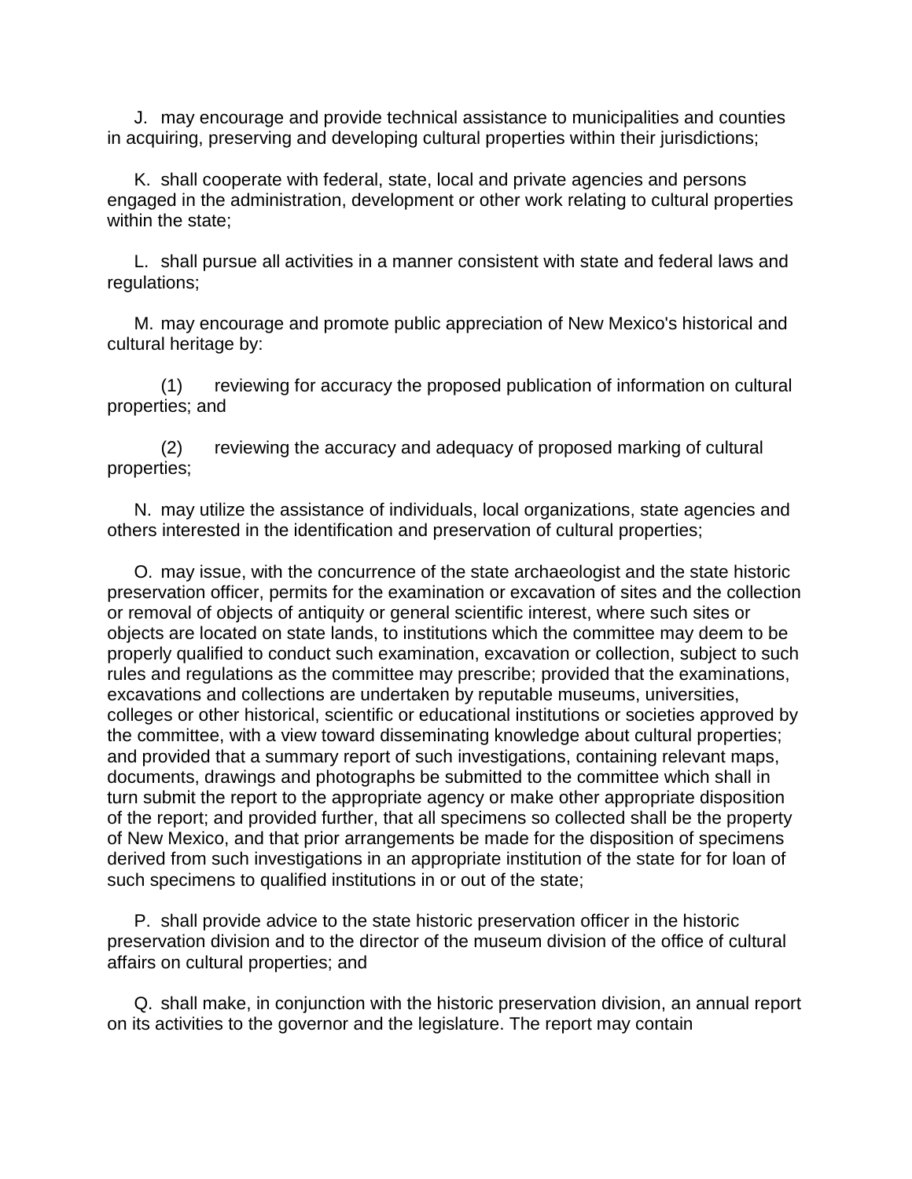J. may encourage and provide technical assistance to municipalities and counties in acquiring, preserving and developing cultural properties within their jurisdictions;

K. shall cooperate with federal, state, local and private agencies and persons engaged in the administration, development or other work relating to cultural properties within the state;

L. shall pursue all activities in a manner consistent with state and federal laws and regulations;

M. may encourage and promote public appreciation of New Mexico's historical and cultural heritage by:

(1) reviewing for accuracy the proposed publication of information on cultural properties; and

(2) reviewing the accuracy and adequacy of proposed marking of cultural properties;

N. may utilize the assistance of individuals, local organizations, state agencies and others interested in the identification and preservation of cultural properties;

O. may issue, with the concurrence of the state archaeologist and the state historic preservation officer, permits for the examination or excavation of sites and the collection or removal of objects of antiquity or general scientific interest, where such sites or objects are located on state lands, to institutions which the committee may deem to be properly qualified to conduct such examination, excavation or collection, subject to such rules and regulations as the committee may prescribe; provided that the examinations, excavations and collections are undertaken by reputable museums, universities, colleges or other historical, scientific or educational institutions or societies approved by the committee, with a view toward disseminating knowledge about cultural properties; and provided that a summary report of such investigations, containing relevant maps, documents, drawings and photographs be submitted to the committee which shall in turn submit the report to the appropriate agency or make other appropriate disposition of the report; and provided further, that all specimens so collected shall be the property of New Mexico, and that prior arrangements be made for the disposition of specimens derived from such investigations in an appropriate institution of the state for for loan of such specimens to qualified institutions in or out of the state;

P. shall provide advice to the state historic preservation officer in the historic preservation division and to the director of the museum division of the office of cultural affairs on cultural properties; and

Q. shall make, in conjunction with the historic preservation division, an annual report on its activities to the governor and the legislature. The report may contain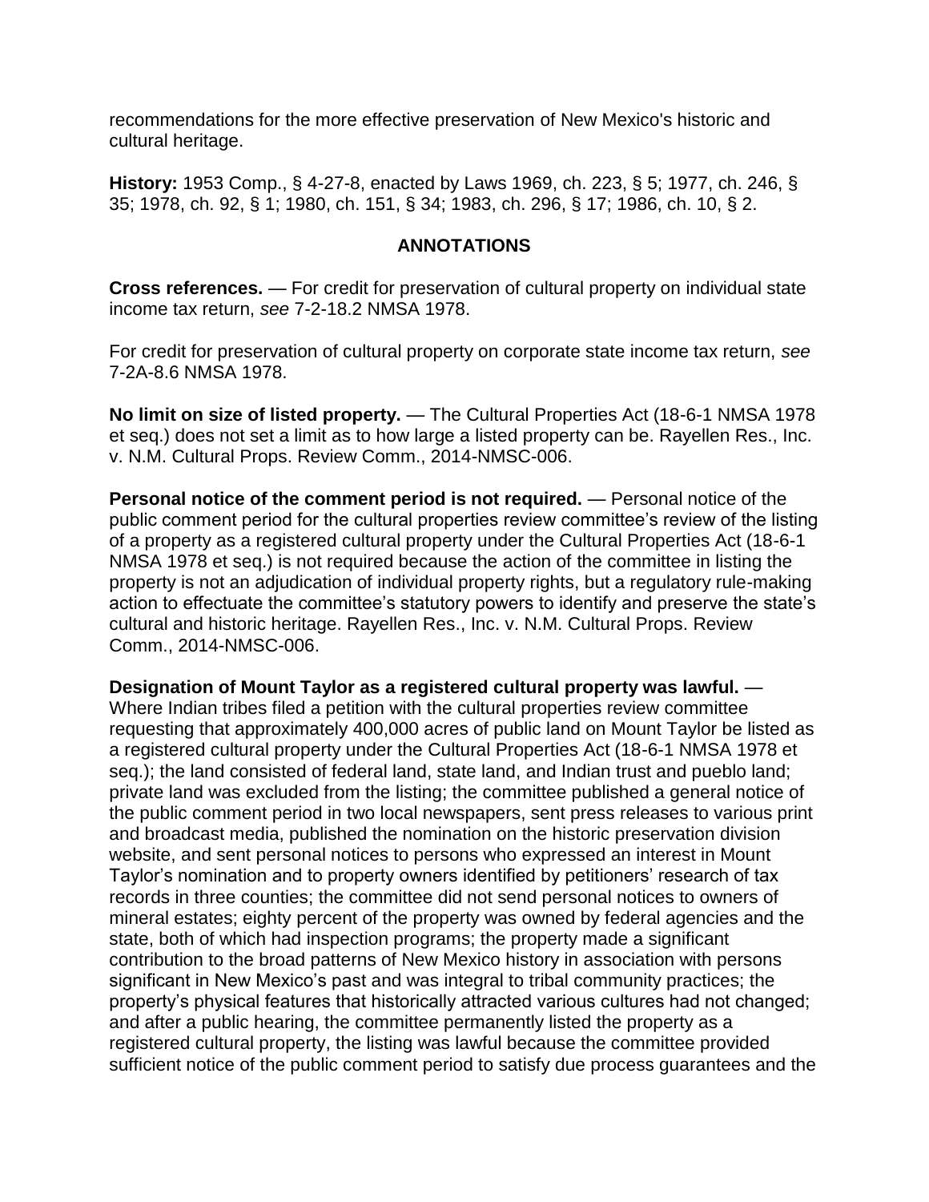recommendations for the more effective preservation of New Mexico's historic and cultural heritage.

**History:** 1953 Comp., § 4-27-8, enacted by Laws 1969, ch. 223, § 5; 1977, ch. 246, § 35; 1978, ch. 92, § 1; 1980, ch. 151, § 34; 1983, ch. 296, § 17; 1986, ch. 10, § 2.

## ANNOTATIONS

**Cross references.** — For credit for preservation of cultural property on individual state income tax return, *see* 7-2-18.2 NMSA 1978.

For credit for preservation of cultural property on corporate state income tax return, *see* 7-2A-8.6 NMSA 1978.

**No limit on size of listed property.** — The Cultural Properties Act (18-6-1 NMSA 1978 et seq.) does not set a limit as to how large a listed property can be. Rayellen Res., Inc. v. N.M. Cultural Props. Review Comm., 2014-NMSC-006.

**Personal notice of the comment period is not required.** — Personal notice of the public comment period for the cultural properties review committee's review of the listing of a property as a registered cultural property under the Cultural Properties Act (18-6-1 NMSA 1978 et seq.) is not required because the action of the committee in listing the property is not an adjudication of individual property rights, but a regulatory rule-making action to effectuate the committee's statutory powers to identify and preserve the state's cultural and historic heritage. Rayellen Res., Inc. v. N.M. Cultural Props. Review Comm., 2014-NMSC-006.

**Designation of Mount Taylor as a registered cultural property was lawful.** — Where Indian tribes filed a petition with the cultural properties review committee requesting that approximately 400,000 acres of public land on Mount Taylor be listed as a registered cultural property under the Cultural Properties Act (18-6-1 NMSA 1978 et seq.); the land consisted of federal land, state land, and Indian trust and pueblo land; private land was excluded from the listing; the committee published a general notice of the public comment period in two local newspapers, sent press releases to various print and broadcast media, published the nomination on the historic preservation division website, and sent personal notices to persons who expressed an interest in Mount Taylor's nomination and to property owners identified by petitioners' research of tax records in three counties; the committee did not send personal notices to owners of mineral estates; eighty percent of the property was owned by federal agencies and the state, both of which had inspection programs; the property made a significant contribution to the broad patterns of New Mexico history in association with persons significant in New Mexico's past and was integral to tribal community practices; the property's physical features that historically attracted various cultures had not changed; and after a public hearing, the committee permanently listed the property as a registered cultural property, the listing was lawful because the committee provided sufficient notice of the public comment period to satisfy due process guarantees and the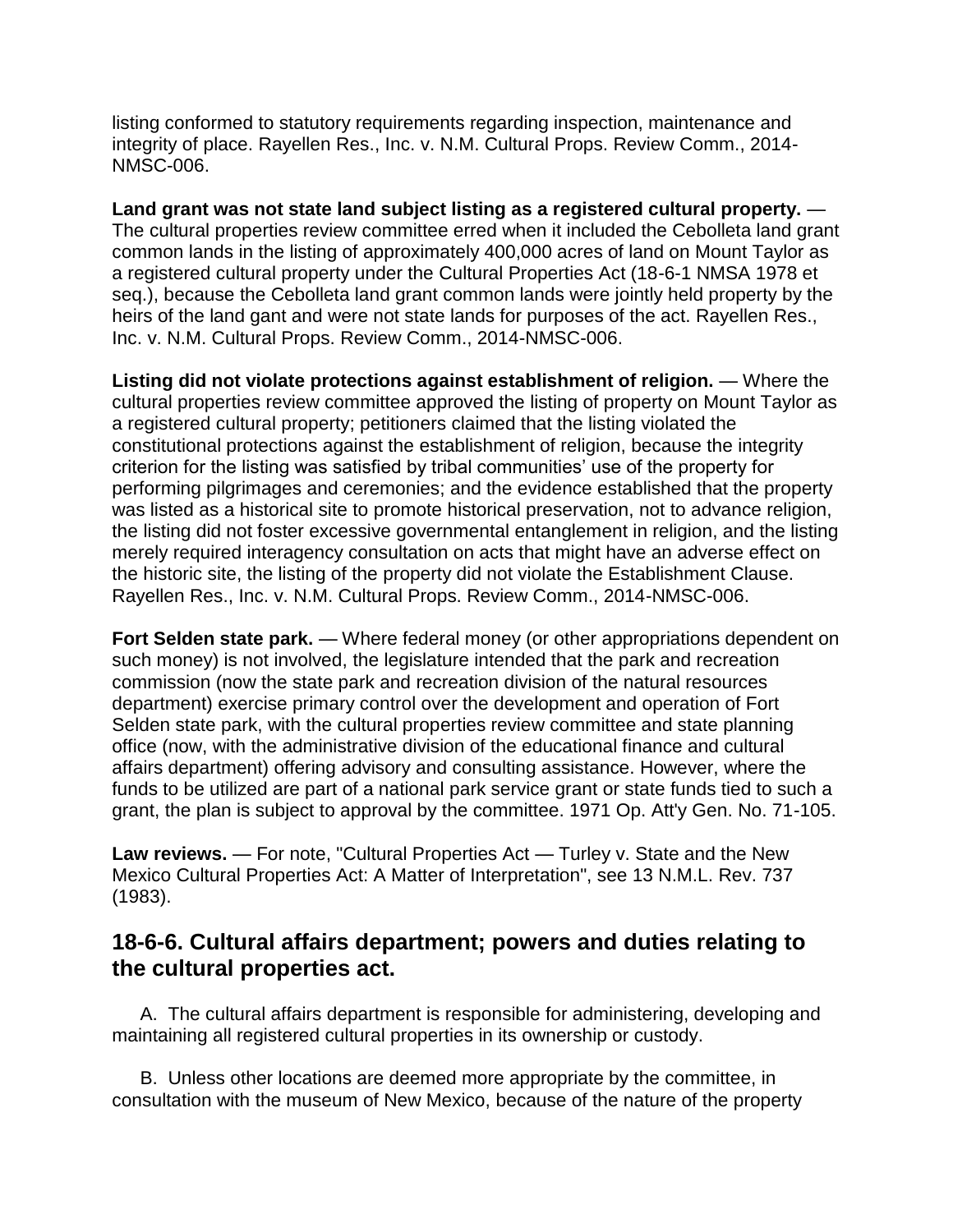listing conformed to statutory requirements regarding inspection, maintenance and integrity of place. Rayellen Res., Inc. v. N.M. Cultural Props. Review Comm., 2014-NMSC-006.

**Land grant was not state land subject listing as a registered cultural property.** — The cultural properties review committee erred when it included the Cebolleta land grant common lands in the listing of approximately 400,000 acres of land on Mount Taylor as a registered cultural property under the Cultural Properties Act (18-6-1 NMSA 1978 et seq.), because the Cebolleta land grant common lands were jointly held property by the heirs of the land gant and were not state lands for purposes of the act. Rayellen Res., Inc. v. N.M. Cultural Props. Review Comm., 2014-NMSC-006.

**Listing did not violate protections against establishment of religion.** — Where the cultural properties review committee approved the listing of property on Mount Taylor as a registered cultural property; petitioners claimed that the listing violated the constitutional protections against the establishment of religion, because the integrity criterion for the listing was satisfied by tribal communities' use of the property for performing pilgrimages and ceremonies; and the evidence established that the property was listed as a historical site to promote historical preservation, not to advance religion, the listing did not foster excessive governmental entanglement in religion, and the listing merely required interagency consultation on acts that might have an adverse effect on the historic site, the listing of the property did not violate the Establishment Clause. Rayellen Res., Inc. v. N.M. Cultural Props. Review Comm., 2014-NMSC-006.

**Fort Selden state park.** — Where federal money (or other appropriations dependent on such money) is not involved, the legislature intended that the park and recreation commission (now the state park and recreation division of the natural resources department) exercise primary control over the development and operation of Fort Selden state park, with the cultural properties review committee and state planning office (now, with the administrative division of the educational finance and cultural affairs department) offering advisory and consulting assistance. However, where the funds to be utilized are part of a national park service grant or state funds tied to such a grant, the plan is subject to approval by the committee. 1971 Op. Att'y Gen. No. 71-105.

**Law reviews.** — For note, "Cultural Properties Act — Turley v. State and the New Mexico Cultural Properties Act: A Matter of Interpretation", see 13 N.M.L. Rev. 737 (1983).

## 18-6-6. Cultural affairs department; powers and duties relating to the cultural properties act.

A. The cultural affairs department is responsible for administering, developing and maintaining all registered cultural properties in its ownership or custody.

B. Unless other locations are deemed more appropriate by the committee, in consultation with the museum of New Mexico, because of the nature of the property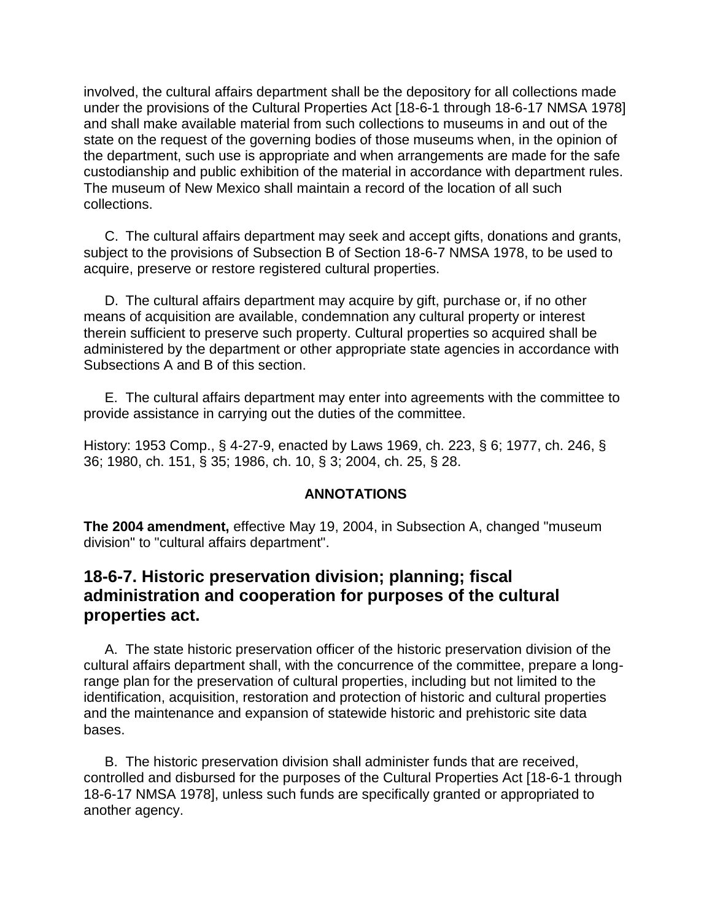involved, the cultural affairs department shall be the depository for all collections made under the provisions of the Cultural Properties Act [18-6-1 through 18-6-17 NMSA 1978] and shall make available material from such collections to museums in and out of the state on the request of the governing bodies of those museums when, in the opinion of the department, such use is appropriate and when arrangements are made for the safe custodianship and public exhibition of the material in accordance with department rules. The museum of New Mexico shall maintain a record of the location of all such collections.

C. The cultural affairs department may seek and accept gifts, donations and grants, subject to the provisions of Subsection B of Section 18-6-7 NMSA 1978, to be used to acquire, preserve or restore registered cultural properties.

D. The cultural affairs department may acquire by gift, purchase or, if no other means of acquisition are available, condemnation any cultural property or interest therein sufficient to preserve such property. Cultural properties so acquired shall be administered by the department or other appropriate state agencies in accordance with Subsections A and B of this section.

E. The cultural affairs department may enter into agreements with the committee to provide assistance in carrying out the duties of the committee.

History: 1953 Comp., § 4-27-9, enacted by Laws 1969, ch. 223, § 6; 1977, ch. 246, § 36; 1980, ch. 151, § 35; 1986, ch. 10, § 3; 2004, ch. 25, § 28.

**ANNOTATIONS**

**The 2004 amendment,** effective May 19, 2004, in Subsection A, changed "museum division" to "cultural affairs department".

## 18-6-7. Historic preservation division; planning; fiscal administration and cooperation for purposes of the cultural properties act.

A. The state historic preservation officer of the historic preservation division of the cultural affairs department shall, with the concurrence of the committee, prepare a long-range plan for the preservation of cultural properties, including but not limited to the identification, acquisition, restoration and protection of historic and cultural properties and the maintenance and expansion of statewide historic and prehistoric site data bases.

B. The historic preservation division shall administer funds that are received, controlled and disbursed for the purposes of the Cultural Properties Act [18-6-1 through 18-6-17 NMSA 1978], unless such funds are specifically granted or appropriated to another agency.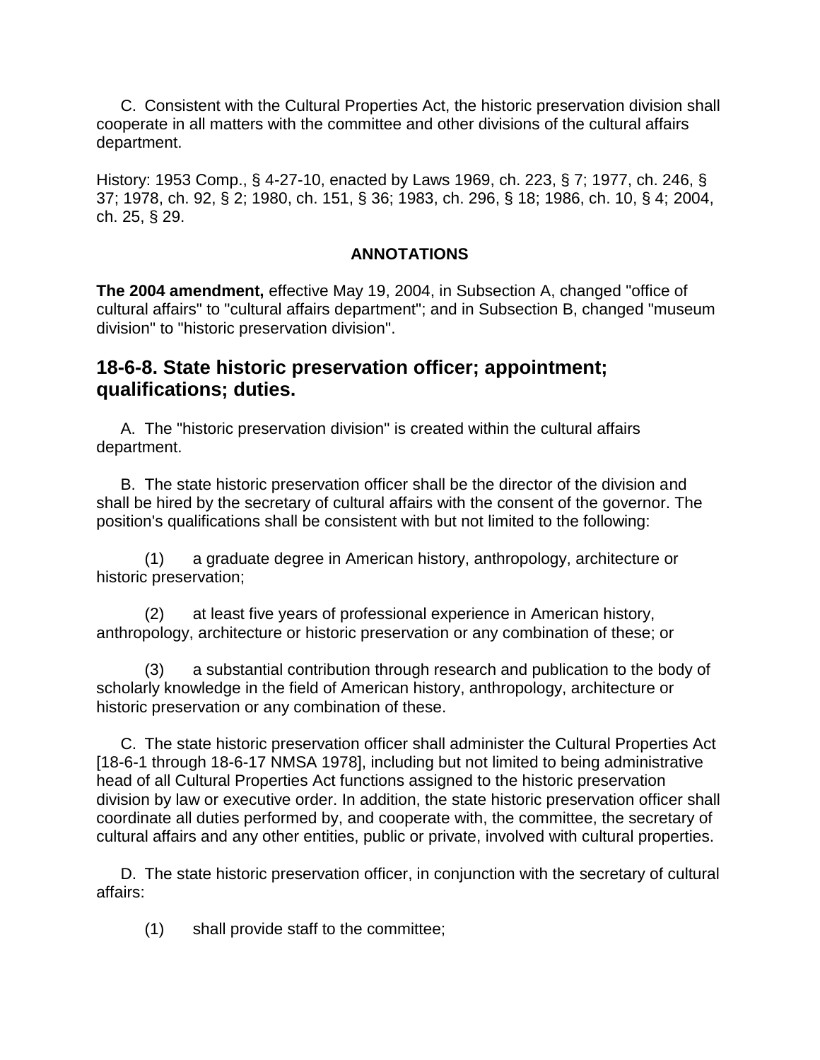C. Consistent with the Cultural Properties Act, the historic preservation division shall cooperate in all matters with the committee and other divisions of the cultural affairs department.

History: 1953 Comp., § 4-27-10, enacted by Laws 1969, ch. 223, § 7; 1977, ch. 246, § 37; 1978, ch. 92, § 2; 1980, ch. 151, § 36; 1983, ch. 296, § 18; 1986, ch. 10, § 4; 2004, ch. 25, § 29.

**ANNOTATIONS**

**The 2004 amendment,** effective May 19, 2004, in Subsection A, changed "office of cultural affairs" to "cultural affairs department"; and in Subsection B, changed "museum division" to "historic preservation division".

## 18-6-8. State historic preservation officer; appointment; qualifications; duties.

A. The "historic preservation division" is created within the cultural affairs department.

B. The state historic preservation officer shall be the director of the division and shall be hired by the secretary of cultural affairs with the consent of the governor. The position's qualifications shall be consistent with but not limited to the following:

(1) a graduate degree in American history, anthropology, architecture or historic preservation;

(2) at least five years of professional experience in American history, anthropology, architecture or historic preservation or any combination of these; or

(3) a substantial contribution through research and publication to the body of scholarly knowledge in the field of American history, anthropology, architecture or historic preservation or any combination of these.

C. The state historic preservation officer shall administer the Cultural Properties Act [18-6-1 through 18-6-17 NMSA 1978], including but not limited to being administrative head of all Cultural Properties Act functions assigned to the historic preservation division by law or executive order. In addition, the state historic preservation officer shall coordinate all duties performed by, and cooperate with, the committee, the secretary of cultural affairs and any other entities, public or private, involved with cultural properties.

D. The state historic preservation officer, in conjunction with the secretary of cultural affairs:

(1) shall provide staff to the committee;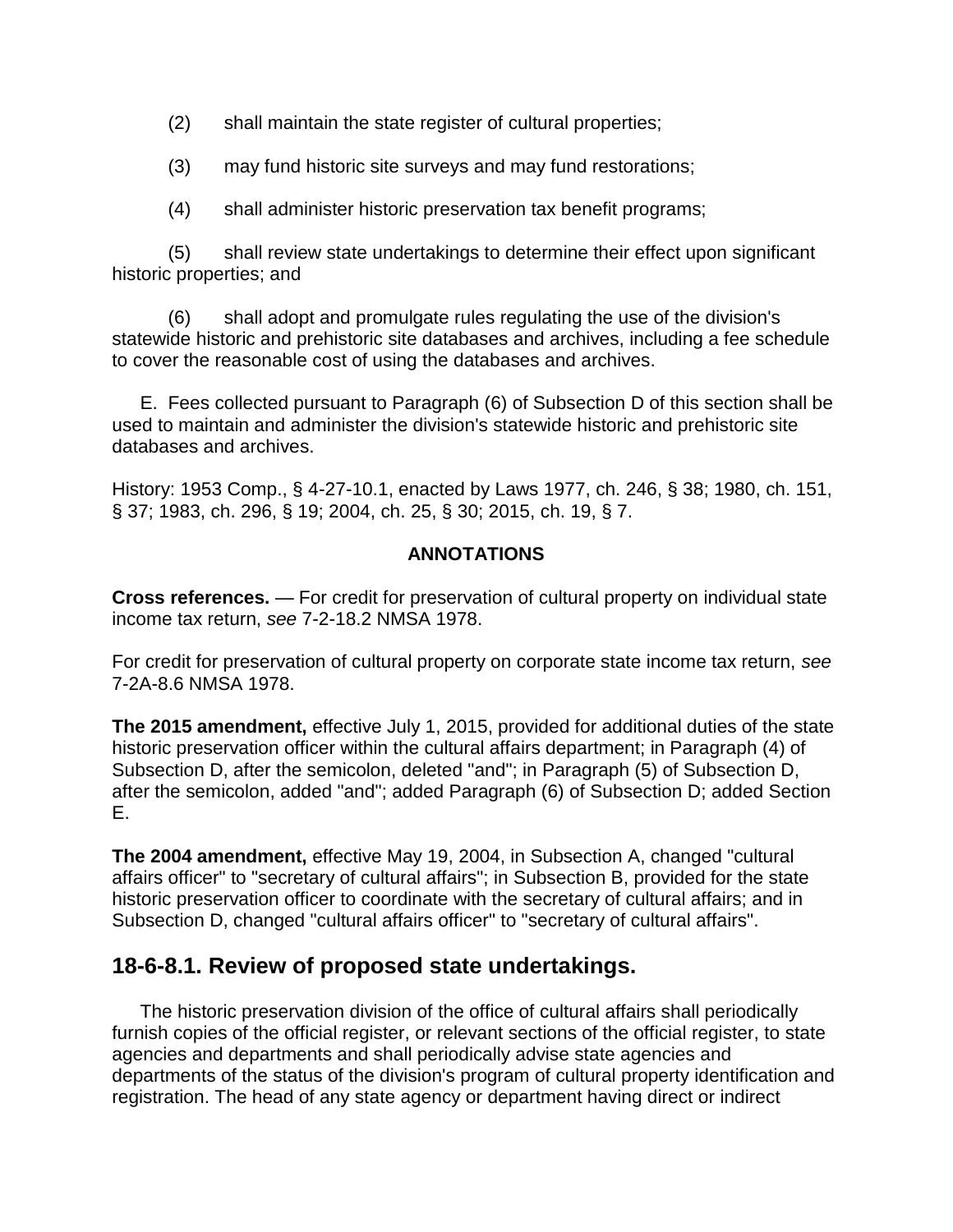(2) shall maintain the state register of cultural properties;

(3) may fund historic site surveys and may fund restorations;

(4) shall administer historic preservation tax benefit programs;

(5) shall review state undertakings to determine their effect upon significant historic properties; and

(6) shall adopt and promulgate rules regulating the use of the division's statewide historic and prehistoric site databases and archives, including a fee schedule to cover the reasonable cost of using the databases and archives.

E. Fees collected pursuant to Paragraph (6) of Subsection D of this section shall be used to maintain and administer the division's statewide historic and prehistoric site databases and archives.

History: 1953 Comp., § 4-27-10.1, enacted by Laws 1977, ch. 246, § 38; 1980, ch. 151, § 37; 1983, ch. 296, § 19; 2004, ch. 25, § 30; 2015, ch. 19, § 7.

**ANNOTATIONS**

**Cross references.** — For credit for preservation of cultural property on individual state income tax return, *see* 7-2-18.2 NMSA 1978.

For credit for preservation of cultural property on corporate state income tax return, *see* 7-2A-8.6 NMSA 1978.

**The 2015 amendment,** effective July 1, 2015, provided for additional duties of the state historic preservation officer within the cultural affairs department; in Paragraph (4) of Subsection D, after the semicolon, deleted "and"; in Paragraph (5) of Subsection D, after the semicolon, added "and"; added Paragraph (6) of Subsection D; added Section E.

**The 2004 amendment,** effective May 19, 2004, in Subsection A, changed "cultural affairs officer" to "secretary of cultural affairs"; in Subsection B, provided for the state historic preservation officer to coordinate with the secretary of cultural affairs; and in Subsection D, changed "cultural affairs officer" to "secretary of cultural affairs".

## 18-6-8.1. Review of proposed state undertakings.

The historic preservation division of the office of cultural affairs shall periodically furnish copies of the official register, or relevant sections of the official register, to state agencies and departments and shall periodically advise state agencies and departments of the status of the division's program of cultural property identification and registration. The head of any state agency or department having direct or indirect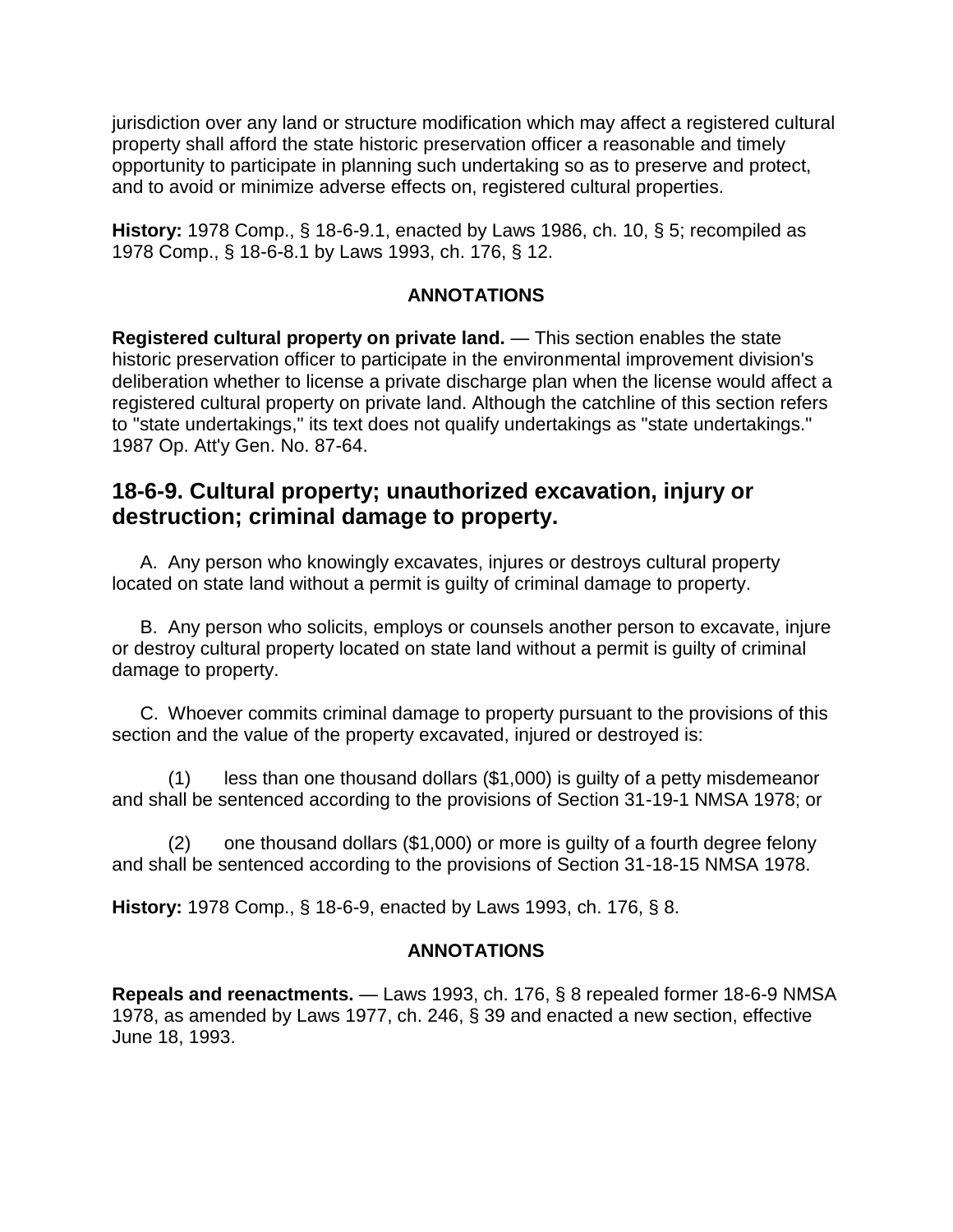jurisdiction over any land or structure modification which may affect a registered cultural property shall afford the state historic preservation officer a reasonable and timely opportunity to participate in planning such undertaking so as to preserve and protect, and to avoid or minimize adverse effects on, registered cultural properties.

**History:** 1978 Comp., § 18-6-9.1, enacted by Laws 1986, ch. 10, § 5; recompiled as 1978 Comp., § 18-6-8.1 by Laws 1993, ch. 176, § 12.

**ANNOTATIONS**

**Registered cultural property on private land.** — This section enables the state historic preservation officer to participate in the environmental improvement division's deliberation whether to license a private discharge plan when the license would affect a registered cultural property on private land. Although the catchline of this section refers to "state undertakings," its text does not qualify undertakings as "state undertakings." 1987 Op. Att'y Gen. No. 87-64.

## 18-6-9. Cultural property; unauthorized excavation, injury or destruction; criminal damage to property.

A. Any person who knowingly excavates, injures or destroys cultural property located on state land without a permit is guilty of criminal damage to property.

B. Any person who solicits, employs or counsels another person to excavate, injure or destroy cultural property located on state land without a permit is guilty of criminal damage to property.

C. Whoever commits criminal damage to property pursuant to the provisions of this section and the value of the property excavated, injured or destroyed is:

(1) less than one thousand dollars ($1,000) is guilty of a petty misdemeanor and shall be sentenced according to the provisions of Section 31-19-1 NMSA 1978; or

(2) one thousand dollars ($1,000) or more is guilty of a fourth degree felony and shall be sentenced according to the provisions of Section 31-18-15 NMSA 1978.

**History:** 1978 Comp., § 18-6-9, enacted by Laws 1993, ch. 176, § 8.

**ANNOTATIONS**

**Repeals and reenactments.** — Laws 1993, ch. 176, § 8 repealed former 18-6-9 NMSA 1978, as amended by Laws 1977, ch. 246, § 39 and enacted a new section, effective June 18, 1993.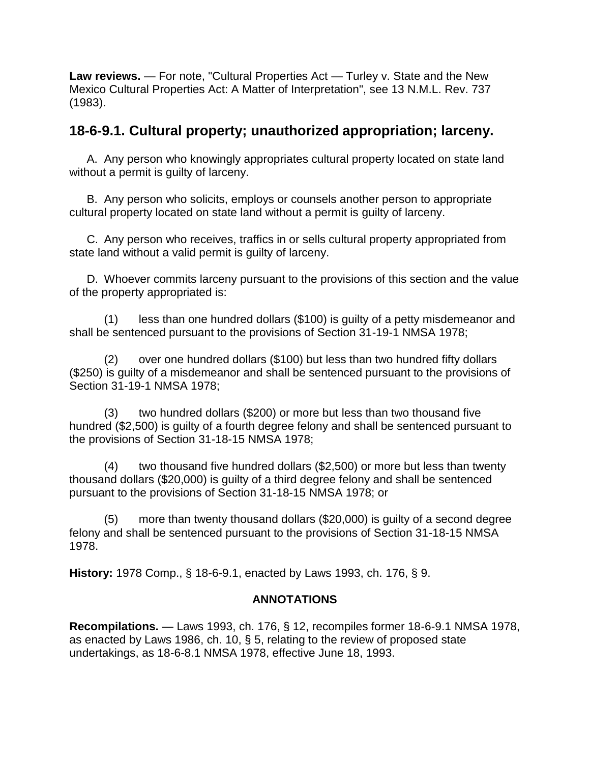**Law reviews.** — For note, "Cultural Properties Act — Turley v. State and the New Mexico Cultural Properties Act: A Matter of Interpretation", see 13 N.M.L. Rev. 737 (1983).

## 18-6-9.1. Cultural property; unauthorized appropriation; larceny.

A. Any person who knowingly appropriates cultural property located on state land without a permit is guilty of larceny.

B. Any person who solicits, employs or counsels another person to appropriate cultural property located on state land without a permit is guilty of larceny.

C. Any person who receives, traffics in or sells cultural property appropriated from state land without a valid permit is guilty of larceny.

D. Whoever commits larceny pursuant to the provisions of this section and the value of the property appropriated is:

(1) less than one hundred dollars ($100) is guilty of a petty misdemeanor and shall be sentenced pursuant to the provisions of Section 31-19-1 NMSA 1978;

(2) over one hundred dollars ($100) but less than two hundred fifty dollars ($250) is guilty of a misdemeanor and shall be sentenced pursuant to the provisions of Section 31-19-1 NMSA 1978;

(3) two hundred dollars ($200) or more but less than two thousand five hundred ($2,500) is guilty of a fourth degree felony and shall be sentenced pursuant to the provisions of Section 31-18-15 NMSA 1978;

(4) two thousand five hundred dollars ($2,500) or more but less than twenty thousand dollars ($20,000) is guilty of a third degree felony and shall be sentenced pursuant to the provisions of Section 31-18-15 NMSA 1978; or

(5) more than twenty thousand dollars ($20,000) is guilty of a second degree felony and shall be sentenced pursuant to the provisions of Section 31-18-15 NMSA 1978.

**History:** 1978 Comp., § 18-6-9.1, enacted by Laws 1993, ch. 176, § 9.

**ANNOTATIONS**

**Recompilations.** — Laws 1993, ch. 176, § 12, recompiles former 18-6-9.1 NMSA 1978, as enacted by Laws 1986, ch. 10, § 5, relating to the review of proposed state undertakings, as 18-6-8.1 NMSA 1978, effective June 18, 1993.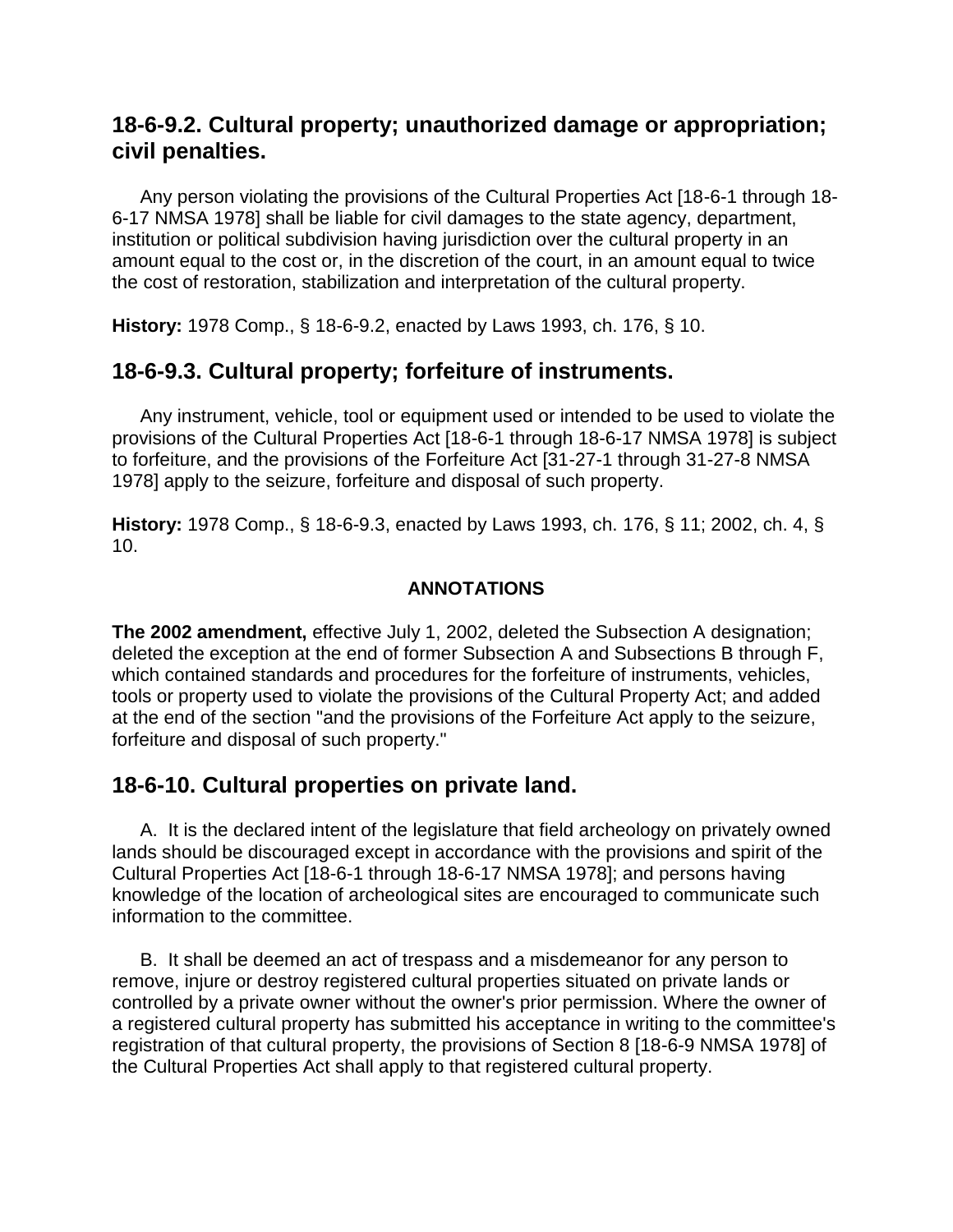## 18-6-9.2. Cultural property; unauthorized damage or appropriation; civil penalties.

Any person violating the provisions of the Cultural Properties Act [18-6-1 through 18-6-17 NMSA 1978] shall be liable for civil damages to the state agency, department, institution or political subdivision having jurisdiction over the cultural property in an amount equal to the cost or, in the discretion of the court, in an amount equal to twice the cost of restoration, stabilization and interpretation of the cultural property.

**History:** 1978 Comp., § 18-6-9.2, enacted by Laws 1993, ch. 176, § 10.

## 18-6-9.3. Cultural property; forfeiture of instruments.

Any instrument, vehicle, tool or equipment used or intended to be used to violate the provisions of the Cultural Properties Act [18-6-1 through 18-6-17 NMSA 1978] is subject to forfeiture, and the provisions of the Forfeiture Act [31-27-1 through 31-27-8 NMSA 1978] apply to the seizure, forfeiture and disposal of such property.

**History:** 1978 Comp., § 18-6-9.3, enacted by Laws 1993, ch. 176, § 11; 2002, ch. 4, § 10.

**ANNOTATIONS**

**The 2002 amendment,** effective July 1, 2002, deleted the Subsection A designation; deleted the exception at the end of former Subsection A and Subsections B through F, which contained standards and procedures for the forfeiture of instruments, vehicles, tools or property used to violate the provisions of the Cultural Property Act; and added at the end of the section "and the provisions of the Forfeiture Act apply to the seizure, forfeiture and disposal of such property."

## 18-6-10. Cultural properties on private land.

A. It is the declared intent of the legislature that field archeology on privately owned lands should be discouraged except in accordance with the provisions and spirit of the Cultural Properties Act [18-6-1 through 18-6-17 NMSA 1978]; and persons having knowledge of the location of archeological sites are encouraged to communicate such information to the committee.

B. It shall be deemed an act of trespass and a misdemeanor for any person to remove, injure or destroy registered cultural properties situated on private lands or controlled by a private owner without the owner's prior permission. Where the owner of a registered cultural property has submitted his acceptance in writing to the committee's registration of that cultural property, the provisions of Section 8 [18-6-9 NMSA 1978] of the Cultural Properties Act shall apply to that registered cultural property.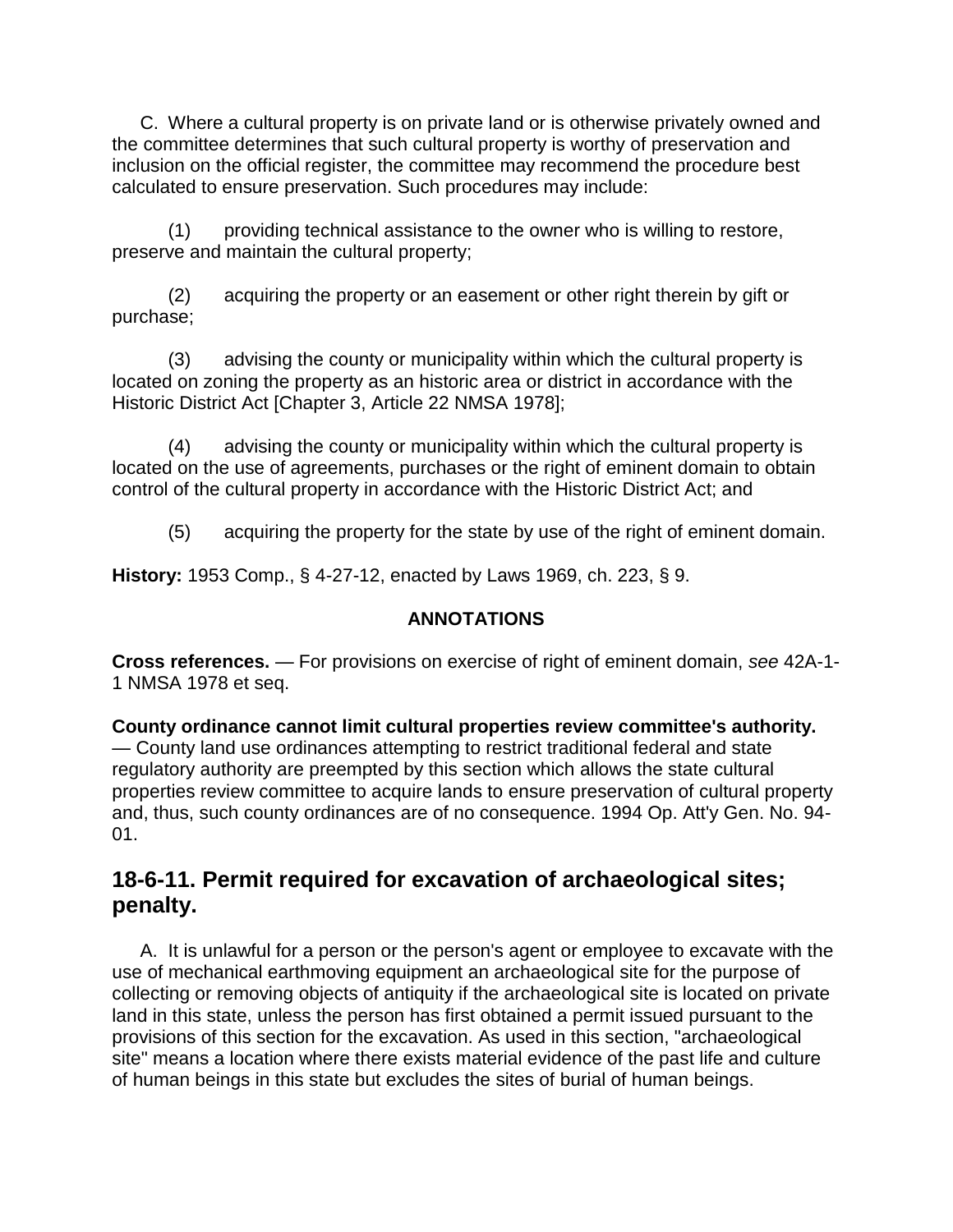C. Where a cultural property is on private land or is otherwise privately owned and the committee determines that such cultural property is worthy of preservation and inclusion on the official register, the committee may recommend the procedure best calculated to ensure preservation. Such procedures may include:

(1) providing technical assistance to the owner who is willing to restore, preserve and maintain the cultural property;

(2) acquiring the property or an easement or other right therein by gift or purchase;

(3) advising the county or municipality within which the cultural property is located on zoning the property as an historic area or district in accordance with the Historic District Act [Chapter 3, Article 22 NMSA 1978];

(4) advising the county or municipality within which the cultural property is located on the use of agreements, purchases or the right of eminent domain to obtain control of the cultural property in accordance with the Historic District Act; and

(5) acquiring the property for the state by use of the right of eminent domain.

**History:** 1953 Comp., § 4-27-12, enacted by Laws 1969, ch. 223, § 9.

**ANNOTATIONS**

**Cross references.** — For provisions on exercise of right of eminent domain, *see* 42A-1-1 NMSA 1978 et seq.

**County ordinance cannot limit cultural properties review committee's authority.** — County land use ordinances attempting to restrict traditional federal and state regulatory authority are preempted by this section which allows the state cultural properties review committee to acquire lands to ensure preservation of cultural property and, thus, such county ordinances are of no consequence. 1994 Op. Att'y Gen. No. 94-01.

## 18-6-11. Permit required for excavation of archaeological sites; penalty.

A. It is unlawful for a person or the person's agent or employee to excavate with the use of mechanical earthmoving equipment an archaeological site for the purpose of collecting or removing objects of antiquity if the archaeological site is located on private land in this state, unless the person has first obtained a permit issued pursuant to the provisions of this section for the excavation. As used in this section, "archaeological site" means a location where there exists material evidence of the past life and culture of human beings in this state but excludes the sites of burial of human beings.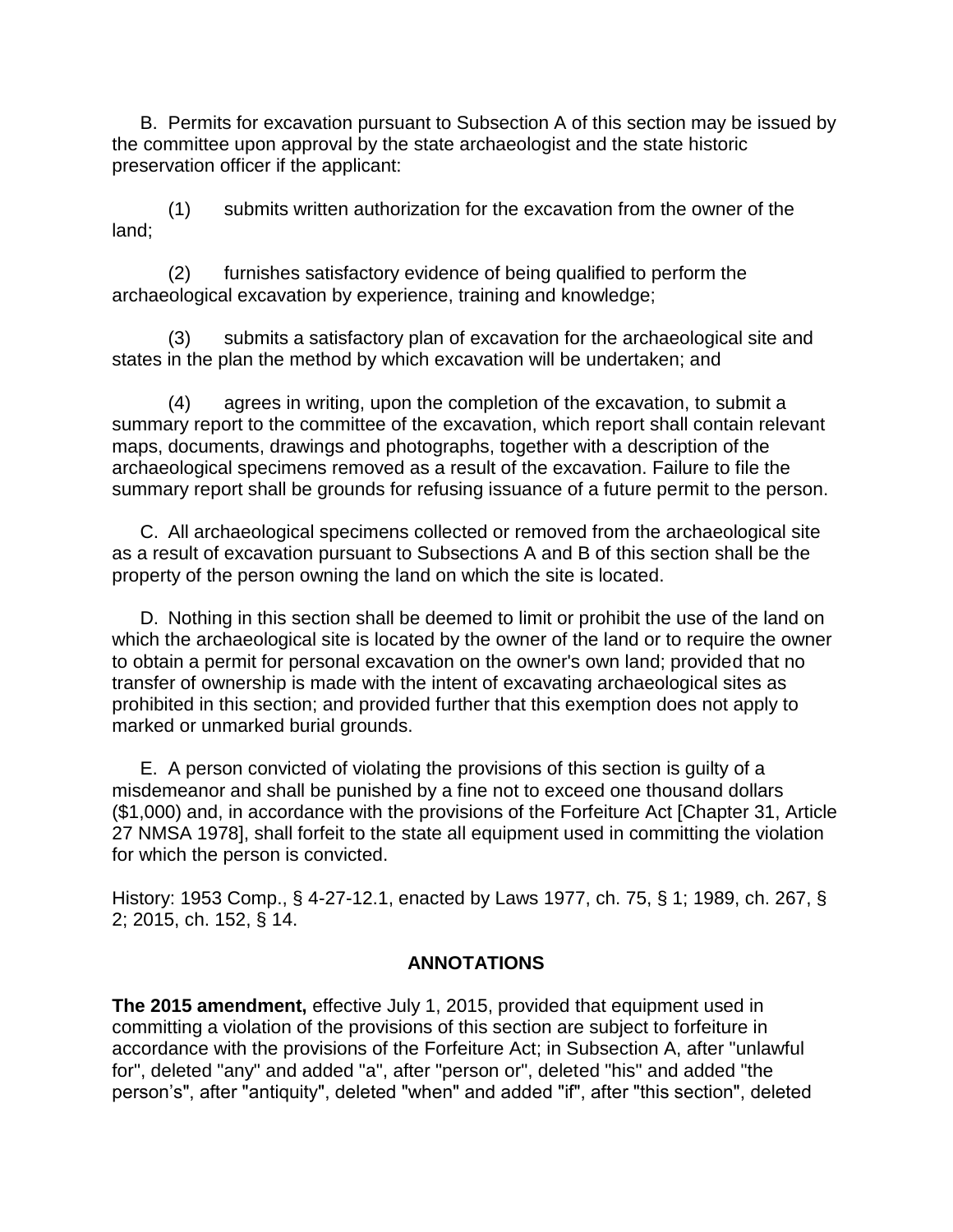B. Permits for excavation pursuant to Subsection A of this section may be issued by the committee upon approval by the state archaeologist and the state historic preservation officer if the applicant:

(1) submits written authorization for the excavation from the owner of the land;

(2) furnishes satisfactory evidence of being qualified to perform the archaeological excavation by experience, training and knowledge;

(3) submits a satisfactory plan of excavation for the archaeological site and states in the plan the method by which excavation will be undertaken; and

(4) agrees in writing, upon the completion of the excavation, to submit a summary report to the committee of the excavation, which report shall contain relevant maps, documents, drawings and photographs, together with a description of the archaeological specimens removed as a result of the excavation. Failure to file the summary report shall be grounds for refusing issuance of a future permit to the person.

C. All archaeological specimens collected or removed from the archaeological site as a result of excavation pursuant to Subsections A and B of this section shall be the property of the person owning the land on which the site is located.

D. Nothing in this section shall be deemed to limit or prohibit the use of the land on which the archaeological site is located by the owner of the land or to require the owner to obtain a permit for personal excavation on the owner's own land; provided that no transfer of ownership is made with the intent of excavating archaeological sites as prohibited in this section; and provided further that this exemption does not apply to marked or unmarked burial grounds.

E. A person convicted of violating the provisions of this section is guilty of a misdemeanor and shall be punished by a fine not to exceed one thousand dollars ($1,000) and, in accordance with the provisions of the Forfeiture Act [Chapter 31, Article 27 NMSA 1978], shall forfeit to the state all equipment used in committing the violation for which the person is convicted.

History: 1953 Comp., § 4-27-12.1, enacted by Laws 1977, ch. 75, § 1; 1989, ch. 267, § 2; 2015, ch. 152, § 14.

**ANNOTATIONS**

**The 2015 amendment,** effective July 1, 2015, provided that equipment used in committing a violation of the provisions of this section are subject to forfeiture in accordance with the provisions of the Forfeiture Act; in Subsection A, after "unlawful for", deleted "any" and added "a", after "person or", deleted "his" and added "the person's", after "antiquity", deleted "when" and added "if", after "this section", deleted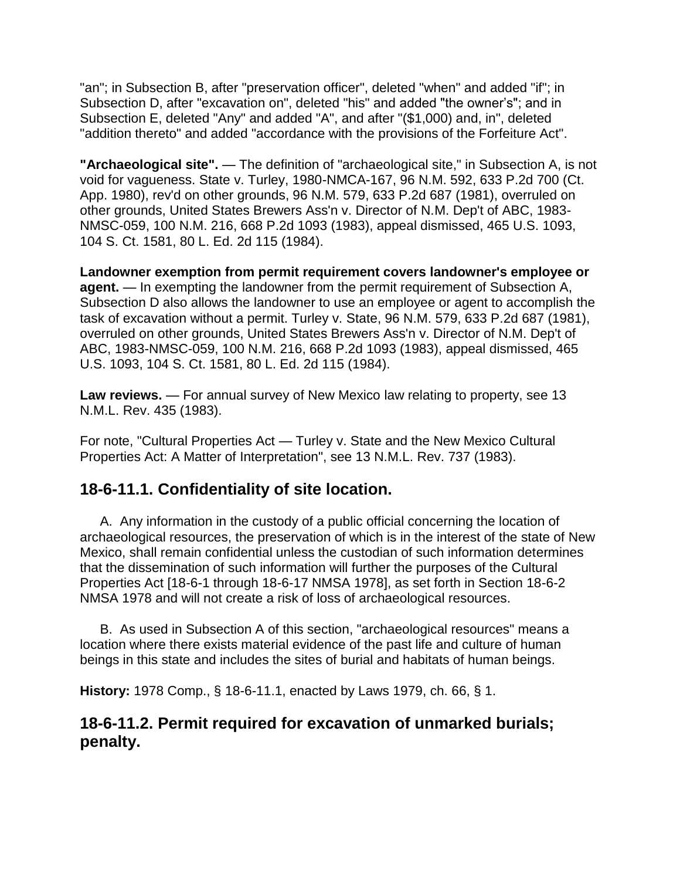"an"; in Subsection B, after "preservation officer", deleted "when" and added "if"; in Subsection D, after "excavation on", deleted "his" and added "the owner's"; and in Subsection E, deleted "Any" and added "A", and after "($1,000) and, in", deleted "addition thereto" and added "accordance with the provisions of the Forfeiture Act".

**"Archaeological site".** — The definition of "archaeological site," in Subsection A, is not void for vagueness. State v. Turley, 1980-NMCA-167, 96 N.M. 592, 633 P.2d 700 (Ct. App. 1980), rev'd on other grounds, 96 N.M. 579, 633 P.2d 687 (1981), overruled on other grounds, United States Brewers Ass'n v. Director of N.M. Dep't of ABC, 1983-NMSC-059, 100 N.M. 216, 668 P.2d 1093 (1983), appeal dismissed, 465 U.S. 1093, 104 S. Ct. 1581, 80 L. Ed. 2d 115 (1984).

**Landowner exemption from permit requirement covers landowner's employee or agent.** — In exempting the landowner from the permit requirement of Subsection A, Subsection D also allows the landowner to use an employee or agent to accomplish the task of excavation without a permit. Turley v. State, 96 N.M. 579, 633 P.2d 687 (1981), overruled on other grounds, United States Brewers Ass'n v. Director of N.M. Dep't of ABC, 1983-NMSC-059, 100 N.M. 216, 668 P.2d 1093 (1983), appeal dismissed, 465 U.S. 1093, 104 S. Ct. 1581, 80 L. Ed. 2d 115 (1984).

**Law reviews.** — For annual survey of New Mexico law relating to property, see 13 N.M.L. Rev. 435 (1983).

For note, "Cultural Properties Act — Turley v. State and the New Mexico Cultural Properties Act: A Matter of Interpretation", see 13 N.M.L. Rev. 737 (1983).

## 18-6-11.1. Confidentiality of site location.

A. Any information in the custody of a public official concerning the location of archaeological resources, the preservation of which is in the interest of the state of New Mexico, shall remain confidential unless the custodian of such information determines that the dissemination of such information will further the purposes of the Cultural Properties Act [18-6-1 through 18-6-17 NMSA 1978], as set forth in Section 18-6-2 NMSA 1978 and will not create a risk of loss of archaeological resources.

B. As used in Subsection A of this section, "archaeological resources" means a location where there exists material evidence of the past life and culture of human beings in this state and includes the sites of burial and habitats of human beings.

**History:** 1978 Comp., § 18-6-11.1, enacted by Laws 1979, ch. 66, § 1.

## 18-6-11.2. Permit required for excavation of unmarked burials; penalty.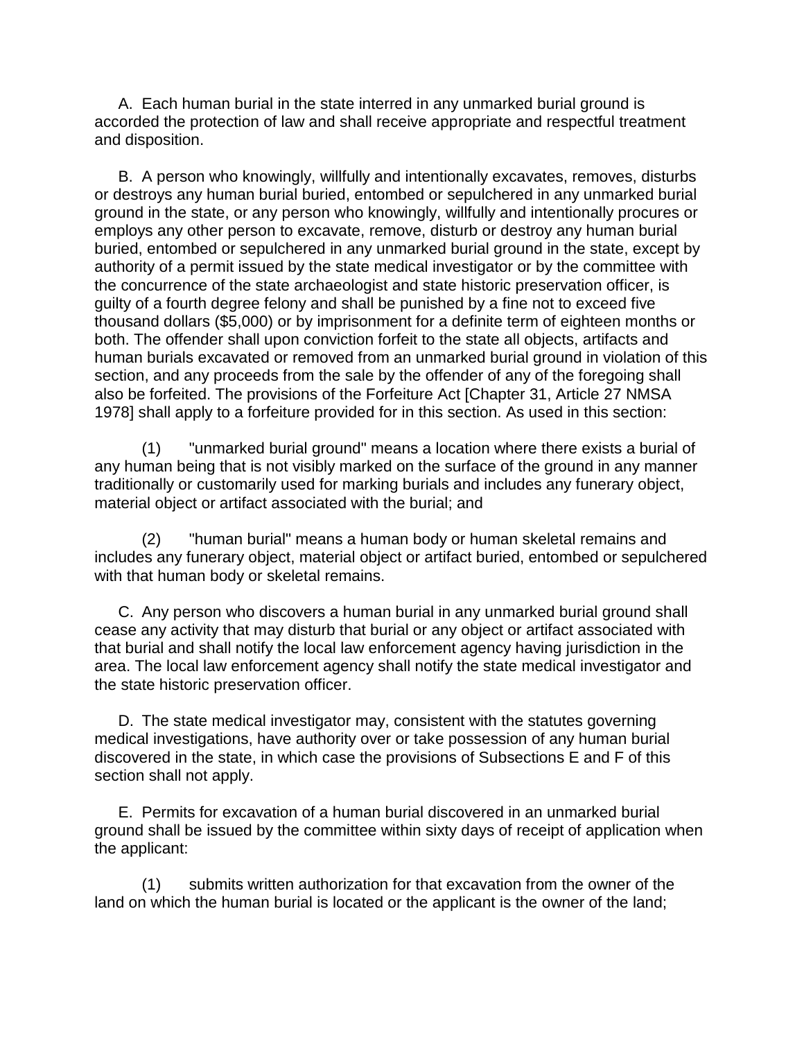A. Each human burial in the state interred in any unmarked burial ground is accorded the protection of law and shall receive appropriate and respectful treatment and disposition.

B. A person who knowingly, willfully and intentionally excavates, removes, disturbs or destroys any human burial buried, entombed or sepulchered in any unmarked burial ground in the state, or any person who knowingly, willfully and intentionally procures or employs any other person to excavate, remove, disturb or destroy any human burial buried, entombed or sepulchered in any unmarked burial ground in the state, except by authority of a permit issued by the state medical investigator or by the committee with the concurrence of the state archaeologist and state historic preservation officer, is guilty of a fourth degree felony and shall be punished by a fine not to exceed five thousand dollars ($5,000) or by imprisonment for a definite term of eighteen months or both. The offender shall upon conviction forfeit to the state all objects, artifacts and human burials excavated or removed from an unmarked burial ground in violation of this section, and any proceeds from the sale by the offender of any of the foregoing shall also be forfeited. The provisions of the Forfeiture Act [Chapter 31, Article 27 NMSA 1978] shall apply to a forfeiture provided for in this section. As used in this section:

(1) "unmarked burial ground" means a location where there exists a burial of any human being that is not visibly marked on the surface of the ground in any manner traditionally or customarily used for marking burials and includes any funerary object, material object or artifact associated with the burial; and

(2) "human burial" means a human body or human skeletal remains and includes any funerary object, material object or artifact buried, entombed or sepulchered with that human body or skeletal remains.

C. Any person who discovers a human burial in any unmarked burial ground shall cease any activity that may disturb that burial or any object or artifact associated with that burial and shall notify the local law enforcement agency having jurisdiction in the area. The local law enforcement agency shall notify the state medical investigator and the state historic preservation officer.

D. The state medical investigator may, consistent with the statutes governing medical investigations, have authority over or take possession of any human burial discovered in the state, in which case the provisions of Subsections E and F of this section shall not apply.

E. Permits for excavation of a human burial discovered in an unmarked burial ground shall be issued by the committee within sixty days of receipt of application when the applicant:

(1) submits written authorization for that excavation from the owner of the land on which the human burial is located or the applicant is the owner of the land;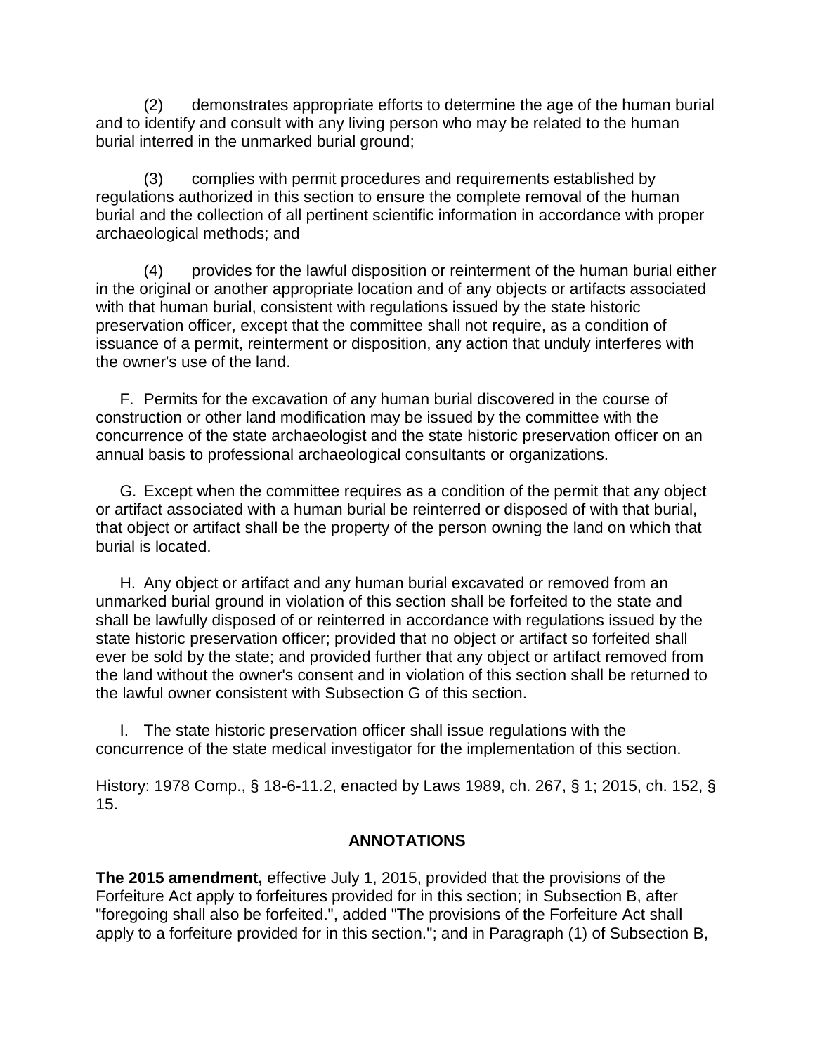(2) demonstrates appropriate efforts to determine the age of the human burial and to identify and consult with any living person who may be related to the human burial interred in the unmarked burial ground;

(3) complies with permit procedures and requirements established by regulations authorized in this section to ensure the complete removal of the human burial and the collection of all pertinent scientific information in accordance with proper archaeological methods; and

(4) provides for the lawful disposition or reinterment of the human burial either in the original or another appropriate location and of any objects or artifacts associated with that human burial, consistent with regulations issued by the state historic preservation officer, except that the committee shall not require, as a condition of issuance of a permit, reinterment or disposition, any action that unduly interferes with the owner's use of the land.

F. Permits for the excavation of any human burial discovered in the course of construction or other land modification may be issued by the committee with the concurrence of the state archaeologist and the state historic preservation officer on an annual basis to professional archaeological consultants or organizations.

G. Except when the committee requires as a condition of the permit that any object or artifact associated with a human burial be reinterred or disposed of with that burial, that object or artifact shall be the property of the person owning the land on which that burial is located.

H. Any object or artifact and any human burial excavated or removed from an unmarked burial ground in violation of this section shall be forfeited to the state and shall be lawfully disposed of or reinterred in accordance with regulations issued by the state historic preservation officer; provided that no object or artifact so forfeited shall ever be sold by the state; and provided further that any object or artifact removed from the land without the owner's consent and in violation of this section shall be returned to the lawful owner consistent with Subsection G of this section.

I. The state historic preservation officer shall issue regulations with the concurrence of the state medical investigator for the implementation of this section.

History: 1978 Comp., § 18-6-11.2, enacted by Laws 1989, ch. 267, § 1; 2015, ch. 152, § 15.

## ANNOTATIONS

**The 2015 amendment,** effective July 1, 2015, provided that the provisions of the Forfeiture Act apply to forfeitures provided for in this section; in Subsection B, after "foregoing shall also be forfeited.", added "The provisions of the Forfeiture Act shall apply to a forfeiture provided for in this section."; and in Paragraph (1) of Subsection B,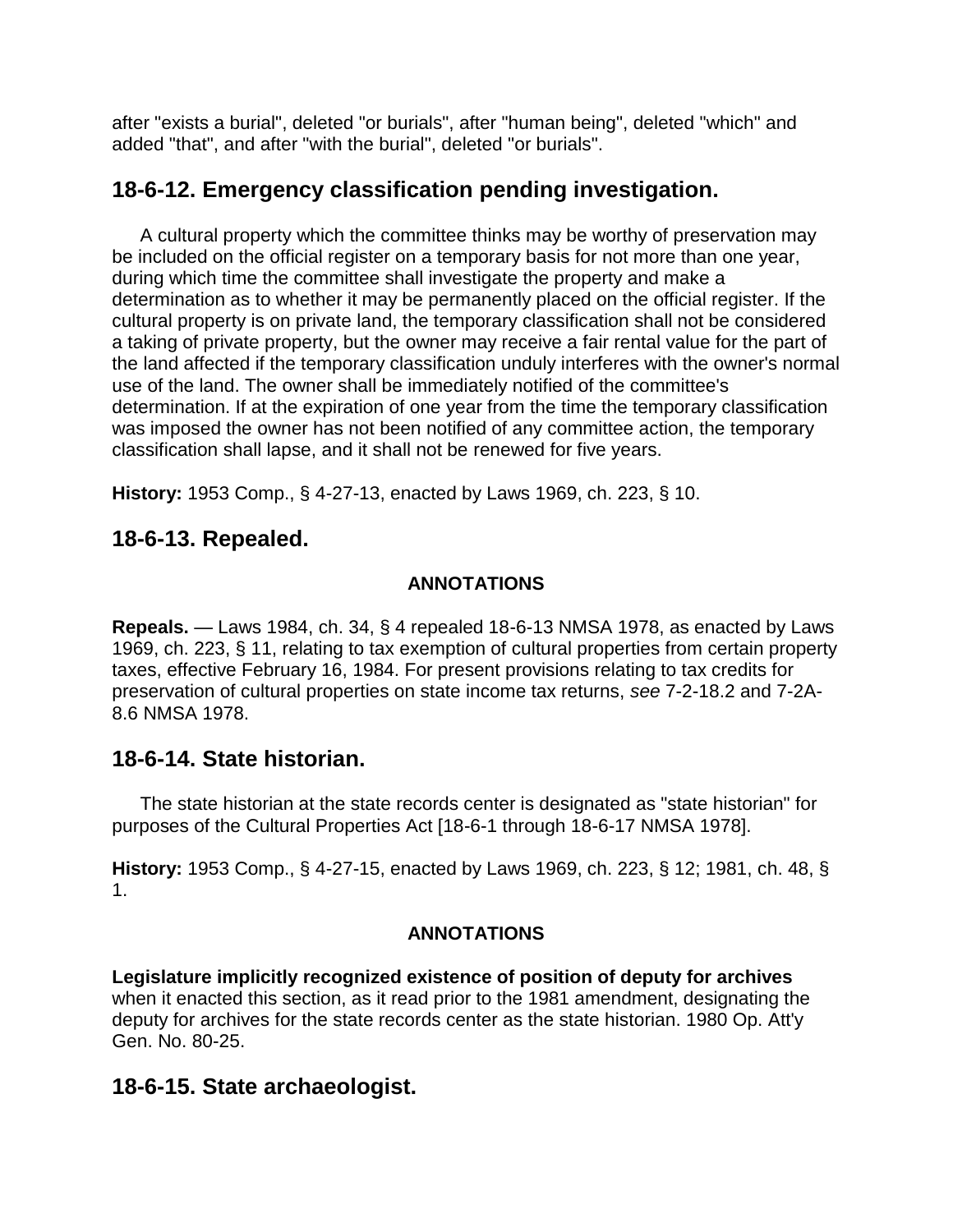after "exists a burial", deleted "or burials", after "human being", deleted "which" and added "that", and after "with the burial", deleted "or burials".

## 18-6-12. Emergency classification pending investigation.

A cultural property which the committee thinks may be worthy of preservation may be included on the official register on a temporary basis for not more than one year, during which time the committee shall investigate the property and make a determination as to whether it may be permanently placed on the official register. If the cultural property is on private land, the temporary classification shall not be considered a taking of private property, but the owner may receive a fair rental value for the part of the land affected if the temporary classification unduly interferes with the owner's normal use of the land. The owner shall be immediately notified of the committee's determination. If at the expiration of one year from the time the temporary classification was imposed the owner has not been notified of any committee action, the temporary classification shall lapse, and it shall not be renewed for five years.

**History:** 1953 Comp., § 4-27-13, enacted by Laws 1969, ch. 223, § 10.

## 18-6-13. Repealed.

**ANNOTATIONS**

**Repeals.** — Laws 1984, ch. 34, § 4 repealed 18-6-13 NMSA 1978, as enacted by Laws 1969, ch. 223, § 11, relating to tax exemption of cultural properties from certain property taxes, effective February 16, 1984. For present provisions relating to tax credits for preservation of cultural properties on state income tax returns, *see* 7-2-18.2 and 7-2A-8.6 NMSA 1978.

## 18-6-14. State historian.

The state historian at the state records center is designated as "state historian" for purposes of the Cultural Properties Act [18-6-1 through 18-6-17 NMSA 1978].

**History:** 1953 Comp., § 4-27-15, enacted by Laws 1969, ch. 223, § 12; 1981, ch. 48, § 1.

**ANNOTATIONS**

**Legislature implicitly recognized existence of position of deputy for archives** when it enacted this section, as it read prior to the 1981 amendment, designating the deputy for archives for the state records center as the state historian. 1980 Op. Att'y Gen. No. 80-25.

## 18-6-15. State archaeologist.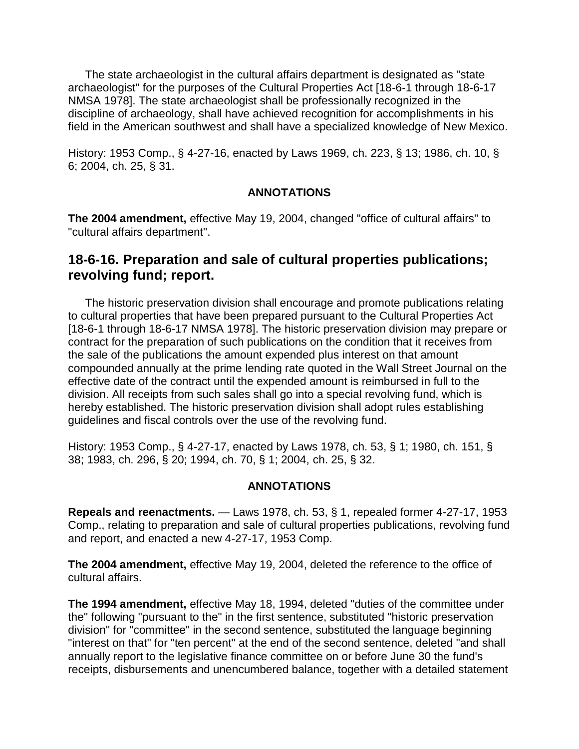The state archaeologist in the cultural affairs department is designated as "state archaeologist" for the purposes of the Cultural Properties Act [18-6-1 through 18-6-17 NMSA 1978]. The state archaeologist shall be professionally recognized in the discipline of archaeology, shall have achieved recognition for accomplishments in his field in the American southwest and shall have a specialized knowledge of New Mexico.

History: 1953 Comp., § 4-27-16, enacted by Laws 1969, ch. 223, § 13; 1986, ch. 10, § 6; 2004, ch. 25, § 31.

**ANNOTATIONS**

**The 2004 amendment,** effective May 19, 2004, changed "office of cultural affairs" to "cultural affairs department".

## 18-6-16. Preparation and sale of cultural properties publications; revolving fund; report.

The historic preservation division shall encourage and promote publications relating to cultural properties that have been prepared pursuant to the Cultural Properties Act [18-6-1 through 18-6-17 NMSA 1978]. The historic preservation division may prepare or contract for the preparation of such publications on the condition that it receives from the sale of the publications the amount expended plus interest on that amount compounded annually at the prime lending rate quoted in the Wall Street Journal on the effective date of the contract until the expended amount is reimbursed in full to the division. All receipts from such sales shall go into a special revolving fund, which is hereby established. The historic preservation division shall adopt rules establishing guidelines and fiscal controls over the use of the revolving fund.

History: 1953 Comp., § 4-27-17, enacted by Laws 1978, ch. 53, § 1; 1980, ch. 151, § 38; 1983, ch. 296, § 20; 1994, ch. 70, § 1; 2004, ch. 25, § 32.

**ANNOTATIONS**

**Repeals and reenactments.** — Laws 1978, ch. 53, § 1, repealed former 4-27-17, 1953 Comp., relating to preparation and sale of cultural properties publications, revolving fund and report, and enacted a new 4-27-17, 1953 Comp.

**The 2004 amendment,** effective May 19, 2004, deleted the reference to the office of cultural affairs.

**The 1994 amendment,** effective May 18, 1994, deleted "duties of the committee under the" following "pursuant to the" in the first sentence, substituted "historic preservation division" for "committee" in the second sentence, substituted the language beginning "interest on that" for "ten percent" at the end of the second sentence, deleted "and shall annually report to the legislative finance committee on or before June 30 the fund's receipts, disbursements and unencumbered balance, together with a detailed statement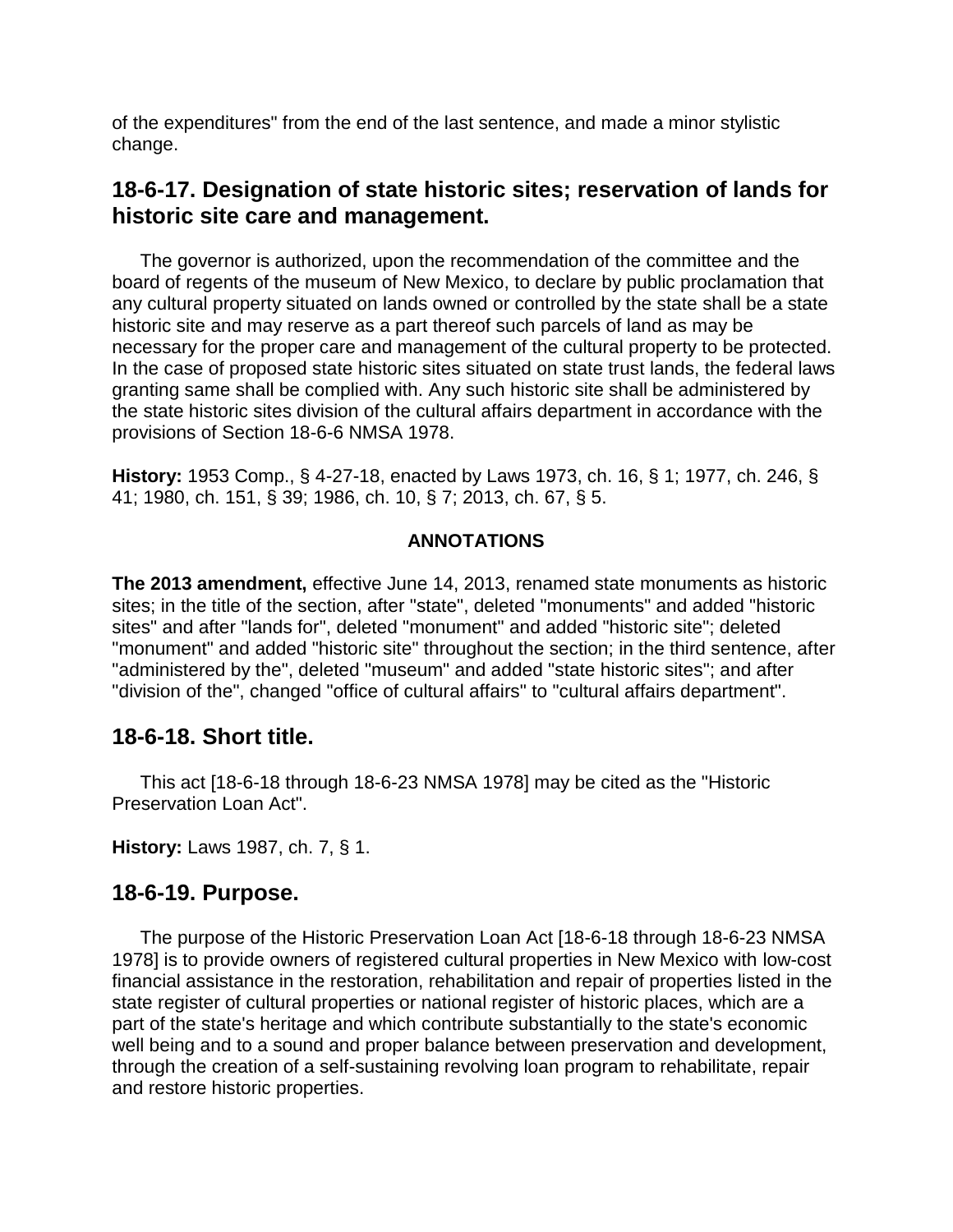of the expenditures" from the end of the last sentence, and made a minor stylistic change.

## 18-6-17. Designation of state historic sites; reservation of lands for historic site care and management.

The governor is authorized, upon the recommendation of the committee and the board of regents of the museum of New Mexico, to declare by public proclamation that any cultural property situated on lands owned or controlled by the state shall be a state historic site and may reserve as a part thereof such parcels of land as may be necessary for the proper care and management of the cultural property to be protected. In the case of proposed state historic sites situated on state trust lands, the federal laws granting same shall be complied with. Any such historic site shall be administered by the state historic sites division of the cultural affairs department in accordance with the provisions of Section 18-6-6 NMSA 1978.

**History:** 1953 Comp., § 4-27-18, enacted by Laws 1973, ch. 16, § 1; 1977, ch. 246, § 41; 1980, ch. 151, § 39; 1986, ch. 10, § 7; 2013, ch. 67, § 5.

**ANNOTATIONS**

**The 2013 amendment,** effective June 14, 2013, renamed state monuments as historic sites; in the title of the section, after "state", deleted "monuments" and added "historic sites" and after "lands for", deleted "monument" and added "historic site"; deleted "monument" and added "historic site" throughout the section; in the third sentence, after "administered by the", deleted "museum" and added "state historic sites"; and after "division of the", changed "office of cultural affairs" to "cultural affairs department".

## 18-6-18. Short title.

This act [18-6-18 through 18-6-23 NMSA 1978] may be cited as the "Historic Preservation Loan Act".

**History:** Laws 1987, ch. 7, § 1.

## 18-6-19. Purpose.

The purpose of the Historic Preservation Loan Act [18-6-18 through 18-6-23 NMSA 1978] is to provide owners of registered cultural properties in New Mexico with low-cost financial assistance in the restoration, rehabilitation and repair of properties listed in the state register of cultural properties or national register of historic places, which are a part of the state's heritage and which contribute substantially to the state's economic well being and to a sound and proper balance between preservation and development, through the creation of a self-sustaining revolving loan program to rehabilitate, repair and restore historic properties.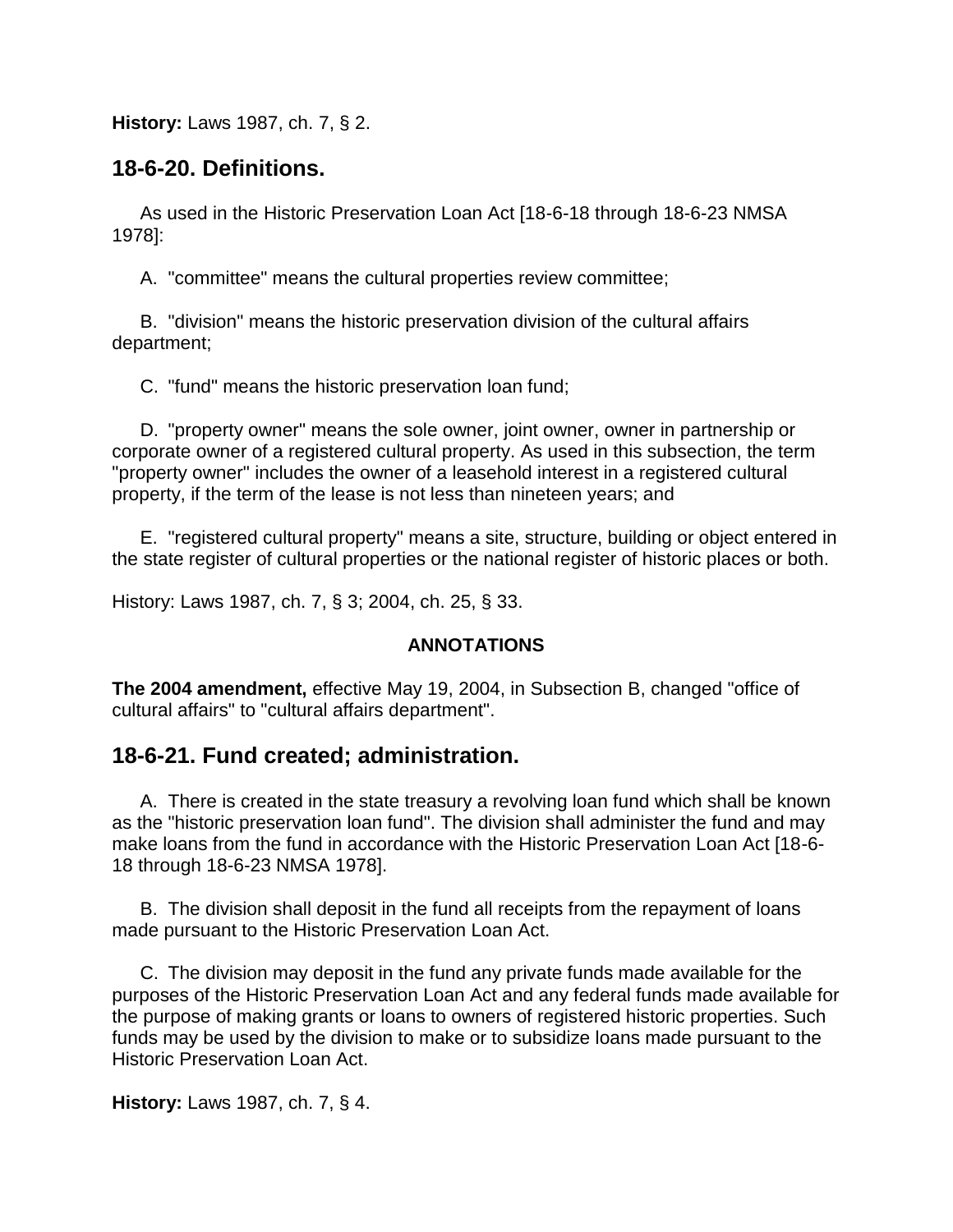**History:** Laws 1987, ch. 7, § 2.

## 18-6-20. Definitions.

As used in the Historic Preservation Loan Act [18-6-18 through 18-6-23 NMSA 1978]:

A. "committee" means the cultural properties review committee;

B. "division" means the historic preservation division of the cultural affairs department;

C. "fund" means the historic preservation loan fund;

D. "property owner" means the sole owner, joint owner, owner in partnership or corporate owner of a registered cultural property. As used in this subsection, the term "property owner" includes the owner of a leasehold interest in a registered cultural property, if the term of the lease is not less than nineteen years; and

E. "registered cultural property" means a site, structure, building or object entered in the state register of cultural properties or the national register of historic places or both.

History: Laws 1987, ch. 7, § 3; 2004, ch. 25, § 33.

**ANNOTATIONS**

**The 2004 amendment,** effective May 19, 2004, in Subsection B, changed "office of cultural affairs" to "cultural affairs department".

## 18-6-21. Fund created; administration.

A. There is created in the state treasury a revolving loan fund which shall be known as the "historic preservation loan fund". The division shall administer the fund and may make loans from the fund in accordance with the Historic Preservation Loan Act [18-6-18 through 18-6-23 NMSA 1978].

B. The division shall deposit in the fund all receipts from the repayment of loans made pursuant to the Historic Preservation Loan Act.

C. The division may deposit in the fund any private funds made available for the purposes of the Historic Preservation Loan Act and any federal funds made available for the purpose of making grants or loans to owners of registered historic properties. Such funds may be used by the division to make or to subsidize loans made pursuant to the Historic Preservation Loan Act.

**History:** Laws 1987, ch. 7, § 4.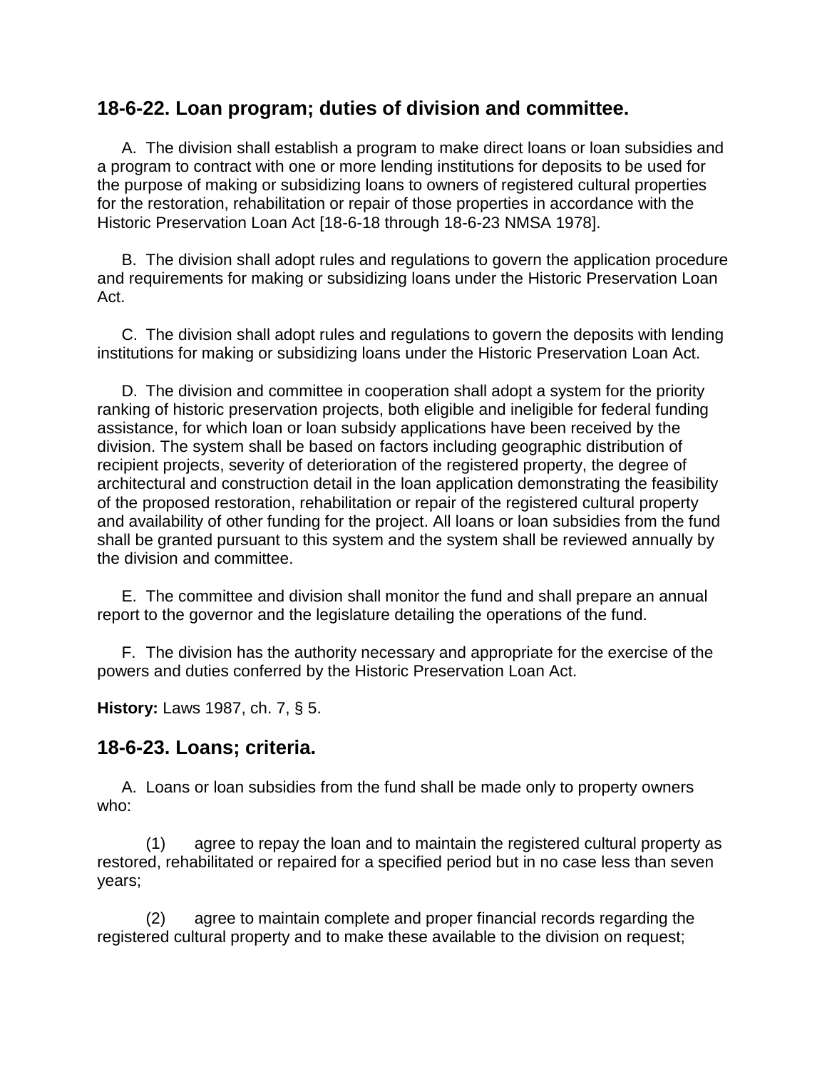## 18-6-22. Loan program; duties of division and committee.

A. The division shall establish a program to make direct loans or loan subsidies and a program to contract with one or more lending institutions for deposits to be used for the purpose of making or subsidizing loans to owners of registered cultural properties for the restoration, rehabilitation or repair of those properties in accordance with the Historic Preservation Loan Act [18-6-18 through 18-6-23 NMSA 1978].

B. The division shall adopt rules and regulations to govern the application procedure and requirements for making or subsidizing loans under the Historic Preservation Loan Act.

C. The division shall adopt rules and regulations to govern the deposits with lending institutions for making or subsidizing loans under the Historic Preservation Loan Act.

D. The division and committee in cooperation shall adopt a system for the priority ranking of historic preservation projects, both eligible and ineligible for federal funding assistance, for which loan or loan subsidy applications have been received by the division. The system shall be based on factors including geographic distribution of recipient projects, severity of deterioration of the registered property, the degree of architectural and construction detail in the loan application demonstrating the feasibility of the proposed restoration, rehabilitation or repair of the registered cultural property and availability of other funding for the project. All loans or loan subsidies from the fund shall be granted pursuant to this system and the system shall be reviewed annually by the division and committee.

E. The committee and division shall monitor the fund and shall prepare an annual report to the governor and the legislature detailing the operations of the fund.

F. The division has the authority necessary and appropriate for the exercise of the powers and duties conferred by the Historic Preservation Loan Act.

**History:** Laws 1987, ch. 7, § 5.

## 18-6-23. Loans; criteria.

A. Loans or loan subsidies from the fund shall be made only to property owners who:

(1) agree to repay the loan and to maintain the registered cultural property as restored, rehabilitated or repaired for a specified period but in no case less than seven years;

(2) agree to maintain complete and proper financial records regarding the registered cultural property and to make these available to the division on request;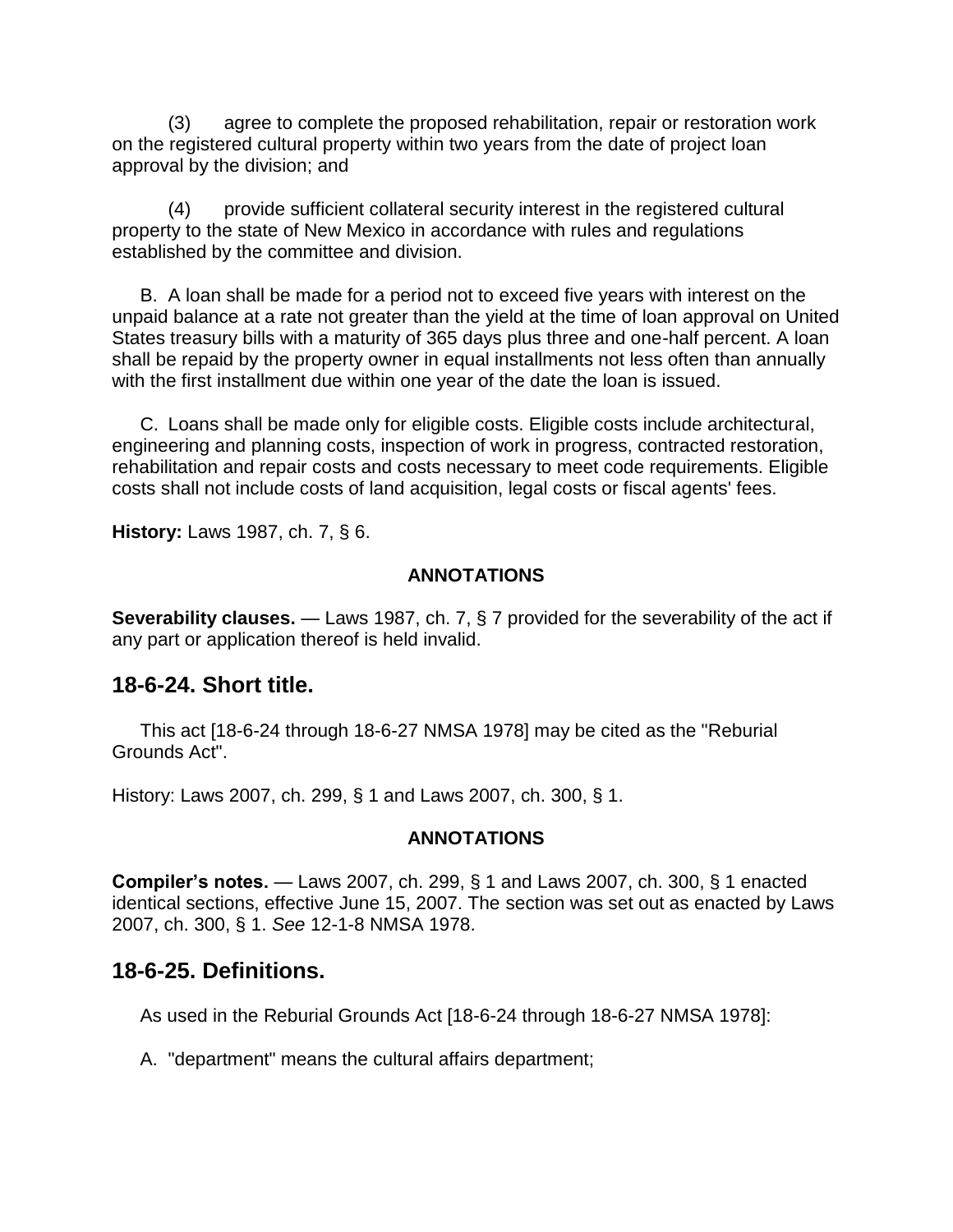(3) agree to complete the proposed rehabilitation, repair or restoration work on the registered cultural property within two years from the date of project loan approval by the division; and

(4) provide sufficient collateral security interest in the registered cultural property to the state of New Mexico in accordance with rules and regulations established by the committee and division.

B. A loan shall be made for a period not to exceed five years with interest on the unpaid balance at a rate not greater than the yield at the time of loan approval on United States treasury bills with a maturity of 365 days plus three and one-half percent. A loan shall be repaid by the property owner in equal installments not less often than annually with the first installment due within one year of the date the loan is issued.

C. Loans shall be made only for eligible costs. Eligible costs include architectural, engineering and planning costs, inspection of work in progress, contracted restoration, rehabilitation and repair costs and costs necessary to meet code requirements. Eligible costs shall not include costs of land acquisition, legal costs or fiscal agents' fees.

**History:** Laws 1987, ch. 7, § 6.

**ANNOTATIONS**

**Severability clauses.** — Laws 1987, ch. 7, § 7 provided for the severability of the act if any part or application thereof is held invalid.

## 18-6-24. Short title.

This act [18-6-24 through 18-6-27 NMSA 1978] may be cited as the "Reburial Grounds Act".

History: Laws 2007, ch. 299, § 1 and Laws 2007, ch. 300, § 1.

**ANNOTATIONS**

**Compiler's notes.** — Laws 2007, ch. 299, § 1 and Laws 2007, ch. 300, § 1 enacted identical sections, effective June 15, 2007. The section was set out as enacted by Laws 2007, ch. 300, § 1. *See* 12-1-8 NMSA 1978.

## 18-6-25. Definitions.

As used in the Reburial Grounds Act [18-6-24 through 18-6-27 NMSA 1978]:

A. "department" means the cultural affairs department;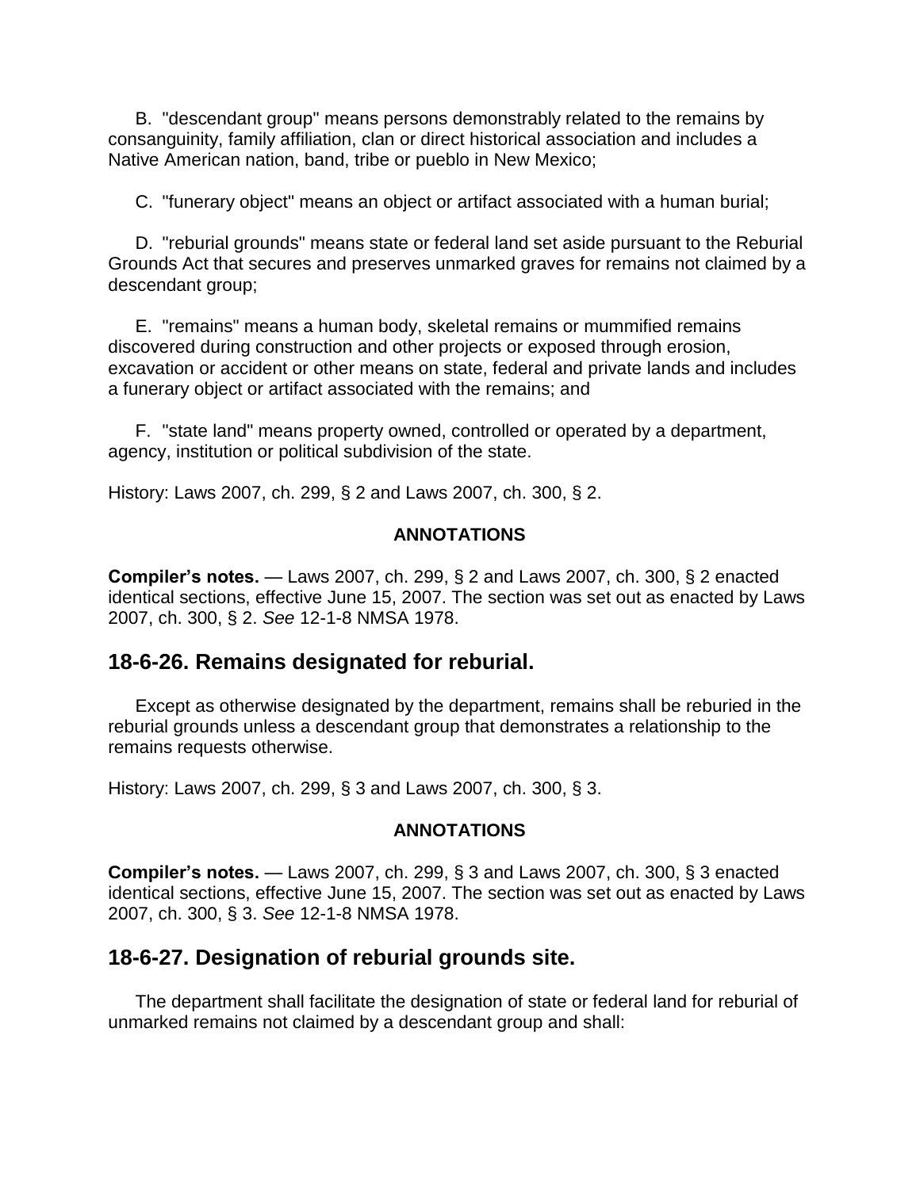B. "descendant group" means persons demonstrably related to the remains by consanguinity, family affiliation, clan or direct historical association and includes a Native American nation, band, tribe or pueblo in New Mexico;

C. "funerary object" means an object or artifact associated with a human burial;

D. "reburial grounds" means state or federal land set aside pursuant to the Reburial Grounds Act that secures and preserves unmarked graves for remains not claimed by a descendant group;

E. "remains" means a human body, skeletal remains or mummified remains discovered during construction and other projects or exposed through erosion, excavation or accident or other means on state, federal and private lands and includes a funerary object or artifact associated with the remains; and

F. "state land" means property owned, controlled or operated by a department, agency, institution or political subdivision of the state.

History: Laws 2007, ch. 299, § 2 and Laws 2007, ch. 300, § 2.

**ANNOTATIONS**

**Compiler's notes.** — Laws 2007, ch. 299, § 2 and Laws 2007, ch. 300, § 2 enacted identical sections, effective June 15, 2007. The section was set out as enacted by Laws 2007, ch. 300, § 2. *See* 12-1-8 NMSA 1978.

## 18-6-26. Remains designated for reburial.

Except as otherwise designated by the department, remains shall be reburied in the reburial grounds unless a descendant group that demonstrates a relationship to the remains requests otherwise.

History: Laws 2007, ch. 299, § 3 and Laws 2007, ch. 300, § 3.

**ANNOTATIONS**

**Compiler's notes.** — Laws 2007, ch. 299, § 3 and Laws 2007, ch. 300, § 3 enacted identical sections, effective June 15, 2007. The section was set out as enacted by Laws 2007, ch. 300, § 3. *See* 12-1-8 NMSA 1978.

## 18-6-27. Designation of reburial grounds site.

The department shall facilitate the designation of state or federal land for reburial of unmarked remains not claimed by a descendant group and shall: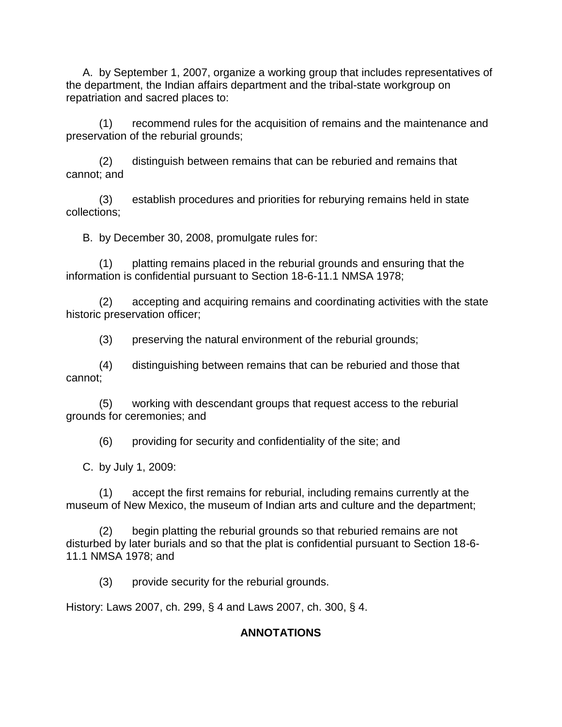A. by September 1, 2007, organize a working group that includes representatives of the department, the Indian affairs department and the tribal-state workgroup on repatriation and sacred places to:

(1) recommend rules for the acquisition of remains and the maintenance and preservation of the reburial grounds;

(2) distinguish between remains that can be reburied and remains that cannot; and

(3) establish procedures and priorities for reburying remains held in state collections;

B. by December 30, 2008, promulgate rules for:

(1) platting remains placed in the reburial grounds and ensuring that the information is confidential pursuant to Section 18-6-11.1 NMSA 1978;

(2) accepting and acquiring remains and coordinating activities with the state historic preservation officer;

(3) preserving the natural environment of the reburial grounds;

(4) distinguishing between remains that can be reburied and those that cannot;

(5) working with descendant groups that request access to the reburial grounds for ceremonies; and

(6) providing for security and confidentiality of the site; and

C. by July 1, 2009:

(1) accept the first remains for reburial, including remains currently at the museum of New Mexico, the museum of Indian arts and culture and the department;

(2) begin platting the reburial grounds so that reburied remains are not disturbed by later burials and so that the plat is confidential pursuant to Section 18-6-11.1 NMSA 1978; and

(3) provide security for the reburial grounds.

History: Laws 2007, ch. 299, § 4 and Laws 2007, ch. 300, § 4.

**ANNOTATIONS**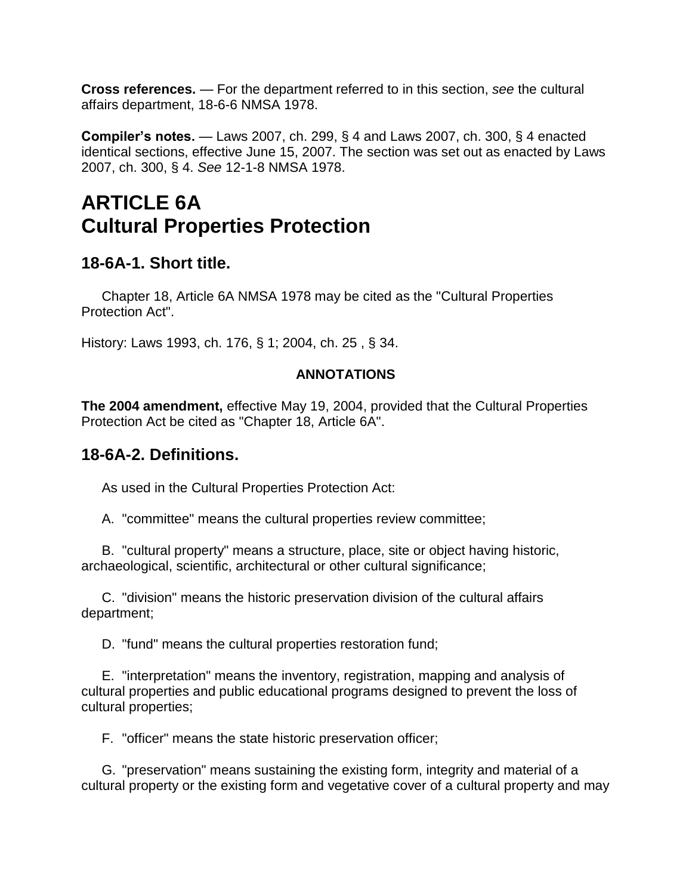**Cross references.** — For the department referred to in this section, *see* the cultural affairs department, 18-6-6 NMSA 1978.

**Compiler's notes.** — Laws 2007, ch. 299, § 4 and Laws 2007, ch. 300, § 4 enacted identical sections, effective June 15, 2007. The section was set out as enacted by Laws 2007, ch. 300, § 4. *See* 12-1-8 NMSA 1978.

# ARTICLE 6A Cultural Properties Protection

## 18-6A-1. Short title.

Chapter 18, Article 6A NMSA 1978 may be cited as the "Cultural Properties Protection Act".

History: Laws 1993, ch. 176, § 1; 2004, ch. 25 , § 34.

**ANNOTATIONS**

**The 2004 amendment,** effective May 19, 2004, provided that the Cultural Properties Protection Act be cited as "Chapter 18, Article 6A".

## 18-6A-2. Definitions.

As used in the Cultural Properties Protection Act:

A. "committee" means the cultural properties review committee;

B. "cultural property" means a structure, place, site or object having historic, archaeological, scientific, architectural or other cultural significance;

C. "division" means the historic preservation division of the cultural affairs department;

D. "fund" means the cultural properties restoration fund;

E. "interpretation" means the inventory, registration, mapping and analysis of cultural properties and public educational programs designed to prevent the loss of cultural properties;

F. "officer" means the state historic preservation officer;

G. "preservation" means sustaining the existing form, integrity and material of a cultural property or the existing form and vegetative cover of a cultural property and may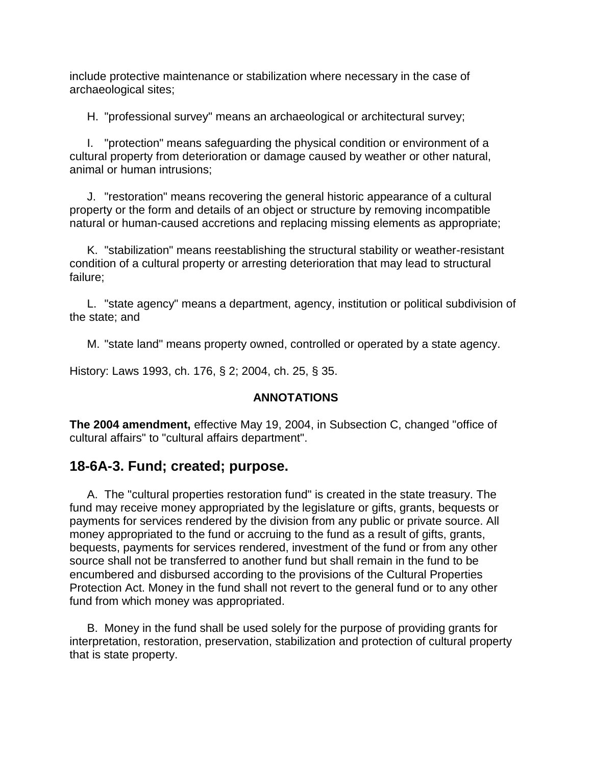include protective maintenance or stabilization where necessary in the case of archaeological sites;

H. "professional survey" means an archaeological or architectural survey;

I. "protection" means safeguarding the physical condition or environment of a cultural property from deterioration or damage caused by weather or other natural, animal or human intrusions;

J. "restoration" means recovering the general historic appearance of a cultural property or the form and details of an object or structure by removing incompatible natural or human-caused accretions and replacing missing elements as appropriate;

K. "stabilization" means reestablishing the structural stability or weather-resistant condition of a cultural property or arresting deterioration that may lead to structural failure;

L. "state agency" means a department, agency, institution or political subdivision of the state; and

M. "state land" means property owned, controlled or operated by a state agency.

History: Laws 1993, ch. 176, § 2; 2004, ch. 25, § 35.

**ANNOTATIONS**

**The 2004 amendment,** effective May 19, 2004, in Subsection C, changed "office of cultural affairs" to "cultural affairs department".

## 18-6A-3. Fund; created; purpose.

A. The "cultural properties restoration fund" is created in the state treasury. The fund may receive money appropriated by the legislature or gifts, grants, bequests or payments for services rendered by the division from any public or private source. All money appropriated to the fund or accruing to the fund as a result of gifts, grants, bequests, payments for services rendered, investment of the fund or from any other source shall not be transferred to another fund but shall remain in the fund to be encumbered and disbursed according to the provisions of the Cultural Properties Protection Act. Money in the fund shall not revert to the general fund or to any other fund from which money was appropriated.

B. Money in the fund shall be used solely for the purpose of providing grants for interpretation, restoration, preservation, stabilization and protection of cultural property that is state property.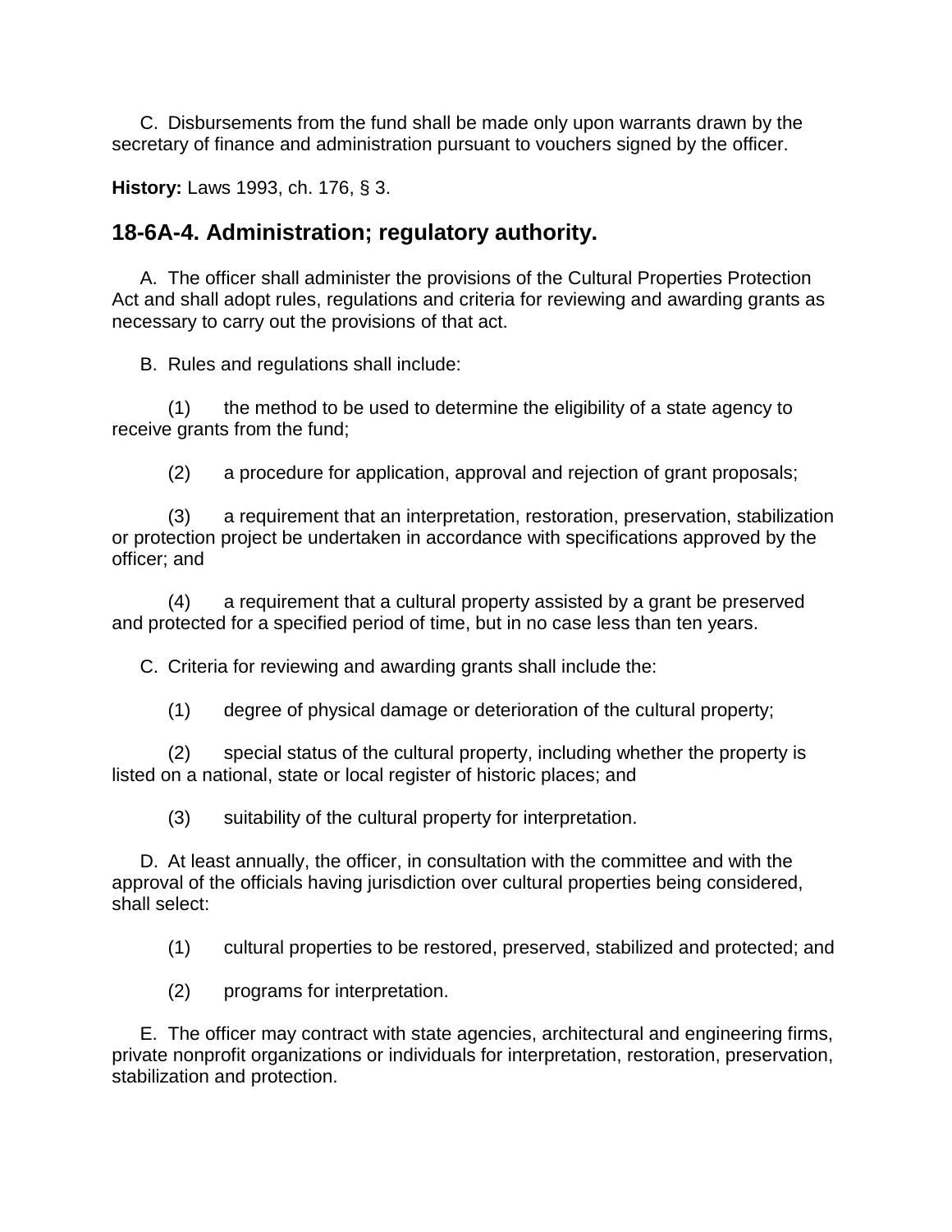C. Disbursements from the fund shall be made only upon warrants drawn by the secretary of finance and administration pursuant to vouchers signed by the officer.

**History:** Laws 1993, ch. 176, § 3.

## 18-6A-4. Administration; regulatory authority.

A. The officer shall administer the provisions of the Cultural Properties Protection Act and shall adopt rules, regulations and criteria for reviewing and awarding grants as necessary to carry out the provisions of that act.

B. Rules and regulations shall include:

(1) the method to be used to determine the eligibility of a state agency to receive grants from the fund;

(2) a procedure for application, approval and rejection of grant proposals;

(3) a requirement that an interpretation, restoration, preservation, stabilization or protection project be undertaken in accordance with specifications approved by the officer; and

(4) a requirement that a cultural property assisted by a grant be preserved and protected for a specified period of time, but in no case less than ten years.

C. Criteria for reviewing and awarding grants shall include the:

(1) degree of physical damage or deterioration of the cultural property;

(2) special status of the cultural property, including whether the property is listed on a national, state or local register of historic places; and

(3) suitability of the cultural property for interpretation.

D. At least annually, the officer, in consultation with the committee and with the approval of the officials having jurisdiction over cultural properties being considered, shall select:

(1) cultural properties to be restored, preserved, stabilized and protected; and

(2) programs for interpretation.

E. The officer may contract with state agencies, architectural and engineering firms, private nonprofit organizations or individuals for interpretation, restoration, preservation, stabilization and protection.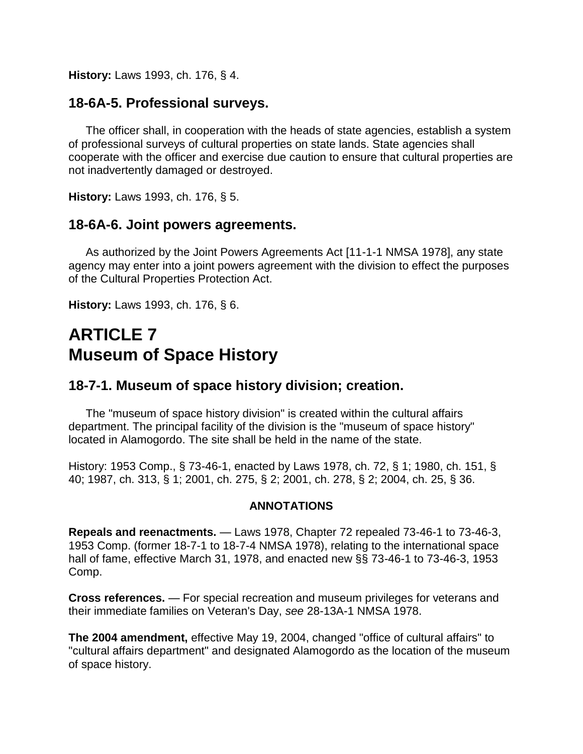**History:** Laws 1993, ch. 176, § 4.

## 18-6A-5. Professional surveys.

The officer shall, in cooperation with the heads of state agencies, establish a system of professional surveys of cultural properties on state lands. State agencies shall cooperate with the officer and exercise due caution to ensure that cultural properties are not inadvertently damaged or destroyed.

**History:** Laws 1993, ch. 176, § 5.

## 18-6A-6. Joint powers agreements.

As authorized by the Joint Powers Agreements Act [11-1-1 NMSA 1978], any state agency may enter into a joint powers agreement with the division to effect the purposes of the Cultural Properties Protection Act.

**History:** Laws 1993, ch. 176, § 6.

# ARTICLE 7
# Museum of Space History

## 18-7-1. Museum of space history division; creation.

The "museum of space history division" is created within the cultural affairs department. The principal facility of the division is the "museum of space history" located in Alamogordo. The site shall be held in the name of the state.

History: 1953 Comp., § 73-46-1, enacted by Laws 1978, ch. 72, § 1; 1980, ch. 151, § 40; 1987, ch. 313, § 1; 2001, ch. 275, § 2; 2001, ch. 278, § 2; 2004, ch. 25, § 36.

**ANNOTATIONS**

**Repeals and reenactments.** — Laws 1978, Chapter 72 repealed 73-46-1 to 73-46-3, 1953 Comp. (former 18-7-1 to 18-7-4 NMSA 1978), relating to the international space hall of fame, effective March 31, 1978, and enacted new §§ 73-46-1 to 73-46-3, 1953 Comp.

**Cross references.** — For special recreation and museum privileges for veterans and their immediate families on Veteran's Day, *see* 28-13A-1 NMSA 1978.

**The 2004 amendment,** effective May 19, 2004, changed "office of cultural affairs" to "cultural affairs department" and designated Alamogordo as the location of the museum of space history.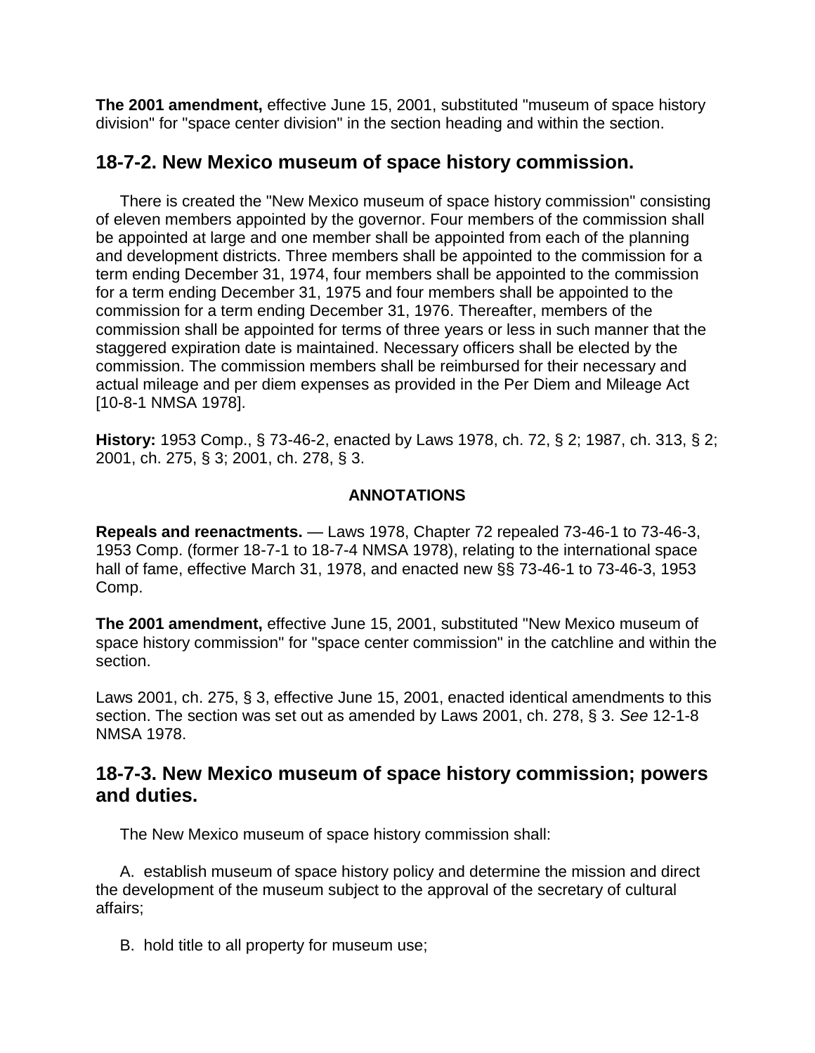**The 2001 amendment,** effective June 15, 2001, substituted "museum of space history division" for "space center division" in the section heading and within the section.

## 18-7-2. New Mexico museum of space history commission.

There is created the "New Mexico museum of space history commission" consisting of eleven members appointed by the governor. Four members of the commission shall be appointed at large and one member shall be appointed from each of the planning and development districts. Three members shall be appointed to the commission for a term ending December 31, 1974, four members shall be appointed to the commission for a term ending December 31, 1975 and four members shall be appointed to the commission for a term ending December 31, 1976. Thereafter, members of the commission shall be appointed for terms of three years or less in such manner that the staggered expiration date is maintained. Necessary officers shall be elected by the commission. The commission members shall be reimbursed for their necessary and actual mileage and per diem expenses as provided in the Per Diem and Mileage Act [10-8-1 NMSA 1978].

**History:** 1953 Comp., § 73-46-2, enacted by Laws 1978, ch. 72, § 2; 1987, ch. 313, § 2; 2001, ch. 275, § 3; 2001, ch. 278, § 3.

**ANNOTATIONS**

**Repeals and reenactments.** — Laws 1978, Chapter 72 repealed 73-46-1 to 73-46-3, 1953 Comp. (former 18-7-1 to 18-7-4 NMSA 1978), relating to the international space hall of fame, effective March 31, 1978, and enacted new §§ 73-46-1 to 73-46-3, 1953 Comp.

**The 2001 amendment,** effective June 15, 2001, substituted "New Mexico museum of space history commission" for "space center commission" in the catchline and within the section.

Laws 2001, ch. 275, § 3, effective June 15, 2001, enacted identical amendments to this section. The section was set out as amended by Laws 2001, ch. 278, § 3. *See* 12-1-8 NMSA 1978.

## 18-7-3. New Mexico museum of space history commission; powers and duties.

The New Mexico museum of space history commission shall:

A. establish museum of space history policy and determine the mission and direct the development of the museum subject to the approval of the secretary of cultural affairs;

B. hold title to all property for museum use;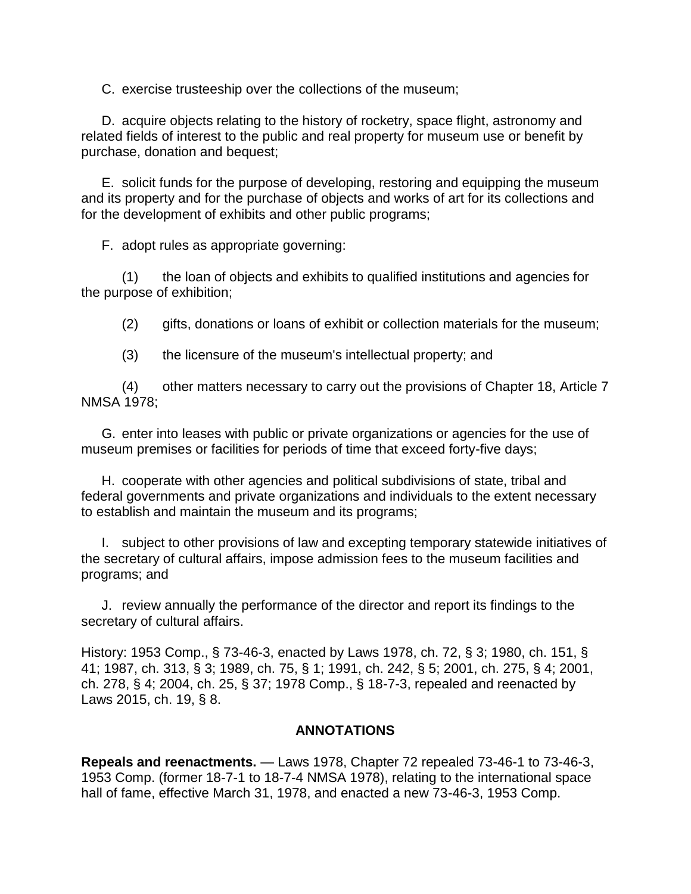C. exercise trusteeship over the collections of the museum;

D. acquire objects relating to the history of rocketry, space flight, astronomy and related fields of interest to the public and real property for museum use or benefit by purchase, donation and bequest;

E. solicit funds for the purpose of developing, restoring and equipping the museum and its property and for the purchase of objects and works of art for its collections and for the development of exhibits and other public programs;

F. adopt rules as appropriate governing:

(1) the loan of objects and exhibits to qualified institutions and agencies for the purpose of exhibition;

(2) gifts, donations or loans of exhibit or collection materials for the museum;

(3) the licensure of the museum's intellectual property; and

(4) other matters necessary to carry out the provisions of Chapter 18, Article 7 NMSA 1978;

G. enter into leases with public or private organizations or agencies for the use of museum premises or facilities for periods of time that exceed forty-five days;

H. cooperate with other agencies and political subdivisions of state, tribal and federal governments and private organizations and individuals to the extent necessary to establish and maintain the museum and its programs;

I. subject to other provisions of law and excepting temporary statewide initiatives of the secretary of cultural affairs, impose admission fees to the museum facilities and programs; and

J. review annually the performance of the director and report its findings to the secretary of cultural affairs.

History: 1953 Comp., § 73-46-3, enacted by Laws 1978, ch. 72, § 3; 1980, ch. 151, § 41; 1987, ch. 313, § 3; 1989, ch. 75, § 1; 1991, ch. 242, § 5; 2001, ch. 275, § 4; 2001, ch. 278, § 4; 2004, ch. 25, § 37; 1978 Comp., § 18-7-3, repealed and reenacted by Laws 2015, ch. 19, § 8.

## ANNOTATIONS

**Repeals and reenactments.** — Laws 1978, Chapter 72 repealed 73-46-1 to 73-46-3, 1953 Comp. (former 18-7-1 to 18-7-4 NMSA 1978), relating to the international space hall of fame, effective March 31, 1978, and enacted a new 73-46-3, 1953 Comp.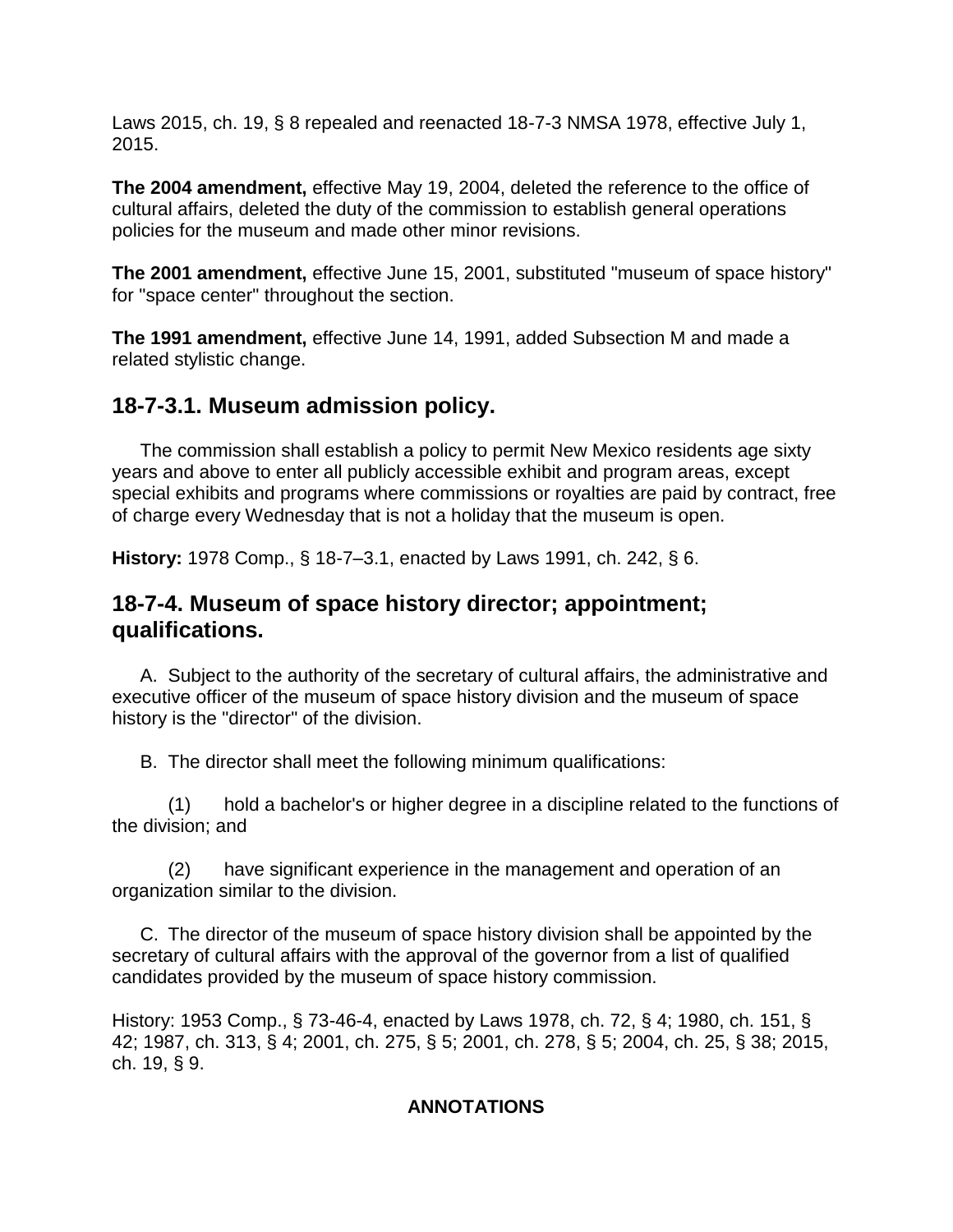Laws 2015, ch. 19, § 8 repealed and reenacted 18-7-3 NMSA 1978, effective July 1, 2015.

**The 2004 amendment,** effective May 19, 2004, deleted the reference to the office of cultural affairs, deleted the duty of the commission to establish general operations policies for the museum and made other minor revisions.

**The 2001 amendment,** effective June 15, 2001, substituted "museum of space history" for "space center" throughout the section.

**The 1991 amendment,** effective June 14, 1991, added Subsection M and made a related stylistic change.

## 18-7-3.1. Museum admission policy.

The commission shall establish a policy to permit New Mexico residents age sixty years and above to enter all publicly accessible exhibit and program areas, except special exhibits and programs where commissions or royalties are paid by contract, free of charge every Wednesday that is not a holiday that the museum is open.

**History:** 1978 Comp., § 18-7–3.1, enacted by Laws 1991, ch. 242, § 6.

## 18-7-4. Museum of space history director; appointment; qualifications.

A. Subject to the authority of the secretary of cultural affairs, the administrative and executive officer of the museum of space history division and the museum of space history is the "director" of the division.

B. The director shall meet the following minimum qualifications:

(1) hold a bachelor's or higher degree in a discipline related to the functions of the division; and

(2) have significant experience in the management and operation of an organization similar to the division.

C. The director of the museum of space history division shall be appointed by the secretary of cultural affairs with the approval of the governor from a list of qualified candidates provided by the museum of space history commission.

History: 1953 Comp., § 73-46-4, enacted by Laws 1978, ch. 72, § 4; 1980, ch. 151, § 42; 1987, ch. 313, § 4; 2001, ch. 275, § 5; 2001, ch. 278, § 5; 2004, ch. 25, § 38; 2015, ch. 19, § 9.

**ANNOTATIONS**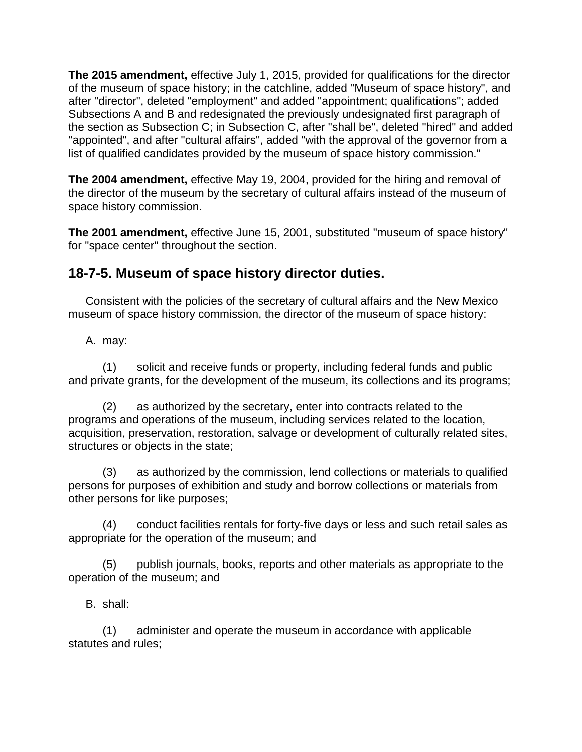**The 2015 amendment,** effective July 1, 2015, provided for qualifications for the director of the museum of space history; in the catchline, added "Museum of space history", and after "director", deleted "employment" and added "appointment; qualifications"; added Subsections A and B and redesignated the previously undesignated first paragraph of the section as Subsection C; in Subsection C, after "shall be", deleted "hired" and added "appointed", and after "cultural affairs", added "with the approval of the governor from a list of qualified candidates provided by the museum of space history commission."

**The 2004 amendment,** effective May 19, 2004, provided for the hiring and removal of the director of the museum by the secretary of cultural affairs instead of the museum of space history commission.

**The 2001 amendment,** effective June 15, 2001, substituted "museum of space history" for "space center" throughout the section.

## 18-7-5. Museum of space history director duties.

Consistent with the policies of the secretary of cultural affairs and the New Mexico museum of space history commission, the director of the museum of space history:

A. may:

(1) solicit and receive funds or property, including federal funds and public and private grants, for the development of the museum, its collections and its programs;

(2) as authorized by the secretary, enter into contracts related to the programs and operations of the museum, including services related to the location, acquisition, preservation, restoration, salvage or development of culturally related sites, structures or objects in the state;

(3) as authorized by the commission, lend collections or materials to qualified persons for purposes of exhibition and study and borrow collections or materials from other persons for like purposes;

(4) conduct facilities rentals for forty-five days or less and such retail sales as appropriate for the operation of the museum; and

(5) publish journals, books, reports and other materials as appropriate to the operation of the museum; and

B. shall:

(1) administer and operate the museum in accordance with applicable statutes and rules;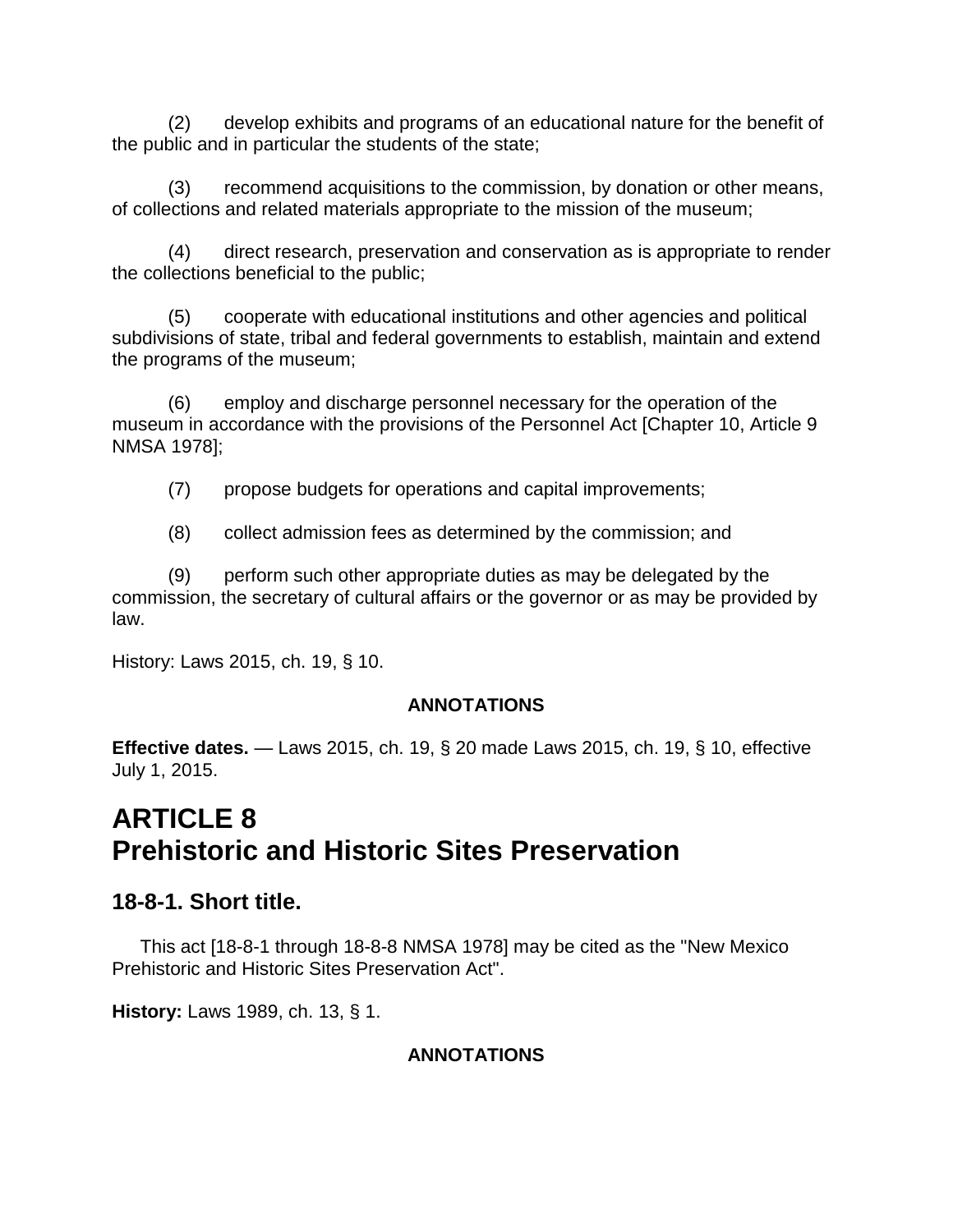(2) develop exhibits and programs of an educational nature for the benefit of the public and in particular the students of the state;

(3) recommend acquisitions to the commission, by donation or other means, of collections and related materials appropriate to the mission of the museum;

(4) direct research, preservation and conservation as is appropriate to render the collections beneficial to the public;

(5) cooperate with educational institutions and other agencies and political subdivisions of state, tribal and federal governments to establish, maintain and extend the programs of the museum;

(6) employ and discharge personnel necessary for the operation of the museum in accordance with the provisions of the Personnel Act [Chapter 10, Article 9 NMSA 1978];

(7) propose budgets for operations and capital improvements;

(8) collect admission fees as determined by the commission; and

(9) perform such other appropriate duties as may be delegated by the commission, the secretary of cultural affairs or the governor or as may be provided by law.

History: Laws 2015, ch. 19, § 10.

**ANNOTATIONS**

**Effective dates.** — Laws 2015, ch. 19, § 20 made Laws 2015, ch. 19, § 10, effective July 1, 2015.

# ARTICLE 8
# Prehistoric and Historic Sites Preservation

## 18-8-1. Short title.

This act [18-8-1 through 18-8-8 NMSA 1978] may be cited as the "New Mexico Prehistoric and Historic Sites Preservation Act".

**History:** Laws 1989, ch. 13, § 1.

**ANNOTATIONS**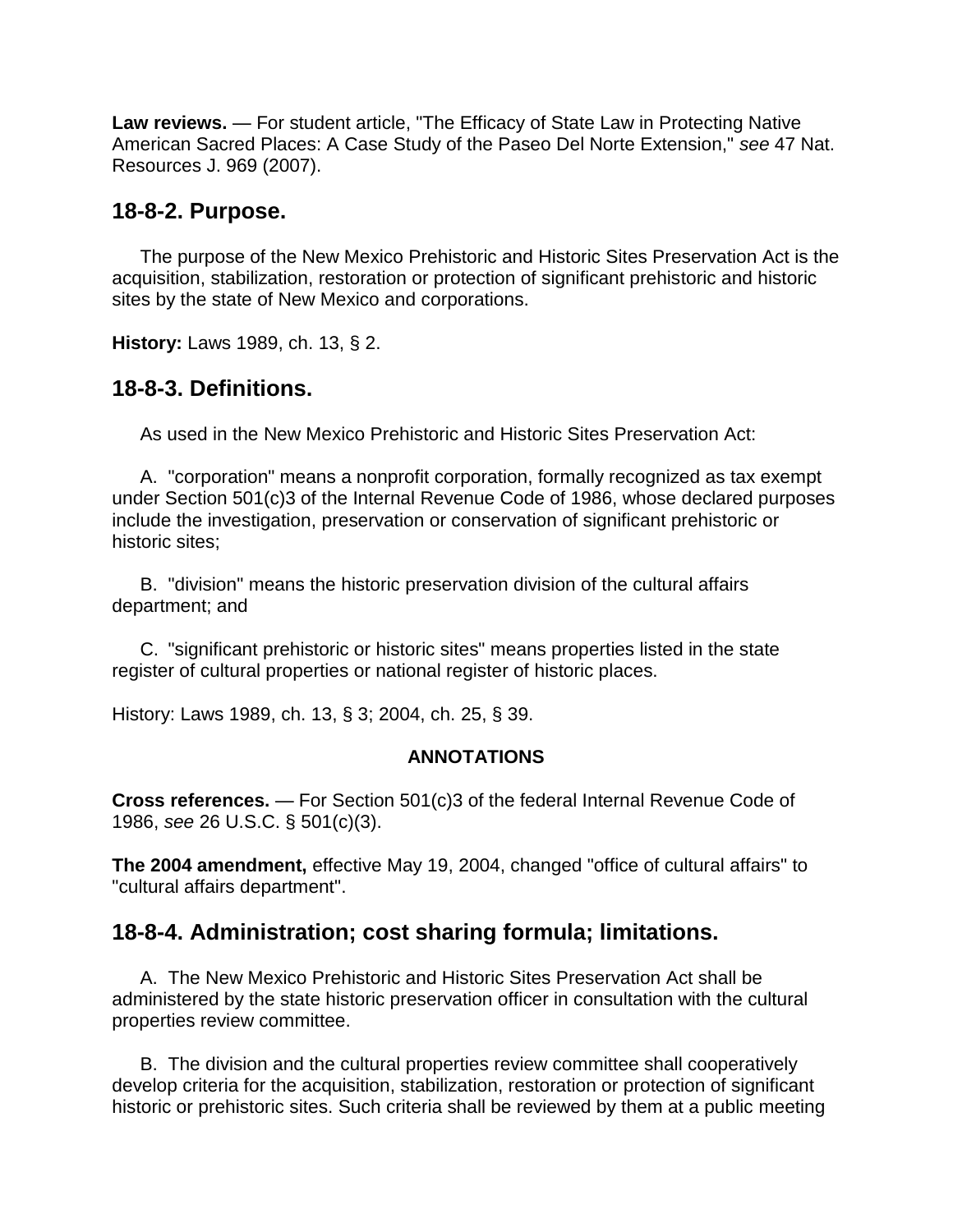**Law reviews.** — For student article, "The Efficacy of State Law in Protecting Native American Sacred Places: A Case Study of the Paseo Del Norte Extension," *see* 47 Nat. Resources J. 969 (2007).

## 18-8-2. Purpose.

The purpose of the New Mexico Prehistoric and Historic Sites Preservation Act is the acquisition, stabilization, restoration or protection of significant prehistoric and historic sites by the state of New Mexico and corporations.

**History:** Laws 1989, ch. 13, § 2.

## 18-8-3. Definitions.

As used in the New Mexico Prehistoric and Historic Sites Preservation Act:

A. "corporation" means a nonprofit corporation, formally recognized as tax exempt under Section 501(c)3 of the Internal Revenue Code of 1986, whose declared purposes include the investigation, preservation or conservation of significant prehistoric or historic sites;

B. "division" means the historic preservation division of the cultural affairs department; and

C. "significant prehistoric or historic sites" means properties listed in the state register of cultural properties or national register of historic places.

History: Laws 1989, ch. 13, § 3; 2004, ch. 25, § 39.

**ANNOTATIONS**

**Cross references.** — For Section 501(c)3 of the federal Internal Revenue Code of 1986, *see* 26 U.S.C. § 501(c)(3).

**The 2004 amendment,** effective May 19, 2004, changed "office of cultural affairs" to "cultural affairs department".

## 18-8-4. Administration; cost sharing formula; limitations.

A. The New Mexico Prehistoric and Historic Sites Preservation Act shall be administered by the state historic preservation officer in consultation with the cultural properties review committee.

B. The division and the cultural properties review committee shall cooperatively develop criteria for the acquisition, stabilization, restoration or protection of significant historic or prehistoric sites. Such criteria shall be reviewed by them at a public meeting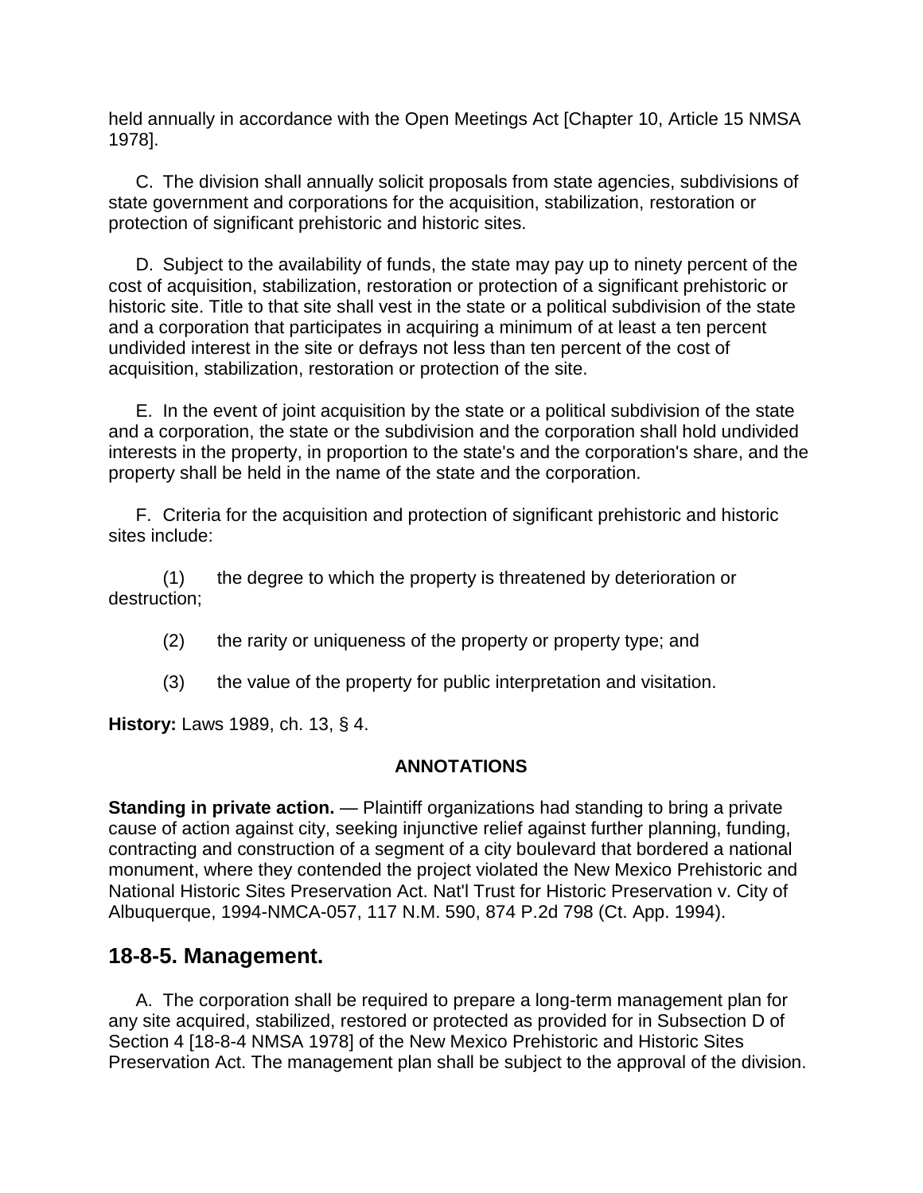held annually in accordance with the Open Meetings Act [Chapter 10, Article 15 NMSA 1978].

C. The division shall annually solicit proposals from state agencies, subdivisions of state government and corporations for the acquisition, stabilization, restoration or protection of significant prehistoric and historic sites.

D. Subject to the availability of funds, the state may pay up to ninety percent of the cost of acquisition, stabilization, restoration or protection of a significant prehistoric or historic site. Title to that site shall vest in the state or a political subdivision of the state and a corporation that participates in acquiring a minimum of at least a ten percent undivided interest in the site or defrays not less than ten percent of the cost of acquisition, stabilization, restoration or protection of the site.

E. In the event of joint acquisition by the state or a political subdivision of the state and a corporation, the state or the subdivision and the corporation shall hold undivided interests in the property, in proportion to the state's and the corporation's share, and the property shall be held in the name of the state and the corporation.

F. Criteria for the acquisition and protection of significant prehistoric and historic sites include:

(1) the degree to which the property is threatened by deterioration or destruction;

(2) the rarity or uniqueness of the property or property type; and

(3) the value of the property for public interpretation and visitation.

**History:** Laws 1989, ch. 13, § 4.

**ANNOTATIONS**

**Standing in private action.** — Plaintiff organizations had standing to bring a private cause of action against city, seeking injunctive relief against further planning, funding, contracting and construction of a segment of a city boulevard that bordered a national monument, where they contended the project violated the New Mexico Prehistoric and National Historic Sites Preservation Act. Nat'l Trust for Historic Preservation v. City of Albuquerque, 1994-NMCA-057, 117 N.M. 590, 874 P.2d 798 (Ct. App. 1994).

## 18-8-5. Management.

A. The corporation shall be required to prepare a long-term management plan for any site acquired, stabilized, restored or protected as provided for in Subsection D of Section 4 [18-8-4 NMSA 1978] of the New Mexico Prehistoric and Historic Sites Preservation Act. The management plan shall be subject to the approval of the division.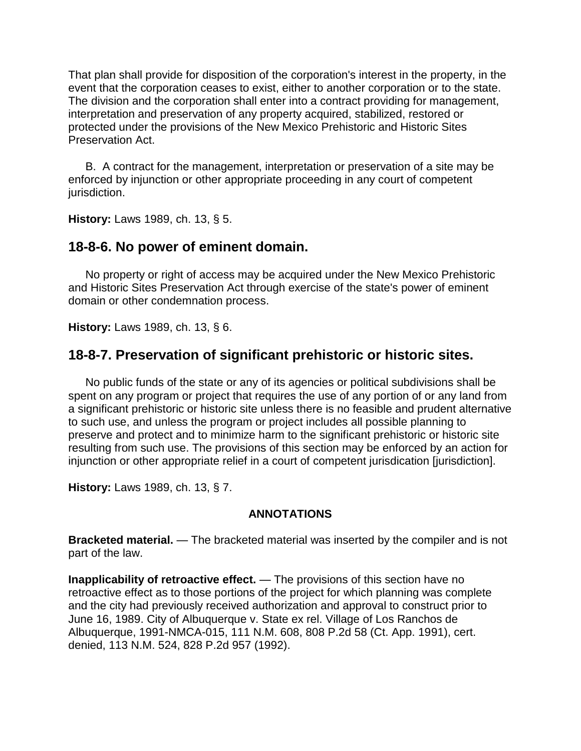That plan shall provide for disposition of the corporation's interest in the property, in the event that the corporation ceases to exist, either to another corporation or to the state. The division and the corporation shall enter into a contract providing for management, interpretation and preservation of any property acquired, stabilized, restored or protected under the provisions of the New Mexico Prehistoric and Historic Sites Preservation Act.

B. A contract for the management, interpretation or preservation of a site may be enforced by injunction or other appropriate proceeding in any court of competent jurisdiction.

**History:** Laws 1989, ch. 13, § 5.

## 18-8-6. No power of eminent domain.

No property or right of access may be acquired under the New Mexico Prehistoric and Historic Sites Preservation Act through exercise of the state's power of eminent domain or other condemnation process.

**History:** Laws 1989, ch. 13, § 6.

## 18-8-7. Preservation of significant prehistoric or historic sites.

No public funds of the state or any of its agencies or political subdivisions shall be spent on any program or project that requires the use of any portion of or any land from a significant prehistoric or historic site unless there is no feasible and prudent alternative to such use, and unless the program or project includes all possible planning to preserve and protect and to minimize harm to the significant prehistoric or historic site resulting from such use. The provisions of this section may be enforced by an action for injunction or other appropriate relief in a court of competent jurisdication [jurisdiction].

**History:** Laws 1989, ch. 13, § 7.

**ANNOTATIONS**

**Bracketed material.** — The bracketed material was inserted by the compiler and is not part of the law.

**Inapplicability of retroactive effect.** — The provisions of this section have no retroactive effect as to those portions of the project for which planning was complete and the city had previously received authorization and approval to construct prior to June 16, 1989. City of Albuquerque v. State ex rel. Village of Los Ranchos de Albuquerque, 1991-NMCA-015, 111 N.M. 608, 808 P.2d 58 (Ct. App. 1991), cert. denied, 113 N.M. 524, 828 P.2d 957 (1992).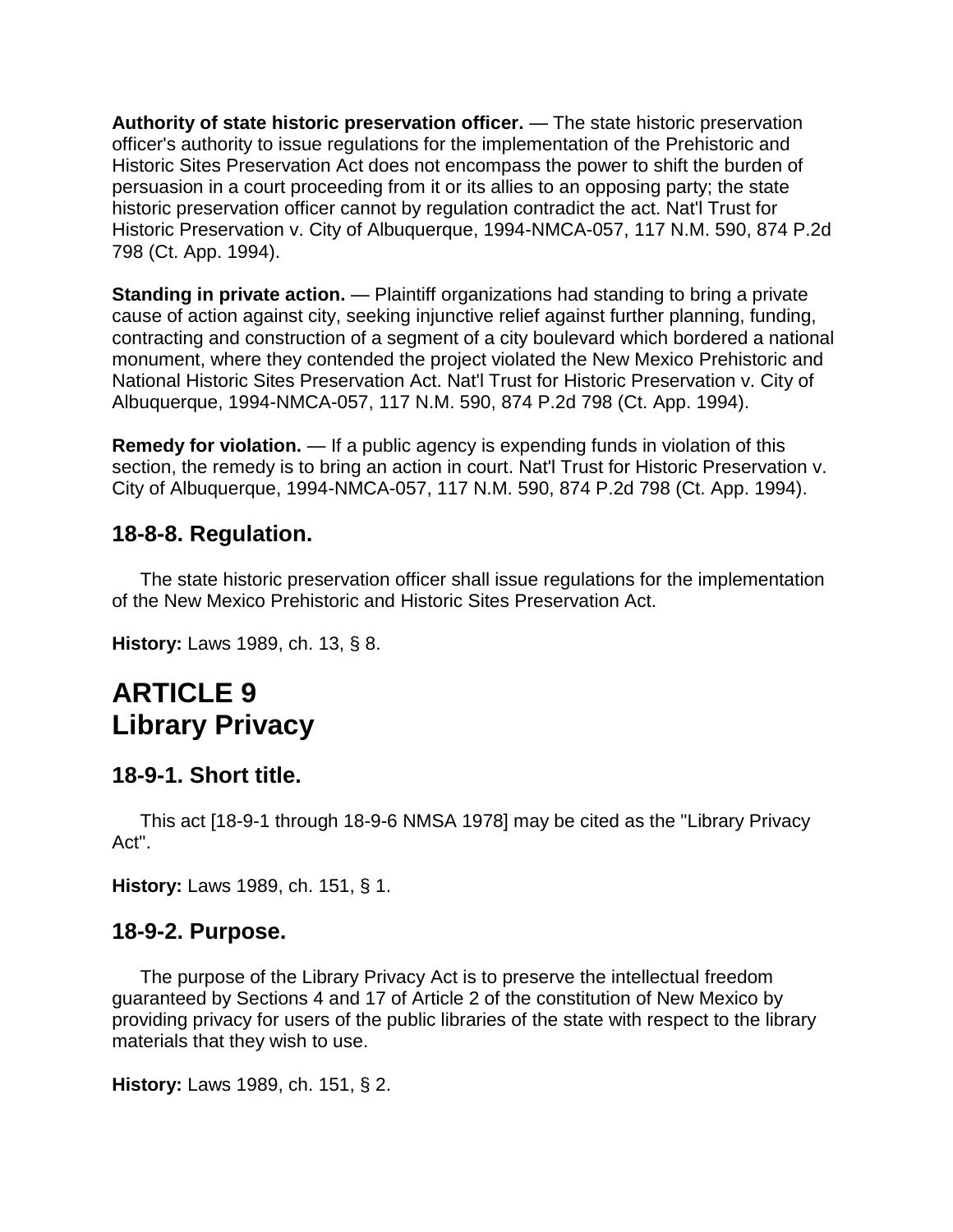**Authority of state historic preservation officer.** — The state historic preservation officer's authority to issue regulations for the implementation of the Prehistoric and Historic Sites Preservation Act does not encompass the power to shift the burden of persuasion in a court proceeding from it or its allies to an opposing party; the state historic preservation officer cannot by regulation contradict the act. Nat'l Trust for Historic Preservation v. City of Albuquerque, 1994-NMCA-057, 117 N.M. 590, 874 P.2d 798 (Ct. App. 1994).

**Standing in private action.** — Plaintiff organizations had standing to bring a private cause of action against city, seeking injunctive relief against further planning, funding, contracting and construction of a segment of a city boulevard which bordered a national monument, where they contended the project violated the New Mexico Prehistoric and National Historic Sites Preservation Act. Nat'l Trust for Historic Preservation v. City of Albuquerque, 1994-NMCA-057, 117 N.M. 590, 874 P.2d 798 (Ct. App. 1994).

**Remedy for violation.** — If a public agency is expending funds in violation of this section, the remedy is to bring an action in court. Nat'l Trust for Historic Preservation v. City of Albuquerque, 1994-NMCA-057, 117 N.M. 590, 874 P.2d 798 (Ct. App. 1994).

## 18-8-8. Regulation.

The state historic preservation officer shall issue regulations for the implementation of the New Mexico Prehistoric and Historic Sites Preservation Act.

**History:** Laws 1989, ch. 13, § 8.

# ARTICLE 9
# Library Privacy

## 18-9-1. Short title.

This act [18-9-1 through 18-9-6 NMSA 1978] may be cited as the "Library Privacy Act".

**History:** Laws 1989, ch. 151, § 1.

## 18-9-2. Purpose.

The purpose of the Library Privacy Act is to preserve the intellectual freedom guaranteed by Sections 4 and 17 of Article 2 of the constitution of New Mexico by providing privacy for users of the public libraries of the state with respect to the library materials that they wish to use.

**History:** Laws 1989, ch. 151, § 2.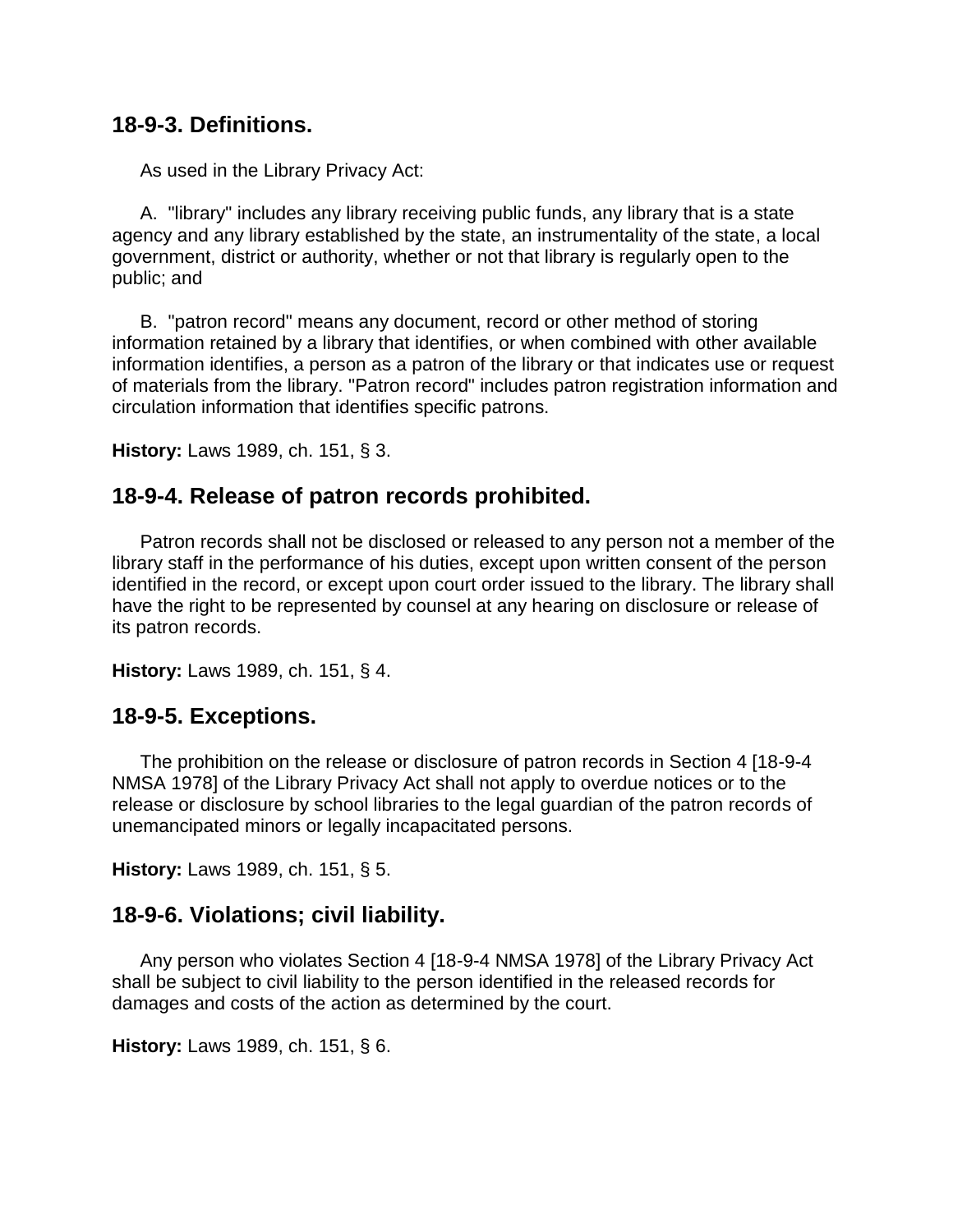## 18-9-3. Definitions.

As used in the Library Privacy Act:

A. "library" includes any library receiving public funds, any library that is a state agency and any library established by the state, an instrumentality of the state, a local government, district or authority, whether or not that library is regularly open to the public; and

B. "patron record" means any document, record or other method of storing information retained by a library that identifies, or when combined with other available information identifies, a person as a patron of the library or that indicates use or request of materials from the library. "Patron record" includes patron registration information and circulation information that identifies specific patrons.

**History:** Laws 1989, ch. 151, § 3.

## 18-9-4. Release of patron records prohibited.

Patron records shall not be disclosed or released to any person not a member of the library staff in the performance of his duties, except upon written consent of the person identified in the record, or except upon court order issued to the library. The library shall have the right to be represented by counsel at any hearing on disclosure or release of its patron records.

**History:** Laws 1989, ch. 151, § 4.

## 18-9-5. Exceptions.

The prohibition on the release or disclosure of patron records in Section 4 [18-9-4 NMSA 1978] of the Library Privacy Act shall not apply to overdue notices or to the release or disclosure by school libraries to the legal guardian of the patron records of unemancipated minors or legally incapacitated persons.

**History:** Laws 1989, ch. 151, § 5.

## 18-9-6. Violations; civil liability.

Any person who violates Section 4 [18-9-4 NMSA 1978] of the Library Privacy Act shall be subject to civil liability to the person identified in the released records for damages and costs of the action as determined by the court.

**History:** Laws 1989, ch. 151, § 6.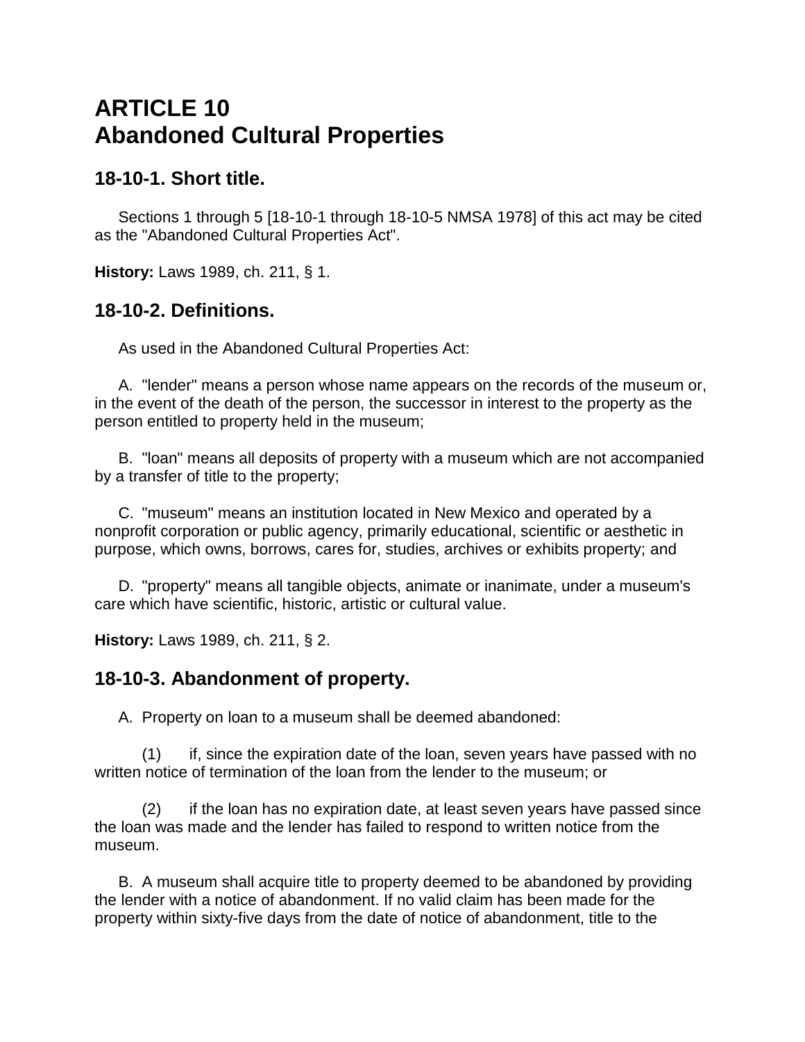# ARTICLE 10
# Abandoned Cultural Properties

## 18-10-1. Short title.

Sections 1 through 5 [18-10-1 through 18-10-5 NMSA 1978] of this act may be cited as the "Abandoned Cultural Properties Act".

**History:** Laws 1989, ch. 211, § 1.

## 18-10-2. Definitions.

As used in the Abandoned Cultural Properties Act:

A. "lender" means a person whose name appears on the records of the museum or, in the event of the death of the person, the successor in interest to the property as the person entitled to property held in the museum;

B. "loan" means all deposits of property with a museum which are not accompanied by a transfer of title to the property;

C. "museum" means an institution located in New Mexico and operated by a nonprofit corporation or public agency, primarily educational, scientific or aesthetic in purpose, which owns, borrows, cares for, studies, archives or exhibits property; and

D. "property" means all tangible objects, animate or inanimate, under a museum's care which have scientific, historic, artistic or cultural value.

**History:** Laws 1989, ch. 211, § 2.

## 18-10-3. Abandonment of property.

A. Property on loan to a museum shall be deemed abandoned:

(1) if, since the expiration date of the loan, seven years have passed with no written notice of termination of the loan from the lender to the museum; or

(2) if the loan has no expiration date, at least seven years have passed since the loan was made and the lender has failed to respond to written notice from the museum.

B. A museum shall acquire title to property deemed to be abandoned by providing the lender with a notice of abandonment. If no valid claim has been made for the property within sixty-five days from the date of notice of abandonment, title to the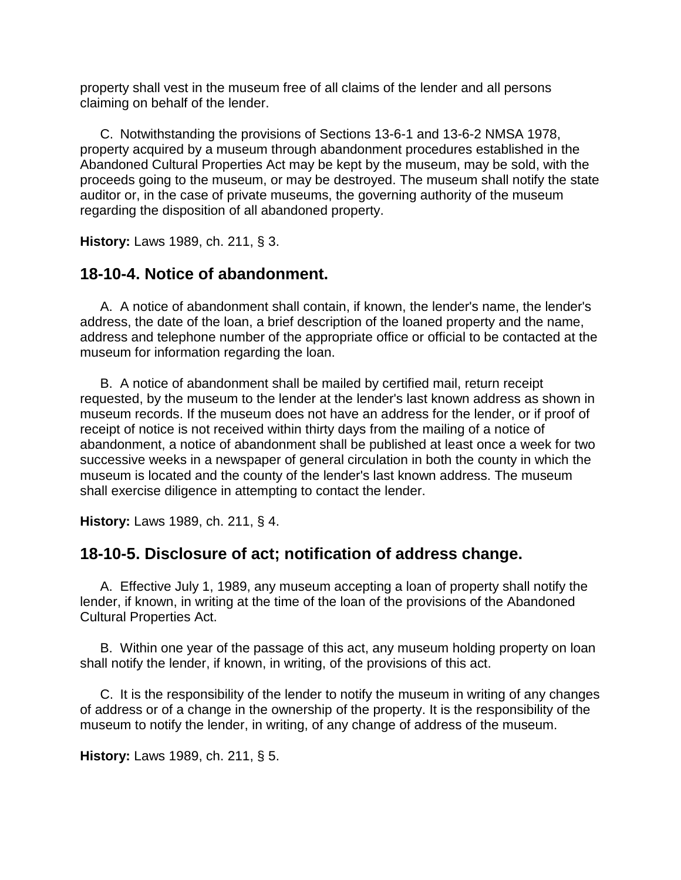property shall vest in the museum free of all claims of the lender and all persons claiming on behalf of the lender.

C. Notwithstanding the provisions of Sections 13-6-1 and 13-6-2 NMSA 1978, property acquired by a museum through abandonment procedures established in the Abandoned Cultural Properties Act may be kept by the museum, may be sold, with the proceeds going to the museum, or may be destroyed. The museum shall notify the state auditor or, in the case of private museums, the governing authority of the museum regarding the disposition of all abandoned property.

**History:** Laws 1989, ch. 211, § 3.

## 18-10-4. Notice of abandonment.

A. A notice of abandonment shall contain, if known, the lender's name, the lender's address, the date of the loan, a brief description of the loaned property and the name, address and telephone number of the appropriate office or official to be contacted at the museum for information regarding the loan.

B. A notice of abandonment shall be mailed by certified mail, return receipt requested, by the museum to the lender at the lender's last known address as shown in museum records. If the museum does not have an address for the lender, or if proof of receipt of notice is not received within thirty days from the mailing of a notice of abandonment, a notice of abandonment shall be published at least once a week for two successive weeks in a newspaper of general circulation in both the county in which the museum is located and the county of the lender's last known address. The museum shall exercise diligence in attempting to contact the lender.

**History:** Laws 1989, ch. 211, § 4.

## 18-10-5. Disclosure of act; notification of address change.

A. Effective July 1, 1989, any museum accepting a loan of property shall notify the lender, if known, in writing at the time of the loan of the provisions of the Abandoned Cultural Properties Act.

B. Within one year of the passage of this act, any museum holding property on loan shall notify the lender, if known, in writing, of the provisions of this act.

C. It is the responsibility of the lender to notify the museum in writing of any changes of address or of a change in the ownership of the property. It is the responsibility of the museum to notify the lender, in writing, of any change of address of the museum.

**History:** Laws 1989, ch. 211, § 5.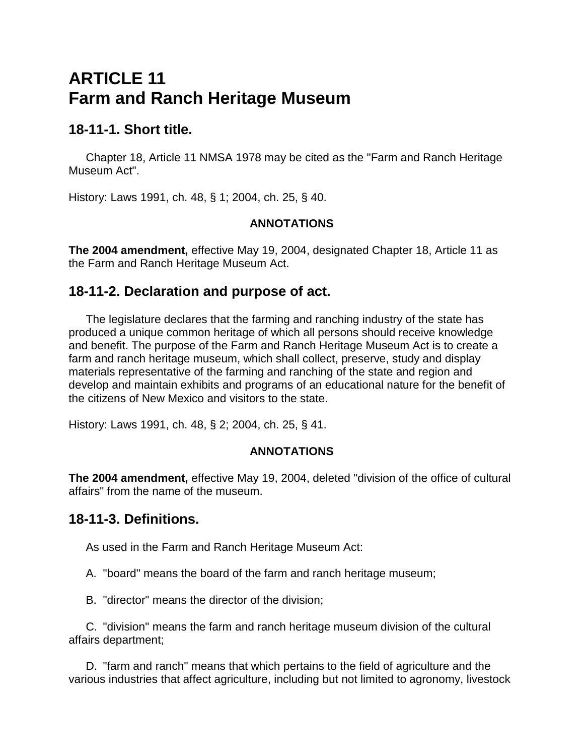# ARTICLE 11
# Farm and Ranch Heritage Museum

## 18-11-1. Short title.

Chapter 18, Article 11 NMSA 1978 may be cited as the "Farm and Ranch Heritage Museum Act".

History: Laws 1991, ch. 48, § 1; 2004, ch. 25, § 40.

**ANNOTATIONS**

**The 2004 amendment,** effective May 19, 2004, designated Chapter 18, Article 11 as the Farm and Ranch Heritage Museum Act.

## 18-11-2. Declaration and purpose of act.

The legislature declares that the farming and ranching industry of the state has produced a unique common heritage of which all persons should receive knowledge and benefit. The purpose of the Farm and Ranch Heritage Museum Act is to create a farm and ranch heritage museum, which shall collect, preserve, study and display materials representative of the farming and ranching of the state and region and develop and maintain exhibits and programs of an educational nature for the benefit of the citizens of New Mexico and visitors to the state.

History: Laws 1991, ch. 48, § 2; 2004, ch. 25, § 41.

**ANNOTATIONS**

**The 2004 amendment,** effective May 19, 2004, deleted "division of the office of cultural affairs" from the name of the museum.

## 18-11-3. Definitions.

As used in the Farm and Ranch Heritage Museum Act:

A. "board" means the board of the farm and ranch heritage museum;

B. "director" means the director of the division;

C. "division" means the farm and ranch heritage museum division of the cultural affairs department;

D. "farm and ranch" means that which pertains to the field of agriculture and the various industries that affect agriculture, including but not limited to agronomy, livestock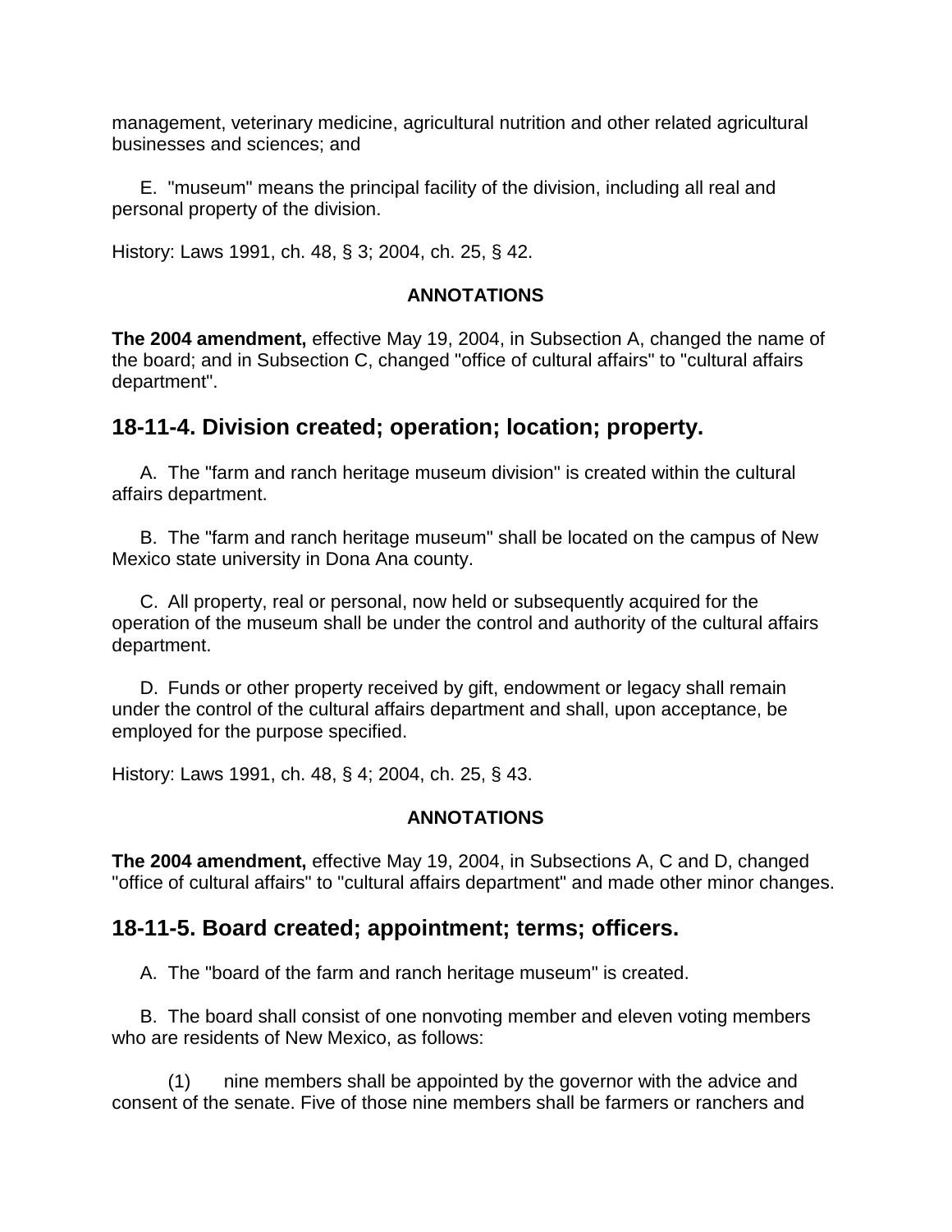management, veterinary medicine, agricultural nutrition and other related agricultural businesses and sciences; and

E. "museum" means the principal facility of the division, including all real and personal property of the division.

History: Laws 1991, ch. 48, § 3; 2004, ch. 25, § 42.

**ANNOTATIONS**

**The 2004 amendment,** effective May 19, 2004, in Subsection A, changed the name of the board; and in Subsection C, changed "office of cultural affairs" to "cultural affairs department".

## 18-11-4. Division created; operation; location; property.

A. The "farm and ranch heritage museum division" is created within the cultural affairs department.

B. The "farm and ranch heritage museum" shall be located on the campus of New Mexico state university in Dona Ana county.

C. All property, real or personal, now held or subsequently acquired for the operation of the museum shall be under the control and authority of the cultural affairs department.

D. Funds or other property received by gift, endowment or legacy shall remain under the control of the cultural affairs department and shall, upon acceptance, be employed for the purpose specified.

History: Laws 1991, ch. 48, § 4; 2004, ch. 25, § 43.

**ANNOTATIONS**

**The 2004 amendment,** effective May 19, 2004, in Subsections A, C and D, changed "office of cultural affairs" to "cultural affairs department" and made other minor changes.

## 18-11-5. Board created; appointment; terms; officers.

A. The "board of the farm and ranch heritage museum" is created.

B. The board shall consist of one nonvoting member and eleven voting members who are residents of New Mexico, as follows:

(1) nine members shall be appointed by the governor with the advice and consent of the senate. Five of those nine members shall be farmers or ranchers and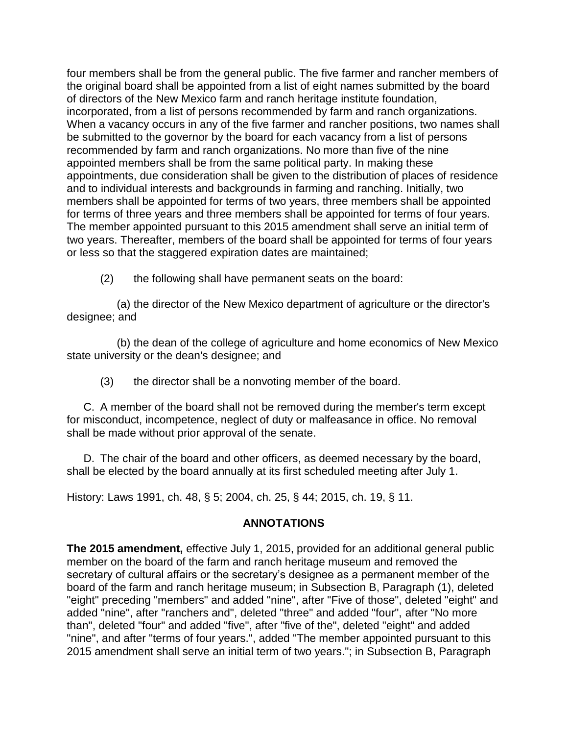four members shall be from the general public. The five farmer and rancher members of the original board shall be appointed from a list of eight names submitted by the board of directors of the New Mexico farm and ranch heritage institute foundation, incorporated, from a list of persons recommended by farm and ranch organizations. When a vacancy occurs in any of the five farmer and rancher positions, two names shall be submitted to the governor by the board for each vacancy from a list of persons recommended by farm and ranch organizations. No more than five of the nine appointed members shall be from the same political party. In making these appointments, due consideration shall be given to the distribution of places of residence and to individual interests and backgrounds in farming and ranching. Initially, two members shall be appointed for terms of two years, three members shall be appointed for terms of three years and three members shall be appointed for terms of four years. The member appointed pursuant to this 2015 amendment shall serve an initial term of two years. Thereafter, members of the board shall be appointed for terms of four years or less so that the staggered expiration dates are maintained;

(2) the following shall have permanent seats on the board:

(a) the director of the New Mexico department of agriculture or the director's designee; and

(b) the dean of the college of agriculture and home economics of New Mexico state university or the dean's designee; and

(3) the director shall be a nonvoting member of the board.

C. A member of the board shall not be removed during the member's term except for misconduct, incompetence, neglect of duty or malfeasance in office. No removal shall be made without prior approval of the senate.

D. The chair of the board and other officers, as deemed necessary by the board, shall be elected by the board annually at its first scheduled meeting after July 1.

History: Laws 1991, ch. 48, § 5; 2004, ch. 25, § 44; 2015, ch. 19, § 11.

## ANNOTATIONS

**The 2015 amendment,** effective July 1, 2015, provided for an additional general public member on the board of the farm and ranch heritage museum and removed the secretary of cultural affairs or the secretary's designee as a permanent member of the board of the farm and ranch heritage museum; in Subsection B, Paragraph (1), deleted "eight" preceding "members" and added "nine", after "Five of those", deleted "eight" and added "nine", after "ranchers and", deleted "three" and added "four", after "No more than", deleted "four" and added "five", after "five of the", deleted "eight" and added "nine", and after "terms of four years.", added "The member appointed pursuant to this 2015 amendment shall serve an initial term of two years."; in Subsection B, Paragraph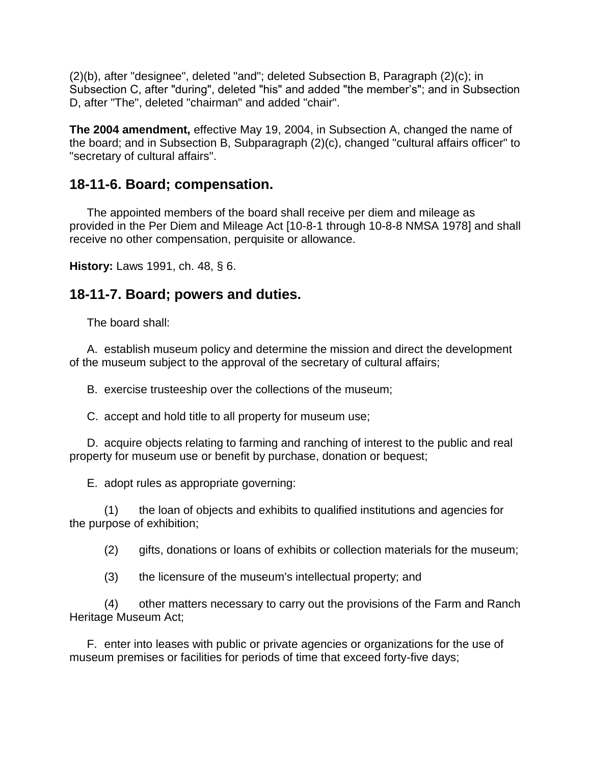(2)(b), after "designee", deleted "and"; deleted Subsection B, Paragraph (2)(c); in Subsection C, after "during", deleted "his" and added "the member's"; and in Subsection D, after "The", deleted "chairman" and added "chair".

**The 2004 amendment,** effective May 19, 2004, in Subsection A, changed the name of the board; and in Subsection B, Subparagraph (2)(c), changed "cultural affairs officer" to "secretary of cultural affairs".

## 18-11-6. Board; compensation.

The appointed members of the board shall receive per diem and mileage as provided in the Per Diem and Mileage Act [10-8-1 through 10-8-8 NMSA 1978] and shall receive no other compensation, perquisite or allowance.

**History:** Laws 1991, ch. 48, § 6.

## 18-11-7. Board; powers and duties.

The board shall:

A. establish museum policy and determine the mission and direct the development of the museum subject to the approval of the secretary of cultural affairs;

B. exercise trusteeship over the collections of the museum;

C. accept and hold title to all property for museum use;

D. acquire objects relating to farming and ranching of interest to the public and real property for museum use or benefit by purchase, donation or bequest;

E. adopt rules as appropriate governing:

(1) the loan of objects and exhibits to qualified institutions and agencies for the purpose of exhibition;

(2) gifts, donations or loans of exhibits or collection materials for the museum;

(3) the licensure of the museum's intellectual property; and

(4) other matters necessary to carry out the provisions of the Farm and Ranch Heritage Museum Act;

F. enter into leases with public or private agencies or organizations for the use of museum premises or facilities for periods of time that exceed forty-five days;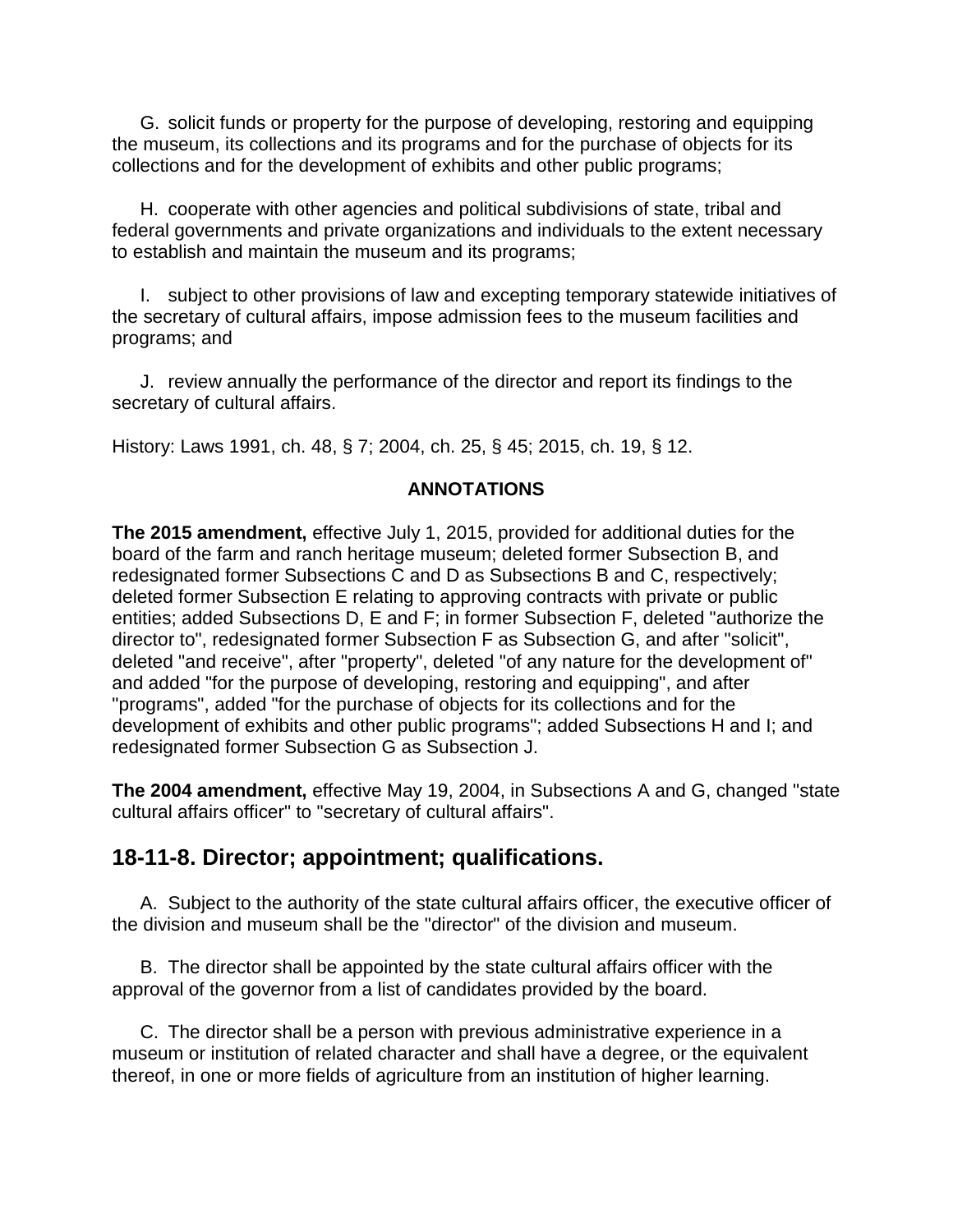G. solicit funds or property for the purpose of developing, restoring and equipping the museum, its collections and its programs and for the purchase of objects for its collections and for the development of exhibits and other public programs;

H. cooperate with other agencies and political subdivisions of state, tribal and federal governments and private organizations and individuals to the extent necessary to establish and maintain the museum and its programs;

I. subject to other provisions of law and excepting temporary statewide initiatives of the secretary of cultural affairs, impose admission fees to the museum facilities and programs; and

J. review annually the performance of the director and report its findings to the secretary of cultural affairs.

History: Laws 1991, ch. 48, § 7; 2004, ch. 25, § 45; 2015, ch. 19, § 12.

**ANNOTATIONS**

**The 2015 amendment,** effective July 1, 2015, provided for additional duties for the board of the farm and ranch heritage museum; deleted former Subsection B, and redesignated former Subsections C and D as Subsections B and C, respectively; deleted former Subsection E relating to approving contracts with private or public entities; added Subsections D, E and F; in former Subsection F, deleted "authorize the director to", redesignated former Subsection F as Subsection G, and after "solicit", deleted "and receive", after "property", deleted "of any nature for the development of" and added "for the purpose of developing, restoring and equipping", and after "programs", added "for the purchase of objects for its collections and for the development of exhibits and other public programs"; added Subsections H and I; and redesignated former Subsection G as Subsection J.

**The 2004 amendment,** effective May 19, 2004, in Subsections A and G, changed "state cultural affairs officer" to "secretary of cultural affairs".

## 18-11-8. Director; appointment; qualifications.

A. Subject to the authority of the state cultural affairs officer, the executive officer of the division and museum shall be the "director" of the division and museum.

B. The director shall be appointed by the state cultural affairs officer with the approval of the governor from a list of candidates provided by the board.

C. The director shall be a person with previous administrative experience in a museum or institution of related character and shall have a degree, or the equivalent thereof, in one or more fields of agriculture from an institution of higher learning.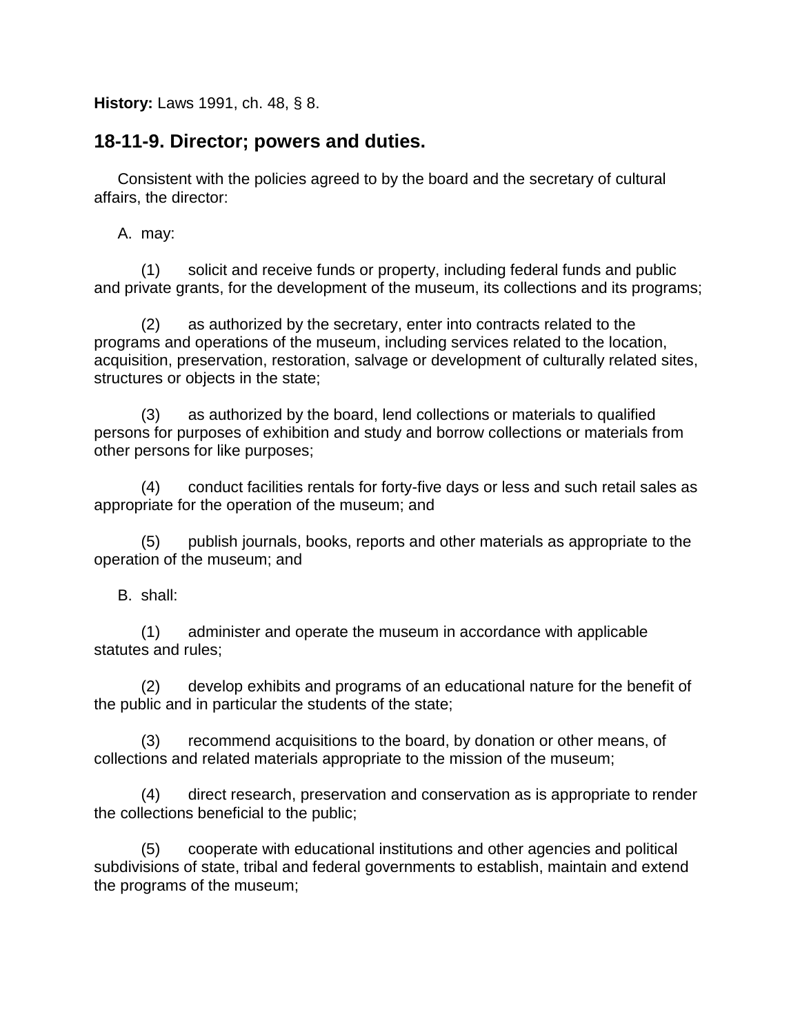**History:** Laws 1991, ch. 48, § 8.

## 18-11-9. Director; powers and duties.

Consistent with the policies agreed to by the board and the secretary of cultural affairs, the director:

A. may:

(1) solicit and receive funds or property, including federal funds and public and private grants, for the development of the museum, its collections and its programs;

(2) as authorized by the secretary, enter into contracts related to the programs and operations of the museum, including services related to the location, acquisition, preservation, restoration, salvage or development of culturally related sites, structures or objects in the state;

(3) as authorized by the board, lend collections or materials to qualified persons for purposes of exhibition and study and borrow collections or materials from other persons for like purposes;

(4) conduct facilities rentals for forty-five days or less and such retail sales as appropriate for the operation of the museum; and

(5) publish journals, books, reports and other materials as appropriate to the operation of the museum; and

B. shall:

(1) administer and operate the museum in accordance with applicable statutes and rules;

(2) develop exhibits and programs of an educational nature for the benefit of the public and in particular the students of the state;

(3) recommend acquisitions to the board, by donation or other means, of collections and related materials appropriate to the mission of the museum;

(4) direct research, preservation and conservation as is appropriate to render the collections beneficial to the public;

(5) cooperate with educational institutions and other agencies and political subdivisions of state, tribal and federal governments to establish, maintain and extend the programs of the museum;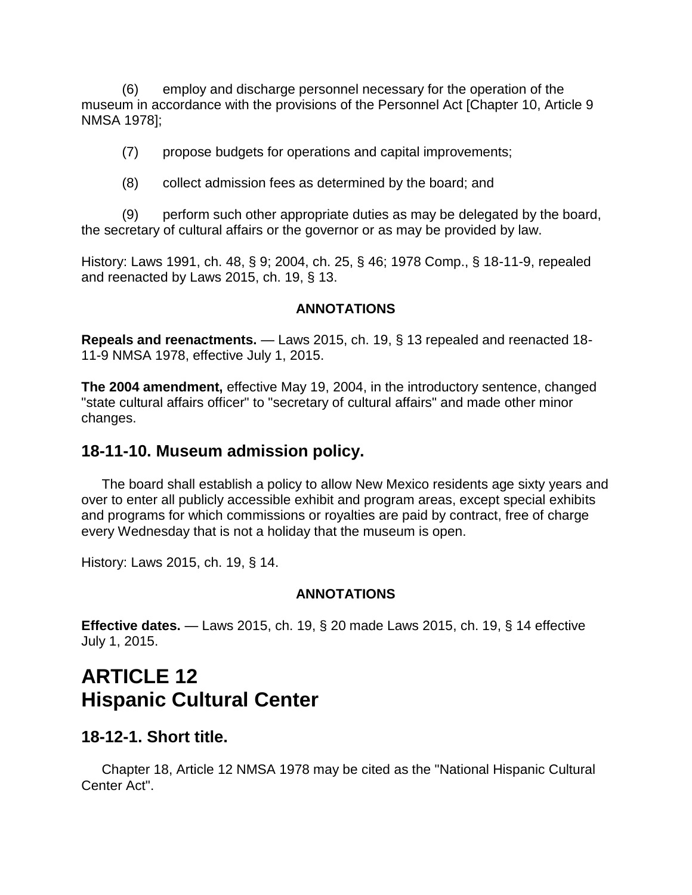(6) employ and discharge personnel necessary for the operation of the museum in accordance with the provisions of the Personnel Act [Chapter 10, Article 9 NMSA 1978];

(7) propose budgets for operations and capital improvements;

(8) collect admission fees as determined by the board; and

(9) perform such other appropriate duties as may be delegated by the board, the secretary of cultural affairs or the governor or as may be provided by law.

History: Laws 1991, ch. 48, § 9; 2004, ch. 25, § 46; 1978 Comp., § 18-11-9, repealed and reenacted by Laws 2015, ch. 19, § 13.

**ANNOTATIONS**

**Repeals and reenactments.** — Laws 2015, ch. 19, § 13 repealed and reenacted 18-11-9 NMSA 1978, effective July 1, 2015.

**The 2004 amendment,** effective May 19, 2004, in the introductory sentence, changed "state cultural affairs officer" to "secretary of cultural affairs" and made other minor changes.

## 18-11-10. Museum admission policy.

The board shall establish a policy to allow New Mexico residents age sixty years and over to enter all publicly accessible exhibit and program areas, except special exhibits and programs for which commissions or royalties are paid by contract, free of charge every Wednesday that is not a holiday that the museum is open.

History: Laws 2015, ch. 19, § 14.

**ANNOTATIONS**

**Effective dates.** — Laws 2015, ch. 19, § 20 made Laws 2015, ch. 19, § 14 effective July 1, 2015.

# ARTICLE 12
# Hispanic Cultural Center

## 18-12-1. Short title.

Chapter 18, Article 12 NMSA 1978 may be cited as the "National Hispanic Cultural Center Act".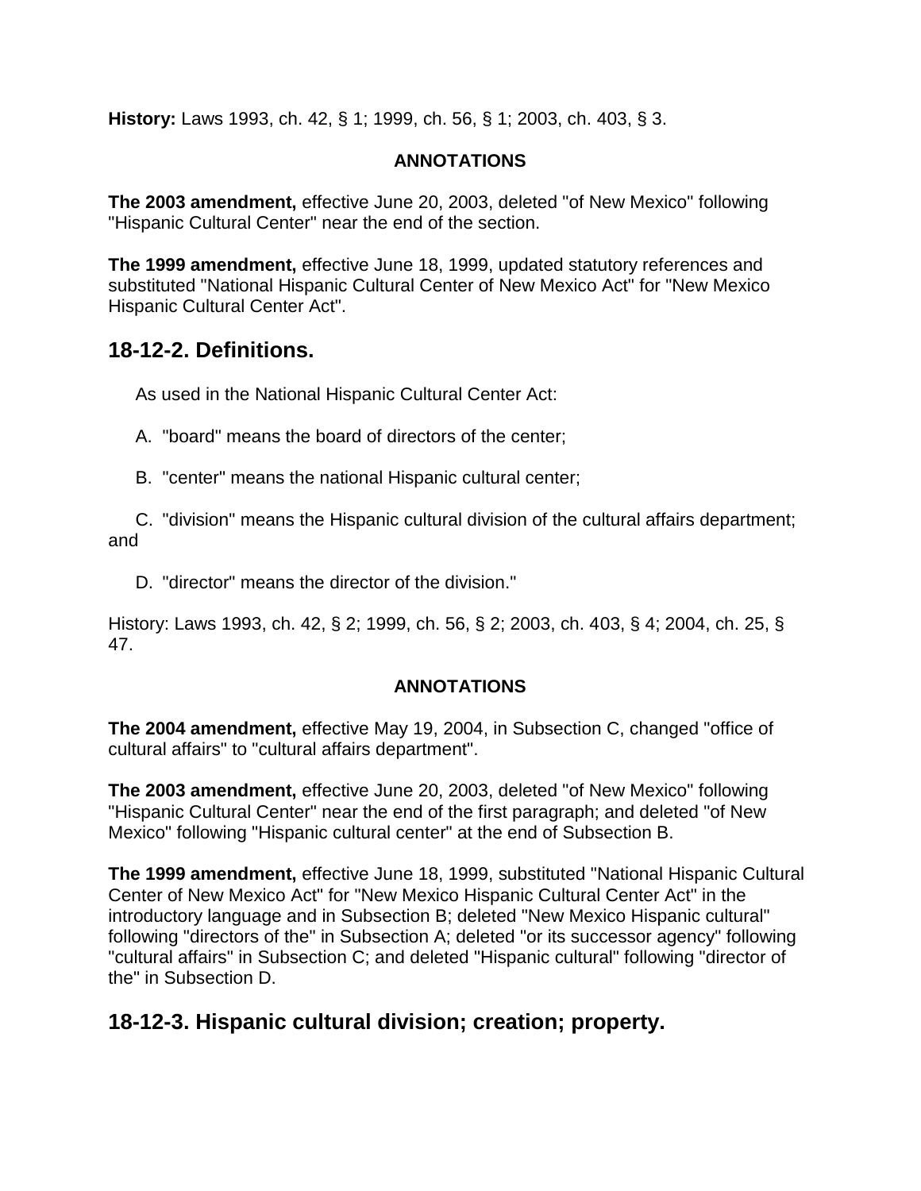**History:** Laws 1993, ch. 42, § 1; 1999, ch. 56, § 1; 2003, ch. 403, § 3.

**ANNOTATIONS**

**The 2003 amendment,** effective June 20, 2003, deleted "of New Mexico" following "Hispanic Cultural Center" near the end of the section.

**The 1999 amendment,** effective June 18, 1999, updated statutory references and substituted "National Hispanic Cultural Center of New Mexico Act" for "New Mexico Hispanic Cultural Center Act".

## 18-12-2. Definitions.

As used in the National Hispanic Cultural Center Act:

A. "board" means the board of directors of the center;

B. "center" means the national Hispanic cultural center;

C. "division" means the Hispanic cultural division of the cultural affairs department; and

D. "director" means the director of the division."

History: Laws 1993, ch. 42, § 2; 1999, ch. 56, § 2; 2003, ch. 403, § 4; 2004, ch. 25, § 47.

**ANNOTATIONS**

**The 2004 amendment,** effective May 19, 2004, in Subsection C, changed "office of cultural affairs" to "cultural affairs department".

**The 2003 amendment,** effective June 20, 2003, deleted "of New Mexico" following "Hispanic Cultural Center" near the end of the first paragraph; and deleted "of New Mexico" following "Hispanic cultural center" at the end of Subsection B.

**The 1999 amendment,** effective June 18, 1999, substituted "National Hispanic Cultural Center of New Mexico Act" for "New Mexico Hispanic Cultural Center Act" in the introductory language and in Subsection B; deleted "New Mexico Hispanic cultural" following "directors of the" in Subsection A; deleted "or its successor agency" following "cultural affairs" in Subsection C; and deleted "Hispanic cultural" following "director of the" in Subsection D.

## 18-12-3. Hispanic cultural division; creation; property.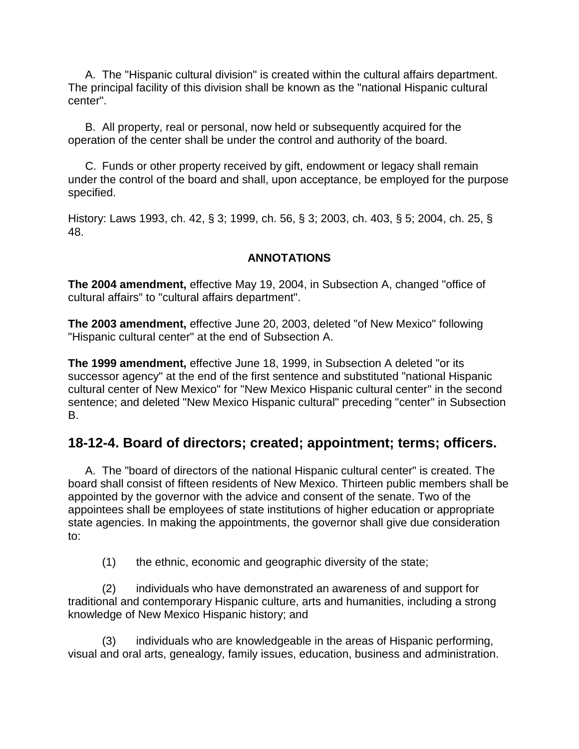A. The "Hispanic cultural division" is created within the cultural affairs department. The principal facility of this division shall be known as the "national Hispanic cultural center".

B. All property, real or personal, now held or subsequently acquired for the operation of the center shall be under the control and authority of the board.

C. Funds or other property received by gift, endowment or legacy shall remain under the control of the board and shall, upon acceptance, be employed for the purpose specified.

History: Laws 1993, ch. 42, § 3; 1999, ch. 56, § 3; 2003, ch. 403, § 5; 2004, ch. 25, § 48.

**ANNOTATIONS**

**The 2004 amendment,** effective May 19, 2004, in Subsection A, changed "office of cultural affairs" to "cultural affairs department".

**The 2003 amendment,** effective June 20, 2003, deleted "of New Mexico" following "Hispanic cultural center" at the end of Subsection A.

**The 1999 amendment,** effective June 18, 1999, in Subsection A deleted "or its successor agency" at the end of the first sentence and substituted "national Hispanic cultural center of New Mexico" for "New Mexico Hispanic cultural center" in the second sentence; and deleted "New Mexico Hispanic cultural" preceding "center" in Subsection B.

## 18-12-4. Board of directors; created; appointment; terms; officers.

A. The "board of directors of the national Hispanic cultural center" is created. The board shall consist of fifteen residents of New Mexico. Thirteen public members shall be appointed by the governor with the advice and consent of the senate. Two of the appointees shall be employees of state institutions of higher education or appropriate state agencies. In making the appointments, the governor shall give due consideration to:

(1) the ethnic, economic and geographic diversity of the state;

(2) individuals who have demonstrated an awareness of and support for traditional and contemporary Hispanic culture, arts and humanities, including a strong knowledge of New Mexico Hispanic history; and

(3) individuals who are knowledgeable in the areas of Hispanic performing, visual and oral arts, genealogy, family issues, education, business and administration.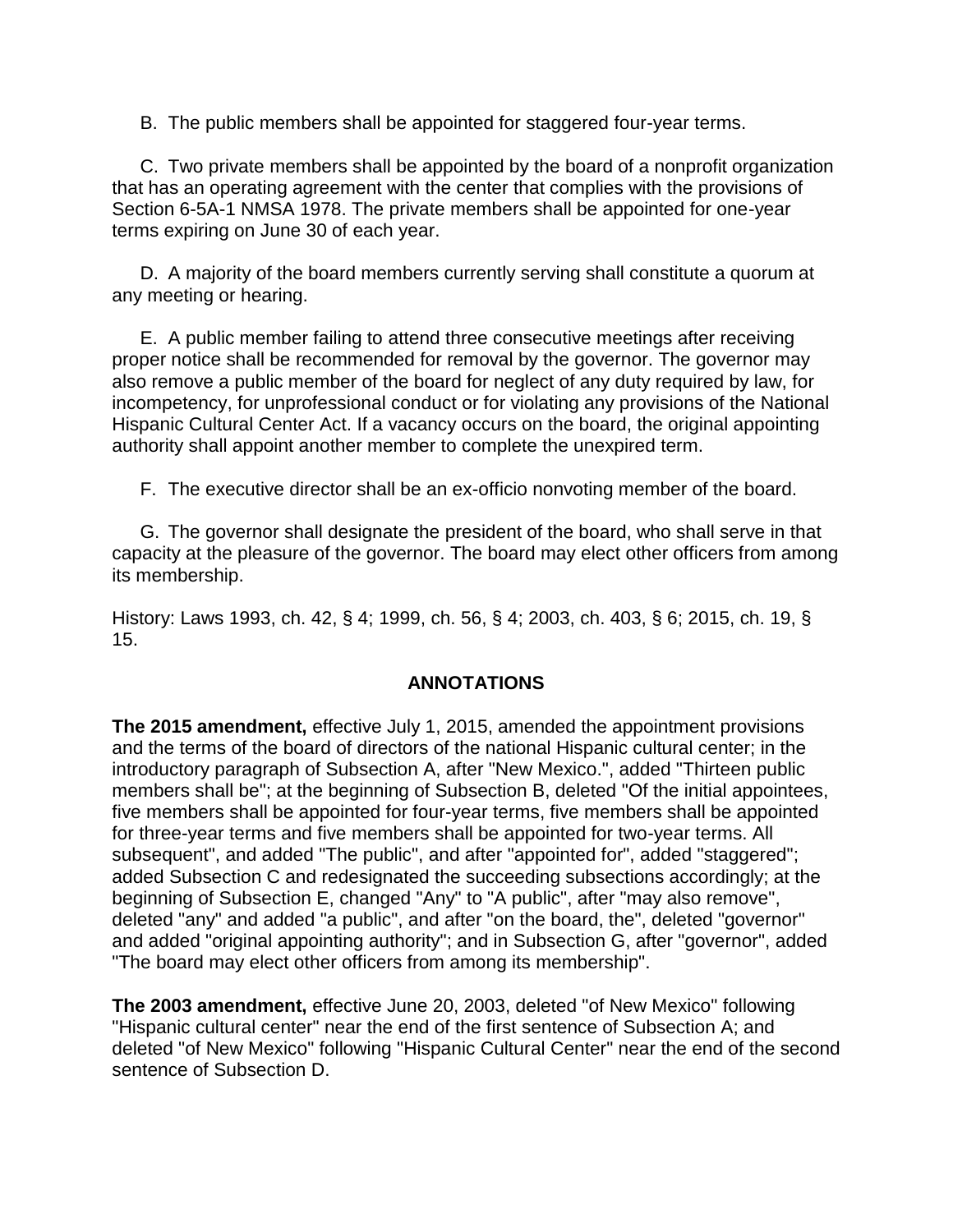B. The public members shall be appointed for staggered four-year terms.

C. Two private members shall be appointed by the board of a nonprofit organization that has an operating agreement with the center that complies with the provisions of Section 6-5A-1 NMSA 1978. The private members shall be appointed for one-year terms expiring on June 30 of each year.

D. A majority of the board members currently serving shall constitute a quorum at any meeting or hearing.

E. A public member failing to attend three consecutive meetings after receiving proper notice shall be recommended for removal by the governor. The governor may also remove a public member of the board for neglect of any duty required by law, for incompetency, for unprofessional conduct or for violating any provisions of the National Hispanic Cultural Center Act. If a vacancy occurs on the board, the original appointing authority shall appoint another member to complete the unexpired term.

F. The executive director shall be an ex-officio nonvoting member of the board.

G. The governor shall designate the president of the board, who shall serve in that capacity at the pleasure of the governor. The board may elect other officers from among its membership.

History: Laws 1993, ch. 42, § 4; 1999, ch. 56, § 4; 2003, ch. 403, § 6; 2015, ch. 19, § 15.

## ANNOTATIONS

**The 2015 amendment,** effective July 1, 2015, amended the appointment provisions and the terms of the board of directors of the national Hispanic cultural center; in the introductory paragraph of Subsection A, after "New Mexico.", added "Thirteen public members shall be"; at the beginning of Subsection B, deleted "Of the initial appointees, five members shall be appointed for four-year terms, five members shall be appointed for three-year terms and five members shall be appointed for two-year terms. All subsequent", and added "The public", and after "appointed for", added "staggered"; added Subsection C and redesignated the succeeding subsections accordingly; at the beginning of Subsection E, changed "Any" to "A public", after "may also remove", deleted "any" and added "a public", and after "on the board, the", deleted "governor" and added "original appointing authority"; and in Subsection G, after "governor", added "The board may elect other officers from among its membership".

**The 2003 amendment,** effective June 20, 2003, deleted "of New Mexico" following "Hispanic cultural center" near the end of the first sentence of Subsection A; and deleted "of New Mexico" following "Hispanic Cultural Center" near the end of the second sentence of Subsection D.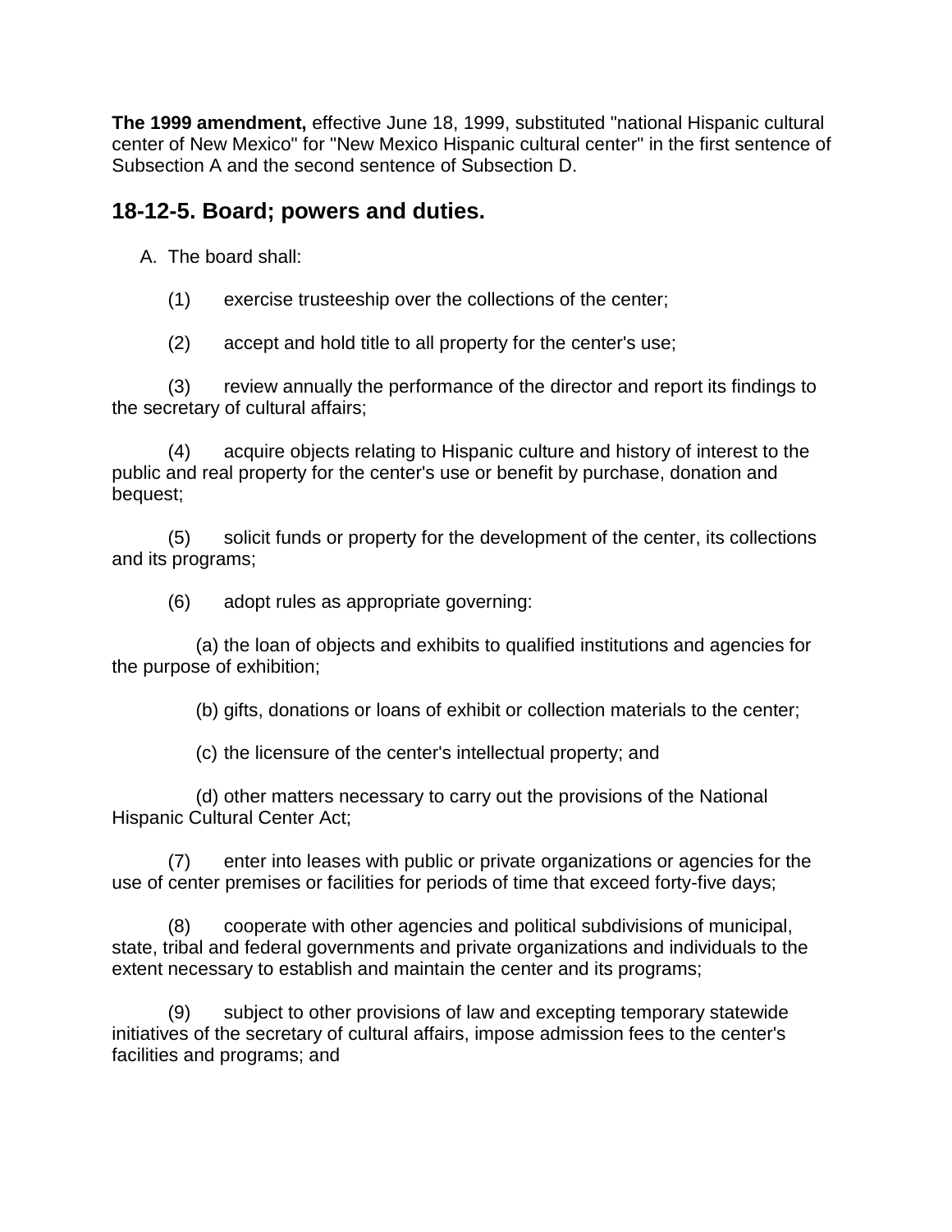**The 1999 amendment,** effective June 18, 1999, substituted "national Hispanic cultural center of New Mexico" for "New Mexico Hispanic cultural center" in the first sentence of Subsection A and the second sentence of Subsection D.

## 18-12-5. Board; powers and duties.

A. The board shall:

(1) exercise trusteeship over the collections of the center;

(2) accept and hold title to all property for the center's use;

(3) review annually the performance of the director and report its findings to the secretary of cultural affairs;

(4) acquire objects relating to Hispanic culture and history of interest to the public and real property for the center's use or benefit by purchase, donation and bequest;

(5) solicit funds or property for the development of the center, its collections and its programs;

(6) adopt rules as appropriate governing:

(a) the loan of objects and exhibits to qualified institutions and agencies for the purpose of exhibition;

(b) gifts, donations or loans of exhibit or collection materials to the center;

(c) the licensure of the center's intellectual property; and

(d) other matters necessary to carry out the provisions of the National Hispanic Cultural Center Act;

(7) enter into leases with public or private organizations or agencies for the use of center premises or facilities for periods of time that exceed forty-five days;

(8) cooperate with other agencies and political subdivisions of municipal, state, tribal and federal governments and private organizations and individuals to the extent necessary to establish and maintain the center and its programs;

(9) subject to other provisions of law and excepting temporary statewide initiatives of the secretary of cultural affairs, impose admission fees to the center's facilities and programs; and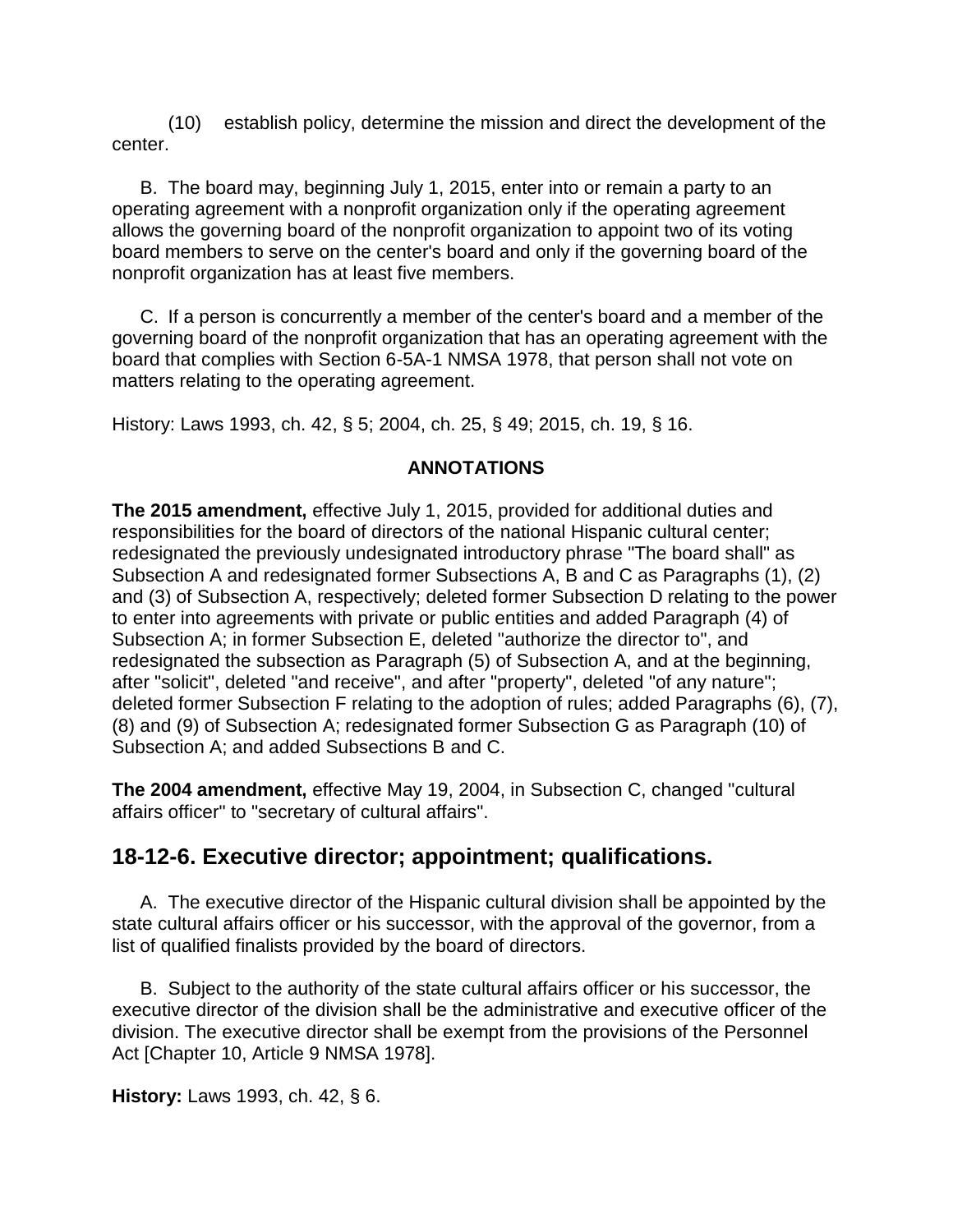(10) establish policy, determine the mission and direct the development of the center.

B. The board may, beginning July 1, 2015, enter into or remain a party to an operating agreement with a nonprofit organization only if the operating agreement allows the governing board of the nonprofit organization to appoint two of its voting board members to serve on the center's board and only if the governing board of the nonprofit organization has at least five members.

C. If a person is concurrently a member of the center's board and a member of the governing board of the nonprofit organization that has an operating agreement with the board that complies with Section 6-5A-1 NMSA 1978, that person shall not vote on matters relating to the operating agreement.

History: Laws 1993, ch. 42, § 5; 2004, ch. 25, § 49; 2015, ch. 19, § 16.

**ANNOTATIONS**

**The 2015 amendment,** effective July 1, 2015, provided for additional duties and responsibilities for the board of directors of the national Hispanic cultural center; redesignated the previously undesignated introductory phrase "The board shall" as Subsection A and redesignated former Subsections A, B and C as Paragraphs (1), (2) and (3) of Subsection A, respectively; deleted former Subsection D relating to the power to enter into agreements with private or public entities and added Paragraph (4) of Subsection A; in former Subsection E, deleted "authorize the director to", and redesignated the subsection as Paragraph (5) of Subsection A, and at the beginning, after "solicit", deleted "and receive", and after "property", deleted "of any nature"; deleted former Subsection F relating to the adoption of rules; added Paragraphs (6), (7), (8) and (9) of Subsection A; redesignated former Subsection G as Paragraph (10) of Subsection A; and added Subsections B and C.

**The 2004 amendment,** effective May 19, 2004, in Subsection C, changed "cultural affairs officer" to "secretary of cultural affairs".

## 18-12-6. Executive director; appointment; qualifications.

A. The executive director of the Hispanic cultural division shall be appointed by the state cultural affairs officer or his successor, with the approval of the governor, from a list of qualified finalists provided by the board of directors.

B. Subject to the authority of the state cultural affairs officer or his successor, the executive director of the division shall be the administrative and executive officer of the division. The executive director shall be exempt from the provisions of the Personnel Act [Chapter 10, Article 9 NMSA 1978].

**History:** Laws 1993, ch. 42, § 6.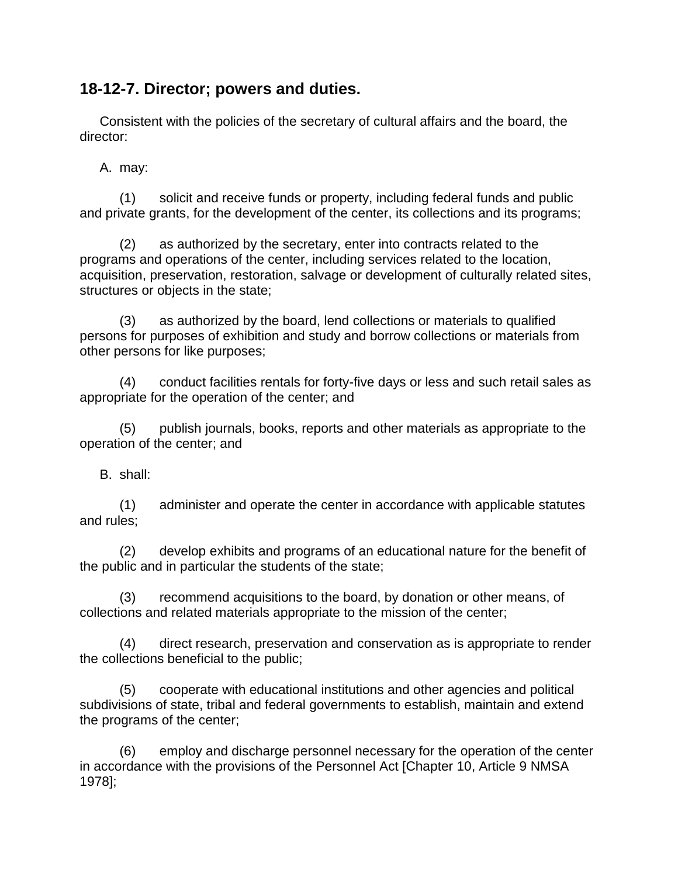## 18-12-7. Director; powers and duties.

Consistent with the policies of the secretary of cultural affairs and the board, the director:

A. may:

(1) solicit and receive funds or property, including federal funds and public and private grants, for the development of the center, its collections and its programs;

(2) as authorized by the secretary, enter into contracts related to the programs and operations of the center, including services related to the location, acquisition, preservation, restoration, salvage or development of culturally related sites, structures or objects in the state;

(3) as authorized by the board, lend collections or materials to qualified persons for purposes of exhibition and study and borrow collections or materials from other persons for like purposes;

(4) conduct facilities rentals for forty-five days or less and such retail sales as appropriate for the operation of the center; and

(5) publish journals, books, reports and other materials as appropriate to the operation of the center; and

B. shall:

(1) administer and operate the center in accordance with applicable statutes and rules;

(2) develop exhibits and programs of an educational nature for the benefit of the public and in particular the students of the state;

(3) recommend acquisitions to the board, by donation or other means, of collections and related materials appropriate to the mission of the center;

(4) direct research, preservation and conservation as is appropriate to render the collections beneficial to the public;

(5) cooperate with educational institutions and other agencies and political subdivisions of state, tribal and federal governments to establish, maintain and extend the programs of the center;

(6) employ and discharge personnel necessary for the operation of the center in accordance with the provisions of the Personnel Act [Chapter 10, Article 9 NMSA 1978];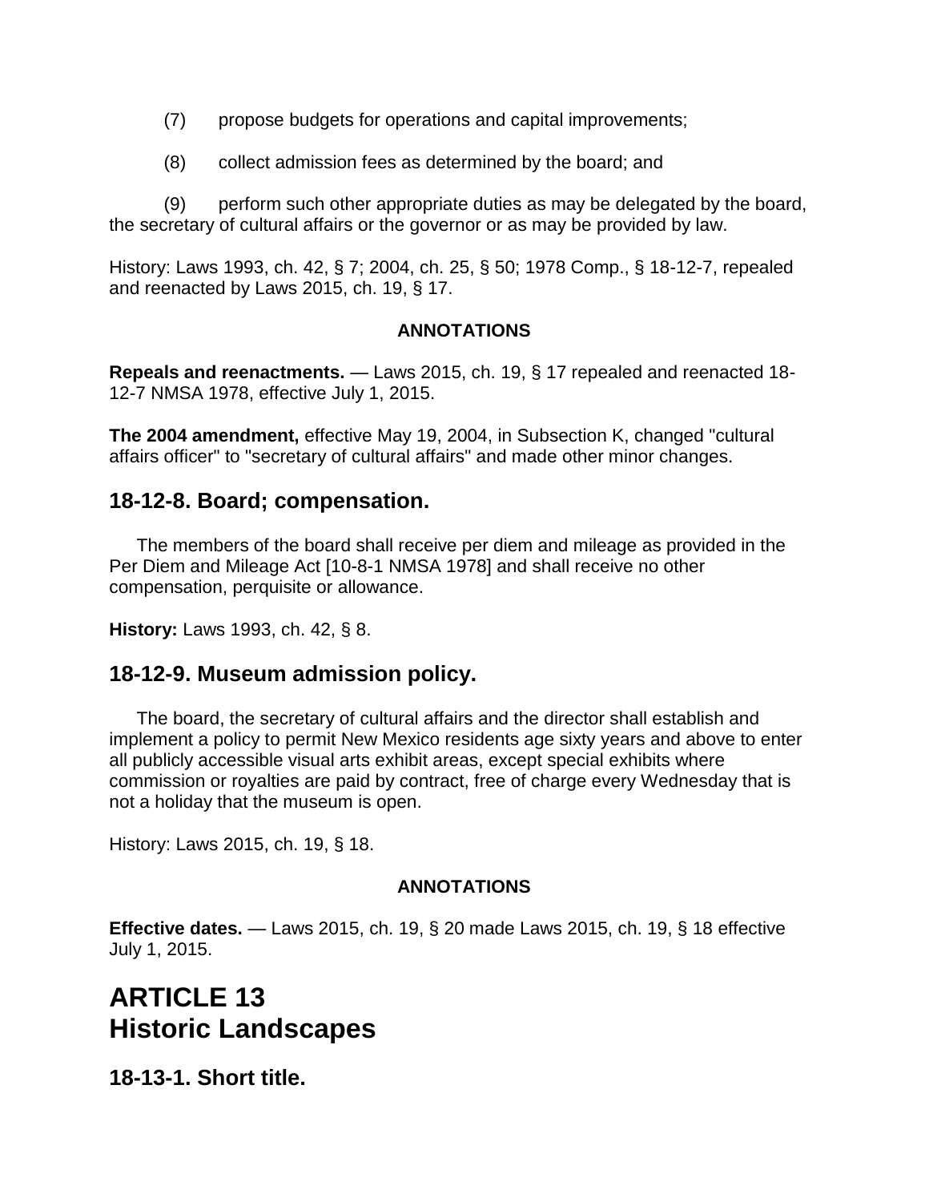(7) propose budgets for operations and capital improvements;

(8) collect admission fees as determined by the board; and

(9) perform such other appropriate duties as may be delegated by the board, the secretary of cultural affairs or the governor or as may be provided by law.

History: Laws 1993, ch. 42, § 7; 2004, ch. 25, § 50; 1978 Comp., § 18-12-7, repealed and reenacted by Laws 2015, ch. 19, § 17.

**ANNOTATIONS**

**Repeals and reenactments.** — Laws 2015, ch. 19, § 17 repealed and reenacted 18-12-7 NMSA 1978, effective July 1, 2015.

**The 2004 amendment,** effective May 19, 2004, in Subsection K, changed "cultural affairs officer" to "secretary of cultural affairs" and made other minor changes.

## 18-12-8. Board; compensation.

The members of the board shall receive per diem and mileage as provided in the Per Diem and Mileage Act [10-8-1 NMSA 1978] and shall receive no other compensation, perquisite or allowance.

**History:** Laws 1993, ch. 42, § 8.

## 18-12-9. Museum admission policy.

The board, the secretary of cultural affairs and the director shall establish and implement a policy to permit New Mexico residents age sixty years and above to enter all publicly accessible visual arts exhibit areas, except special exhibits where commission or royalties are paid by contract, free of charge every Wednesday that is not a holiday that the museum is open.

History: Laws 2015, ch. 19, § 18.

**ANNOTATIONS**

**Effective dates.** — Laws 2015, ch. 19, § 20 made Laws 2015, ch. 19, § 18 effective July 1, 2015.

# ARTICLE 13 Historic Landscapes

## 18-13-1. Short title.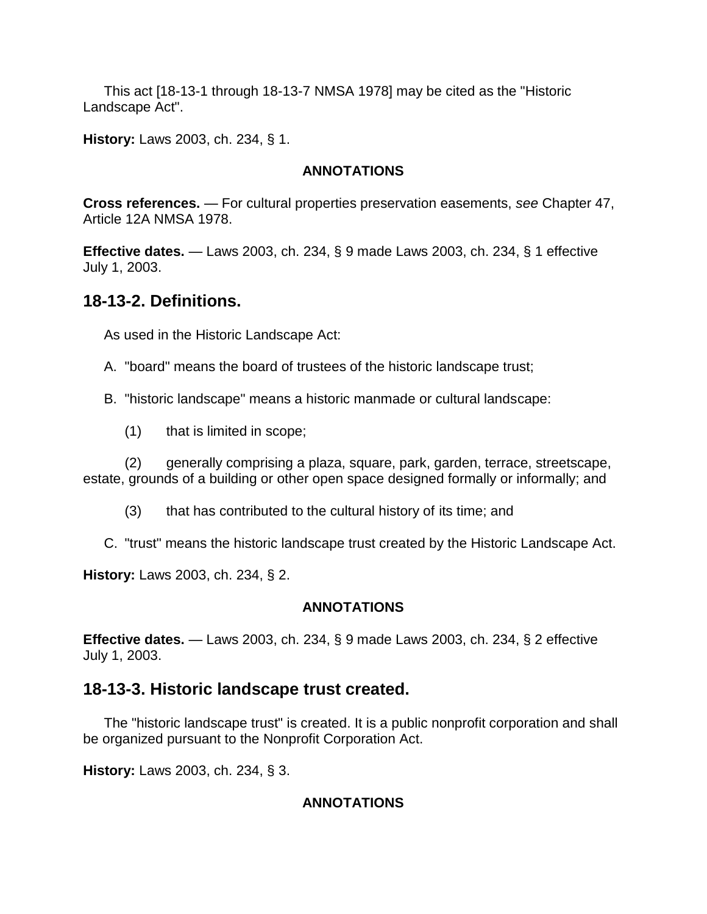This act [18-13-1 through 18-13-7 NMSA 1978] may be cited as the "Historic Landscape Act".

**History:** Laws 2003, ch. 234, § 1.

**ANNOTATIONS**

**Cross references.** — For cultural properties preservation easements, *see* Chapter 47, Article 12A NMSA 1978.

**Effective dates.** — Laws 2003, ch. 234, § 9 made Laws 2003, ch. 234, § 1 effective July 1, 2003.

## 18-13-2. Definitions.

As used in the Historic Landscape Act:

A. "board" means the board of trustees of the historic landscape trust;

B. "historic landscape" means a historic manmade or cultural landscape:

(1) that is limited in scope;

(2) generally comprising a plaza, square, park, garden, terrace, streetscape, estate, grounds of a building or other open space designed formally or informally; and

(3) that has contributed to the cultural history of its time; and

C. "trust" means the historic landscape trust created by the Historic Landscape Act.

**History:** Laws 2003, ch. 234, § 2.

**ANNOTATIONS**

**Effective dates.** — Laws 2003, ch. 234, § 9 made Laws 2003, ch. 234, § 2 effective July 1, 2003.

## 18-13-3. Historic landscape trust created.

The "historic landscape trust" is created. It is a public nonprofit corporation and shall be organized pursuant to the Nonprofit Corporation Act.

**History:** Laws 2003, ch. 234, § 3.

**ANNOTATIONS**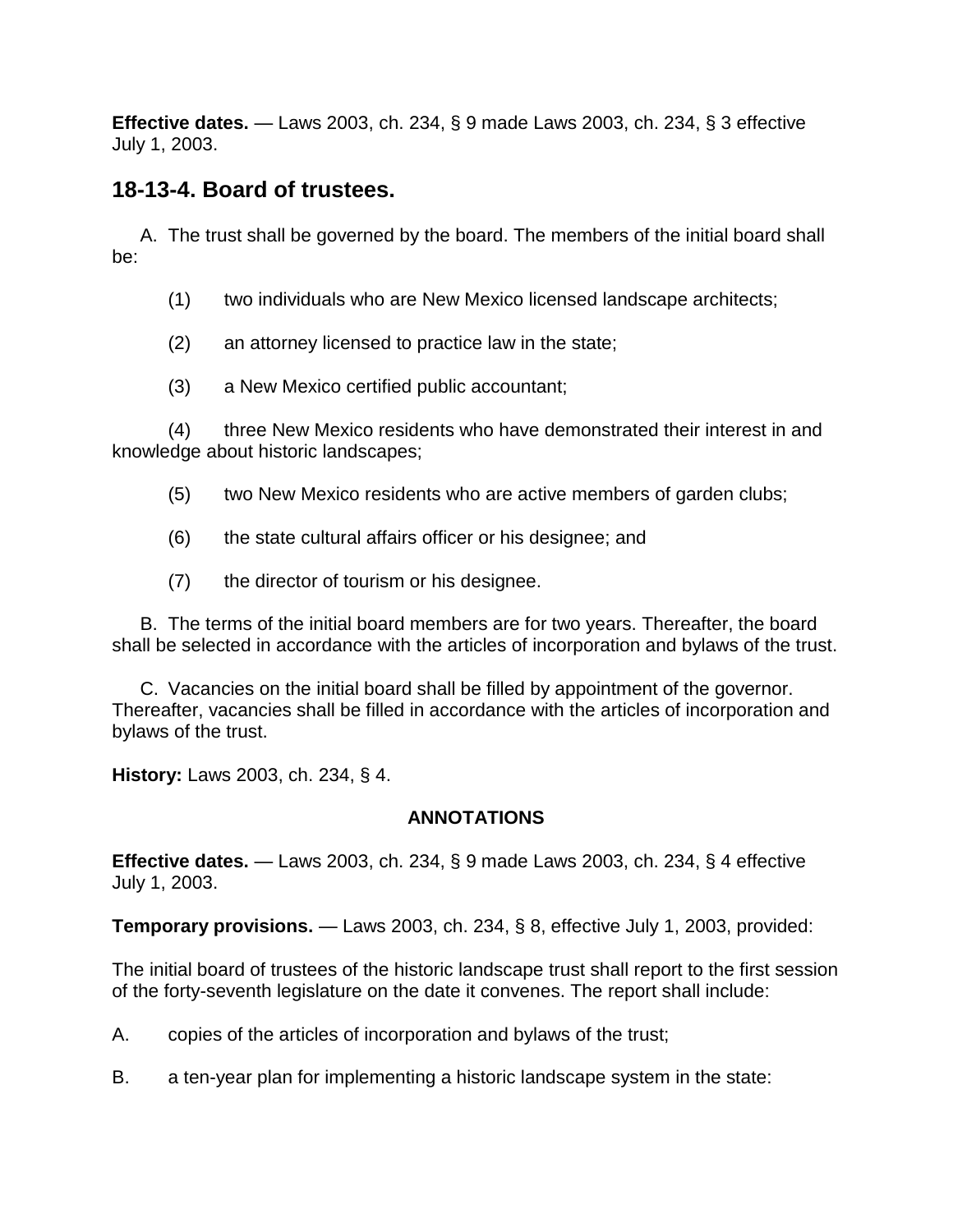**Effective dates.** — Laws 2003, ch. 234, § 9 made Laws 2003, ch. 234, § 3 effective July 1, 2003.

## 18-13-4. Board of trustees.

A. The trust shall be governed by the board. The members of the initial board shall be:

(1) two individuals who are New Mexico licensed landscape architects;

(2) an attorney licensed to practice law in the state;

(3) a New Mexico certified public accountant;

(4) three New Mexico residents who have demonstrated their interest in and knowledge about historic landscapes;

(5) two New Mexico residents who are active members of garden clubs;

(6) the state cultural affairs officer or his designee; and

(7) the director of tourism or his designee.

B. The terms of the initial board members are for two years. Thereafter, the board shall be selected in accordance with the articles of incorporation and bylaws of the trust.

C. Vacancies on the initial board shall be filled by appointment of the governor. Thereafter, vacancies shall be filled in accordance with the articles of incorporation and bylaws of the trust.

**History:** Laws 2003, ch. 234, § 4.

**ANNOTATIONS**

**Effective dates.** — Laws 2003, ch. 234, § 9 made Laws 2003, ch. 234, § 4 effective July 1, 2003.

**Temporary provisions.** — Laws 2003, ch. 234, § 8, effective July 1, 2003, provided:

The initial board of trustees of the historic landscape trust shall report to the first session of the forty-seventh legislature on the date it convenes. The report shall include:

A. copies of the articles of incorporation and bylaws of the trust;

B. a ten-year plan for implementing a historic landscape system in the state: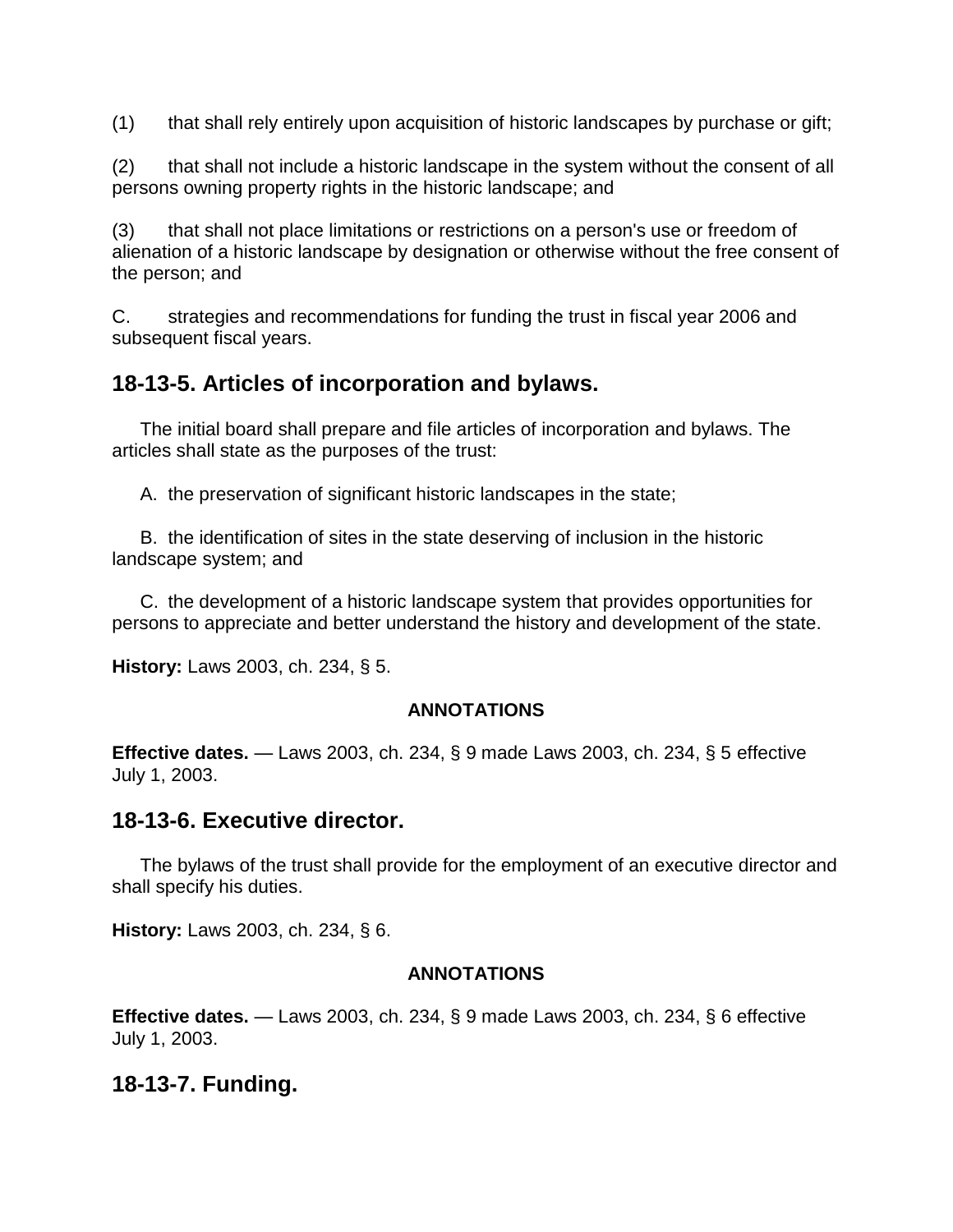(1) that shall rely entirely upon acquisition of historic landscapes by purchase or gift;

(2) that shall not include a historic landscape in the system without the consent of all persons owning property rights in the historic landscape; and

(3) that shall not place limitations or restrictions on a person's use or freedom of alienation of a historic landscape by designation or otherwise without the free consent of the person; and

C. strategies and recommendations for funding the trust in fiscal year 2006 and subsequent fiscal years.

## 18-13-5. Articles of incorporation and bylaws.

The initial board shall prepare and file articles of incorporation and bylaws. The articles shall state as the purposes of the trust:

A. the preservation of significant historic landscapes in the state;

B. the identification of sites in the state deserving of inclusion in the historic landscape system; and

C. the development of a historic landscape system that provides opportunities for persons to appreciate and better understand the history and development of the state.

**History:** Laws 2003, ch. 234, § 5.

**ANNOTATIONS**

**Effective dates.** — Laws 2003, ch. 234, § 9 made Laws 2003, ch. 234, § 5 effective July 1, 2003.

## 18-13-6. Executive director.

The bylaws of the trust shall provide for the employment of an executive director and shall specify his duties.

**History:** Laws 2003, ch. 234, § 6.

**ANNOTATIONS**

**Effective dates.** — Laws 2003, ch. 234, § 9 made Laws 2003, ch. 234, § 6 effective July 1, 2003.

## 18-13-7. Funding.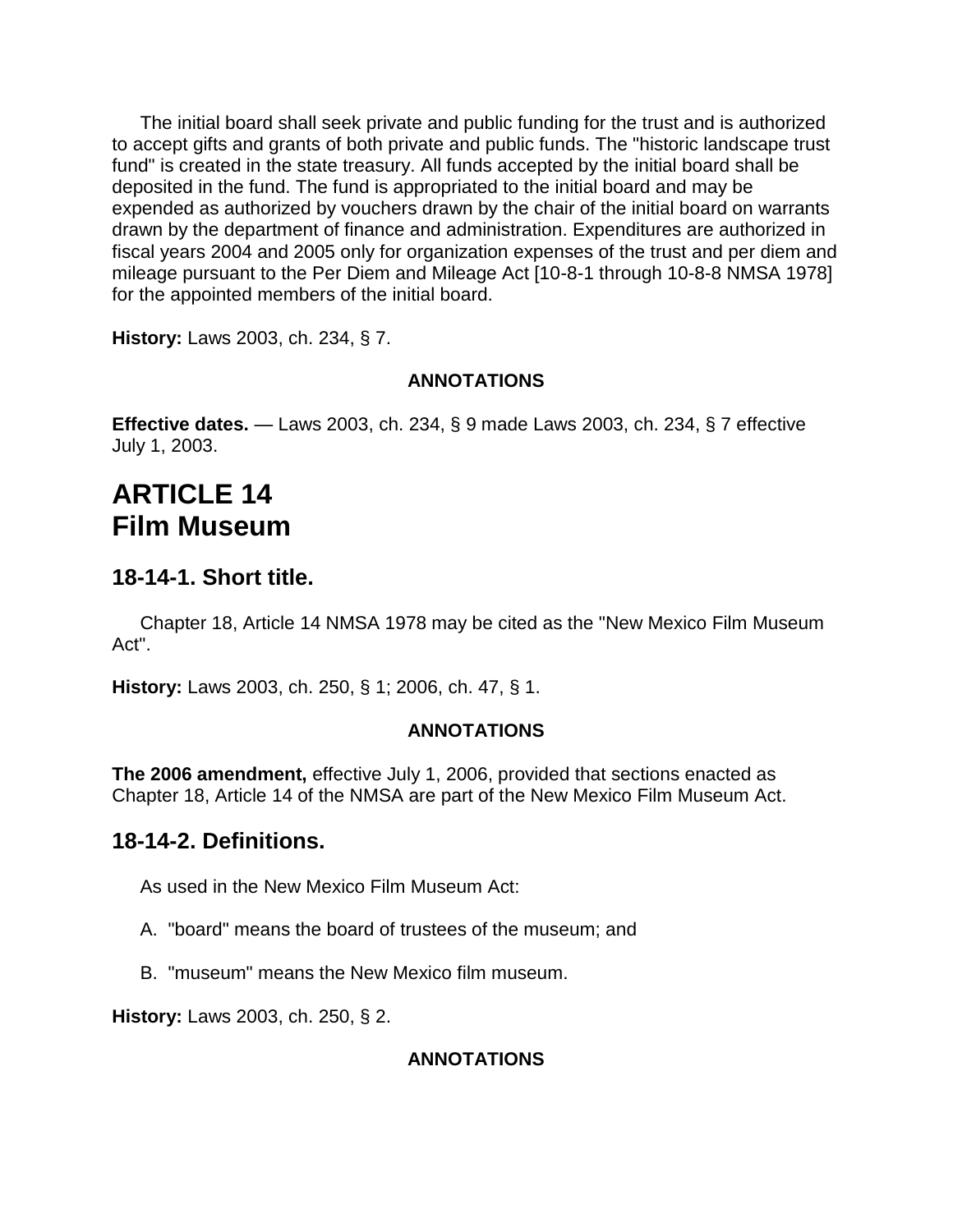The initial board shall seek private and public funding for the trust and is authorized to accept gifts and grants of both private and public funds. The "historic landscape trust fund" is created in the state treasury. All funds accepted by the initial board shall be deposited in the fund. The fund is appropriated to the initial board and may be expended as authorized by vouchers drawn by the chair of the initial board on warrants drawn by the department of finance and administration. Expenditures are authorized in fiscal years 2004 and 2005 only for organization expenses of the trust and per diem and mileage pursuant to the Per Diem and Mileage Act [10-8-1 through 10-8-8 NMSA 1978] for the appointed members of the initial board.

**History:** Laws 2003, ch. 234, § 7.

**ANNOTATIONS**

**Effective dates.** — Laws 2003, ch. 234, § 9 made Laws 2003, ch. 234, § 7 effective July 1, 2003.

# ARTICLE 14
# Film Museum

## 18-14-1. Short title.

Chapter 18, Article 14 NMSA 1978 may be cited as the "New Mexico Film Museum Act".

**History:** Laws 2003, ch. 250, § 1; 2006, ch. 47, § 1.

**ANNOTATIONS**

**The 2006 amendment,** effective July 1, 2006, provided that sections enacted as Chapter 18, Article 14 of the NMSA are part of the New Mexico Film Museum Act.

## 18-14-2. Definitions.

As used in the New Mexico Film Museum Act:

A. "board" means the board of trustees of the museum; and

B. "museum" means the New Mexico film museum.

**History:** Laws 2003, ch. 250, § 2.

**ANNOTATIONS**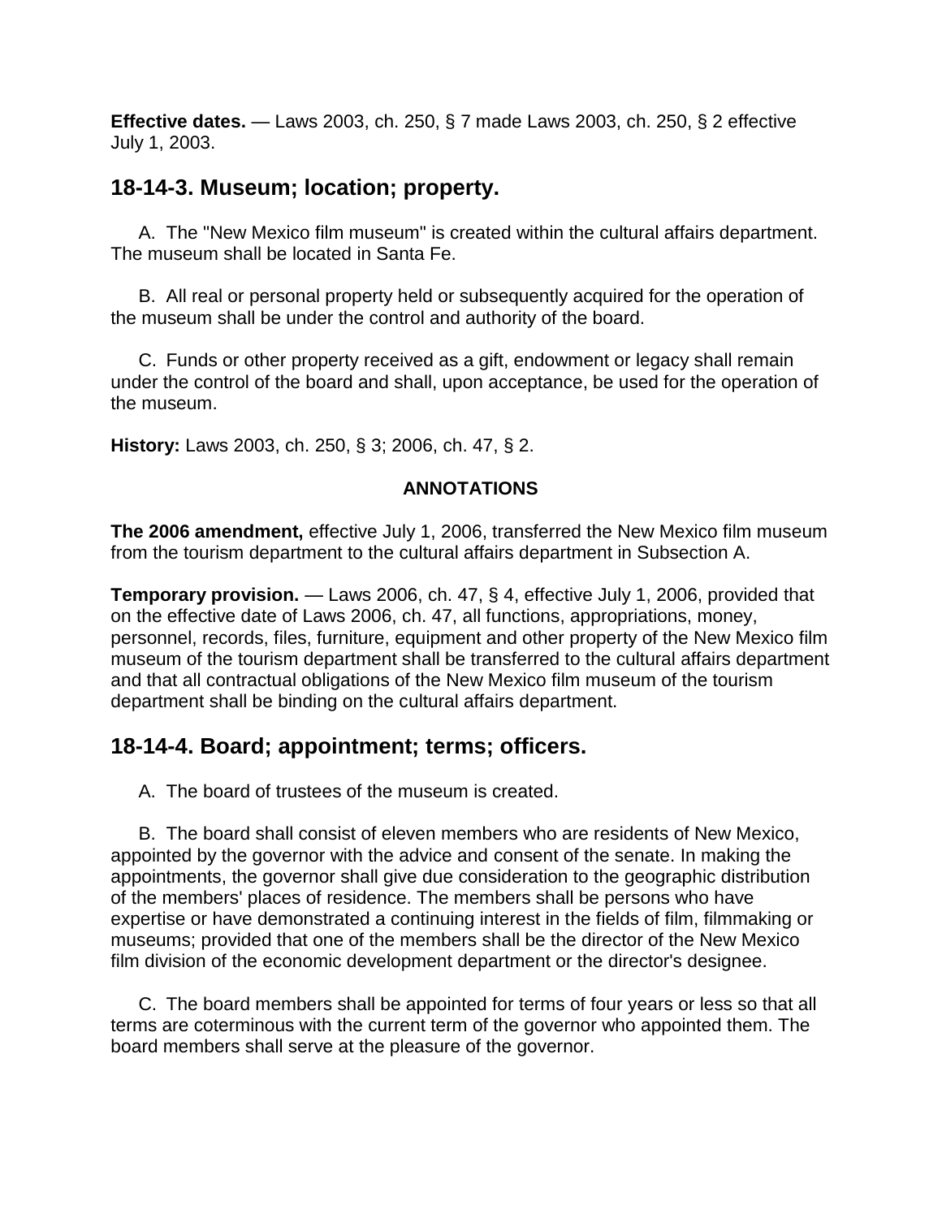**Effective dates.** — Laws 2003, ch. 250, § 7 made Laws 2003, ch. 250, § 2 effective July 1, 2003.

## 18-14-3. Museum; location; property.

A. The "New Mexico film museum" is created within the cultural affairs department. The museum shall be located in Santa Fe.

B. All real or personal property held or subsequently acquired for the operation of the museum shall be under the control and authority of the board.

C. Funds or other property received as a gift, endowment or legacy shall remain under the control of the board and shall, upon acceptance, be used for the operation of the museum.

**History:** Laws 2003, ch. 250, § 3; 2006, ch. 47, § 2.

**ANNOTATIONS**

**The 2006 amendment,** effective July 1, 2006, transferred the New Mexico film museum from the tourism department to the cultural affairs department in Subsection A.

**Temporary provision.** — Laws 2006, ch. 47, § 4, effective July 1, 2006, provided that on the effective date of Laws 2006, ch. 47, all functions, appropriations, money, personnel, records, files, furniture, equipment and other property of the New Mexico film museum of the tourism department shall be transferred to the cultural affairs department and that all contractual obligations of the New Mexico film museum of the tourism department shall be binding on the cultural affairs department.

## 18-14-4. Board; appointment; terms; officers.

A. The board of trustees of the museum is created.

B. The board shall consist of eleven members who are residents of New Mexico, appointed by the governor with the advice and consent of the senate. In making the appointments, the governor shall give due consideration to the geographic distribution of the members' places of residence. The members shall be persons who have expertise or have demonstrated a continuing interest in the fields of film, filmmaking or museums; provided that one of the members shall be the director of the New Mexico film division of the economic development department or the director's designee.

C. The board members shall be appointed for terms of four years or less so that all terms are coterminous with the current term of the governor who appointed them. The board members shall serve at the pleasure of the governor.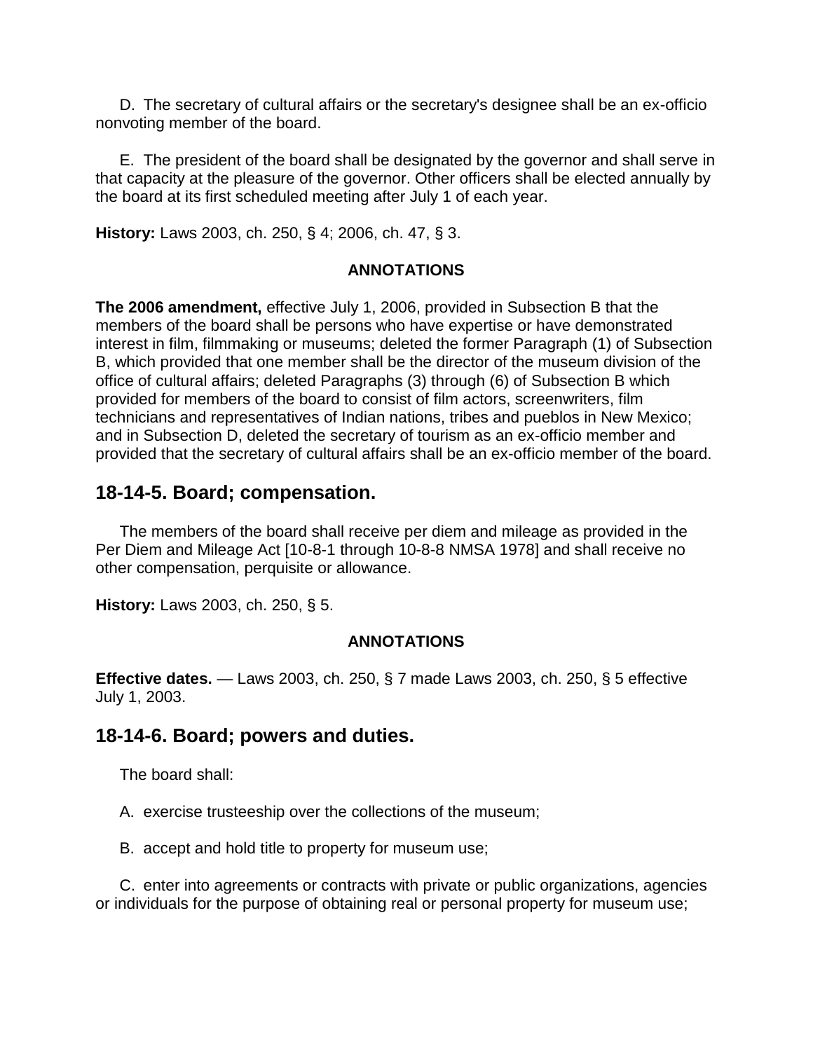D. The secretary of cultural affairs or the secretary's designee shall be an ex-officio nonvoting member of the board.

E. The president of the board shall be designated by the governor and shall serve in that capacity at the pleasure of the governor. Other officers shall be elected annually by the board at its first scheduled meeting after July 1 of each year.

**History:** Laws 2003, ch. 250, § 4; 2006, ch. 47, § 3.

**ANNOTATIONS**

**The 2006 amendment,** effective July 1, 2006, provided in Subsection B that the members of the board shall be persons who have expertise or have demonstrated interest in film, filmmaking or museums; deleted the former Paragraph (1) of Subsection B, which provided that one member shall be the director of the museum division of the office of cultural affairs; deleted Paragraphs (3) through (6) of Subsection B which provided for members of the board to consist of film actors, screenwriters, film technicians and representatives of Indian nations, tribes and pueblos in New Mexico; and in Subsection D, deleted the secretary of tourism as an ex-officio member and provided that the secretary of cultural affairs shall be an ex-officio member of the board.

## 18-14-5. Board; compensation.

The members of the board shall receive per diem and mileage as provided in the Per Diem and Mileage Act [10-8-1 through 10-8-8 NMSA 1978] and shall receive no other compensation, perquisite or allowance.

**History:** Laws 2003, ch. 250, § 5.

**ANNOTATIONS**

**Effective dates.** — Laws 2003, ch. 250, § 7 made Laws 2003, ch. 250, § 5 effective July 1, 2003.

## 18-14-6. Board; powers and duties.

The board shall:

A. exercise trusteeship over the collections of the museum;

B. accept and hold title to property for museum use;

C. enter into agreements or contracts with private or public organizations, agencies or individuals for the purpose of obtaining real or personal property for museum use;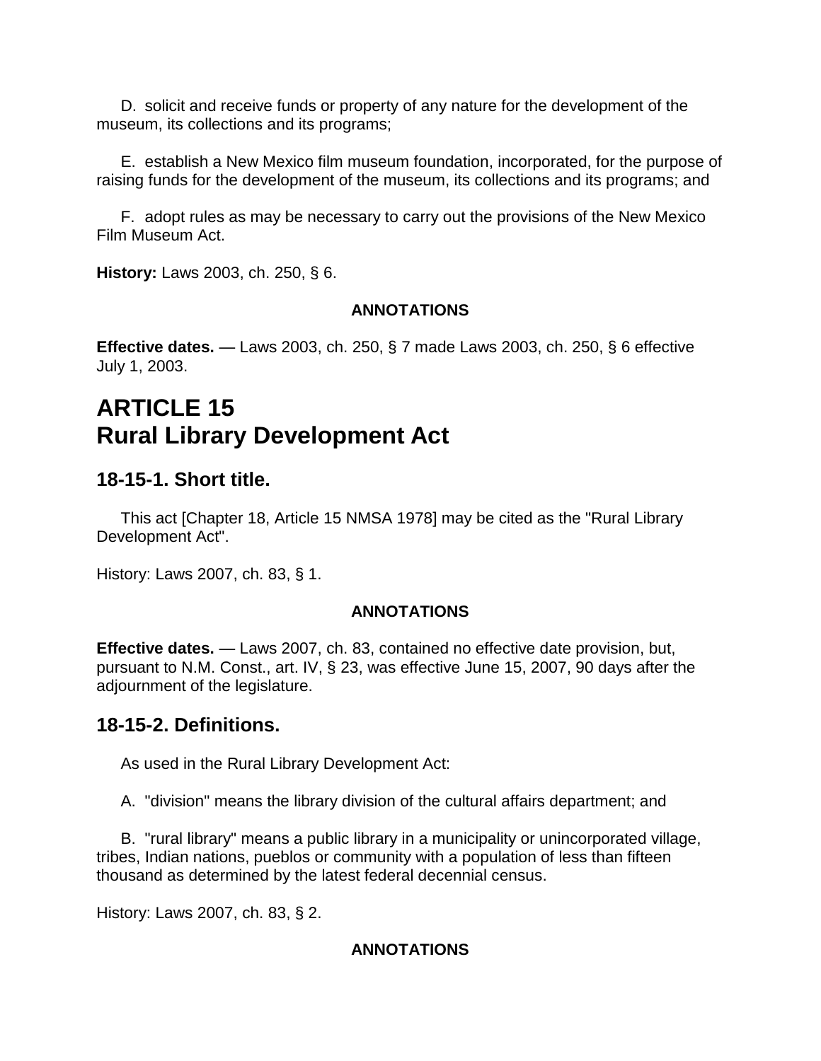D. solicit and receive funds or property of any nature for the development of the museum, its collections and its programs;

E. establish a New Mexico film museum foundation, incorporated, for the purpose of raising funds for the development of the museum, its collections and its programs; and

F. adopt rules as may be necessary to carry out the provisions of the New Mexico Film Museum Act.

**History:** Laws 2003, ch. 250, § 6.

**ANNOTATIONS**

**Effective dates.** — Laws 2003, ch. 250, § 7 made Laws 2003, ch. 250, § 6 effective July 1, 2003.

# ARTICLE 15
# Rural Library Development Act

## 18-15-1. Short title.

This act [Chapter 18, Article 15 NMSA 1978] may be cited as the "Rural Library Development Act".

History: Laws 2007, ch. 83, § 1.

**ANNOTATIONS**

**Effective dates.** — Laws 2007, ch. 83, contained no effective date provision, but, pursuant to N.M. Const., art. IV, § 23, was effective June 15, 2007, 90 days after the adjournment of the legislature.

## 18-15-2. Definitions.

As used in the Rural Library Development Act:

A. "division" means the library division of the cultural affairs department; and

B. "rural library" means a public library in a municipality or unincorporated village, tribes, Indian nations, pueblos or community with a population of less than fifteen thousand as determined by the latest federal decennial census.

History: Laws 2007, ch. 83, § 2.

**ANNOTATIONS**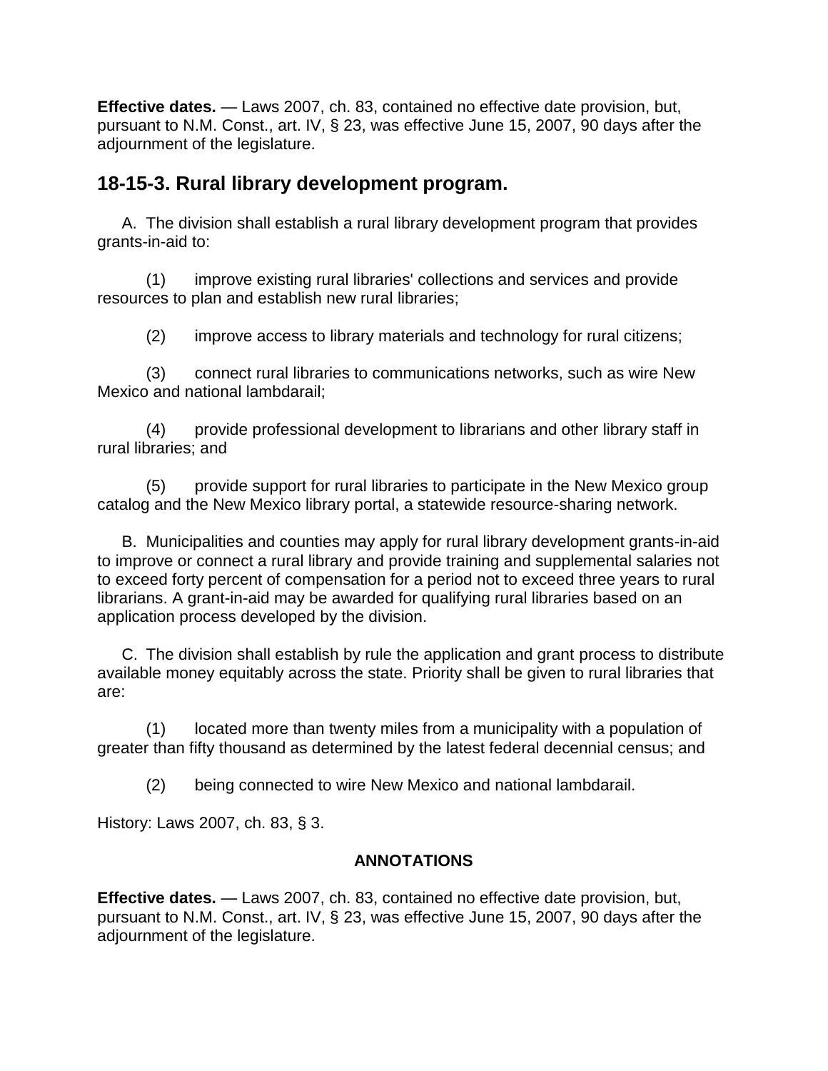**Effective dates.** — Laws 2007, ch. 83, contained no effective date provision, but, pursuant to N.M. Const., art. IV, § 23, was effective June 15, 2007, 90 days after the adjournment of the legislature.

## 18-15-3. Rural library development program.

A. The division shall establish a rural library development program that provides grants-in-aid to:

(1) improve existing rural libraries' collections and services and provide resources to plan and establish new rural libraries;

(2) improve access to library materials and technology for rural citizens;

(3) connect rural libraries to communications networks, such as wire New Mexico and national lambdarail;

(4) provide professional development to librarians and other library staff in rural libraries; and

(5) provide support for rural libraries to participate in the New Mexico group catalog and the New Mexico library portal, a statewide resource-sharing network.

B. Municipalities and counties may apply for rural library development grants-in-aid to improve or connect a rural library and provide training and supplemental salaries not to exceed forty percent of compensation for a period not to exceed three years to rural librarians. A grant-in-aid may be awarded for qualifying rural libraries based on an application process developed by the division.

C. The division shall establish by rule the application and grant process to distribute available money equitably across the state. Priority shall be given to rural libraries that are:

(1) located more than twenty miles from a municipality with a population of greater than fifty thousand as determined by the latest federal decennial census; and

(2) being connected to wire New Mexico and national lambdarail.

History: Laws 2007, ch. 83, § 3.

**ANNOTATIONS**

**Effective dates.** — Laws 2007, ch. 83, contained no effective date provision, but, pursuant to N.M. Const., art. IV, § 23, was effective June 15, 2007, 90 days after the adjournment of the legislature.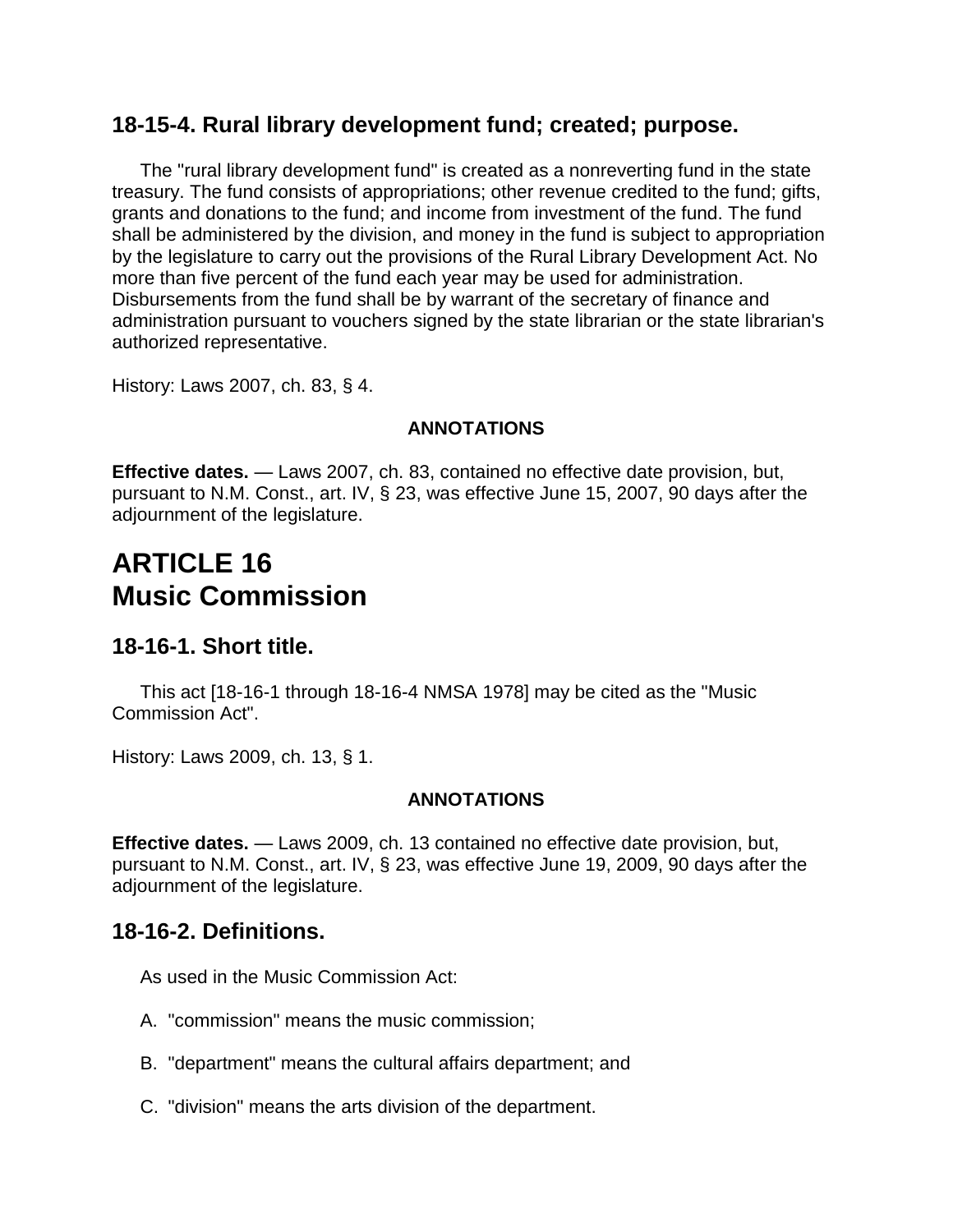### 18-15-4. Rural library development fund; created; purpose.

The "rural library development fund" is created as a nonreverting fund in the state treasury. The fund consists of appropriations; other revenue credited to the fund; gifts, grants and donations to the fund; and income from investment of the fund. The fund shall be administered by the division, and money in the fund is subject to appropriation by the legislature to carry out the provisions of the Rural Library Development Act. No more than five percent of the fund each year may be used for administration. Disbursements from the fund shall be by warrant of the secretary of finance and administration pursuant to vouchers signed by the state librarian or the state librarian's authorized representative.

History: Laws 2007, ch. 83, § 4.

**ANNOTATIONS**

**Effective dates.** — Laws 2007, ch. 83, contained no effective date provision, but, pursuant to N.M. Const., art. IV, § 23, was effective June 15, 2007, 90 days after the adjournment of the legislature.

## ARTICLE 16 Music Commission

### 18-16-1. Short title.

This act [18-16-1 through 18-16-4 NMSA 1978] may be cited as the "Music Commission Act".

History: Laws 2009, ch. 13, § 1.

**ANNOTATIONS**

**Effective dates.** — Laws 2009, ch. 13 contained no effective date provision, but, pursuant to N.M. Const., art. IV, § 23, was effective June 19, 2009, 90 days after the adjournment of the legislature.

### 18-16-2. Definitions.

As used in the Music Commission Act:

A. "commission" means the music commission;

B. "department" means the cultural affairs department; and

C. "division" means the arts division of the department.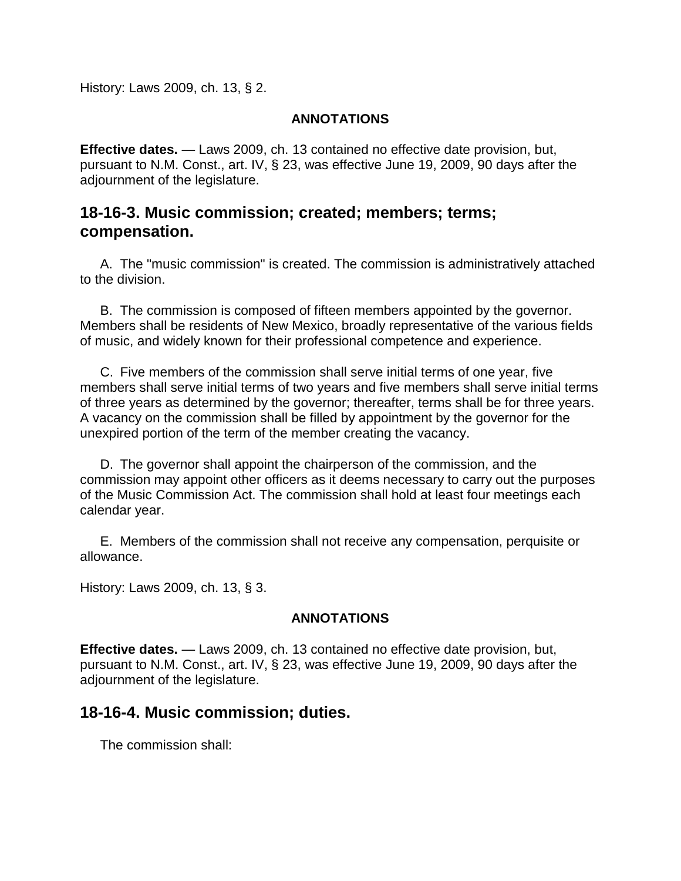History: Laws 2009, ch. 13, § 2.

**ANNOTATIONS**

**Effective dates.** — Laws 2009, ch. 13 contained no effective date provision, but, pursuant to N.M. Const., art. IV, § 23, was effective June 19, 2009, 90 days after the adjournment of the legislature.

## 18-16-3. Music commission; created; members; terms; compensation.

A. The "music commission" is created. The commission is administratively attached to the division.

B. The commission is composed of fifteen members appointed by the governor. Members shall be residents of New Mexico, broadly representative of the various fields of music, and widely known for their professional competence and experience.

C. Five members of the commission shall serve initial terms of one year, five members shall serve initial terms of two years and five members shall serve initial terms of three years as determined by the governor; thereafter, terms shall be for three years. A vacancy on the commission shall be filled by appointment by the governor for the unexpired portion of the term of the member creating the vacancy.

D. The governor shall appoint the chairperson of the commission, and the commission may appoint other officers as it deems necessary to carry out the purposes of the Music Commission Act. The commission shall hold at least four meetings each calendar year.

E. Members of the commission shall not receive any compensation, perquisite or allowance.

History: Laws 2009, ch. 13, § 3.

**ANNOTATIONS**

**Effective dates.** — Laws 2009, ch. 13 contained no effective date provision, but, pursuant to N.M. Const., art. IV, § 23, was effective June 19, 2009, 90 days after the adjournment of the legislature.

## 18-16-4. Music commission; duties.

The commission shall: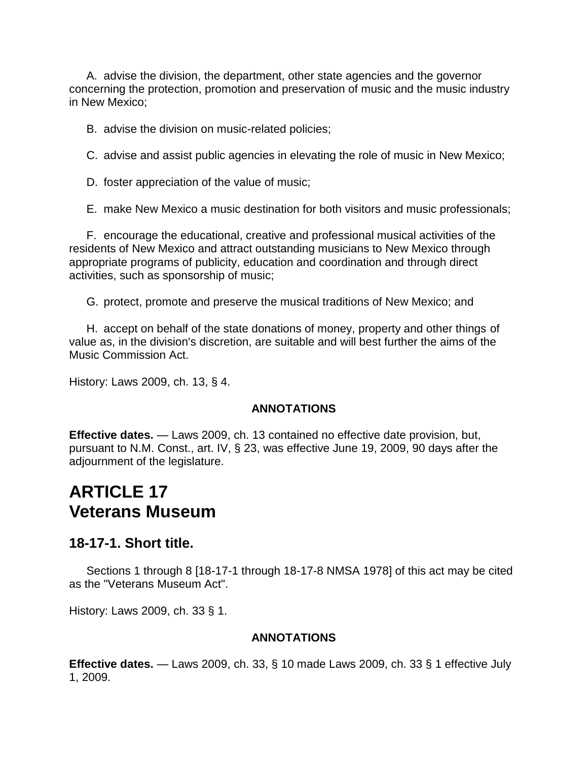A. advise the division, the department, other state agencies and the governor concerning the protection, promotion and preservation of music and the music industry in New Mexico;

B. advise the division on music-related policies;

C. advise and assist public agencies in elevating the role of music in New Mexico;

D. foster appreciation of the value of music;

E. make New Mexico a music destination for both visitors and music professionals;

F. encourage the educational, creative and professional musical activities of the residents of New Mexico and attract outstanding musicians to New Mexico through appropriate programs of publicity, education and coordination and through direct activities, such as sponsorship of music;

G. protect, promote and preserve the musical traditions of New Mexico; and

H. accept on behalf of the state donations of money, property and other things of value as, in the division's discretion, are suitable and will best further the aims of the Music Commission Act.

History: Laws 2009, ch. 13, § 4.

**ANNOTATIONS**

**Effective dates.** — Laws 2009, ch. 13 contained no effective date provision, but, pursuant to N.M. Const., art. IV, § 23, was effective June 19, 2009, 90 days after the adjournment of the legislature.

# ARTICLE 17
# Veterans Museum

## 18-17-1. Short title.

Sections 1 through 8 [18-17-1 through 18-17-8 NMSA 1978] of this act may be cited as the "Veterans Museum Act".

History: Laws 2009, ch. 33 § 1.

**ANNOTATIONS**

**Effective dates.** — Laws 2009, ch. 33, § 10 made Laws 2009, ch. 33 § 1 effective July 1, 2009.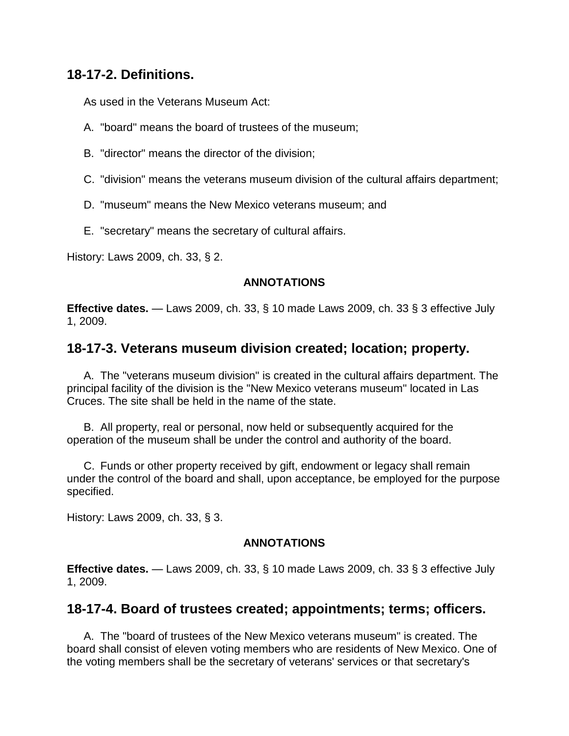## 18-17-2. Definitions.

As used in the Veterans Museum Act:

A. "board" means the board of trustees of the museum;

B. "director" means the director of the division;

C. "division" means the veterans museum division of the cultural affairs department;

D. "museum" means the New Mexico veterans museum; and

E. "secretary" means the secretary of cultural affairs.

History: Laws 2009, ch. 33, § 2.

**ANNOTATIONS**

**Effective dates.** — Laws 2009, ch. 33, § 10 made Laws 2009, ch. 33 § 3 effective July 1, 2009.

## 18-17-3. Veterans museum division created; location; property.

A. The "veterans museum division" is created in the cultural affairs department. The principal facility of the division is the "New Mexico veterans museum" located in Las Cruces. The site shall be held in the name of the state.

B. All property, real or personal, now held or subsequently acquired for the operation of the museum shall be under the control and authority of the board.

C. Funds or other property received by gift, endowment or legacy shall remain under the control of the board and shall, upon acceptance, be employed for the purpose specified.

History: Laws 2009, ch. 33, § 3.

**ANNOTATIONS**

**Effective dates.** — Laws 2009, ch. 33, § 10 made Laws 2009, ch. 33 § 3 effective July 1, 2009.

## 18-17-4. Board of trustees created; appointments; terms; officers.

A. The "board of trustees of the New Mexico veterans museum" is created. The board shall consist of eleven voting members who are residents of New Mexico. One of the voting members shall be the secretary of veterans' services or that secretary's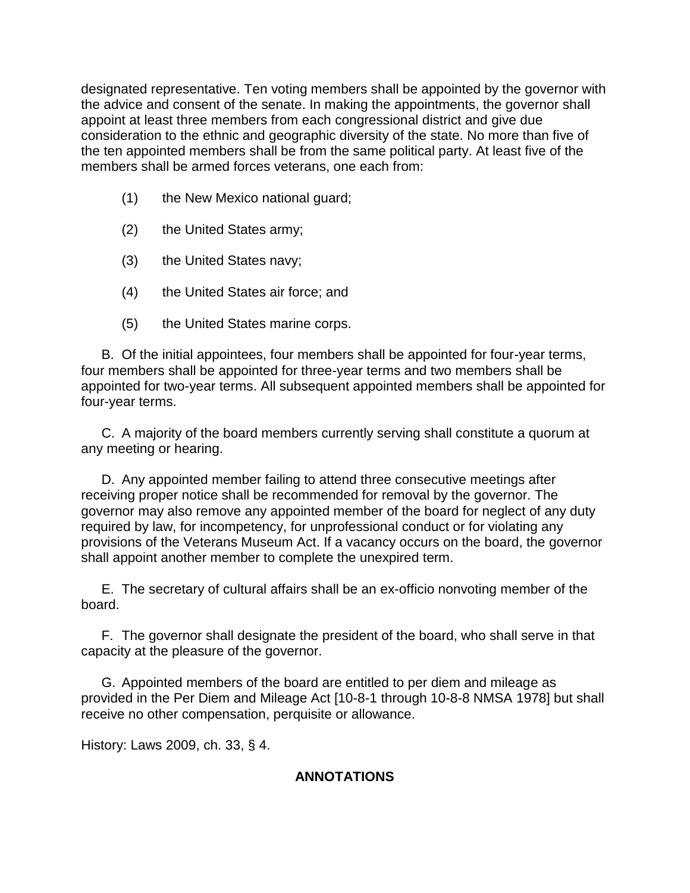designated representative. Ten voting members shall be appointed by the governor with the advice and consent of the senate. In making the appointments, the governor shall appoint at least three members from each congressional district and give due consideration to the ethnic and geographic diversity of the state. No more than five of the ten appointed members shall be from the same political party. At least five of the members shall be armed forces veterans, one each from:

(1) the New Mexico national guard;

(2) the United States army;

(3) the United States navy;

(4) the United States air force; and

(5) the United States marine corps.

B. Of the initial appointees, four members shall be appointed for four-year terms, four members shall be appointed for three-year terms and two members shall be appointed for two-year terms. All subsequent appointed members shall be appointed for four-year terms.

C. A majority of the board members currently serving shall constitute a quorum at any meeting or hearing.

D. Any appointed member failing to attend three consecutive meetings after receiving proper notice shall be recommended for removal by the governor. The governor may also remove any appointed member of the board for neglect of any duty required by law, for incompetency, for unprofessional conduct or for violating any provisions of the Veterans Museum Act. If a vacancy occurs on the board, the governor shall appoint another member to complete the unexpired term.

E. The secretary of cultural affairs shall be an ex-officio nonvoting member of the board.

F. The governor shall designate the president of the board, who shall serve in that capacity at the pleasure of the governor.

G. Appointed members of the board are entitled to per diem and mileage as provided in the Per Diem and Mileage Act [10-8-1 through 10-8-8 NMSA 1978] but shall receive no other compensation, perquisite or allowance.

History: Laws 2009, ch. 33, § 4.

**ANNOTATIONS**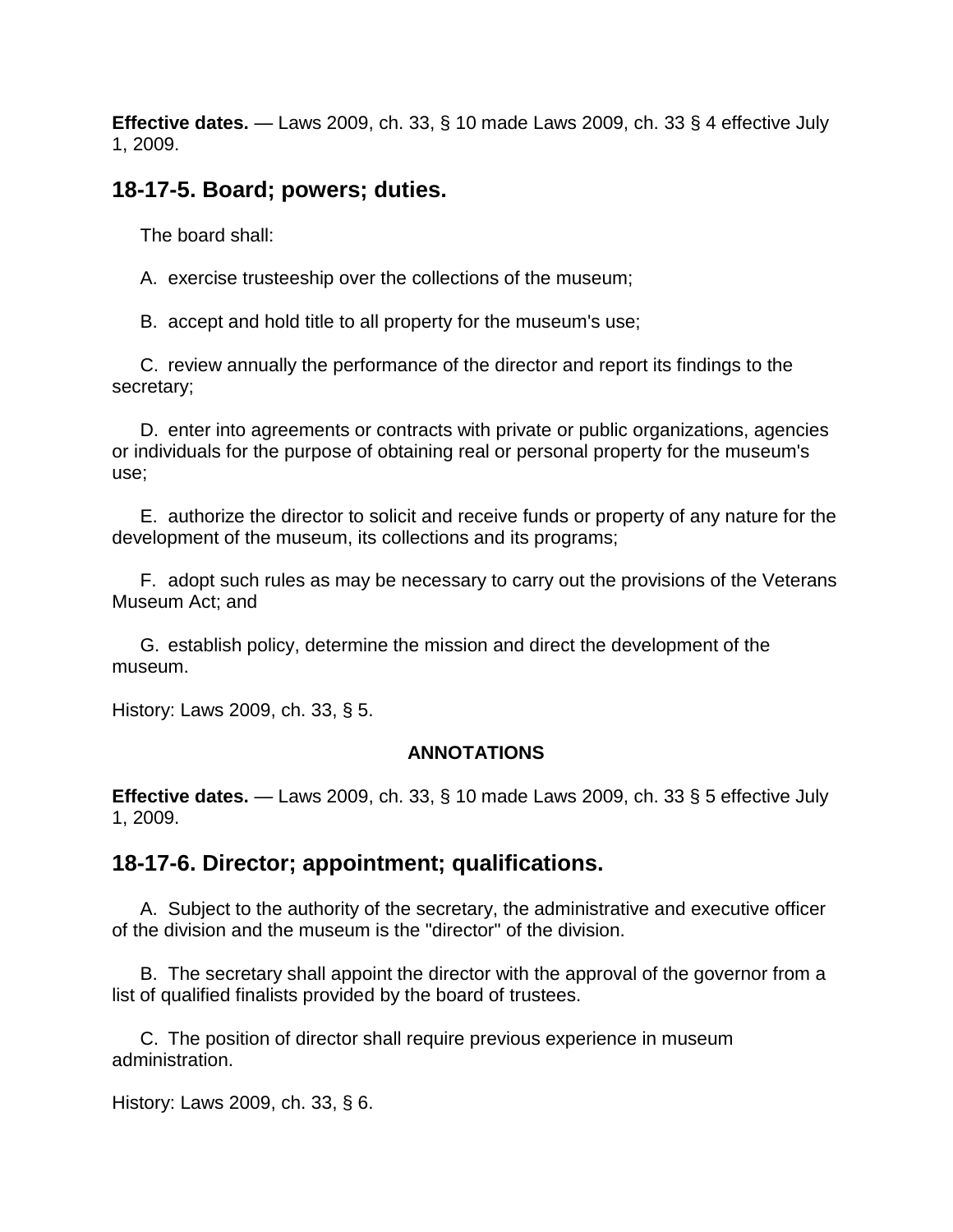**Effective dates.** — Laws 2009, ch. 33, § 10 made Laws 2009, ch. 33 § 4 effective July 1, 2009.

## 18-17-5. Board; powers; duties.

The board shall:

A. exercise trusteeship over the collections of the museum;

B. accept and hold title to all property for the museum's use;

C. review annually the performance of the director and report its findings to the secretary;

D. enter into agreements or contracts with private or public organizations, agencies or individuals for the purpose of obtaining real or personal property for the museum's use;

E. authorize the director to solicit and receive funds or property of any nature for the development of the museum, its collections and its programs;

F. adopt such rules as may be necessary to carry out the provisions of the Veterans Museum Act; and

G. establish policy, determine the mission and direct the development of the museum.

History: Laws 2009, ch. 33, § 5.

**ANNOTATIONS**

**Effective dates.** — Laws 2009, ch. 33, § 10 made Laws 2009, ch. 33 § 5 effective July 1, 2009.

## 18-17-6. Director; appointment; qualifications.

A. Subject to the authority of the secretary, the administrative and executive officer of the division and the museum is the "director" of the division.

B. The secretary shall appoint the director with the approval of the governor from a list of qualified finalists provided by the board of trustees.

C. The position of director shall require previous experience in museum administration.

History: Laws 2009, ch. 33, § 6.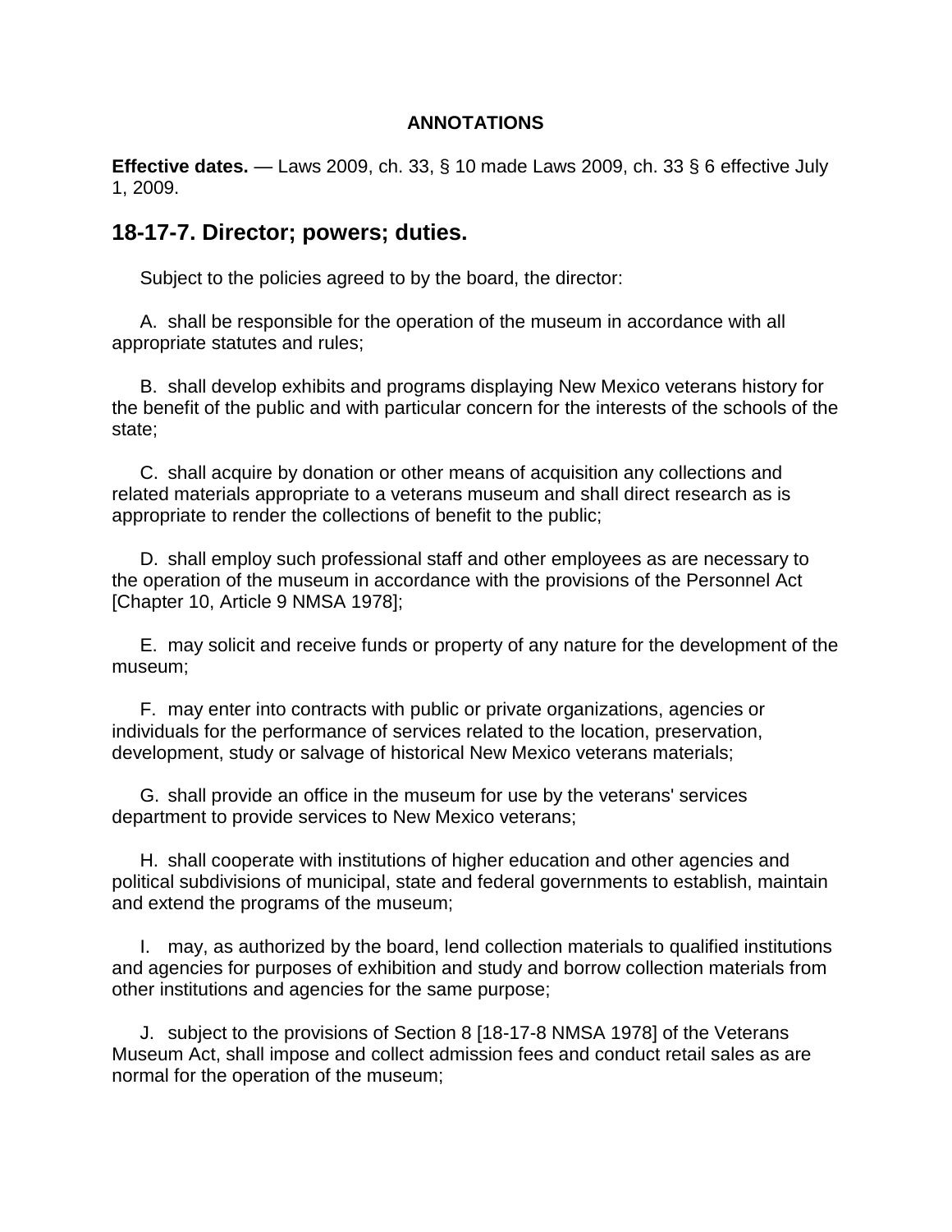**ANNOTATIONS**

**Effective dates.** — Laws 2009, ch. 33, § 10 made Laws 2009, ch. 33 § 6 effective July 1, 2009.

## 18-17-7. Director; powers; duties.

Subject to the policies agreed to by the board, the director:

A. shall be responsible for the operation of the museum in accordance with all appropriate statutes and rules;

B. shall develop exhibits and programs displaying New Mexico veterans history for the benefit of the public and with particular concern for the interests of the schools of the state;

C. shall acquire by donation or other means of acquisition any collections and related materials appropriate to a veterans museum and shall direct research as is appropriate to render the collections of benefit to the public;

D. shall employ such professional staff and other employees as are necessary to the operation of the museum in accordance with the provisions of the Personnel Act [Chapter 10, Article 9 NMSA 1978];

E. may solicit and receive funds or property of any nature for the development of the museum;

F. may enter into contracts with public or private organizations, agencies or individuals for the performance of services related to the location, preservation, development, study or salvage of historical New Mexico veterans materials;

G. shall provide an office in the museum for use by the veterans' services department to provide services to New Mexico veterans;

H. shall cooperate with institutions of higher education and other agencies and political subdivisions of municipal, state and federal governments to establish, maintain and extend the programs of the museum;

I. may, as authorized by the board, lend collection materials to qualified institutions and agencies for purposes of exhibition and study and borrow collection materials from other institutions and agencies for the same purpose;

J. subject to the provisions of Section 8 [18-17-8 NMSA 1978] of the Veterans Museum Act, shall impose and collect admission fees and conduct retail sales as are normal for the operation of the museum;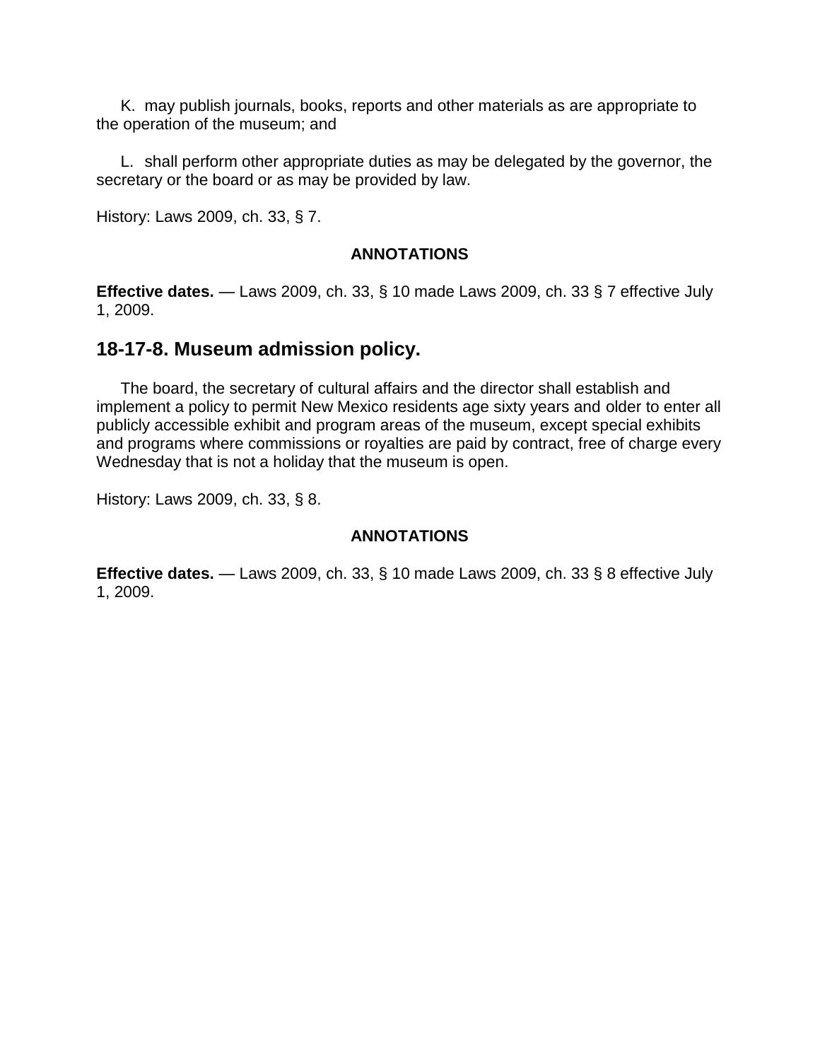K. may publish journals, books, reports and other materials as are appropriate to the operation of the museum; and

L. shall perform other appropriate duties as may be delegated by the governor, the secretary or the board or as may be provided by law.

History: Laws 2009, ch. 33, § 7.

**ANNOTATIONS**

**Effective dates.** — Laws 2009, ch. 33, § 10 made Laws 2009, ch. 33 § 7 effective July 1, 2009.

## 18-17-8. Museum admission policy.

The board, the secretary of cultural affairs and the director shall establish and implement a policy to permit New Mexico residents age sixty years and older to enter all publicly accessible exhibit and program areas of the museum, except special exhibits and programs where commissions or royalties are paid by contract, free of charge every Wednesday that is not a holiday that the museum is open.

History: Laws 2009, ch. 33, § 8.

**ANNOTATIONS**

**Effective dates.** — Laws 2009, ch. 33, § 10 made Laws 2009, ch. 33 § 8 effective July 1, 2009.